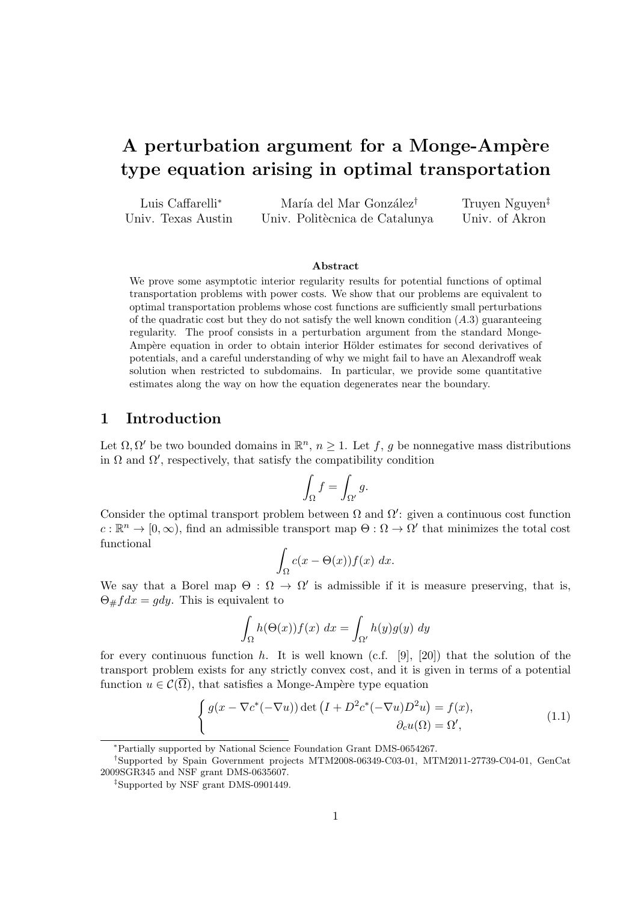# A perturbation argument for a Monge-Ampère type equation arising in optimal transportation

Luis Caffarelli* — Univ. Texas Austin

María del Mar González† — Univ. Politècnica de Catalunya

Truyen Nguyen‡ — Univ. of Akron

## Abstract

We prove some asymptotic interior regularity results for potential functions of optimal transportation problems with power costs. We show that our problems are equivalent to optimal transportation problems whose cost functions are sufficiently small perturbations of the quadratic cost but they do not satisfy the well known condition $(A.3)$ guaranteeing regularity. The proof consists in a perturbation argument from the standard Monge-Ampère equation in order to obtain interior Hölder estimates for second derivatives of potentials, and a careful understanding of why we might fail to have an Alexandroff weak solution when restricted to subdomains. In particular, we provide some quantitative estimates along the way on how the equation degenerates near the boundary.

## 1 Introduction

Let $\Omega, \Omega'$ be two bounded domains in $\mathbb{R}^n$, $n \geq 1$. Let $f$, $g$ be nonnegative mass distributions in $\Omega$ and $\Omega'$, respectively, that satisfy the compatibility condition

$$\int_\Omega f = \int_{\Omega'} g.$$

Consider the optimal transport problem between $\Omega$ and $\Omega'$: given a continuous cost function $c : \mathbb{R}^n \to [0, \infty)$, find an admissible transport map $\Theta : \Omega \to \Omega'$ that minimizes the total cost functional

$$\int_\Omega c(x - \Theta(x)) f(x)\, dx.$$

We say that a Borel map $\Theta : \Omega \to \Omega'$ is admissible if it is measure preserving, that is, $\Theta_\# f dx = g dy$. This is equivalent to

$$\int_\Omega h(\Theta(x)) f(x)\, dx = \int_{\Omega'} h(y) g(y)\, dy$$

for every continuous function $h$. It is well known (c.f. [9], [20]) that the solution of the transport problem exists for any strictly convex cost, and it is given in terms of a potential function $u \in \mathcal{C}(\overline{\Omega})$, that satisfies a Monge-Ampère type equation

$$\begin{cases} g(x - \nabla c^*(-\nabla u)) \det\big(I + D^2 c^*(-\nabla u) D^2 u\big) = f(x), \\ \partial_c u(\Omega) = \Omega', \end{cases} \tag{1.1}$$

---

*Partially supported by National Science Foundation Grant DMS-0654267.

†Supported by Spain Government projects MTM2008-06349-C03-01, MTM2011-27739-C04-01, GenCat 2009SGR345 and NSF grant DMS-0635607.

‡Supported by NSF grant DMS-0901449.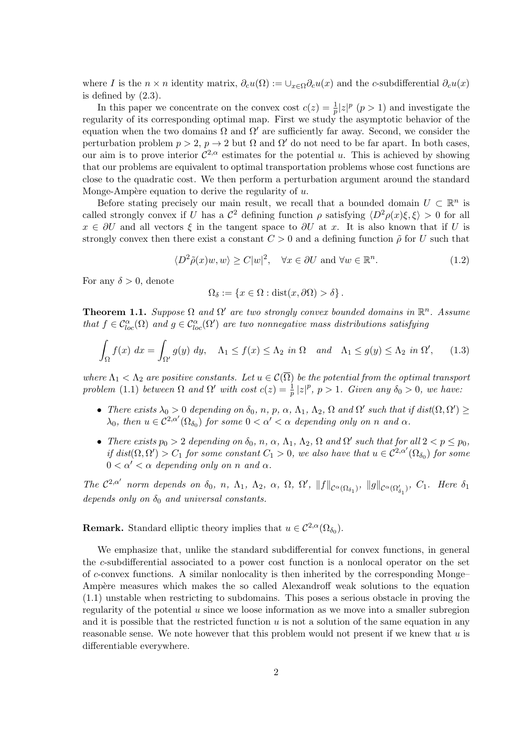where $I$ is the $n \times n$ identity matrix, $\partial_c u(\Omega) := \cup_{x\in\Omega}\partial_c u(x)$ and the $c$-subdifferential $\partial_c u(x)$ is defined by (2.3).

In this paper we concentrate on the convex cost $c(z) = \frac{1}{p}|z|^p$ $(p > 1)$ and investigate the regularity of its corresponding optimal map. First we study the asymptotic behavior of the equation when the two domains $\Omega$ and $\Omega'$ are sufficiently far away. Second, we consider the perturbation problem $p > 2$, $p \to 2$ but $\Omega$ and $\Omega'$ do not need to be far apart. In both cases, our aim is to prove interior $\mathcal{C}^{2,\alpha}$ estimates for the potential $u$. This is achieved by showing that our problems are equivalent to optimal transportation problems whose cost functions are close to the quadratic cost. We then perform a perturbation argument around the standard Monge-Ampère equation to derive the regularity of $u$.

Before stating precisely our main result, we recall that a bounded domain $U \subset \mathbb{R}^n$ is called strongly convex if $U$ has a $\mathcal{C}^2$ defining function $\rho$ satisfying $\langle D^2\rho(x)\xi, \xi\rangle > 0$ for all $x \in \partial U$ and all vectors $\xi$ in the tangent space to $\partial U$ at $x$. It is also known that if $U$ is strongly convex then there exist a constant $C > 0$ and a defining function $\tilde{\rho}$ for $U$ such that

$$\langle D^2\tilde{\rho}(x)w, w\rangle \geq C|w|^2, \quad \forall x \in \partial U \text{ and } \forall w \in \mathbb{R}^n. \tag{1.2}$$

For any $\delta > 0$, denote

$$\Omega_\delta := \{x \in \Omega : \text{dist}(x, \partial\Omega) > \delta\}.$$

**Theorem 1.1.** *Suppose $\Omega$ and $\Omega'$ are two strongly convex bounded domains in $\mathbb{R}^n$. Assume that $f \in \mathcal{C}^\alpha_{loc}(\Omega)$ and $g \in \mathcal{C}^\alpha_{loc}(\Omega')$ are two nonnegative mass distributions satisfying*

$$\int_\Omega f(x)\,dx = \int_{\Omega'} g(y)\,dy, \quad \Lambda_1 \leq f(x) \leq \Lambda_2 \text{ in } \Omega \quad \text{and} \quad \Lambda_1 \leq g(y) \leq \Lambda_2 \text{ in } \Omega', \tag{1.3}$$

*where $\Lambda_1 < \Lambda_2$ are positive constants. Let $u \in \mathcal{C}(\overline{\Omega})$ be the potential from the optimal transport problem (1.1) between $\Omega$ and $\Omega'$ with cost $c(z) = \frac{1}{p}|z|^p$, $p > 1$. Given any $\delta_0 > 0$, we have:*

- *There exists $\lambda_0 > 0$ depending on $\delta_0$, $n$, $p$, $\alpha$, $\Lambda_1$, $\Lambda_2$, $\Omega$ and $\Omega'$ such that if $dist(\Omega, \Omega') \geq \lambda_0$, then $u \in \mathcal{C}^{2,\alpha'}(\Omega_{\delta_0})$ for some $0 < \alpha' < \alpha$ depending only on $n$ and $\alpha$.*
- *There exists $p_0 > 2$ depending on $\delta_0$, $n$, $\alpha$, $\Lambda_1$, $\Lambda_2$, $\Omega$ and $\Omega'$ such that for all $2 < p \leq p_0$, if $dist(\Omega, \Omega') > C_1$ for some constant $C_1 > 0$, we also have that $u \in \mathcal{C}^{2,\alpha'}(\Omega_{\delta_0})$ for some $0 < \alpha' < \alpha$ depending only on $n$ and $\alpha$.*

*The $\mathcal{C}^{2,\alpha'}$ norm depends on $\delta_0$, $n$, $\Lambda_1$, $\Lambda_2$, $\alpha$, $\Omega$, $\Omega'$, $\|f\|_{\mathcal{C}^\alpha(\Omega_{\delta_1})}$, $\|g\|_{\mathcal{C}^\alpha(\Omega'_{\delta_1})}$, $C_1$. Here $\delta_1$ depends only on $\delta_0$ and universal constants.*

**Remark.** Standard elliptic theory implies that $u \in \mathcal{C}^{2,\alpha}(\Omega_{\delta_0})$.

We emphasize that, unlike the standard subdifferential for convex functions, in general the $c$-subdifferential associated to a power cost function is a nonlocal operator on the set of $c$-convex functions. A similar nonlocality is then inherited by the corresponding Monge–Ampère measures which makes the so called Alexandroff weak solutions to the equation (1.1) unstable when restricting to subdomains. This poses a serious obstacle in proving the regularity of the potential $u$ since we loose information as we move into a smaller subregion and it is possible that the restricted function $u$ is not a solution of the same equation in any reasonable sense. We note however that this problem would not present if we knew that $u$ is differentiable everywhere.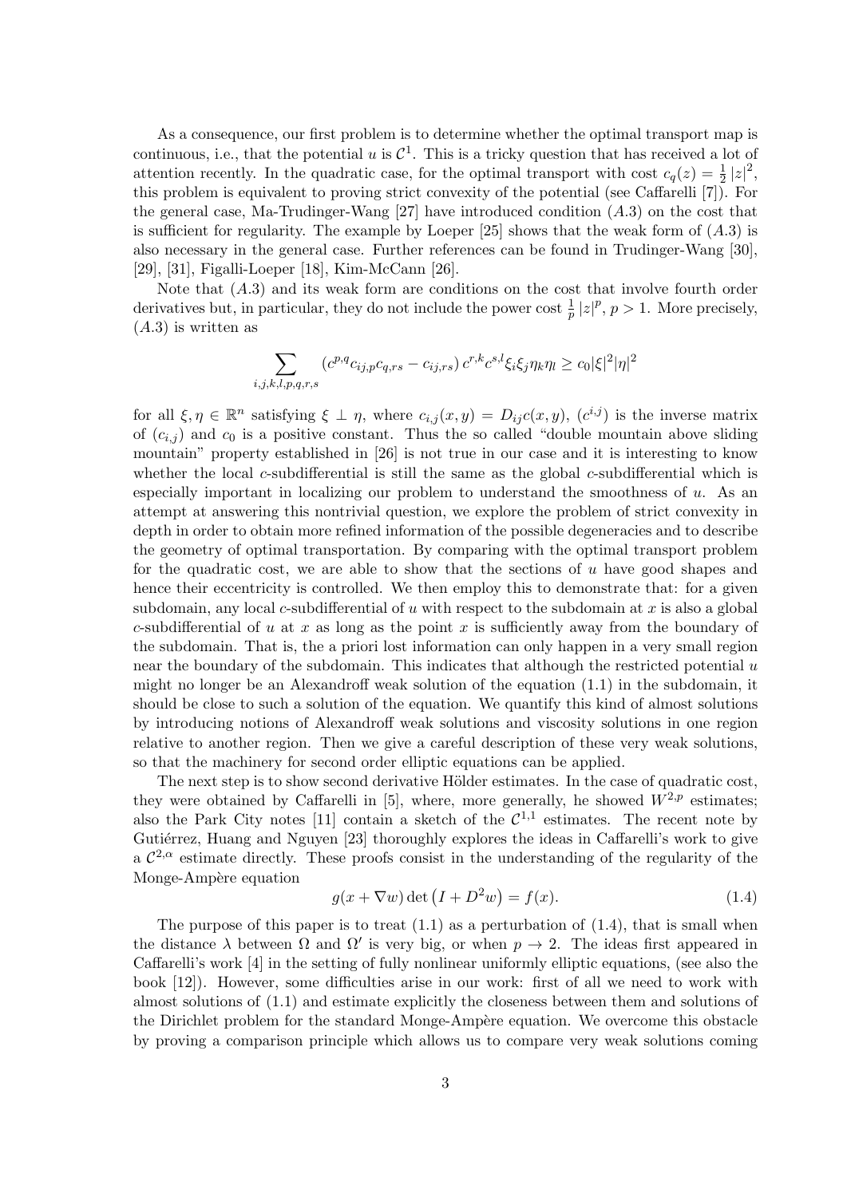As a consequence, our first problem is to determine whether the optimal transport map is continuous, i.e., that the potential $u$ is $\mathcal{C}^1$. This is a tricky question that has received a lot of attention recently. In the quadratic case, for the optimal transport with cost $c_q(z) = \frac{1}{2}|z|^2$, this problem is equivalent to proving strict convexity of the potential (see Caffarelli [7]). For the general case, Ma-Trudinger-Wang [27] have introduced condition $(A.3)$ on the cost that is sufficient for regularity. The example by Loeper [25] shows that the weak form of $(A.3)$ is also necessary in the general case. Further references can be found in Trudinger-Wang [30], [29], [31], Figalli-Loeper [18], Kim-McCann [26].

Note that $(A.3)$ and its weak form are conditions on the cost that involve fourth order derivatives but, in particular, they do not include the power cost $\frac{1}{p}|z|^p$, $p > 1$. More precisely, $(A.3)$ is written as

$$\sum_{i,j,k,l,p,q,r,s} \left(c^{p,q} c_{ij,p} c_{q,rs} - c_{ij,rs}\right) c^{r,k} c^{s,l} \xi_i \xi_j \eta_k \eta_l \geq c_0 |\xi|^2 |\eta|^2$$

for all $\xi, \eta \in \mathbb{R}^n$ satisfying $\xi \perp \eta$, where $c_{i,j}(x,y) = D_{ij}c(x,y)$, $(c^{i,j})$ is the inverse matrix of $(c_{i,j})$ and $c_0$ is a positive constant. Thus the so called "double mountain above sliding mountain" property established in [26] is not true in our case and it is interesting to know whether the local $c$-subdifferential is still the same as the global $c$-subdifferential which is especially important in localizing our problem to understand the smoothness of $u$. As an attempt at answering this nontrivial question, we explore the problem of strict convexity in depth in order to obtain more refined information of the possible degeneracies and to describe the geometry of optimal transportation. By comparing with the optimal transport problem for the quadratic cost, we are able to show that the sections of $u$ have good shapes and hence their eccentricity is controlled. We then employ this to demonstrate that: for a given subdomain, any local $c$-subdifferential of $u$ with respect to the subdomain at $x$ is also a global $c$-subdifferential of $u$ at $x$ as long as the point $x$ is sufficiently away from the boundary of the subdomain. That is, the a priori lost information can only happen in a very small region near the boundary of the subdomain. This indicates that although the restricted potential $u$ might no longer be an Alexandroff weak solution of the equation (1.1) in the subdomain, it should be close to such a solution of the equation. We quantify this kind of almost solutions by introducing notions of Alexandroff weak solutions and viscosity solutions in one region relative to another region. Then we give a careful description of these very weak solutions, so that the machinery for second order elliptic equations can be applied.

The next step is to show second derivative Hölder estimates. In the case of quadratic cost, they were obtained by Caffarelli in [5], where, more generally, he showed $W^{2,p}$ estimates; also the Park City notes [11] contain a sketch of the $\mathcal{C}^{1,1}$ estimates. The recent note by Gutiérrez, Huang and Nguyen [23] thoroughly explores the ideas in Caffarelli's work to give a $\mathcal{C}^{2,\alpha}$ estimate directly. These proofs consist in the understanding of the regularity of the Monge-Ampère equation

$$g(x + \nabla w) \det\left(I + D^2 w\right) = f(x). \tag{1.4}$$

The purpose of this paper is to treat (1.1) as a perturbation of (1.4), that is small when the distance $\lambda$ between $\Omega$ and $\Omega'$ is very big, or when $p \to 2$. The ideas first appeared in Caffarelli's work [4] in the setting of fully nonlinear uniformly elliptic equations, (see also the book [12]). However, some difficulties arise in our work: first of all we need to work with almost solutions of (1.1) and estimate explicitly the closeness between them and solutions of the Dirichlet problem for the standard Monge-Ampère equation. We overcome this obstacle by proving a comparison principle which allows us to compare very weak solutions coming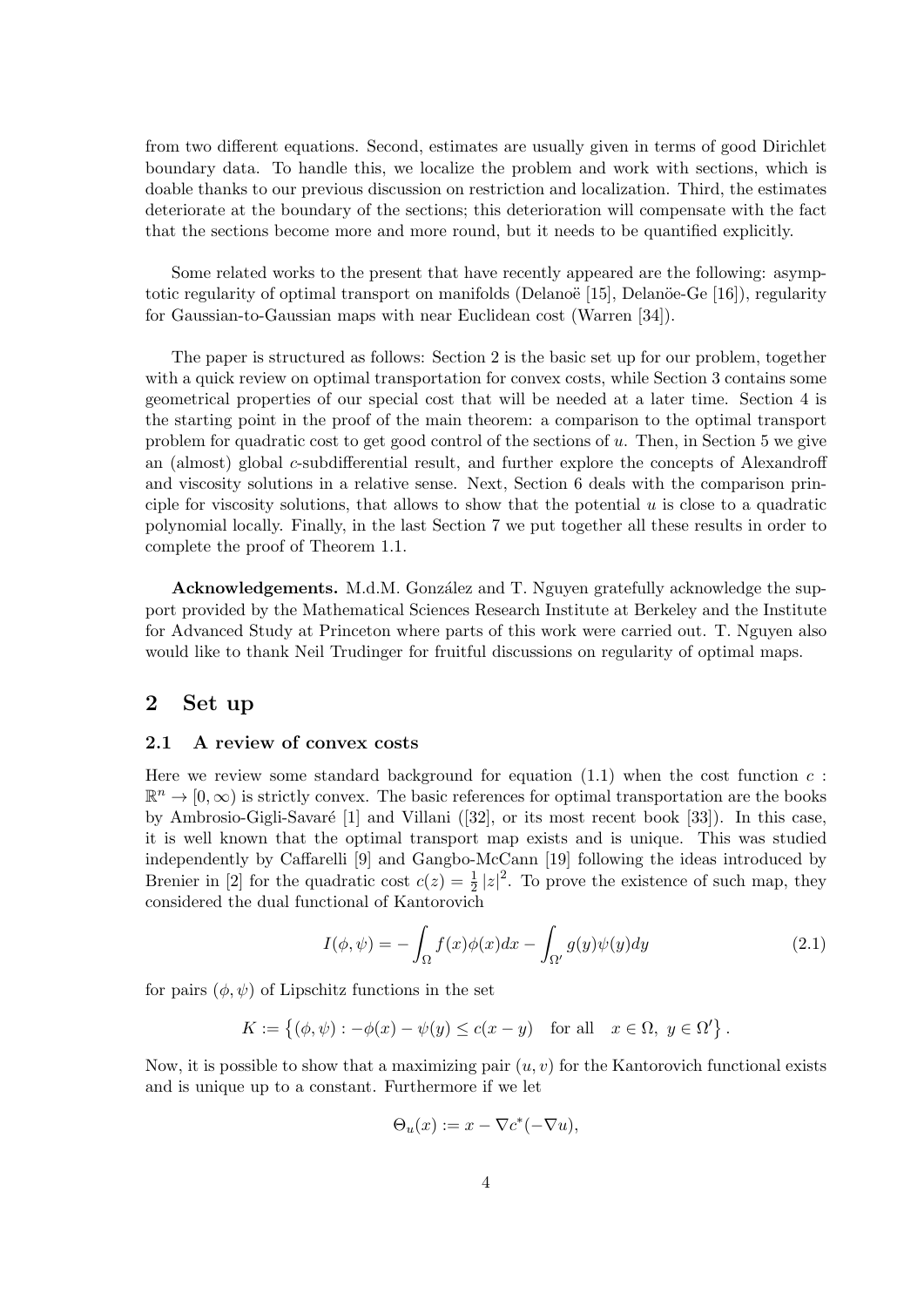from two different equations. Second, estimates are usually given in terms of good Dirichlet boundary data. To handle this, we localize the problem and work with sections, which is doable thanks to our previous discussion on restriction and localization. Third, the estimates deteriorate at the boundary of the sections; this deterioration will compensate with the fact that the sections become more and more round, but it needs to be quantified explicitly.

Some related works to the present that have recently appeared are the following: asymptotic regularity of optimal transport on manifolds (Delanoë [15], Delanöe-Ge [16]), regularity for Gaussian-to-Gaussian maps with near Euclidean cost (Warren [34]).

The paper is structured as follows: Section 2 is the basic set up for our problem, together with a quick review on optimal transportation for convex costs, while Section 3 contains some geometrical properties of our special cost that will be needed at a later time. Section 4 is the starting point in the proof of the main theorem: a comparison to the optimal transport problem for quadratic cost to get good control of the sections of $u$. Then, in Section 5 we give an (almost) global $c$-subdifferential result, and further explore the concepts of Alexandroff and viscosity solutions in a relative sense. Next, Section 6 deals with the comparison principle for viscosity solutions, that allows to show that the potential $u$ is close to a quadratic polynomial locally. Finally, in the last Section 7 we put together all these results in order to complete the proof of Theorem 1.1.

**Acknowledgements.** M.d.M. González and T. Nguyen gratefully acknowledge the support provided by the Mathematical Sciences Research Institute at Berkeley and the Institute for Advanced Study at Princeton where parts of this work were carried out. T. Nguyen also would like to thank Neil Trudinger for fruitful discussions on regularity of optimal maps.

## 2 Set up

### 2.1 A review of convex costs

Here we review some standard background for equation (1.1) when the cost function $c : \mathbb{R}^n \to [0,\infty)$ is strictly convex. The basic references for optimal transportation are the books by Ambrosio-Gigli-Savaré [1] and Villani ([32], or its most recent book [33]). In this case, it is well known that the optimal transport map exists and is unique. This was studied independently by Caffarelli [9] and Gangbo-McCann [19] following the ideas introduced by Brenier in [2] for the quadratic cost $c(z) = \frac{1}{2}|z|^2$. To prove the existence of such map, they considered the dual functional of Kantorovich

$$I(\phi,\psi) = -\int_{\Omega} f(x)\phi(x)dx - \int_{\Omega'} g(y)\psi(y)dy \tag{2.1}$$

for pairs $(\phi,\psi)$ of Lipschitz functions in the set

$$K := \left\{(\phi,\psi) : -\phi(x) - \psi(y) \le c(x-y) \quad \text{for all} \quad x \in \Omega,\ y \in \Omega'\right\}.$$

Now, it is possible to show that a maximizing pair $(u,v)$ for the Kantorovich functional exists and is unique up to a constant. Furthermore if we let

$$\Theta_u(x) := x - \nabla c^*(-\nabla u),$$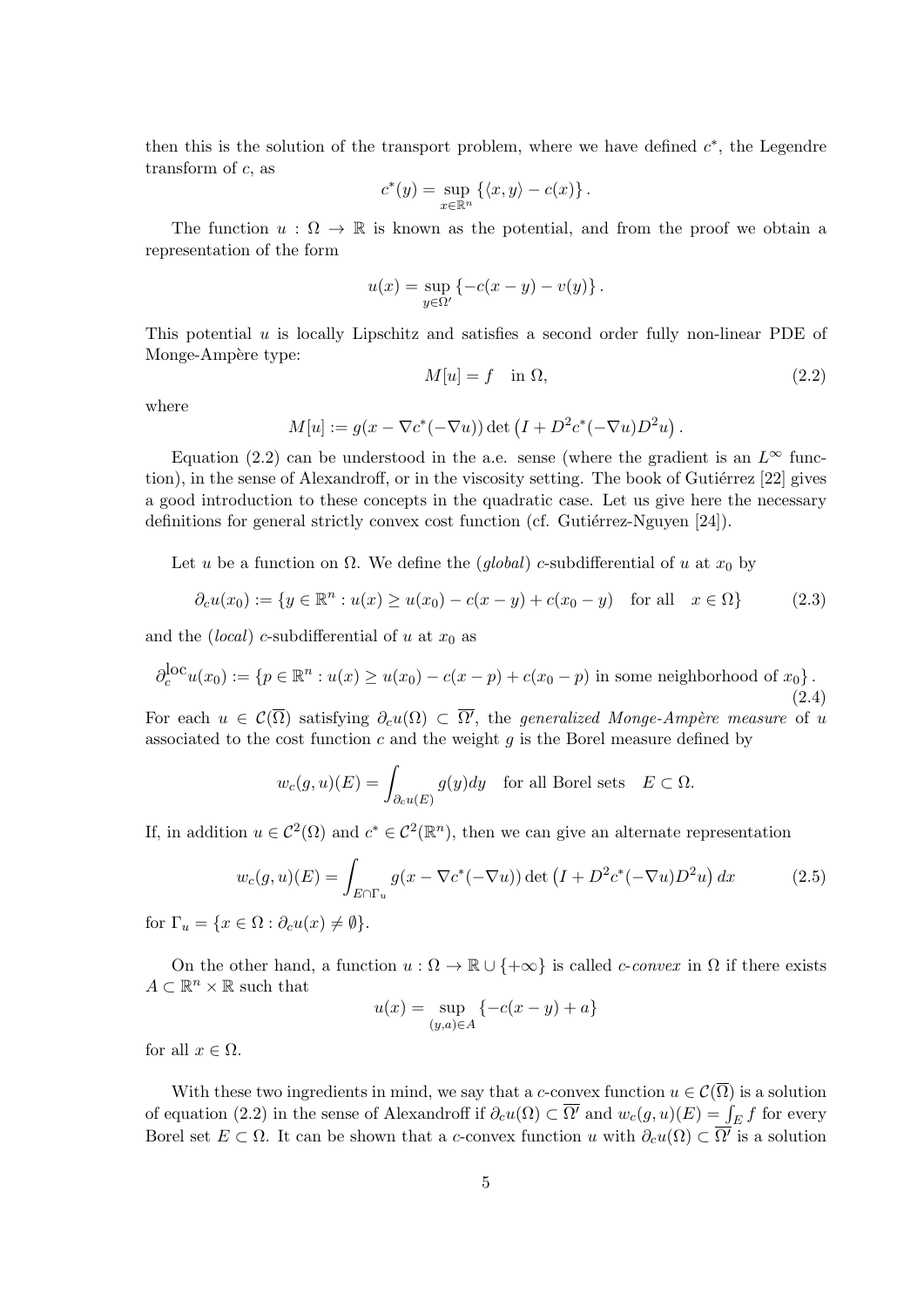then this is the solution of the transport problem, where we have defined $c^*$, the Legendre transform of $c$, as

$$c^*(y) = \sup_{x\in\mathbb{R}^n} \{\langle x, y\rangle - c(x)\}.$$

The function $u : \Omega \to \mathbb{R}$ is known as the potential, and from the proof we obtain a representation of the form

$$u(x) = \sup_{y\in\Omega'} \{-c(x-y) - v(y)\}.$$

This potential $u$ is locally Lipschitz and satisfies a second order fully non-linear PDE of Monge-Ampère type:

$$M[u] = f \quad \text{in } \Omega, \tag{2.2}$$

where

$$M[u] := g(x - \nabla c^*(-\nabla u)) \det \left(I + D^2 c^*(-\nabla u) D^2 u\right).$$

Equation (2.2) can be understood in the a.e. sense (where the gradient is an $L^\infty$ function), in the sense of Alexandroff, or in the viscosity setting. The book of Gutiérrez [22] gives a good introduction to these concepts in the quadratic case. Let us give here the necessary definitions for general strictly convex cost function (cf. Gutiérrez-Nguyen [24]).

Let $u$ be a function on $\Omega$. We define the (*global*) $c$-subdifferential of $u$ at $x_0$ by

$$\partial_c u(x_0) := \{y \in \mathbb{R}^n : u(x) \geq u(x_0) - c(x-y) + c(x_0 - y) \quad \text{for all} \quad x \in \Omega\} \tag{2.3}$$

and the (*local*) $c$-subdifferential of $u$ at $x_0$ as

$$\partial_c^{\text{loc}} u(x_0) := \{p \in \mathbb{R}^n : u(x) \geq u(x_0) - c(x-p) + c(x_0 - p) \text{ in some neighborhood of } x_0\}. \tag{2.4}$$

For each $u \in \mathcal{C}(\overline{\Omega})$ satisfying $\partial_c u(\Omega) \subset \overline{\Omega'}$, the *generalized Monge-Ampère measure* of $u$ associated to the cost function $c$ and the weight $g$ is the Borel measure defined by

$$w_c(g,u)(E) = \int_{\partial_c u(E)} g(y)dy \quad \text{for all Borel sets} \quad E \subset \Omega.$$

If, in addition $u \in \mathcal{C}^2(\Omega)$ and $c^* \in \mathcal{C}^2(\mathbb{R}^n)$, then we can give an alternate representation

$$w_c(g,u)(E) = \int_{E\cap\Gamma_u} g(x - \nabla c^*(-\nabla u)) \det \left(I + D^2 c^*(-\nabla u) D^2 u\right) dx \tag{2.5}$$

for $\Gamma_u = \{x \in \Omega : \partial_c u(x) \neq \emptyset\}$.

On the other hand, a function $u : \Omega \to \mathbb{R} \cup \{+\infty\}$ is called *c-convex* in $\Omega$ if there exists $A \subset \mathbb{R}^n \times \mathbb{R}$ such that

$$u(x) = \sup_{(y,a)\in A} \{-c(x-y) + a\}$$

for all $x \in \Omega$.

With these two ingredients in mind, we say that a $c$-convex function $u \in \mathcal{C}(\overline{\Omega})$ is a solution of equation (2.2) in the sense of Alexandroff if $\partial_c u(\Omega) \subset \overline{\Omega'}$ and $w_c(g,u)(E) = \int_E f$ for every Borel set $E \subset \Omega$. It can be shown that a $c$-convex function $u$ with $\partial_c u(\Omega) \subset \overline{\Omega'}$ is a solution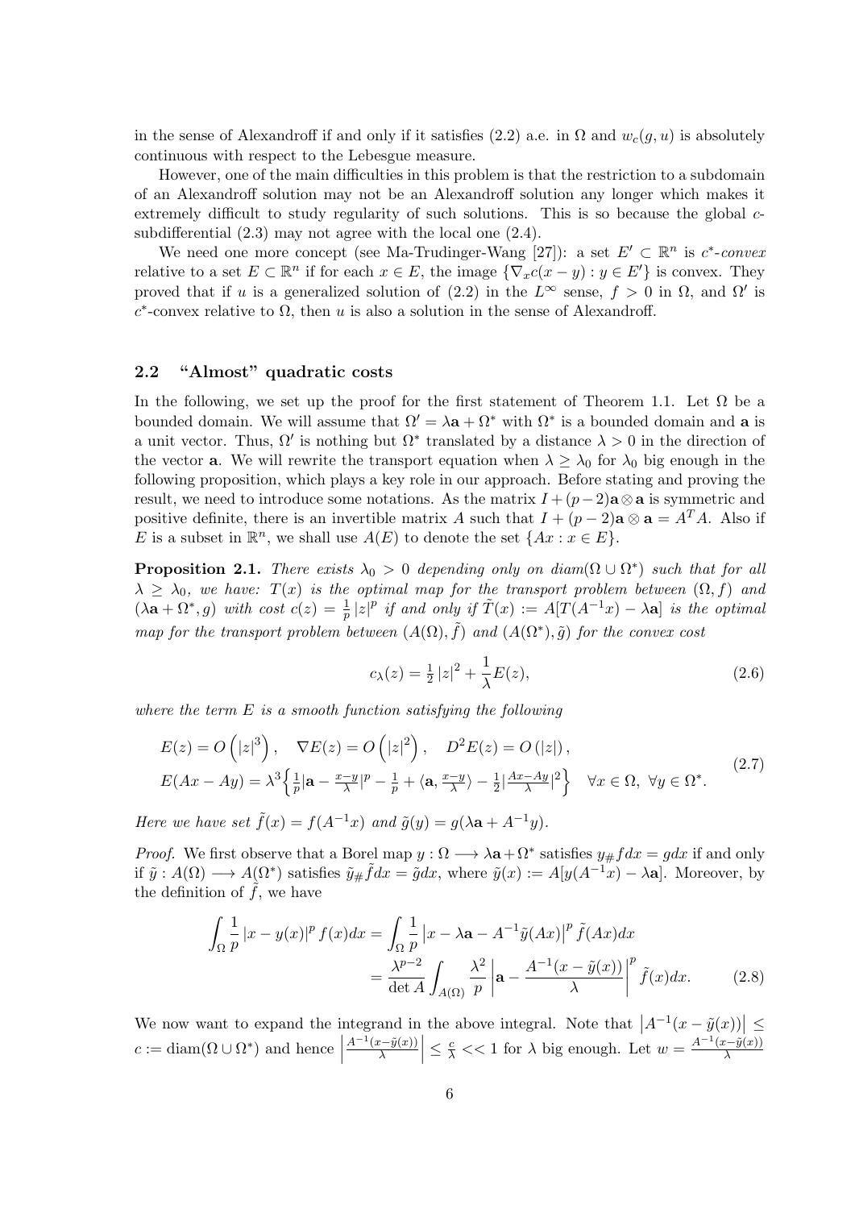in the sense of Alexandroff if and only if it satisfies (2.2) a.e. in $\Omega$ and $w_c(g, u)$ is absolutely continuous with respect to the Lebesgue measure.

However, one of the main difficulties in this problem is that the restriction to a subdomain of an Alexandroff solution may not be an Alexandroff solution any longer which makes it extremely difficult to study regularity of such solutions. This is so because the global $c$-subdifferential (2.3) may not agree with the local one (2.4).

We need one more concept (see Ma-Trudinger-Wang [27]): a set $E' \subset \mathbb{R}^n$ is *$c^*$-convex* relative to a set $E \subset \mathbb{R}^n$ if for each $x \in E$, the image $\{\nabla_x c(x-y) : y \in E'\}$ is convex. They proved that if $u$ is a generalized solution of (2.2) in the $L^\infty$ sense, $f > 0$ in $\Omega$, and $\Omega'$ is $c^*$-convex relative to $\Omega$, then $u$ is also a solution in the sense of Alexandroff.

### 2.2 "Almost" quadratic costs

In the following, we set up the proof for the first statement of Theorem 1.1. Let $\Omega$ be a bounded domain. We will assume that $\Omega' = \lambda \mathbf{a} + \Omega^*$ with $\Omega^*$ is a bounded domain and $\mathbf{a}$ is a unit vector. Thus, $\Omega'$ is nothing but $\Omega^*$ translated by a distance $\lambda > 0$ in the direction of the vector $\mathbf{a}$. We will rewrite the transport equation when $\lambda \geq \lambda_0$ for $\lambda_0$ big enough in the following proposition, which plays a key role in our approach. Before stating and proving the result, we need to introduce some notations. As the matrix $I + (p-2)\mathbf{a}\otimes\mathbf{a}$ is symmetric and positive definite, there is an invertible matrix $A$ such that $I + (p-2)\mathbf{a}\otimes\mathbf{a} = A^T A$. Also if $E$ is a subset in $\mathbb{R}^n$, we shall use $A(E)$ to denote the set $\{Ax : x \in E\}$.

**Proposition 2.1.** *There exists $\lambda_0 > 0$ depending only on diam$(\Omega \cup \Omega^*)$ such that for all $\lambda \geq \lambda_0$, we have: $T(x)$ is the optimal map for the transport problem between $(\Omega, f)$ and $(\lambda\mathbf{a} + \Omega^*, g)$ with cost $c(z) = \frac{1}{p}|z|^p$ if and only if $\tilde{T}(x) := A[T(A^{-1}x) - \lambda\mathbf{a}]$ is the optimal map for the transport problem between $(A(\Omega), \tilde{f})$ and $(A(\Omega^*), \tilde{g})$ for the convex cost*

$$c_\lambda(z) = \tfrac{1}{2}|z|^2 + \frac{1}{\lambda}E(z), \tag{2.6}$$

*where the term $E$ is a smooth function satisfying the following*

$$\begin{aligned} &E(z) = O\left(|z|^3\right), \quad \nabla E(z) = O\left(|z|^2\right), \quad D^2E(z) = O\left(|z|\right), \\ &E(Ax - Ay) = \lambda^3\Big\{\tfrac{1}{p}|\mathbf{a} - \tfrac{x-y}{\lambda}|^p - \tfrac{1}{p} + \langle \mathbf{a}, \tfrac{x-y}{\lambda}\rangle - \tfrac{1}{2}|\tfrac{Ax-Ay}{\lambda}|^2\Big\} \quad \forall x \in \Omega, \ \forall y \in \Omega^*. \end{aligned} \tag{2.7}$$

*Here we have set $\tilde{f}(x) = f(A^{-1}x)$ and $\tilde{g}(y) = g(\lambda\mathbf{a} + A^{-1}y)$.*

*Proof.* We first observe that a Borel map $y : \Omega \longrightarrow \lambda\mathbf{a} + \Omega^*$ satisfies $y_\# f dx = g dx$ if and only if $\tilde{y} : A(\Omega) \longrightarrow A(\Omega^*)$ satisfies $\tilde{y}_\# \tilde{f} dx = \tilde{g} dx$, where $\tilde{y}(x) := A[y(A^{-1}x) - \lambda\mathbf{a}]$. Moreover, by the definition of $\tilde{f}$, we have

$$\begin{aligned} \int_\Omega \frac{1}{p}|x - y(x)|^p f(x)dx &= \int_\Omega \frac{1}{p}\left|x - \lambda\mathbf{a} - A^{-1}\tilde{y}(Ax)\right|^p \tilde{f}(Ax)dx \\ &= \frac{\lambda^{p-2}}{\det A}\int_{A(\Omega)} \frac{\lambda^2}{p}\left|\mathbf{a} - \frac{A^{-1}(x - \tilde{y}(x))}{\lambda}\right|^p \tilde{f}(x)dx. \end{aligned} \tag{2.8}$$

We now want to expand the integrand in the above integral. Note that $\left|A^{-1}(x - \tilde{y}(x))\right| \leq c := \text{diam}(\Omega \cup \Omega^*)$ and hence $\left|\frac{A^{-1}(x-\tilde{y}(x))}{\lambda}\right| \leq \frac{c}{\lambda} << 1$ for $\lambda$ big enough. Let $w = \frac{A^{-1}(x-\tilde{y}(x))}{\lambda}$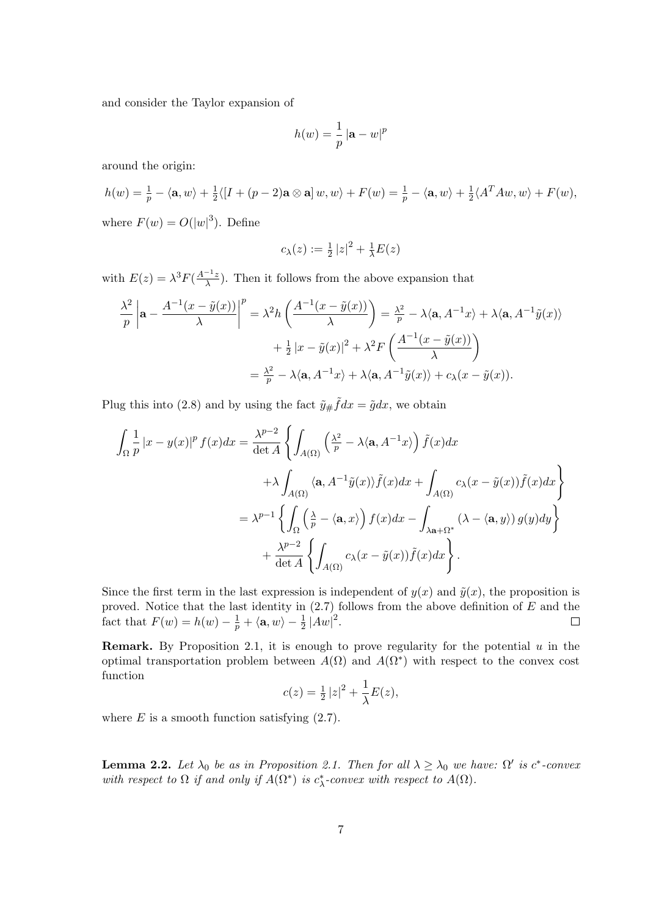and consider the Taylor expansion of

$$h(w) = \frac{1}{p}\left|\mathbf{a} - w\right|^p$$

around the origin:

$$h(w) = \tfrac{1}{p} - \langle \mathbf{a}, w\rangle + \tfrac{1}{2}\langle [I + (p-2)\mathbf{a}\otimes\mathbf{a}]\, w, w\rangle + F(w) = \tfrac{1}{p} - \langle \mathbf{a}, w\rangle + \tfrac{1}{2}\langle A^T A w, w\rangle + F(w),$$

where $F(w) = O(|w|^3)$. Define

$$c_\lambda(z) := \tfrac{1}{2}\left|z\right|^2 + \tfrac{1}{\lambda}E(z)$$

with $E(z) = \lambda^3 F(\frac{A^{-1}z}{\lambda})$. Then it follows from the above expansion that

$$\begin{aligned}
\frac{\lambda^2}{p}\left|\mathbf{a} - \frac{A^{-1}(x - \tilde{y}(x))}{\lambda}\right|^p &= \lambda^2 h\left(\frac{A^{-1}(x-\tilde{y}(x))}{\lambda}\right) = \tfrac{\lambda^2}{p} - \lambda\langle \mathbf{a}, A^{-1}x\rangle + \lambda\langle \mathbf{a}, A^{-1}\tilde{y}(x)\rangle \\
&\quad + \tfrac{1}{2}\left|x - \tilde{y}(x)\right|^2 + \lambda^2 F\left(\frac{A^{-1}(x-\tilde{y}(x))}{\lambda}\right) \\
&= \tfrac{\lambda^2}{p} - \lambda\langle \mathbf{a}, A^{-1}x\rangle + \lambda\langle \mathbf{a}, A^{-1}\tilde{y}(x)\rangle + c_\lambda(x - \tilde{y}(x)).
\end{aligned}$$

Plug this into (2.8) and by using the fact $\tilde{y}_\# \tilde{f}dx = \tilde{g}dx$, we obtain

$$\begin{aligned}
\int_\Omega \frac{1}{p}\left|x - y(x)\right|^p f(x)dx &= \frac{\lambda^{p-2}}{\det A}\left\{\int_{A(\Omega)}\left(\tfrac{\lambda^2}{p} - \lambda\langle \mathbf{a}, A^{-1}x\rangle\right)\tilde{f}(x)dx \right. \\
&\quad \left. + \lambda\int_{A(\Omega)}\langle \mathbf{a}, A^{-1}\tilde{y}(x)\rangle\tilde{f}(x)dx + \int_{A(\Omega)} c_\lambda(x - \tilde{y}(x))\tilde{f}(x)dx\right\} \\
&= \lambda^{p-1}\left\{\int_\Omega\left(\tfrac{\lambda}{p} - \langle \mathbf{a}, x\rangle\right)f(x)dx - \int_{\lambda\mathbf{a}+\Omega^*}\left(\lambda - \langle \mathbf{a}, y\rangle\right)g(y)dy\right\} \\
&\quad + \frac{\lambda^{p-2}}{\det A}\left\{\int_{A(\Omega)} c_\lambda(x - \tilde{y}(x))\tilde{f}(x)dx\right\}.
\end{aligned}$$

Since the first term in the last expression is independent of $y(x)$ and $\tilde{y}(x)$, the proposition is proved. Notice that the last identity in (2.7) follows from the above definition of $E$ and the fact that $F(w) = h(w) - \frac{1}{p} + \langle \mathbf{a}, w\rangle - \frac{1}{2}\left|Aw\right|^2$. □

**Remark.** By Proposition 2.1, it is enough to prove regularity for the potential $u$ in the optimal transportation problem between $A(\Omega)$ and $A(\Omega^*)$ with respect to the convex cost function

$$c(z) = \tfrac{1}{2}\left|z\right|^2 + \frac{1}{\lambda}E(z),$$

where $E$ is a smooth function satisfying (2.7).

**Lemma 2.2.** *Let $\lambda_0$ be as in Proposition 2.1. Then for all $\lambda \geq \lambda_0$ we have: $\Omega'$ is $c^*$-convex with respect to $\Omega$ if and only if $A(\Omega^*)$ is $c^*_\lambda$-convex with respect to $A(\Omega)$.*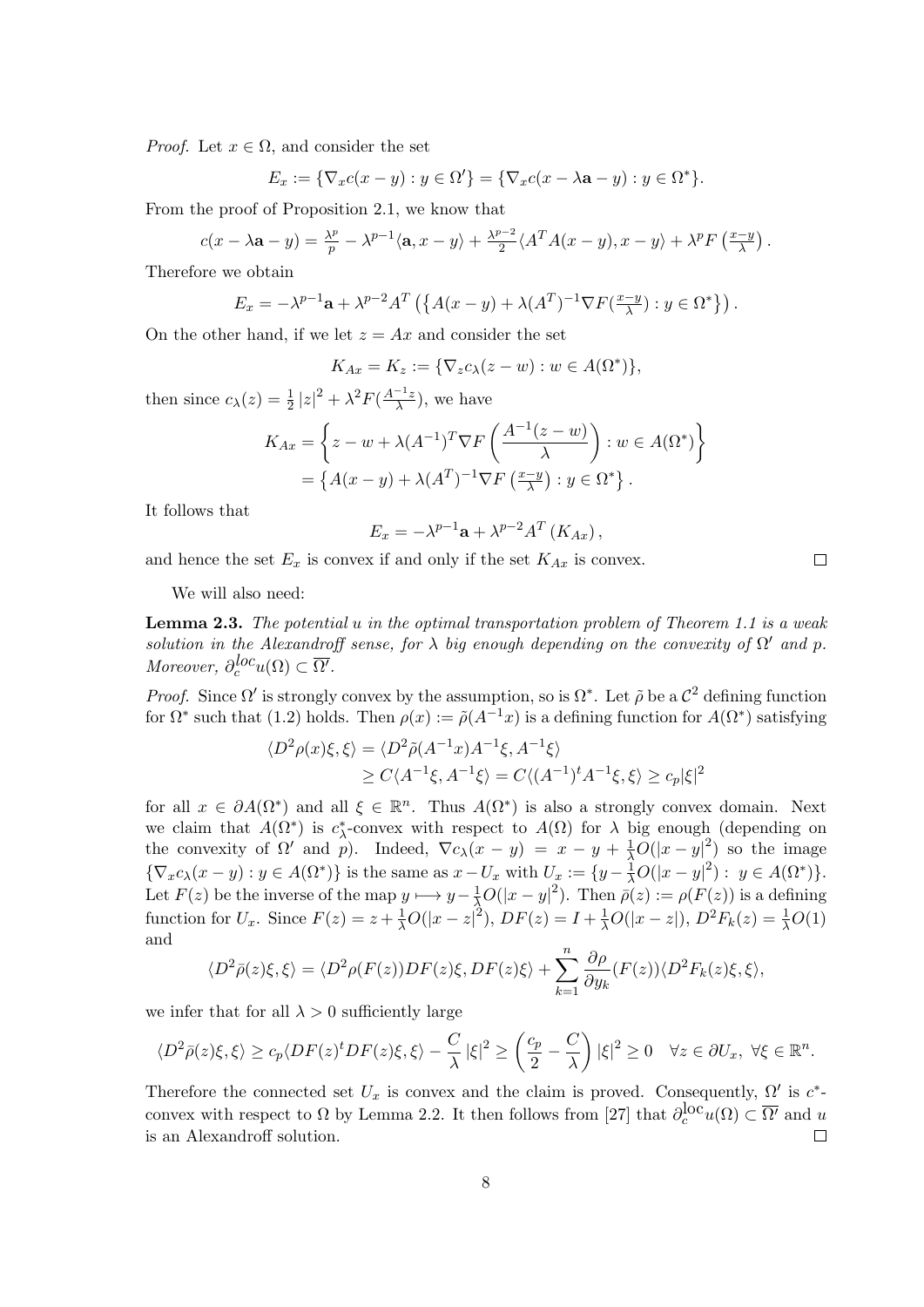*Proof.* Let $x \in \Omega$, and consider the set

$$E_x := \{\nabla_x c(x-y) : y \in \Omega'\} = \{\nabla_x c(x - \lambda \mathbf{a} - y) : y \in \Omega^*\}.$$

From the proof of Proposition 2.1, we know that

$$c(x - \lambda \mathbf{a} - y) = \tfrac{\lambda^p}{p} - \lambda^{p-1}\langle \mathbf{a}, x-y\rangle + \tfrac{\lambda^{p-2}}{2}\langle A^T A(x-y), x-y\rangle + \lambda^p F\left(\tfrac{x-y}{\lambda}\right).$$

Therefore we obtain

$$E_x = -\lambda^{p-1}\mathbf{a} + \lambda^{p-2} A^T \left(\left\{A(x-y) + \lambda (A^T)^{-1}\nabla F(\tfrac{x-y}{\lambda}) : y \in \Omega^*\right\}\right).$$

On the other hand, if we let $z = Ax$ and consider the set

$$K_{Ax} = K_z := \{\nabla_z c_\lambda(z-w) : w \in A(\Omega^*)\},$$

then since $c_\lambda(z) = \frac{1}{2}|z|^2 + \lambda^2 F(\frac{A^{-1}z}{\lambda})$, we have

$$\begin{aligned} K_{Ax} &= \left\{ z - w + \lambda (A^{-1})^T \nabla F\left(\frac{A^{-1}(z-w)}{\lambda}\right) : w \in A(\Omega^*)\right\} \\ &= \left\{A(x-y) + \lambda (A^T)^{-1}\nabla F\left(\tfrac{x-y}{\lambda}\right) : y \in \Omega^*\right\}. \end{aligned}$$

It follows that

$$E_x = -\lambda^{p-1}\mathbf{a} + \lambda^{p-2} A^T\left(K_{Ax}\right),$$

and hence the set $E_x$ is convex if and only if the set $K_{Ax}$ is convex. $\square$

We will also need:

**Lemma 2.3.** *The potential $u$ in the optimal transportation problem of Theorem 1.1 is a weak solution in the Alexandroff sense, for $\lambda$ big enough depending on the convexity of $\Omega'$ and $p$. Moreover, $\partial_c^{loc} u(\Omega) \subset \overline{\Omega'}$.*

*Proof.* Since $\Omega'$ is strongly convex by the assumption, so is $\Omega^*$. Let $\tilde\rho$ be a $\mathcal{C}^2$ defining function for $\Omega^*$ such that (1.2) holds. Then $\rho(x) := \tilde\rho(A^{-1}x)$ is a defining function for $A(\Omega^*)$ satisfying

$$\begin{aligned} \langle D^2\rho(x)\xi, \xi\rangle &= \langle D^2\tilde\rho(A^{-1}x)A^{-1}\xi, A^{-1}\xi\rangle \\ &\geq C\langle A^{-1}\xi, A^{-1}\xi\rangle = C\langle (A^{-1})^t A^{-1}\xi, \xi\rangle \geq c_p |\xi|^2 \end{aligned}$$

for all $x \in \partial A(\Omega^*)$ and all $\xi \in \mathbb{R}^n$. Thus $A(\Omega^*)$ is also a strongly convex domain. Next we claim that $A(\Omega^*)$ is $c_\lambda^*$-convex with respect to $A(\Omega)$ for $\lambda$ big enough (depending on the convexity of $\Omega'$ and $p$). Indeed, $\nabla c_\lambda(x-y) = x - y + \frac{1}{\lambda}O(|x-y|^2)$ so the image $\{\nabla_x c_\lambda(x-y) : y \in A(\Omega^*)\}$ is the same as $x - U_x$ with $U_x := \{y - \frac{1}{\lambda}O(|x-y|^2) : y \in A(\Omega^*)\}$. Let $F(z)$ be the inverse of the map $y \longmapsto y - \frac{1}{\lambda}O(|x-y|^2)$. Then $\bar\rho(z) := \rho(F(z))$ is a defining function for $U_x$. Since $F(z) = z + \frac{1}{\lambda}O(|x-z|^2)$, $DF(z) = I + \frac{1}{\lambda}O(|x-z|)$, $D^2F_k(z) = \frac{1}{\lambda}O(1)$ and

$$\langle D^2\bar\rho(z)\xi, \xi\rangle = \langle D^2\rho(F(z))DF(z)\xi, DF(z)\xi\rangle + \sum_{k=1}^n \frac{\partial\rho}{\partial y_k}(F(z))\langle D^2F_k(z)\xi, \xi\rangle,$$

we infer that for all $\lambda > 0$ sufficiently large

$$\langle D^2\bar\rho(z)\xi, \xi\rangle \geq c_p\langle DF(z)^t DF(z)\xi, \xi\rangle - \frac{C}{\lambda}|\xi|^2 \geq \left(\frac{c_p}{2} - \frac{C}{\lambda}\right)|\xi|^2 \geq 0 \quad \forall z \in \partial U_x,\ \forall \xi \in \mathbb{R}^n.$$

Therefore the connected set $U_x$ is convex and the claim is proved. Consequently, $\Omega'$ is $c^*$-convex with respect to $\Omega$ by Lemma 2.2. It then follows from [27] that $\partial_c^{\text{loc}} u(\Omega) \subset \overline{\Omega'}$ and $u$ is an Alexandroff solution. $\square$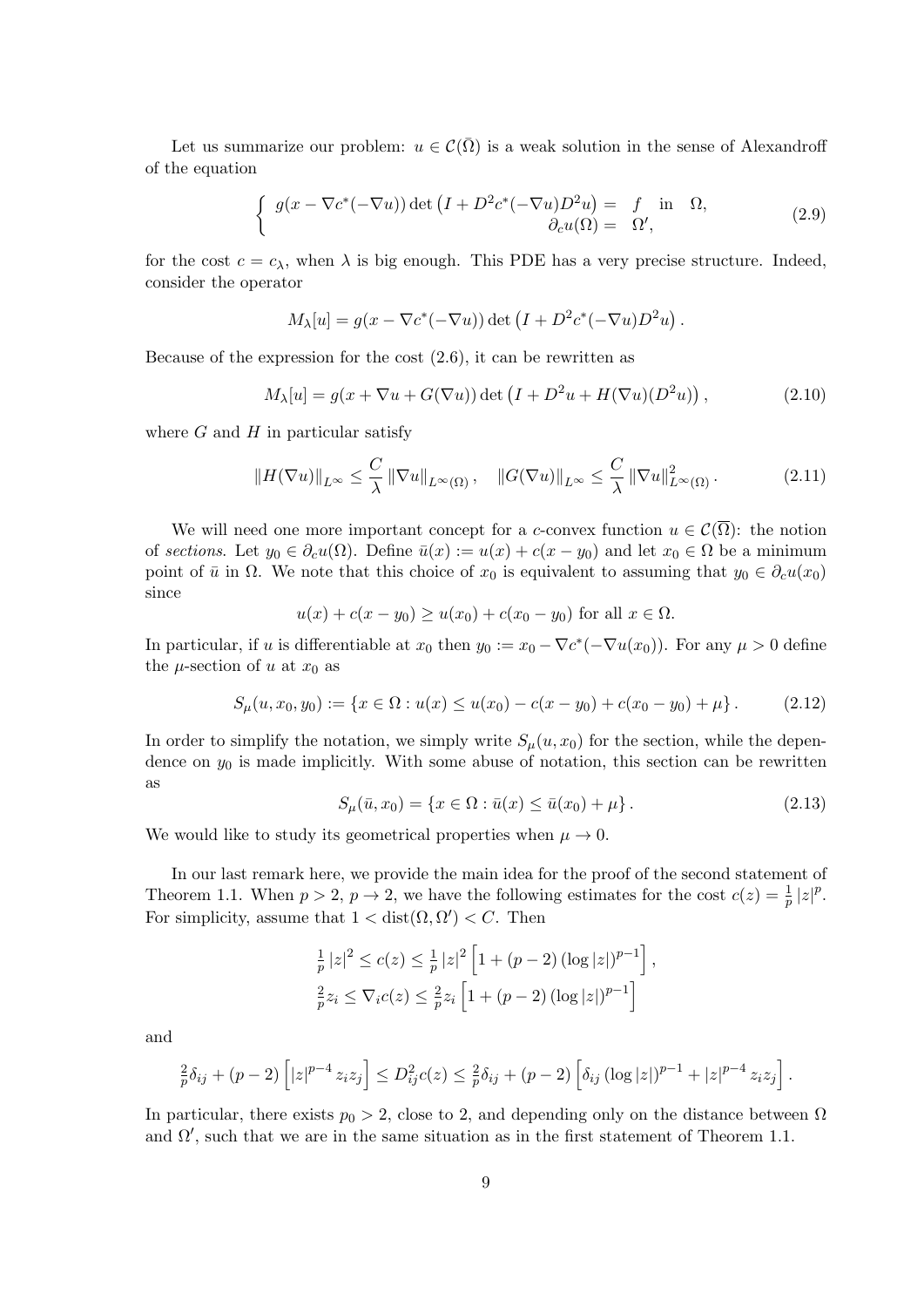Let us summarize our problem: $u \in \mathcal{C}(\bar{\Omega})$ is a weak solution in the sense of Alexandroff of the equation

$$
\begin{cases} g(x - \nabla c^*(-\nabla u)) \det \left(I + D^2 c^*(-\nabla u) D^2 u\right) = & f \quad \text{in} \quad \Omega, \\ \qquad\qquad\qquad\qquad\qquad\qquad\qquad\quad \partial_c u(\Omega) = & \Omega', \end{cases} \tag{2.9}
$$

for the cost $c = c_\lambda$, when $\lambda$ is big enough. This PDE has a very precise structure. Indeed, consider the operator

$$
M_\lambda[u] = g(x - \nabla c^*(-\nabla u)) \det \left(I + D^2 c^*(-\nabla u) D^2 u\right).
$$

Because of the expression for the cost (2.6), it can be rewritten as

$$
M_\lambda[u] = g(x + \nabla u + G(\nabla u)) \det \left(I + D^2 u + H(\nabla u)(D^2 u)\right), \tag{2.10}
$$

where $G$ and $H$ in particular satisfy

$$
\|H(\nabla u)\|_{L^\infty} \leq \frac{C}{\lambda} \|\nabla u\|_{L^\infty(\Omega)}, \quad \|G(\nabla u)\|_{L^\infty} \leq \frac{C}{\lambda} \|\nabla u\|^2_{L^\infty(\Omega)}. \tag{2.11}
$$

We will need one more important concept for a $c$-convex function $u \in \mathcal{C}(\overline{\Omega})$: the notion of *sections*. Let $y_0 \in \partial_c u(\Omega)$. Define $\bar{u}(x) := u(x) + c(x - y_0)$ and let $x_0 \in \Omega$ be a minimum point of $\bar{u}$ in $\Omega$. We note that this choice of $x_0$ is equivalent to assuming that $y_0 \in \partial_c u(x_0)$ since

$$
u(x) + c(x - y_0) \geq u(x_0) + c(x_0 - y_0) \text{ for all } x \in \Omega.
$$

In particular, if $u$ is differentiable at $x_0$ then $y_0 := x_0 - \nabla c^*(-\nabla u(x_0))$. For any $\mu > 0$ define the $\mu$-section of $u$ at $x_0$ as

$$
S_\mu(u, x_0, y_0) := \{x \in \Omega : u(x) \leq u(x_0) - c(x - y_0) + c(x_0 - y_0) + \mu\}. \tag{2.12}
$$

In order to simplify the notation, we simply write $S_\mu(u, x_0)$ for the section, while the dependence on $y_0$ is made implicitly. With some abuse of notation, this section can be rewritten as

$$
S_\mu(\bar{u}, x_0) = \{x \in \Omega : \bar{u}(x) \leq \bar{u}(x_0) + \mu\}. \tag{2.13}
$$

We would like to study its geometrical properties when $\mu \to 0$.

In our last remark here, we provide the main idea for the proof of the second statement of Theorem 1.1. When $p > 2$, $p \to 2$, we have the following estimates for the cost $c(z) = \frac{1}{p}|z|^p$. For simplicity, assume that $1 < \operatorname{dist}(\Omega, \Omega') < C$. Then

$$
\begin{gathered}
\tfrac{1}{p}|z|^2 \leq c(z) \leq \tfrac{1}{p}|z|^2 \left[1 + (p-2)(\log|z|)^{p-1}\right], \\
\tfrac{2}{p} z_i \leq \nabla_i c(z) \leq \tfrac{2}{p} z_i \left[1 + (p-2)(\log|z|)^{p-1}\right]
\end{gathered}
$$

and

$$
\tfrac{2}{p}\delta_{ij} + (p-2)\left[|z|^{p-4} z_i z_j\right] \leq D^2_{ij} c(z) \leq \tfrac{2}{p}\delta_{ij} + (p-2)\left[\delta_{ij}(\log|z|)^{p-1} + |z|^{p-4} z_i z_j\right].
$$

In particular, there exists $p_0 > 2$, close to 2, and depending only on the distance between $\Omega$ and $\Omega'$, such that we are in the same situation as in the first statement of Theorem 1.1.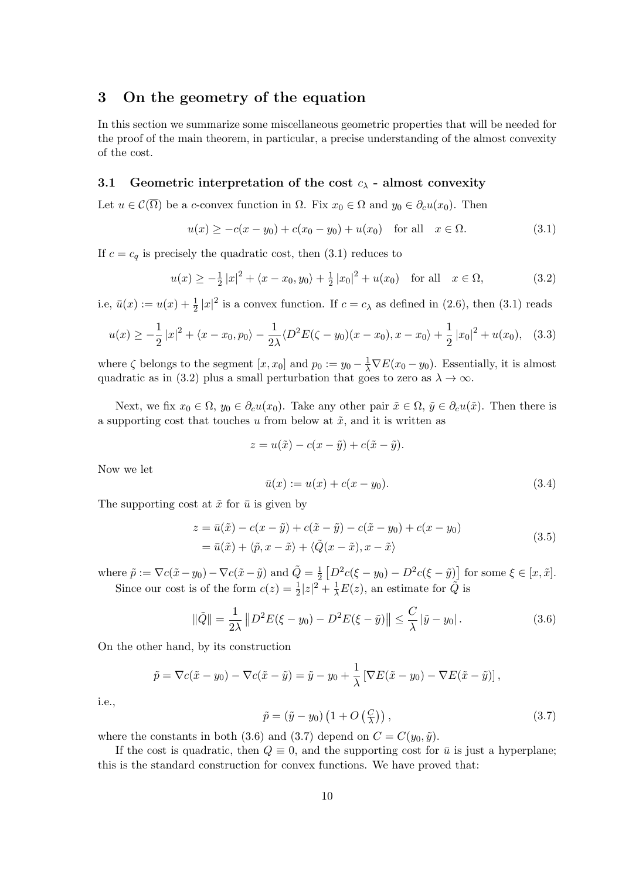## 3 On the geometry of the equation

In this section we summarize some miscellaneous geometric properties that will be needed for the proof of the main theorem, in particular, a precise understanding of the almost convexity of the cost.

### 3.1 Geometric interpretation of the cost $c_\lambda$ - almost convexity

Let $u \in \mathcal{C}(\overline{\Omega})$ be a $c$-convex function in $\Omega$. Fix $x_0 \in \Omega$ and $y_0 \in \partial_c u(x_0)$. Then

$$u(x) \geq -c(x - y_0) + c(x_0 - y_0) + u(x_0) \quad \text{for all} \quad x \in \Omega. \tag{3.1}$$

If $c = c_q$ is precisely the quadratic cost, then (3.1) reduces to

$$u(x) \geq -\tfrac{1}{2}|x|^2 + \langle x - x_0, y_0 \rangle + \tfrac{1}{2}|x_0|^2 + u(x_0) \quad \text{for all} \quad x \in \Omega, \tag{3.2}$$

i.e, $\bar{u}(x) := u(x) + \frac{1}{2}|x|^2$ is a convex function. If $c = c_\lambda$ as defined in (2.6), then (3.1) reads

$$u(x) \geq -\frac{1}{2}|x|^2 + \langle x - x_0, p_0 \rangle - \frac{1}{2\lambda}\langle D^2E(\zeta - y_0)(x - x_0), x - x_0 \rangle + \frac{1}{2}|x_0|^2 + u(x_0), \tag{3.3}$$

where $\zeta$ belongs to the segment $[x, x_0]$ and $p_0 := y_0 - \frac{1}{\lambda}\nabla E(x_0 - y_0)$. Essentially, it is almost quadratic as in (3.2) plus a small perturbation that goes to zero as $\lambda \to \infty$.

Next, we fix $x_0 \in \Omega$, $y_0 \in \partial_c u(x_0)$. Take any other pair $\tilde{x} \in \Omega$, $\tilde{y} \in \partial_c u(\tilde{x})$. Then there is a supporting cost that touches $u$ from below at $\tilde{x}$, and it is written as

$$z = u(\tilde{x}) - c(x - \tilde{y}) + c(\tilde{x} - \tilde{y}).$$

Now we let

$$\bar{u}(x) := u(x) + c(x - y_0). \tag{3.4}$$

The supporting cost at $\tilde{x}$ for $\bar{u}$ is given by

$$\begin{aligned} z &= \bar{u}(\tilde{x}) - c(x - \tilde{y}) + c(\tilde{x} - \tilde{y}) - c(\tilde{x} - y_0) + c(x - y_0) \\ &= \bar{u}(\tilde{x}) + \langle \tilde{p}, x - \tilde{x} \rangle + \langle \tilde{Q}(x - \tilde{x}), x - \tilde{x} \rangle \end{aligned} \tag{3.5}$$

where $\tilde{p} := \nabla c(\tilde{x} - y_0) - \nabla c(\tilde{x} - \tilde{y})$ and $\tilde{Q} = \frac{1}{2}\left[D^2c(\xi - y_0) - D^2c(\xi - \tilde{y})\right]$ for some $\xi \in [x, \tilde{x}]$.

Since our cost is of the form $c(z) = \frac{1}{2}|z|^2 + \frac{1}{\lambda}E(z)$, an estimate for $\tilde{Q}$ is

$$\|\tilde{Q}\| = \frac{1}{2\lambda}\left\|D^2E(\xi - y_0) - D^2E(\xi - \tilde{y})\right\| \leq \frac{C}{\lambda}|\tilde{y} - y_0|. \tag{3.6}$$

On the other hand, by its construction

$$\tilde{p} = \nabla c(\tilde{x} - y_0) - \nabla c(\tilde{x} - \tilde{y}) = \tilde{y} - y_0 + \frac{1}{\lambda}\left[\nabla E(\tilde{x} - y_0) - \nabla E(\tilde{x} - \tilde{y})\right],$$

i.e.,

$$\tilde{p} = (\tilde{y} - y_0)\left(1 + O\left(\tfrac{C}{\lambda}\right)\right), \tag{3.7}$$

where the constants in both (3.6) and (3.7) depend on $C = C(y_0, \tilde{y})$.

If the cost is quadratic, then $Q \equiv 0$, and the supporting cost for $\bar{u}$ is just a hyperplane; this is the standard construction for convex functions. We have proved that: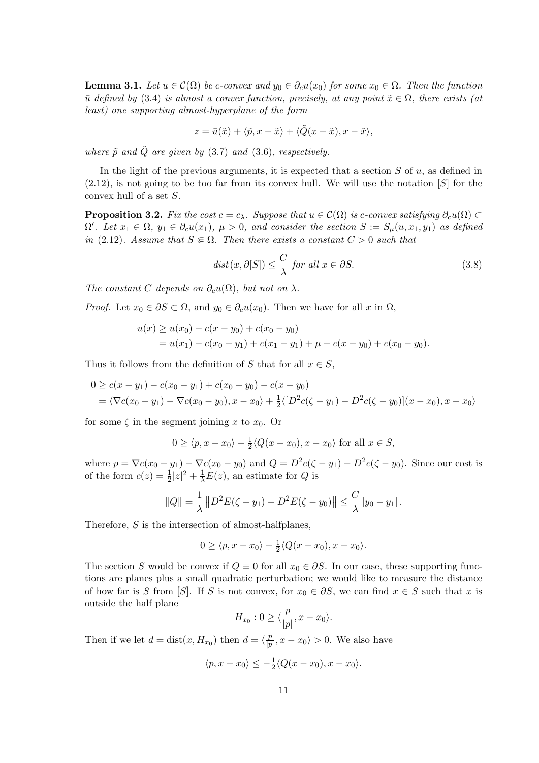**Lemma 3.1.** *Let $u \in \mathcal{C}(\overline{\Omega})$ be c-convex and $y_0 \in \partial_c u(x_0)$ for some $x_0 \in \Omega$. Then the function $\bar{u}$ defined by (3.4) is almost a convex function, precisely, at any point $\tilde{x} \in \Omega$, there exists (at least) one supporting almost-hyperplane of the form*

$$z = \bar{u}(\tilde{x}) + \langle \tilde{p}, x - \tilde{x} \rangle + \langle \tilde{Q}(x - \tilde{x}), x - \tilde{x} \rangle,$$

*where $\tilde{p}$ and $\tilde{Q}$ are given by (3.7) and (3.6), respectively.*

In the light of the previous arguments, it is expected that a section $S$ of $u$, as defined in (2.12), is not going to be too far from its convex hull. We will use the notation $[S]$ for the convex hull of a set $S$.

**Proposition 3.2.** *Fix the cost $c = c_\lambda$. Suppose that $u \in \mathcal{C}(\overline{\Omega})$ is c-convex satisfying $\partial_c u(\Omega) \subset \Omega'$. Let $x_1 \in \Omega$, $y_1 \in \partial_c u(x_1)$, $\mu > 0$, and consider the section $S := S_\mu(u, x_1, y_1)$ as defined in (2.12). Assume that $S \Subset \Omega$. Then there exists a constant $C > 0$ such that*

$$dist\,(x, \partial[S]) \leq \frac{C}{\lambda} \text{ for all } x \in \partial S. \tag{3.8}$$

*The constant $C$ depends on $\partial_c u(\Omega)$, but not on $\lambda$.*

*Proof.* Let $x_0 \in \partial S \subset \Omega$, and $y_0 \in \partial_c u(x_0)$. Then we have for all $x$ in $\Omega$,

$$\begin{aligned}
u(x) &\geq u(x_0) - c(x - y_0) + c(x_0 - y_0) \\
&= u(x_1) - c(x_0 - y_1) + c(x_1 - y_1) + \mu - c(x - y_0) + c(x_0 - y_0).
\end{aligned}$$

Thus it follows from the definition of $S$ that for all $x \in S$,

$$\begin{aligned}
0 &\geq c(x - y_1) - c(x_0 - y_1) + c(x_0 - y_0) - c(x - y_0) \\
&= \langle \nabla c(x_0 - y_1) - \nabla c(x_0 - y_0), x - x_0 \rangle + \tfrac{1}{2} \langle [D^2 c(\zeta - y_1) - D^2 c(\zeta - y_0)](x - x_0), x - x_0 \rangle
\end{aligned}$$

for some $\zeta$ in the segment joining $x$ to $x_0$. Or

$$0 \geq \langle p, x - x_0 \rangle + \tfrac{1}{2} \langle Q(x - x_0), x - x_0 \rangle \text{ for all } x \in S,$$

where $p = \nabla c(x_0 - y_1) - \nabla c(x_0 - y_0)$ and $Q = D^2 c(\zeta - y_1) - D^2 c(\zeta - y_0)$. Since our cost is of the form $c(z) = \frac{1}{2}|z|^2 + \frac{1}{\lambda} E(z)$, an estimate for $Q$ is

$$\|Q\| = \frac{1}{\lambda} \left\| D^2 E(\zeta - y_1) - D^2 E(\zeta - y_0) \right\| \leq \frac{C}{\lambda} \left| y_0 - y_1 \right|.$$

Therefore, $S$ is the intersection of almost-halfplanes,

$$0 \geq \langle p, x - x_0 \rangle + \tfrac{1}{2} \langle Q(x - x_0), x - x_0 \rangle.$$

The section $S$ would be convex if $Q \equiv 0$ for all $x_0 \in \partial S$. In our case, these supporting functions are planes plus a small quadratic perturbation; we would like to measure the distance of how far is $S$ from $[S]$. If $S$ is not convex, for $x_0 \in \partial S$, we can find $x \in S$ such that $x$ is outside the half plane

$$H_{x_0} : 0 \geq \langle \frac{p}{|p|}, x - x_0 \rangle.$$

Then if we let $d = \text{dist}(x, H_{x_0})$ then $d = \langle \frac{p}{|p|}, x - x_0 \rangle > 0$. We also have

$$\langle p, x - x_0 \rangle \leq -\tfrac{1}{2} \langle Q(x - x_0), x - x_0 \rangle.$$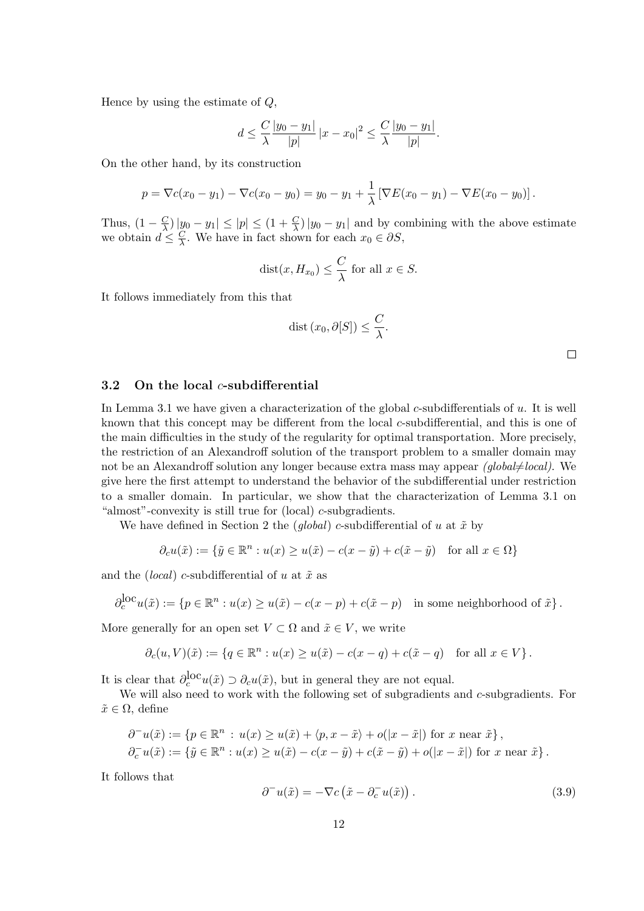Hence by using the estimate of $Q$,

$$d \leq \frac{C}{\lambda} \frac{|y_0 - y_1|}{|p|} |x - x_0|^2 \leq \frac{C}{\lambda} \frac{|y_0 - y_1|}{|p|}.$$

On the other hand, by its construction

$$p = \nabla c(x_0 - y_1) - \nabla c(x_0 - y_0) = y_0 - y_1 + \frac{1}{\lambda} \left[ \nabla E(x_0 - y_1) - \nabla E(x_0 - y_0) \right].$$

Thus, $(1 - \frac{C}{\lambda}) |y_0 - y_1| \leq |p| \leq (1 + \frac{C}{\lambda}) |y_0 - y_1|$ and by combining with the above estimate we obtain $d \leq \frac{C}{\lambda}$. We have in fact shown for each $x_0 \in \partial S$,

$$\operatorname{dist}(x, H_{x_0}) \leq \frac{C}{\lambda} \text{ for all } x \in S.$$

It follows immediately from this that

$$\operatorname{dist}(x_0, \partial[S]) \leq \frac{C}{\lambda}.$$

□

### 3.2 On the local $c$-subdifferential

In Lemma 3.1 we have given a characterization of the global $c$-subdifferentials of $u$. It is well known that this concept may be different from the local $c$-subdifferential, and this is one of the main difficulties in the study of the regularity for optimal transportation. More precisely, the restriction of an Alexandroff solution of the transport problem to a smaller domain may not be an Alexandroff solution any longer because extra mass may appear *(global≠local)*. We give here the first attempt to understand the behavior of the subdifferential under restriction to a smaller domain. In particular, we show that the characterization of Lemma 3.1 on "almost"-convexity is still true for (local) $c$-subgradients.

We have defined in Section 2 the (*global*) $c$-subdifferential of $u$ at $\tilde{x}$ by

$$\partial_c u(\tilde{x}) := \{\tilde{y} \in \mathbb{R}^n : u(x) \geq u(\tilde{x}) - c(x - \tilde{y}) + c(\tilde{x} - \tilde{y}) \quad \text{for all } x \in \Omega\}$$

and the (*local*) $c$-subdifferential of $u$ at $\tilde{x}$ as

$$\partial_c^{\text{loc}} u(\tilde{x}) := \{p \in \mathbb{R}^n : u(x) \geq u(\tilde{x}) - c(x - p) + c(\tilde{x} - p) \quad \text{in some neighborhood of } \tilde{x}\}.$$

More generally for an open set $V \subset \Omega$ and $\tilde{x} \in V$, we write

$$\partial_c(u, V)(\tilde{x}) := \{q \in \mathbb{R}^n : u(x) \geq u(\tilde{x}) - c(x - q) + c(\tilde{x} - q) \quad \text{for all } x \in V\}.$$

It is clear that $\partial_c^{\text{loc}} u(\tilde{x}) \supset \partial_c u(\tilde{x})$, but in general they are not equal.

We will also need to work with the following set of subgradients and $c$-subgradients. For $\tilde{x} \in \Omega$, define

$$\begin{aligned}
\partial^- u(\tilde{x}) &:= \{p \in \mathbb{R}^n \,:\, u(x) \geq u(\tilde{x}) + \langle p, x - \tilde{x} \rangle + o(|x - \tilde{x}|) \text{ for } x \text{ near } \tilde{x}\}, \\
\partial_c^- u(\tilde{x}) &:= \{\tilde{y} \in \mathbb{R}^n : u(x) \geq u(\tilde{x}) - c(x - \tilde{y}) + c(\tilde{x} - \tilde{y}) + o(|x - \tilde{x}|) \text{ for } x \text{ near } \tilde{x}\}.
\end{aligned}$$

It follows that

$$\partial^- u(\tilde{x}) = -\nabla c\left(\tilde{x} - \partial_c^- u(\tilde{x})\right). \tag{3.9}$$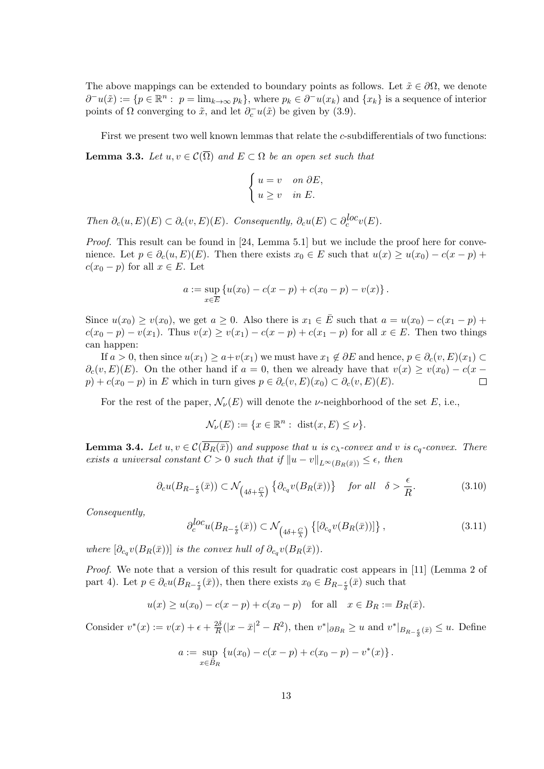The above mappings can be extended to boundary points as follows. Let $\tilde{x} \in \partial\Omega$, we denote $\partial^- u(\tilde{x}) := \{p \in \mathbb{R}^n : \ p = \lim_{k\to\infty} p_k\}$, where $p_k \in \partial^- u(x_k)$ and $\{x_k\}$ is a sequence of interior points of $\Omega$ converging to $\tilde{x}$, and let $\partial_c^- u(\tilde{x})$ be given by (3.9).

First we present two well known lemmas that relate the $c$-subdifferentials of two functions:

**Lemma 3.3.** *Let $u, v \in \mathcal{C}(\overline{\Omega})$ and $E \subset \Omega$ be an open set such that*

$$\begin{cases} u = v & \text{on } \partial E, \\ u \geq v & \text{in } E. \end{cases}$$

*Then $\partial_c(u, E)(E) \subset \partial_c(v, E)(E)$. Consequently, $\partial_c u(E) \subset \partial_c^{loc} v(E)$.*

*Proof.* This result can be found in [24, Lemma 5.1] but we include the proof here for convenience. Let $p \in \partial_c(u, E)(E)$. Then there exists $x_0 \in E$ such that $u(x) \geq u(x_0) - c(x - p) + c(x_0 - p)$ for all $x \in E$. Let

$$a := \sup_{x \in \overline{E}} \{u(x_0) - c(x - p) + c(x_0 - p) - v(x)\}.$$

Since $u(x_0) \geq v(x_0)$, we get $a \geq 0$. Also there is $x_1 \in \bar{E}$ such that $a = u(x_0) - c(x_1 - p) + c(x_0 - p) - v(x_1)$. Thus $v(x) \geq v(x_1) - c(x - p) + c(x_1 - p)$ for all $x \in E$. Then two things can happen:

If $a > 0$, then since $u(x_1) \geq a + v(x_1)$ we must have $x_1 \notin \partial E$ and hence, $p \in \partial_c(v, E)(x_1) \subset \partial_c(v, E)(E)$. On the other hand if $a = 0$, then we already have that $v(x) \geq v(x_0) - c(x - p) + c(x_0 - p)$ in $E$ which in turn gives $p \in \partial_c(v, E)(x_0) \subset \partial_c(v, E)(E)$. $\square$

For the rest of the paper, $\mathcal{N}_\nu(E)$ will denote the $\nu$-neighborhood of the set $E$, i.e.,

$$\mathcal{N}_\nu(E) := \{x \in \mathbb{R}^n : \ \text{dist}(x, E) \leq \nu\}.$$

**Lemma 3.4.** *Let $u, v \in \mathcal{C}(\overline{B_R(\bar{x})})$ and suppose that $u$ is $c_\lambda$-convex and $v$ is $c_q$-convex. There exists a universal constant $C > 0$ such that if $\|u - v\|_{L^\infty(B_R(\bar{x}))} \leq \epsilon$, then*

$$\partial_c u(B_{R-\frac{\epsilon}{\delta}}(\bar{x})) \subset \mathcal{N}_{\left(4\delta + \frac{C}{\lambda}\right)} \left\{\partial_{c_q} v(B_R(\bar{x}))\right\} \quad \text{for all} \quad \delta > \frac{\epsilon}{R}. \tag{3.10}$$

*Consequently,*

$$\partial_c^{loc} u(B_{R-\frac{\epsilon}{\delta}}(\bar{x})) \subset \mathcal{N}_{\left(4\delta + \frac{C}{\lambda}\right)} \left\{[\partial_{c_q} v(B_R(\bar{x}))]\right\}, \tag{3.11}$$

*where $[\partial_{c_q} v(B_R(\bar{x}))]$ is the convex hull of $\partial_{c_q} v(B_R(\bar{x}))$.*

*Proof.* We note that a version of this result for quadratic cost appears in [11] (Lemma 2 of part 4). Let $p \in \partial_c u(B_{R-\frac{\epsilon}{\delta}}(\bar{x}))$, then there exists $x_0 \in B_{R-\frac{\epsilon}{\delta}}(\bar{x})$ such that

$$u(x) \geq u(x_0) - c(x - p) + c(x_0 - p) \quad \text{for all} \quad x \in B_R := B_R(\bar{x}).$$

Consider $v^*(x) := v(x) + \epsilon + \frac{2\delta}{R}(|x - \bar{x}|^2 - R^2)$, then $v^*|_{\partial B_R} \geq u$ and $v^*|_{B_{R-\frac{\epsilon}{\delta}}(\bar{x})} \leq u$. Define

$$a := \sup_{x \in \bar{B}_R} \{u(x_0) - c(x - p) + c(x_0 - p) - v^*(x)\}.$$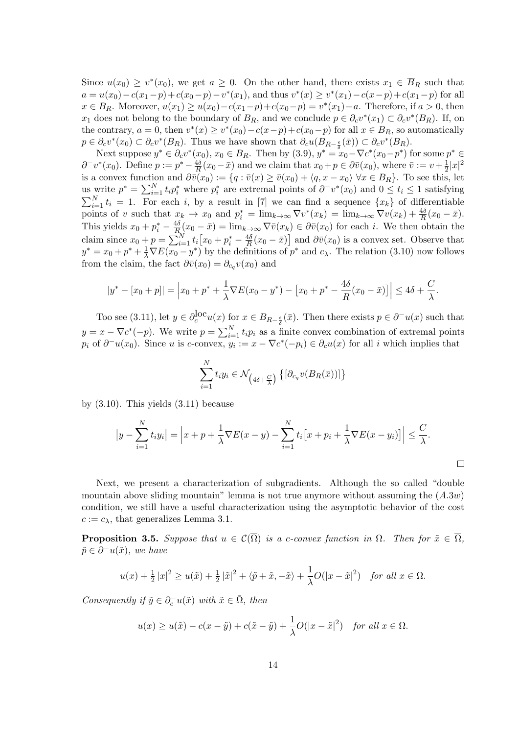Since $u(x_0) \geq v^*(x_0)$, we get $a \geq 0$. On the other hand, there exists $x_1 \in \overline{B}_R$ such that $a = u(x_0) - c(x_1-p) + c(x_0-p) - v^*(x_1)$, and thus $v^*(x) \geq v^*(x_1) - c(x-p) + c(x_1-p)$ for all $x \in B_R$. Moreover, $u(x_1) \geq u(x_0) - c(x_1-p) + c(x_0-p) = v^*(x_1) + a$. Therefore, if $a > 0$, then $x_1$ does not belong to the boundary of $B_R$, and we conclude $p \in \partial_c v^*(x_1) \subset \partial_c v^*(B_R)$. If, on the contrary, $a = 0$, then $v^*(x) \geq v^*(x_0) - c(x-p) + c(x_0-p)$ for all $x \in B_R$, so automatically $p \in \partial_c v^*(x_0) \subset \partial_c v^*(B_R)$. Thus we have shown that $\partial_c u(B_{R-\frac{\epsilon}{\delta}}(\bar{x})) \subset \partial_c v^*(B_R)$.

Next suppose $y^* \in \partial_c v^*(x_0)$, $x_0 \in B_R$. Then by (3.9), $y^* = x_0 - \nabla c^*(x_0 - p^*)$ for some $p^* \in \partial^- v^*(x_0)$. Define $p := p^* - \frac{4\delta}{R}(x_0 - \bar{x})$ and we claim that $x_0 + p \in \partial \bar{v}(x_0)$, where $\bar{v} := v + \frac{1}{2}|x|^2$ is a convex function and $\partial \bar{v}(x_0) := \{q : \bar{v}(x) \geq \bar{v}(x_0) + \langle q, x - x_0 \rangle \ \forall x \in B_R\}$. To see this, let us write $p^* = \sum_{i=1}^N t_i p_i^*$ where $p_i^*$ are extremal points of $\partial^- v^*(x_0)$ and $0 \leq t_i \leq 1$ satisfying $\sum_{i=1}^N t_i = 1$. For each $i$, by a result in [7] we can find a sequence $\{x_k\}$ of differentiable points of $v$ such that $x_k \to x_0$ and $p_i^* = \lim_{k\to\infty} \nabla v^*(x_k) = \lim_{k\to\infty} \nabla v(x_k) + \frac{4\delta}{R}(x_0 - \bar{x})$. This yields $x_0 + p_i^* - \frac{4\delta}{R}(x_0 - \bar{x}) = \lim_{k\to\infty} \nabla \bar{v}(x_k) \in \partial \bar{v}(x_0)$ for each $i$. We then obtain the claim since $x_0 + p = \sum_{i=1}^N t_i \big[x_0 + p_i^* - \frac{4\delta}{R}(x_0 - \bar{x})\big]$ and $\partial \bar{v}(x_0)$ is a convex set. Observe that $y^* = x_0 + p^* + \frac{1}{\lambda}\nabla E(x_0 - y^*)$ by the definitions of $p^*$ and $c_\lambda$. The relation (3.10) now follows from the claim, the fact $\partial \bar{v}(x_0) = \partial_{c_q} v(x_0)$ and

$$|y^* - [x_0 + p]| = \Big|x_0 + p^* + \frac{1}{\lambda}\nabla E(x_0 - y^*) - \big[x_0 + p^* - \frac{4\delta}{R}(x_0 - \bar{x})\big]\Big| \leq 4\delta + \frac{C}{\lambda}.$$

Too see (3.11), let $y \in \partial_c^{\text{loc}} u(x)$ for $x \in B_{R-\frac{\epsilon}{\delta}}(\bar{x})$. Then there exists $p \in \partial^- u(x)$ such that $y = x - \nabla c^*(-p)$. We write $p = \sum_{i=1}^N t_i p_i$ as a finite convex combination of extremal points $p_i$ of $\partial^- u(x_0)$. Since $u$ is $c$-convex, $y_i := x - \nabla c^*(-p_i) \in \partial_c u(x)$ for all $i$ which implies that

$$\sum_{i=1}^N t_i y_i \in \mathcal{N}_{\left(4\delta + \frac{C}{\lambda}\right)} \left\{[\partial_{c_q} v(B_R(\bar{x}))]\right\}$$

by (3.10). This yields (3.11) because

$$\big|y - \sum_{i=1}^N t_i y_i\big| = \Big|x + p + \frac{1}{\lambda}\nabla E(x - y) - \sum_{i=1}^N t_i \big[x + p_i + \frac{1}{\lambda}\nabla E(x - y_i)\big]\Big| \leq \frac{C}{\lambda}.$$

□

Next, we present a characterization of subgradients. Although the so called "double mountain above sliding mountain" lemma is not true anymore without assuming the $(A.3w)$ condition, we still have a useful characterization using the asymptotic behavior of the cost $c := c_\lambda$, that generalizes Lemma 3.1.

**Proposition 3.5.** *Suppose that $u \in \mathcal{C}(\overline{\Omega})$ is a $c$-convex function in $\Omega$. Then for $\tilde{x} \in \overline{\Omega}$, $\tilde{p} \in \partial^- u(\tilde{x})$, we have*

$$u(x) + \tfrac{1}{2}|x|^2 \geq u(\tilde{x}) + \tfrac{1}{2}|\tilde{x}|^2 + \langle \tilde{p} + \tilde{x}, -\tilde{x}\rangle + \frac{1}{\lambda} O(|x - \tilde{x}|^2) \quad \text{for all } x \in \Omega.$$

*Consequently if $\tilde{y} \in \partial_c^- u(\tilde{x})$ with $\tilde{x} \in \bar{\Omega}$, then*

$$u(x) \geq u(\tilde{x}) - c(x - \tilde{y}) + c(\tilde{x} - \tilde{y}) + \frac{1}{\lambda} O(|x - \tilde{x}|^2) \quad \text{for all } x \in \Omega.$$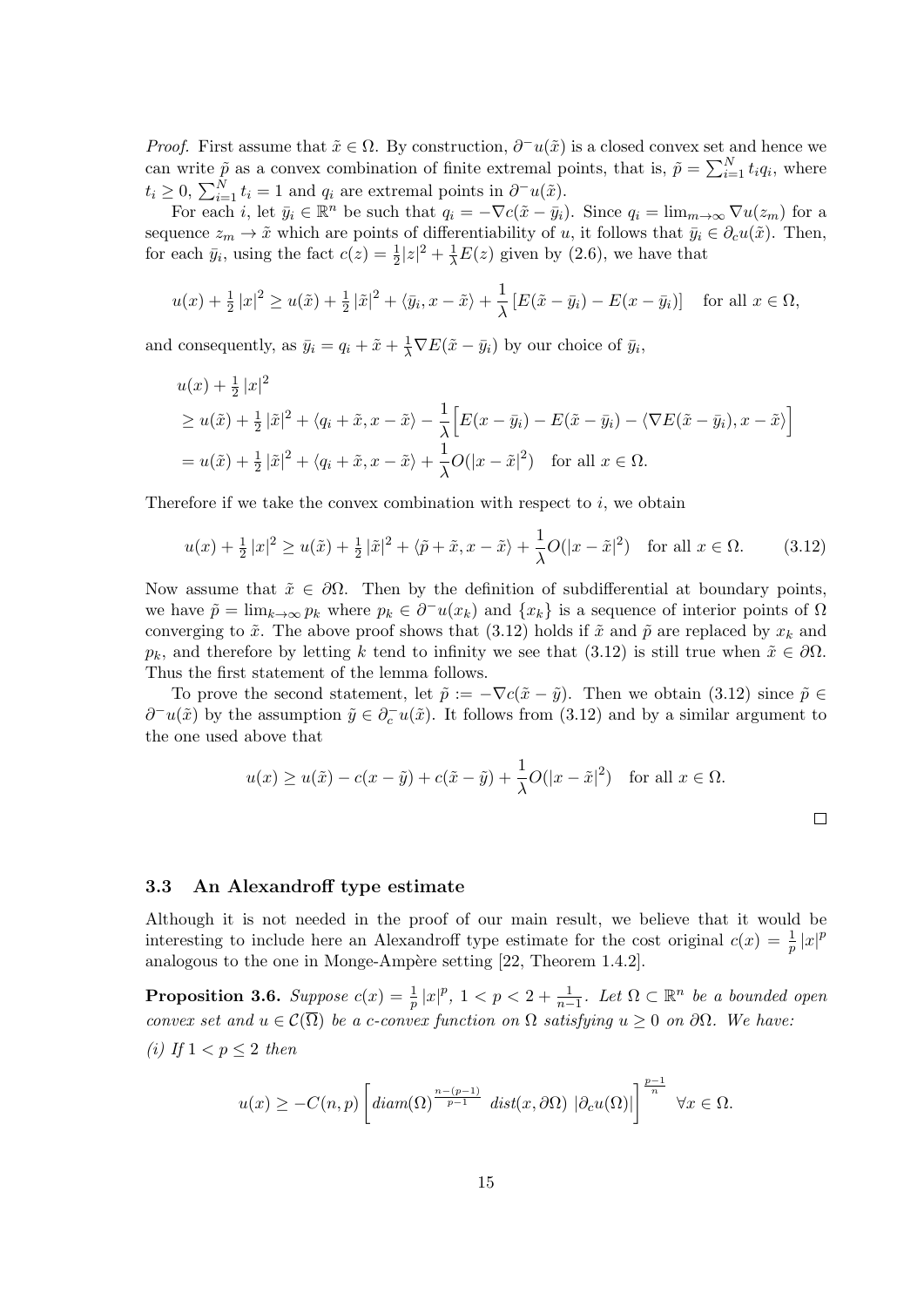*Proof.* First assume that $\tilde{x} \in \Omega$. By construction, $\partial^- u(\tilde{x})$ is a closed convex set and hence we can write $\tilde{p}$ as a convex combination of finite extremal points, that is, $\tilde{p} = \sum_{i=1}^N t_i q_i$, where $t_i \geq 0$, $\sum_{i=1}^N t_i = 1$ and $q_i$ are extremal points in $\partial^- u(\tilde{x})$.

For each $i$, let $\bar{y}_i \in \mathbb{R}^n$ be such that $q_i = -\nabla c(\tilde{x} - \bar{y}_i)$. Since $q_i = \lim_{m\to\infty} \nabla u(z_m)$ for a sequence $z_m \to \tilde{x}$ which are points of differentiability of $u$, it follows that $\bar{y}_i \in \partial_c u(\tilde{x})$. Then, for each $\bar{y}_i$, using the fact $c(z) = \frac{1}{2}|z|^2 + \frac{1}{\lambda}E(z)$ given by (2.6), we have that

$$u(x) + \tfrac{1}{2}|x|^2 \geq u(\tilde{x}) + \tfrac{1}{2}|\tilde{x}|^2 + \langle \bar{y}_i, x - \tilde{x}\rangle + \frac{1}{\lambda}\left[E(\tilde{x} - \bar{y}_i) - E(x - \bar{y}_i)\right] \quad \text{for all } x \in \Omega,$$

and consequently, as $\bar{y}_i = q_i + \tilde{x} + \frac{1}{\lambda}\nabla E(\tilde{x} - \bar{y}_i)$ by our choice of $\bar{y}_i$,

$$\begin{aligned}
&u(x) + \tfrac{1}{2}|x|^2 \\
&\geq u(\tilde{x}) + \tfrac{1}{2}|\tilde{x}|^2 + \langle q_i + \tilde{x}, x - \tilde{x}\rangle - \frac{1}{\lambda}\Big[E(x - \bar{y}_i) - E(\tilde{x} - \bar{y}_i) - \langle \nabla E(\tilde{x} - \bar{y}_i), x - \tilde{x}\rangle\Big] \\
&= u(\tilde{x}) + \tfrac{1}{2}|\tilde{x}|^2 + \langle q_i + \tilde{x}, x - \tilde{x}\rangle + \frac{1}{\lambda}O(|x - \tilde{x}|^2) \quad \text{for all } x \in \Omega.
\end{aligned}$$

Therefore if we take the convex combination with respect to $i$, we obtain

$$u(x) + \tfrac{1}{2}|x|^2 \geq u(\tilde{x}) + \tfrac{1}{2}|\tilde{x}|^2 + \langle \tilde{p} + \tilde{x}, x - \tilde{x}\rangle + \frac{1}{\lambda}O(|x - \tilde{x}|^2) \quad \text{for all } x \in \Omega. \tag{3.12}$$

Now assume that $\tilde{x} \in \partial\Omega$. Then by the definition of subdifferential at boundary points, we have $\tilde{p} = \lim_{k\to\infty} p_k$ where $p_k \in \partial^- u(x_k)$ and $\{x_k\}$ is a sequence of interior points of $\Omega$ converging to $\tilde{x}$. The above proof shows that (3.12) holds if $\tilde{x}$ and $\tilde{p}$ are replaced by $x_k$ and $p_k$, and therefore by letting $k$ tend to infinity we see that (3.12) is still true when $\tilde{x} \in \partial\Omega$. Thus the first statement of the lemma follows.

To prove the second statement, let $\tilde{p} := -\nabla c(\tilde{x} - \tilde{y})$. Then we obtain (3.12) since $\tilde{p} \in \partial^- u(\tilde{x})$ by the assumption $\tilde{y} \in \partial_c^- u(\tilde{x})$. It follows from (3.12) and by a similar argument to the one used above that

$$u(x) \geq u(\tilde{x}) - c(x - \tilde{y}) + c(\tilde{x} - \tilde{y}) + \frac{1}{\lambda}O(|x - \tilde{x}|^2) \quad \text{for all } x \in \Omega.$$

$\square$

### 3.3 An Alexandroff type estimate

Although it is not needed in the proof of our main result, we believe that it would be interesting to include here an Alexandroff type estimate for the cost original $c(x) = \frac{1}{p}|x|^p$ analogous to the one in Monge-Ampère setting [22, Theorem 1.4.2].

**Proposition 3.6.** *Suppose $c(x) = \frac{1}{p}|x|^p$, $1 < p < 2 + \frac{1}{n-1}$. Let $\Omega \subset \mathbb{R}^n$ be a bounded open convex set and $u \in \mathcal{C}(\overline{\Omega})$ be a c-convex function on $\Omega$ satisfying $u \geq 0$ on $\partial\Omega$. We have:*

*(i) If $1 < p \leq 2$ then*

$$u(x) \geq -C(n,p)\left[diam(\Omega)^{\frac{n-(p-1)}{p-1}}\ dist(x, \partial\Omega)\ |\partial_c u(\Omega)|\right]^{\frac{p-1}{n}} \quad \forall x \in \Omega.$$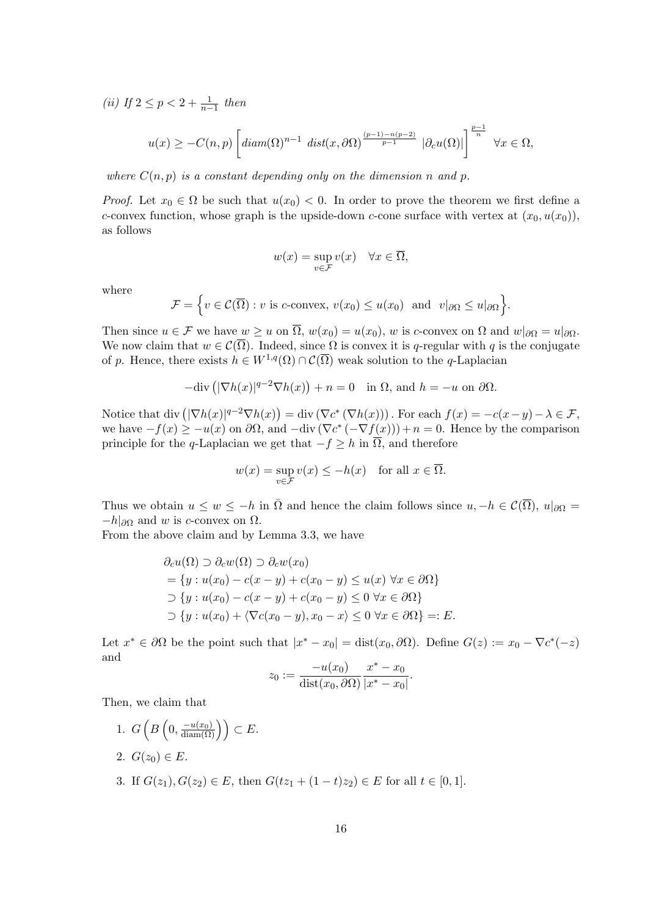*(ii) If $2 \le p < 2 + \frac{1}{n-1}$ then*

$$u(x) \ge -C(n,p)\left[diam(\Omega)^{n-1}\ dist(x,\partial\Omega)^{\frac{(p-1)-n(p-2)}{p-1}}\ |\partial_c u(\Omega)|\right]^{\frac{p-1}{n}} \quad \forall x \in \Omega,$$

*where $C(n,p)$ is a constant depending only on the dimension $n$ and $p$.*

*Proof.* Let $x_0 \in \Omega$ be such that $u(x_0) < 0$. In order to prove the theorem we first define a $c$-convex function, whose graph is the upside-down $c$-cone surface with vertex at $(x_0, u(x_0))$, as follows

$$w(x) = \sup_{v \in \mathcal{F}} v(x) \quad \forall x \in \overline{\Omega},$$

where

$$\mathcal{F} = \Big\{ v \in \mathcal{C}(\overline{\Omega}) : v \text{ is } c\text{-convex},\ v(x_0) \le u(x_0) \text{ and } v|_{\partial\Omega} \le u|_{\partial\Omega} \Big\}.$$

Then since $u \in \mathcal{F}$ we have $w \ge u$ on $\overline{\Omega}$, $w(x_0) = u(x_0)$, $w$ is $c$-convex on $\Omega$ and $w|_{\partial\Omega} = u|_{\partial\Omega}$. We now claim that $w \in \mathcal{C}(\overline{\Omega})$. Indeed, since $\Omega$ is convex it is $q$-regular with $q$ is the conjugate of $p$. Hence, there exists $h \in W^{1,q}(\Omega) \cap \mathcal{C}(\overline{\Omega})$ weak solution to the $q$-Laplacian

$$-\text{div}\left(|\nabla h(x)|^{q-2}\nabla h(x)\right) + n = 0 \quad \text{in } \Omega, \text{ and } h = -u \text{ on } \partial\Omega.$$

Notice that $\text{div}\left(|\nabla h(x)|^{q-2}\nabla h(x)\right) = \text{div}\left(\nabla c^*\left(\nabla h(x)\right)\right)$. For each $f(x) = -c(x-y) - \lambda \in \mathcal{F}$, we have $-f(x) \ge -u(x)$ on $\partial\Omega$, and $-\text{div}\left(\nabla c^*\left(-\nabla f(x)\right)\right) + n = 0$. Hence by the comparison principle for the $q$-Laplacian we get that $-f \ge h$ in $\overline{\Omega}$, and therefore

$$w(x) = \sup_{v \in \mathcal{F}} v(x) \le -h(x) \quad \text{for all } x \in \overline{\Omega}.$$

Thus we obtain $u \le w \le -h$ in $\bar{\Omega}$ and hence the claim follows since $u, -h \in \mathcal{C}(\overline{\Omega})$, $u|_{\partial\Omega} = -h|_{\partial\Omega}$ and $w$ is $c$-convex on $\Omega$.
From the above claim and by Lemma 3.3, we have

$$\begin{aligned}
\partial_c u(\Omega) &\supset \partial_c w(\Omega) \supset \partial_c w(x_0) \\
&= \{y : u(x_0) - c(x-y) + c(x_0 - y) \le u(x)\ \forall x \in \partial\Omega\} \\
&\supset \{y : u(x_0) - c(x-y) + c(x_0 - y) \le 0\ \forall x \in \partial\Omega\} \\
&\supset \{y : u(x_0) + \langle \nabla c(x_0 - y), x_0 - x\rangle \le 0\ \forall x \in \partial\Omega\} =: E.
\end{aligned}$$

Let $x^* \in \partial\Omega$ be the point such that $|x^* - x_0| = \text{dist}(x_0, \partial\Omega)$. Define $G(z) := x_0 - \nabla c^*(-z)$ and

$$z_0 := \frac{-u(x_0)}{\text{dist}(x_0, \partial\Omega)} \frac{x^* - x_0}{|x^* - x_0|}.$$

Then, we claim that

1. $G\left(B\left(0, \frac{-u(x_0)}{\text{diam}(\Omega)}\right)\right) \subset E.$
2. $G(z_0) \in E.$
3. If $G(z_1), G(z_2) \in E$, then $G(tz_1 + (1-t)z_2) \in E$ for all $t \in [0,1]$.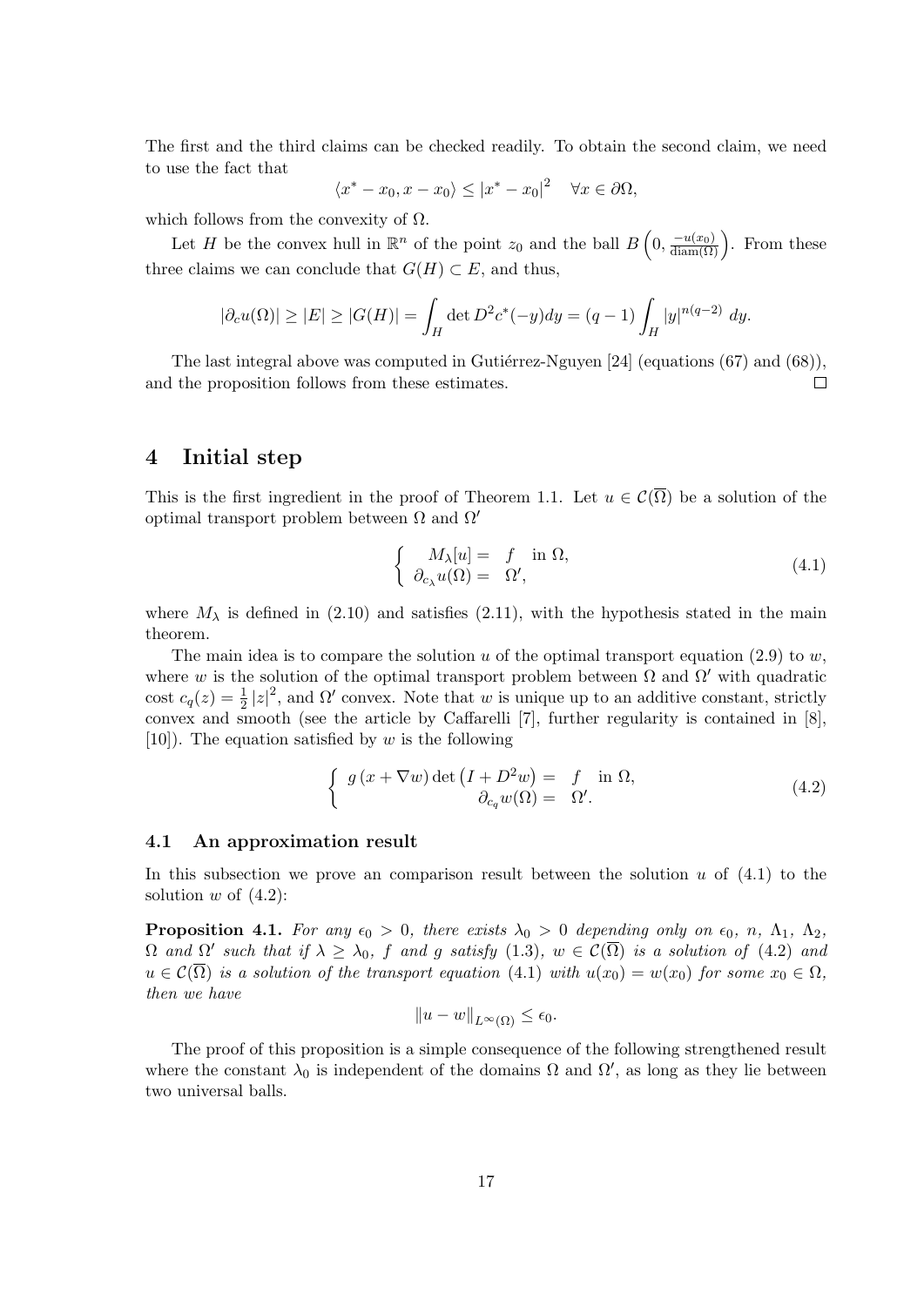The first and the third claims can be checked readily. To obtain the second claim, we need to use the fact that

$$\langle x^* - x_0, x - x_0 \rangle \leq |x^* - x_0|^2 \quad \forall x \in \partial\Omega,$$

which follows from the convexity of $\Omega$.

Let $H$ be the convex hull in $\mathbb{R}^n$ of the point $z_0$ and the ball $B\left(0, \frac{-u(x_0)}{\operatorname{diam}(\Omega)}\right)$. From these three claims we can conclude that $G(H) \subset E$, and thus,

$$|\partial_c u(\Omega)| \geq |E| \geq |G(H)| = \int_H \det D^2 c^*(-y) dy = (q-1) \int_H |y|^{n(q-2)} \, dy.$$

The last integral above was computed in Gutiérrez-Nguyen [24] (equations (67) and (68)), and the proposition follows from these estimates. □

# 4 Initial step

This is the first ingredient in the proof of Theorem 1.1. Let $u \in \mathcal{C}(\overline{\Omega})$ be a solution of the optimal transport problem between $\Omega$ and $\Omega'$

$$\begin{cases} M_\lambda[u] = & f \quad \text{in } \Omega, \\ \partial_{c_\lambda} u(\Omega) = & \Omega', \end{cases} \tag{4.1}$$

where $M_\lambda$ is defined in (2.10) and satisfies (2.11), with the hypothesis stated in the main theorem.

The main idea is to compare the solution $u$ of the optimal transport equation (2.9) to $w$, where $w$ is the solution of the optimal transport problem between $\Omega$ and $\Omega'$ with quadratic cost $c_q(z) = \frac{1}{2}|z|^2$, and $\Omega'$ convex. Note that $w$ is unique up to an additive constant, strictly convex and smooth (see the article by Caffarelli [7], further regularity is contained in [8], [10]). The equation satisfied by $w$ is the following

$$\begin{cases} g\left(x + \nabla w\right) \det\left(I + D^2 w\right) = & f \quad \text{in } \Omega, \\ \partial_{c_q} w(\Omega) = & \Omega'. \end{cases} \tag{4.2}$$

## 4.1 An approximation result

In this subsection we prove an comparison result between the solution $u$ of (4.1) to the solution $w$ of (4.2):

**Proposition 4.1.** *For any $\epsilon_0 > 0$, there exists $\lambda_0 > 0$ depending only on $\epsilon_0$, $n$, $\Lambda_1$, $\Lambda_2$, $\Omega$ and $\Omega'$ such that if $\lambda \geq \lambda_0$, $f$ and $g$ satisfy (1.3), $w \in \mathcal{C}(\overline{\Omega})$ is a solution of (4.2) and $u \in \mathcal{C}(\overline{\Omega})$ is a solution of the transport equation (4.1) with $u(x_0) = w(x_0)$ for some $x_0 \in \Omega$, then we have*

$$\|u - w\|_{L^\infty(\Omega)} \leq \epsilon_0.$$

The proof of this proposition is a simple consequence of the following strengthened result where the constant $\lambda_0$ is independent of the domains $\Omega$ and $\Omega'$, as long as they lie between two universal balls.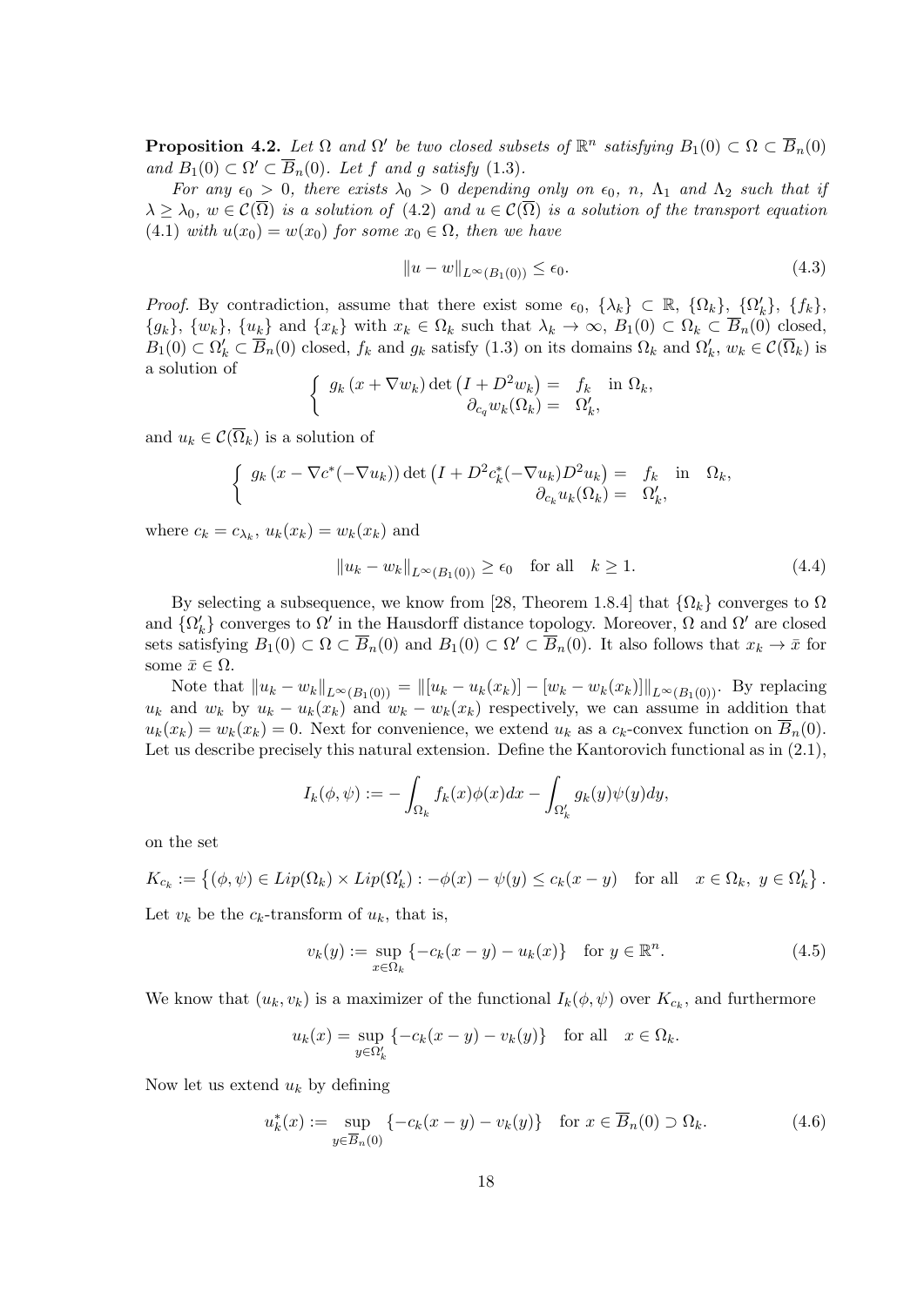**Proposition 4.2.** *Let $\Omega$ and $\Omega'$ be two closed subsets of $\mathbb{R}^n$ satisfying $B_1(0) \subset \Omega \subset \overline{B}_n(0)$ and $B_1(0) \subset \Omega' \subset \overline{B}_n(0)$. Let $f$ and $g$ satisfy (1.3).*

*For any $\epsilon_0 > 0$, there exists $\lambda_0 > 0$ depending only on $\epsilon_0$, $n$, $\Lambda_1$ and $\Lambda_2$ such that if $\lambda \geq \lambda_0$, $w \in \mathcal{C}(\overline{\Omega})$ is a solution of (4.2) and $u \in \mathcal{C}(\overline{\Omega})$ is a solution of the transport equation (4.1) with $u(x_0) = w(x_0)$ for some $x_0 \in \Omega$, then we have*

$$\|u - w\|_{L^\infty(B_1(0))} \leq \epsilon_0. \tag{4.3}$$

*Proof.* By contradiction, assume that there exist some $\epsilon_0$, $\{\lambda_k\} \subset \mathbb{R}$, $\{\Omega_k\}$, $\{\Omega'_k\}$, $\{f_k\}$, $\{g_k\}$, $\{w_k\}$, $\{u_k\}$ and $\{x_k\}$ with $x_k \in \Omega_k$ such that $\lambda_k \to \infty$, $B_1(0) \subset \Omega_k \subset \overline{B}_n(0)$ closed, $B_1(0) \subset \Omega'_k \subset \overline{B}_n(0)$ closed, $f_k$ and $g_k$ satisfy (1.3) on its domains $\Omega_k$ and $\Omega'_k$, $w_k \in \mathcal{C}(\overline{\Omega}_k)$ is a solution of

$$\begin{cases} g_k\left(x + \nabla w_k\right) \det\left(I + D^2 w_k\right) = & f_k \quad \text{in } \Omega_k, \\ \partial_{c_q} w_k(\Omega_k) = & \Omega'_k, \end{cases}$$

and $u_k \in \mathcal{C}(\overline{\Omega}_k)$ is a solution of

$$\begin{cases} g_k\left(x - \nabla c^*(-\nabla u_k)\right) \det\left(I + D^2 c_k^*(-\nabla u_k) D^2 u_k\right) = & f_k \quad \text{in} \quad \Omega_k, \\ \partial_{c_k} u_k(\Omega_k) = & \Omega'_k, \end{cases}$$

where $c_k = c_{\lambda_k}$, $u_k(x_k) = w_k(x_k)$ and

$$\|u_k - w_k\|_{L^\infty(B_1(0))} \geq \epsilon_0 \quad \text{for all} \quad k \geq 1. \tag{4.4}$$

By selecting a subsequence, we know from [28, Theorem 1.8.4] that $\{\Omega_k\}$ converges to $\Omega$ and $\{\Omega'_k\}$ converges to $\Omega'$ in the Hausdorff distance topology. Moreover, $\Omega$ and $\Omega'$ are closed sets satisfying $B_1(0) \subset \Omega \subset \overline{B}_n(0)$ and $B_1(0) \subset \Omega' \subset \overline{B}_n(0)$. It also follows that $x_k \to \bar{x}$ for some $\bar{x} \in \Omega$.

Note that $\|u_k - w_k\|_{L^\infty(B_1(0))} = \|[u_k - u_k(x_k)] - [w_k - w_k(x_k)]\|_{L^\infty(B_1(0))}$. By replacing $u_k$ and $w_k$ by $u_k - u_k(x_k)$ and $w_k - w_k(x_k)$ respectively, we can assume in addition that $u_k(x_k) = w_k(x_k) = 0$. Next for convenience, we extend $u_k$ as a $c_k$-convex function on $\overline{B}_n(0)$. Let us describe precisely this natural extension. Define the Kantorovich functional as in (2.1),

$$I_k(\phi, \psi) := -\int_{\Omega_k} f_k(x)\phi(x)dx - \int_{\Omega'_k} g_k(y)\psi(y)dy,$$

on the set

$$K_{c_k} := \left\{(\phi, \psi) \in Lip(\Omega_k) \times Lip(\Omega'_k) : -\phi(x) - \psi(y) \leq c_k(x - y) \quad \text{for all} \quad x \in \Omega_k,\ y \in \Omega'_k\right\}.$$

Let $v_k$ be the $c_k$-transform of $u_k$, that is,

$$v_k(y) := \sup_{x \in \Omega_k} \{-c_k(x - y) - u_k(x)\} \quad \text{for } y \in \mathbb{R}^n. \tag{4.5}$$

We know that $(u_k, v_k)$ is a maximizer of the functional $I_k(\phi, \psi)$ over $K_{c_k}$, and furthermore

$$u_k(x) = \sup_{y \in \Omega'_k} \{-c_k(x - y) - v_k(y)\} \quad \text{for all} \quad x \in \Omega_k.$$

Now let us extend $u_k$ by defining

$$u_k^*(x) := \sup_{y \in \overline{B}_n(0)} \{-c_k(x - y) - v_k(y)\} \quad \text{for } x \in \overline{B}_n(0) \supset \Omega_k. \tag{4.6}$$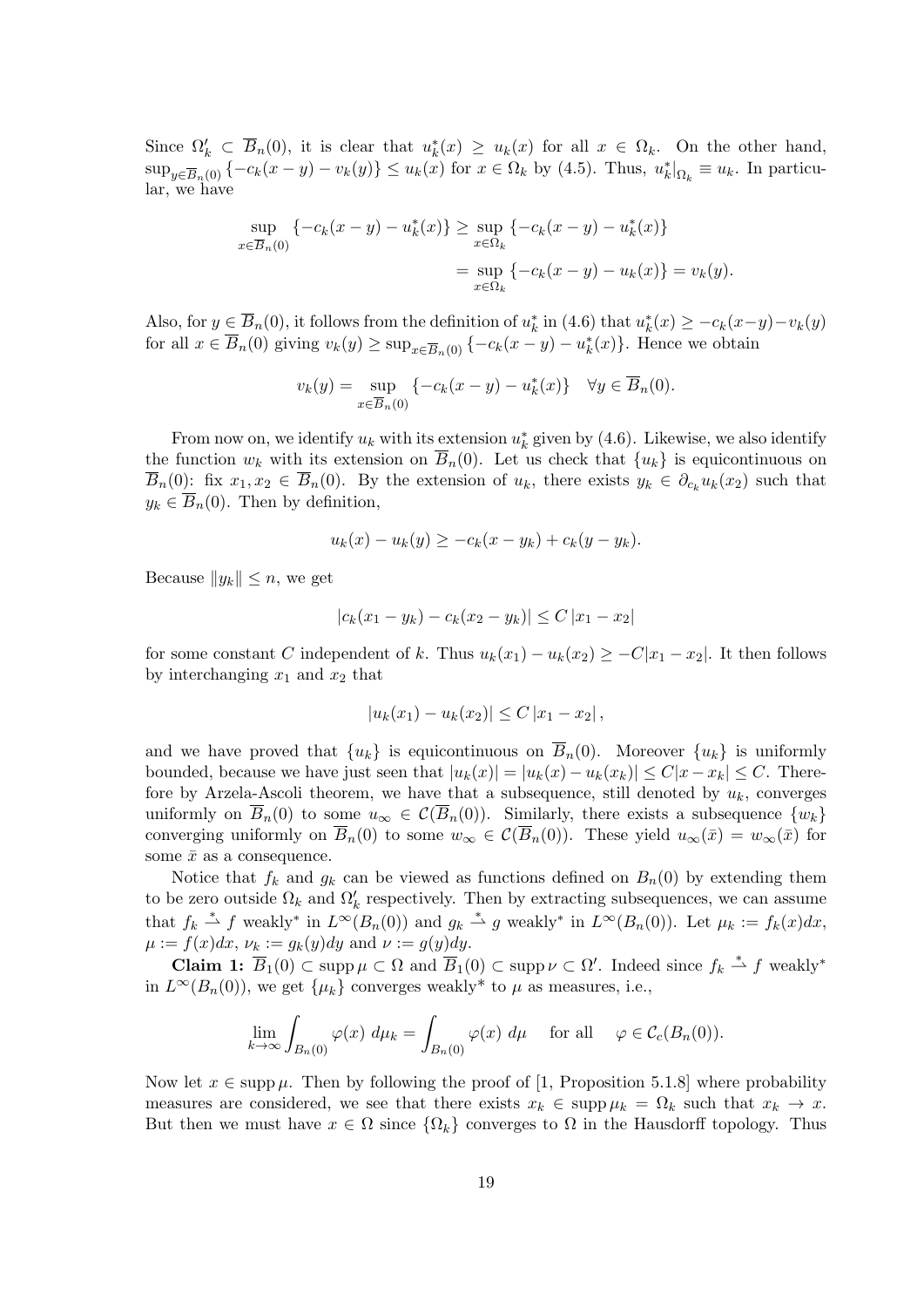Since $\Omega'_k \subset \overline{B}_n(0)$, it is clear that $u_k^*(x) \geq u_k(x)$ for all $x \in \Omega_k$. On the other hand, $\sup_{y \in \overline{B}_n(0)} \{-c_k(x-y) - v_k(y)\} \leq u_k(x)$ for $x \in \Omega_k$ by (4.5). Thus, $u_k^*|_{\Omega_k} \equiv u_k$. In particular, we have

$$\begin{aligned}
\sup_{x \in \overline{B}_n(0)} \{-c_k(x-y) - u_k^*(x)\} &\geq \sup_{x \in \Omega_k} \{-c_k(x-y) - u_k^*(x)\} \\
&= \sup_{x \in \Omega_k} \{-c_k(x-y) - u_k(x)\} = v_k(y).
\end{aligned}$$

Also, for $y \in \overline{B}_n(0)$, it follows from the definition of $u_k^*$ in (4.6) that $u_k^*(x) \geq -c_k(x-y) - v_k(y)$ for all $x \in \overline{B}_n(0)$ giving $v_k(y) \geq \sup_{x \in \overline{B}_n(0)} \{-c_k(x-y) - u_k^*(x)\}$. Hence we obtain

$$v_k(y) = \sup_{x \in \overline{B}_n(0)} \{-c_k(x-y) - u_k^*(x)\} \quad \forall y \in \overline{B}_n(0).$$

From now on, we identify $u_k$ with its extension $u_k^*$ given by (4.6). Likewise, we also identify the function $w_k$ with its extension on $\overline{B}_n(0)$. Let us check that $\{u_k\}$ is equicontinuous on $\overline{B}_n(0)$: fix $x_1, x_2 \in \overline{B}_n(0)$. By the extension of $u_k$, there exists $y_k \in \partial_{c_k} u_k(x_2)$ such that $y_k \in \overline{B}_n(0)$. Then by definition,

$$u_k(x) - u_k(y) \geq -c_k(x - y_k) + c_k(y - y_k).$$

Because $\|y_k\| \leq n$, we get

$$|c_k(x_1 - y_k) - c_k(x_2 - y_k)| \leq C\,|x_1 - x_2|$$

for some constant $C$ independent of $k$. Thus $u_k(x_1) - u_k(x_2) \geq -C|x_1 - x_2|$. It then follows by interchanging $x_1$ and $x_2$ that

$$|u_k(x_1) - u_k(x_2)| \leq C\,|x_1 - x_2|,$$

and we have proved that $\{u_k\}$ is equicontinuous on $\overline{B}_n(0)$. Moreover $\{u_k\}$ is uniformly bounded, because we have just seen that $|u_k(x)| = |u_k(x) - u_k(x_k)| \leq C|x - x_k| \leq C$. Therefore by Arzela-Ascoli theorem, we have that a subsequence, still denoted by $u_k$, converges uniformly on $\overline{B}_n(0)$ to some $u_\infty \in \mathcal{C}(\overline{B}_n(0))$. Similarly, there exists a subsequence $\{w_k\}$ converging uniformly on $\overline{B}_n(0)$ to some $w_\infty \in \mathcal{C}(\overline{B}_n(0))$. These yield $u_\infty(\bar{x}) = w_\infty(\bar{x})$ for some $\bar{x}$ as a consequence.

Notice that $f_k$ and $g_k$ can be viewed as functions defined on $B_n(0)$ by extending them to be zero outside $\Omega_k$ and $\Omega'_k$ respectively. Then by extracting subsequences, we can assume that $f_k \overset{*}{\rightharpoonup} f$ weakly$^*$ in $L^\infty(B_n(0))$ and $g_k \overset{*}{\rightharpoonup} g$ weakly$^*$ in $L^\infty(B_n(0))$. Let $\mu_k := f_k(x)dx$, $\mu := f(x)dx$, $\nu_k := g_k(y)dy$ and $\nu := g(y)dy$.

**Claim 1:** $\overline{B}_1(0) \subset \operatorname{supp} \mu \subset \Omega$ and $\overline{B}_1(0) \subset \operatorname{supp} \nu \subset \Omega'$. Indeed since $f_k \overset{*}{\rightharpoonup} f$ weakly$^*$ in $L^\infty(B_n(0))$, we get $\{\mu_k\}$ converges weakly$^*$ to $\mu$ as measures, i.e.,

$$\lim_{k \to \infty} \int_{B_n(0)} \varphi(x)\; d\mu_k = \int_{B_n(0)} \varphi(x)\; d\mu \quad \text{ for all } \quad \varphi \in \mathcal{C}_c(B_n(0)).$$

Now let $x \in \operatorname{supp} \mu$. Then by following the proof of [1, Proposition 5.1.8] where probability measures are considered, we see that there exists $x_k \in \operatorname{supp} \mu_k = \Omega_k$ such that $x_k \to x$. But then we must have $x \in \Omega$ since $\{\Omega_k\}$ converges to $\Omega$ in the Hausdorff topology. Thus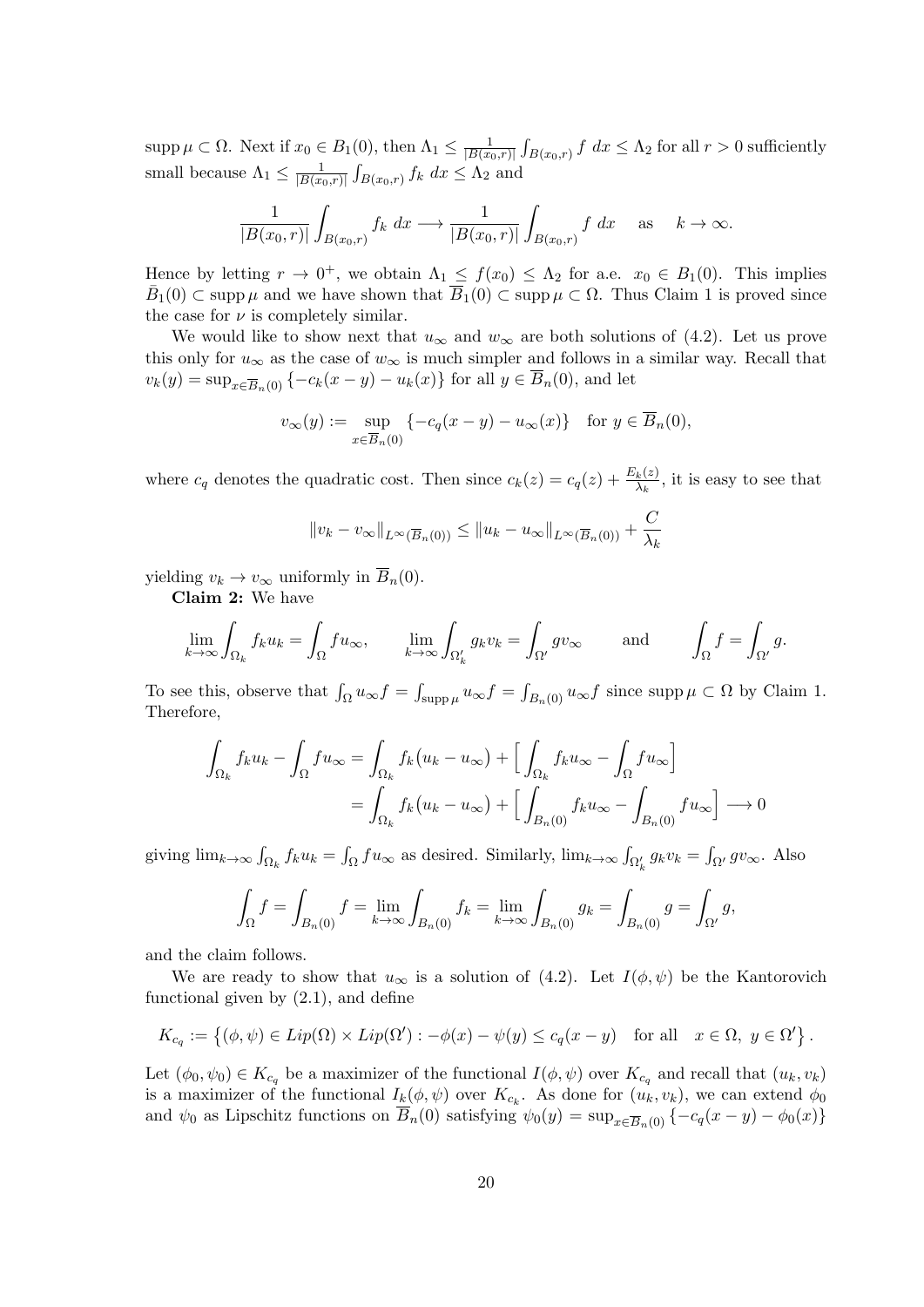$\operatorname{supp}\mu \subset \Omega$. Next if $x_0 \in B_1(0)$, then $\Lambda_1 \le \frac{1}{|B(x_0,r)|}\int_{B(x_0,r)} f\ dx \le \Lambda_2$ for all $r > 0$ sufficiently small because $\Lambda_1 \le \frac{1}{|B(x_0,r)|}\int_{B(x_0,r)} f_k\ dx \le \Lambda_2$ and

$$\frac{1}{|B(x_0,r)|}\int_{B(x_0,r)} f_k\ dx \longrightarrow \frac{1}{|B(x_0,r)|}\int_{B(x_0,r)} f\ dx \quad \text{as} \quad k \to \infty.$$

Hence by letting $r \to 0^+$, we obtain $\Lambda_1 \le f(x_0) \le \Lambda_2$ for a.e. $x_0 \in B_1(0)$. This implies $\bar{B}_1(0) \subset \operatorname{supp}\mu$ and we have shown that $\overline{B}_1(0) \subset \operatorname{supp}\mu \subset \Omega$. Thus Claim 1 is proved since the case for $\nu$ is completely similar.

We would like to show next that $u_\infty$ and $w_\infty$ are both solutions of (4.2). Let us prove this only for $u_\infty$ as the case of $w_\infty$ is much simpler and follows in a similar way. Recall that $v_k(y) = \sup_{x\in\overline{B}_n(0)}\{-c_k(x-y) - u_k(x)\}$ for all $y \in \overline{B}_n(0)$, and let

$$v_\infty(y) := \sup_{x\in\overline{B}_n(0)}\{-c_q(x-y) - u_\infty(x)\} \quad \text{for } y \in \overline{B}_n(0),$$

where $c_q$ denotes the quadratic cost. Then since $c_k(z) = c_q(z) + \frac{E_k(z)}{\lambda_k}$, it is easy to see that

$$\|v_k - v_\infty\|_{L^\infty(\overline{B}_n(0))} \le \|u_k - u_\infty\|_{L^\infty(\overline{B}_n(0))} + \frac{C}{\lambda_k}$$

yielding $v_k \to v_\infty$ uniformly in $\overline{B}_n(0)$.

**Claim 2:** We have

$$\lim_{k\to\infty}\int_{\Omega_k} f_k u_k = \int_\Omega f u_\infty, \qquad \lim_{k\to\infty}\int_{\Omega_k'} g_k v_k = \int_{\Omega'} g v_\infty \qquad \text{and} \qquad \int_\Omega f = \int_{\Omega'} g.$$

To see this, observe that $\int_\Omega u_\infty f = \int_{\operatorname{supp}\mu} u_\infty f = \int_{B_n(0)} u_\infty f$ since $\operatorname{supp}\mu \subset \Omega$ by Claim 1. Therefore,

$$\begin{aligned}
\int_{\Omega_k} f_k u_k - \int_\Omega f u_\infty &= \int_{\Omega_k} f_k\big(u_k - u_\infty\big) + \Big[\int_{\Omega_k} f_k u_\infty - \int_\Omega f u_\infty\Big] \\
&= \int_{\Omega_k} f_k\big(u_k - u_\infty\big) + \Big[\int_{B_n(0)} f_k u_\infty - \int_{B_n(0)} f u_\infty\Big] \longrightarrow 0
\end{aligned}$$

giving $\lim_{k\to\infty}\int_{\Omega_k} f_k u_k = \int_\Omega f u_\infty$ as desired. Similarly, $\lim_{k\to\infty}\int_{\Omega_k'} g_k v_k = \int_{\Omega'} g v_\infty$. Also

$$\int_\Omega f = \int_{B_n(0)} f = \lim_{k\to\infty}\int_{B_n(0)} f_k = \lim_{k\to\infty}\int_{B_n(0)} g_k = \int_{B_n(0)} g = \int_{\Omega'} g,$$

and the claim follows.

We are ready to show that $u_\infty$ is a solution of (4.2). Let $I(\phi,\psi)$ be the Kantorovich functional given by (2.1), and define

$$K_{c_q} := \big\{(\phi,\psi) \in Lip(\Omega)\times Lip(\Omega') : -\phi(x) - \psi(y) \le c_q(x-y) \quad \text{for all} \quad x \in \Omega,\ y \in \Omega'\big\}.$$

Let $(\phi_0,\psi_0) \in K_{c_q}$ be a maximizer of the functional $I(\phi,\psi)$ over $K_{c_q}$ and recall that $(u_k,v_k)$ is a maximizer of the functional $I_k(\phi,\psi)$ over $K_{c_k}$. As done for $(u_k,v_k)$, we can extend $\phi_0$ and $\psi_0$ as Lipschitz functions on $\overline{B}_n(0)$ satisfying $\psi_0(y) = \sup_{x\in\overline{B}_n(0)}\{-c_q(x-y) - \phi_0(x)\}$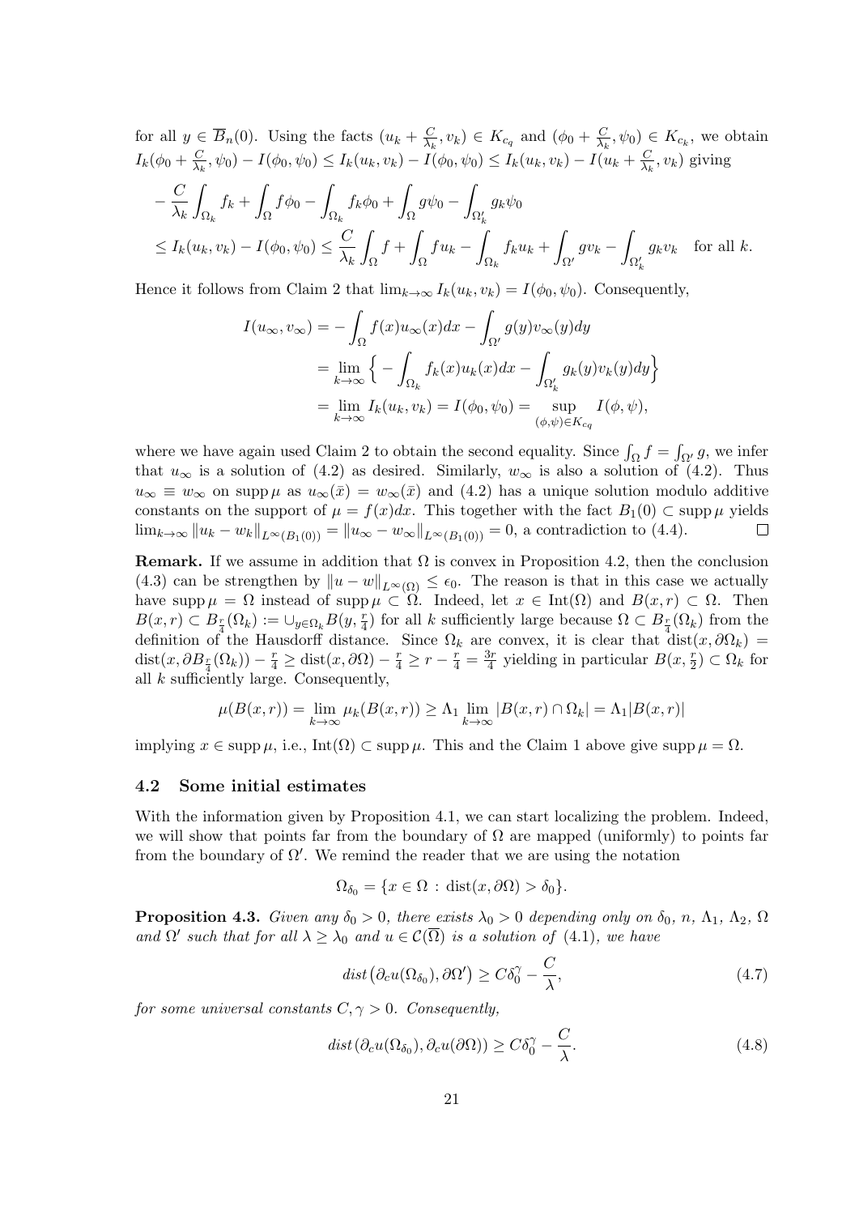for all $y \in \overline{B}_n(0)$. Using the facts $(u_k + \frac{C}{\lambda_k}, v_k) \in K_{c_q}$ and $(\phi_0 + \frac{C}{\lambda_k}, \psi_0) \in K_{c_k}$, we obtain $I_k(\phi_0 + \frac{C}{\lambda_k}, \psi_0) - I(\phi_0, \psi_0) \le I_k(u_k, v_k) - I(\phi_0, \psi_0) \le I_k(u_k, v_k) - I(u_k + \frac{C}{\lambda_k}, v_k)$ giving

$$
\begin{aligned}
&-\frac{C}{\lambda_k}\int_{\Omega_k} f_k + \int_\Omega f\phi_0 - \int_{\Omega_k} f_k\phi_0 + \int_\Omega g\psi_0 - \int_{\Omega_k'} g_k\psi_0 \\
&\le I_k(u_k, v_k) - I(\phi_0, \psi_0) \le \frac{C}{\lambda_k}\int_\Omega f + \int_\Omega f u_k - \int_{\Omega_k} f_k u_k + \int_{\Omega'} g v_k - \int_{\Omega_k'} g_k v_k \quad \text{for all } k.
\end{aligned}
$$

Hence it follows from Claim 2 that $\lim_{k\to\infty} I_k(u_k, v_k) = I(\phi_0, \psi_0)$. Consequently,

$$
\begin{aligned}
I(u_\infty, v_\infty) &= -\int_\Omega f(x)u_\infty(x)dx - \int_{\Omega'} g(y)v_\infty(y)dy \\
&= \lim_{k\to\infty}\Big\{-\int_{\Omega_k} f_k(x)u_k(x)dx - \int_{\Omega_k'} g_k(y)v_k(y)dy\Big\} \\
&= \lim_{k\to\infty} I_k(u_k, v_k) = I(\phi_0, \psi_0) = \sup_{(\phi,\psi)\in K_{c_q}} I(\phi, \psi),
\end{aligned}
$$

where we have again used Claim 2 to obtain the second equality. Since $\int_\Omega f = \int_{\Omega'} g$, we infer that $u_\infty$ is a solution of (4.2) as desired. Similarly, $w_\infty$ is also a solution of (4.2). Thus $u_\infty \equiv w_\infty$ on $\operatorname{supp}\mu$ as $u_\infty(\bar{x}) = w_\infty(\bar{x})$ and (4.2) has a unique solution modulo additive constants on the support of $\mu = f(x)dx$. This together with the fact $B_1(0) \subset \operatorname{supp}\mu$ yields $\lim_{k\to\infty}\|u_k - w_k\|_{L^\infty(B_1(0))} = \|u_\infty - w_\infty\|_{L^\infty(B_1(0))} = 0$, a contradiction to (4.4). $\square$

**Remark.** If we assume in addition that $\Omega$ is convex in Proposition 4.2, then the conclusion (4.3) can be strengthen by $\|u - w\|_{L^\infty(\Omega)} \le \epsilon_0$. The reason is that in this case we actually have $\operatorname{supp}\mu = \Omega$ instead of $\operatorname{supp}\mu \subset \Omega$. Indeed, let $x \in \operatorname{Int}(\Omega)$ and $B(x,r) \subset \Omega$. Then $B(x,r) \subset B_{\frac{r}{4}}(\Omega_k) := \cup_{y\in\Omega_k} B(y, \frac{r}{4})$ for all $k$ sufficiently large because $\Omega \subset B_{\frac{r}{4}}(\Omega_k)$ from the definition of the Hausdorff distance. Since $\Omega_k$ are convex, it is clear that $\operatorname{dist}(x, \partial\Omega_k) = \operatorname{dist}(x, \partial B_{\frac{r}{4}}(\Omega_k)) - \frac{r}{4} \ge \operatorname{dist}(x, \partial\Omega) - \frac{r}{4} \ge r - \frac{r}{4} = \frac{3r}{4}$ yielding in particular $B(x, \frac{r}{2}) \subset \Omega_k$ for all $k$ sufficiently large. Consequently,

$$
\mu(B(x,r)) = \lim_{k\to\infty}\mu_k(B(x,r)) \ge \Lambda_1 \lim_{k\to\infty}|B(x,r)\cap\Omega_k| = \Lambda_1|B(x,r)|
$$

implying $x \in \operatorname{supp}\mu$, i.e., $\operatorname{Int}(\Omega) \subset \operatorname{supp}\mu$. This and the Claim 1 above give $\operatorname{supp}\mu = \Omega$.

### 4.2 Some initial estimates

With the information given by Proposition 4.1, we can start localizing the problem. Indeed, we will show that points far from the boundary of $\Omega$ are mapped (uniformly) to points far from the boundary of $\Omega'$. We remind the reader that we are using the notation

$$
\Omega_{\delta_0} = \{x \in \Omega \, : \, \operatorname{dist}(x, \partial\Omega) > \delta_0\}.
$$

**Proposition 4.3.** *Given any $\delta_0 > 0$, there exists $\lambda_0 > 0$ depending only on $\delta_0$, $n$, $\Lambda_1$, $\Lambda_2$, $\Omega$ and $\Omega'$ such that for all $\lambda \ge \lambda_0$ and $u \in \mathcal{C}(\overline{\Omega})$ is a solution of* (4.1)*, we have*

$$
\operatorname{dist}\big(\partial_c u(\Omega_{\delta_0}), \partial\Omega'\big) \ge C\delta_0^\gamma - \frac{C}{\lambda}, \tag{4.7}
$$

*for some universal constants $C, \gamma > 0$. Consequently,*

$$
\operatorname{dist}\big(\partial_c u(\Omega_{\delta_0}), \partial_c u(\partial\Omega)\big) \ge C\delta_0^\gamma - \frac{C}{\lambda}. \tag{4.8}
$$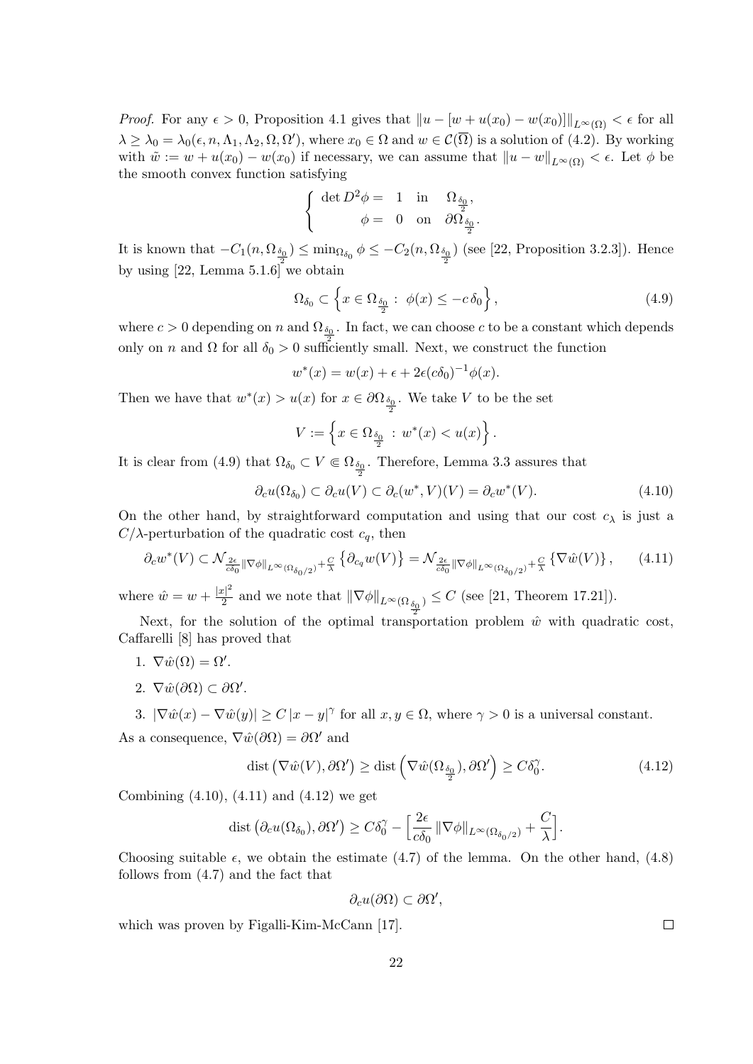*Proof.* For any $\epsilon > 0$, Proposition 4.1 gives that $\|u - [w + u(x_0) - w(x_0)]\|_{L^\infty(\Omega)} < \epsilon$ for all $\lambda \geq \lambda_0 = \lambda_0(\epsilon, n, \Lambda_1, \Lambda_2, \Omega, \Omega')$, where $x_0 \in \Omega$ and $w \in \mathcal{C}(\overline{\Omega})$ is a solution of (4.2). By working with $\tilde{w} := w + u(x_0) - w(x_0)$ if necessary, we can assume that $\|u - w\|_{L^\infty(\Omega)} < \epsilon$. Let $\phi$ be the smooth convex function satisfying

$$
\begin{cases} \det D^2\phi = \; 1 \quad \text{in} \quad \Omega_{\frac{\delta_0}{2}}, \\ \qquad\;\; \phi = \; 0 \quad \text{on} \quad \partial\Omega_{\frac{\delta_0}{2}}. \end{cases}
$$

It is known that $-C_1(n, \Omega_{\frac{\delta_0}{2}}) \leq \min_{\Omega_{\delta_0}} \phi \leq -C_2(n, \Omega_{\frac{\delta_0}{2}})$ (see [22, Proposition 3.2.3]). Hence by using [22, Lemma 5.1.6] we obtain

$$
\Omega_{\delta_0} \subset \left\{ x \in \Omega_{\frac{\delta_0}{2}} : \; \phi(x) \leq -c\,\delta_0 \right\}, \tag{4.9}
$$

where $c > 0$ depending on $n$ and $\Omega_{\frac{\delta_0}{2}}$. In fact, we can choose $c$ to be a constant which depends only on $n$ and $\Omega$ for all $\delta_0 > 0$ sufficiently small. Next, we construct the function

$$
w^*(x) = w(x) + \epsilon + 2\epsilon(c\delta_0)^{-1}\phi(x).
$$

Then we have that $w^*(x) > u(x)$ for $x \in \partial\Omega_{\frac{\delta_0}{2}}$. We take $V$ to be the set

$$
V := \left\{ x \in \Omega_{\frac{\delta_0}{2}} \, : \, w^*(x) < u(x) \right\}.
$$

It is clear from (4.9) that $\Omega_{\delta_0} \subset V \Subset \Omega_{\frac{\delta_0}{2}}$. Therefore, Lemma 3.3 assures that

$$
\partial_c u(\Omega_{\delta_0}) \subset \partial_c u(V) \subset \partial_c(w^*, V)(V) = \partial_c w^*(V). \tag{4.10}
$$

On the other hand, by straightforward computation and using that our cost $c_\lambda$ is just a $C/\lambda$-perturbation of the quadratic cost $c_q$, then

$$
\partial_c w^*(V) \subset \mathcal{N}_{\frac{2\epsilon}{c\delta_0}\|\nabla\phi\|_{L^\infty(\Omega_{\delta_0/2})} + \frac{C}{\lambda}} \left\{ \partial_{c_q} w(V) \right\} = \mathcal{N}_{\frac{2\epsilon}{c\delta_0}\|\nabla\phi\|_{L^\infty(\Omega_{\delta_0/2})} + \frac{C}{\lambda}} \left\{ \nabla\hat{w}(V) \right\}, \tag{4.11}
$$

where $\hat{w} = w + \frac{|x|^2}{2}$ and we note that $\|\nabla\phi\|_{L^\infty(\Omega_{\frac{\delta_0}{2}})} \leq C$ (see [21, Theorem 17.21]).

Next, for the solution of the optimal transportation problem $\hat{w}$ with quadratic cost, Caffarelli [8] has proved that

1. $\nabla\hat{w}(\Omega) = \Omega'$.
2. $\nabla\hat{w}(\partial\Omega) \subset \partial\Omega'$.
3. $|\nabla\hat{w}(x) - \nabla\hat{w}(y)| \geq C\,|x - y|^\gamma$ for all $x, y \in \Omega$, where $\gamma > 0$ is a universal constant.

As a consequence, $\nabla\hat{w}(\partial\Omega) = \partial\Omega'$ and

$$
\operatorname{dist}\left(\nabla\hat{w}(V), \partial\Omega'\right) \geq \operatorname{dist}\left(\nabla\hat{w}(\Omega_{\frac{\delta_0}{2}}), \partial\Omega'\right) \geq C\delta_0^\gamma. \tag{4.12}
$$

Combining (4.10), (4.11) and (4.12) we get

$$
\operatorname{dist}\left(\partial_c u(\Omega_{\delta_0}), \partial\Omega'\right) \geq C\delta_0^\gamma - \Big[\frac{2\epsilon}{c\delta_0}\,\|\nabla\phi\|_{L^\infty(\Omega_{\delta_0/2})} + \frac{C}{\lambda}\Big].
$$

Choosing suitable $\epsilon$, we obtain the estimate (4.7) of the lemma. On the other hand, (4.8) follows from (4.7) and the fact that

$$
\partial_c u(\partial\Omega) \subset \partial\Omega',
$$

which was proven by Figalli-Kim-McCann [17]. $\square$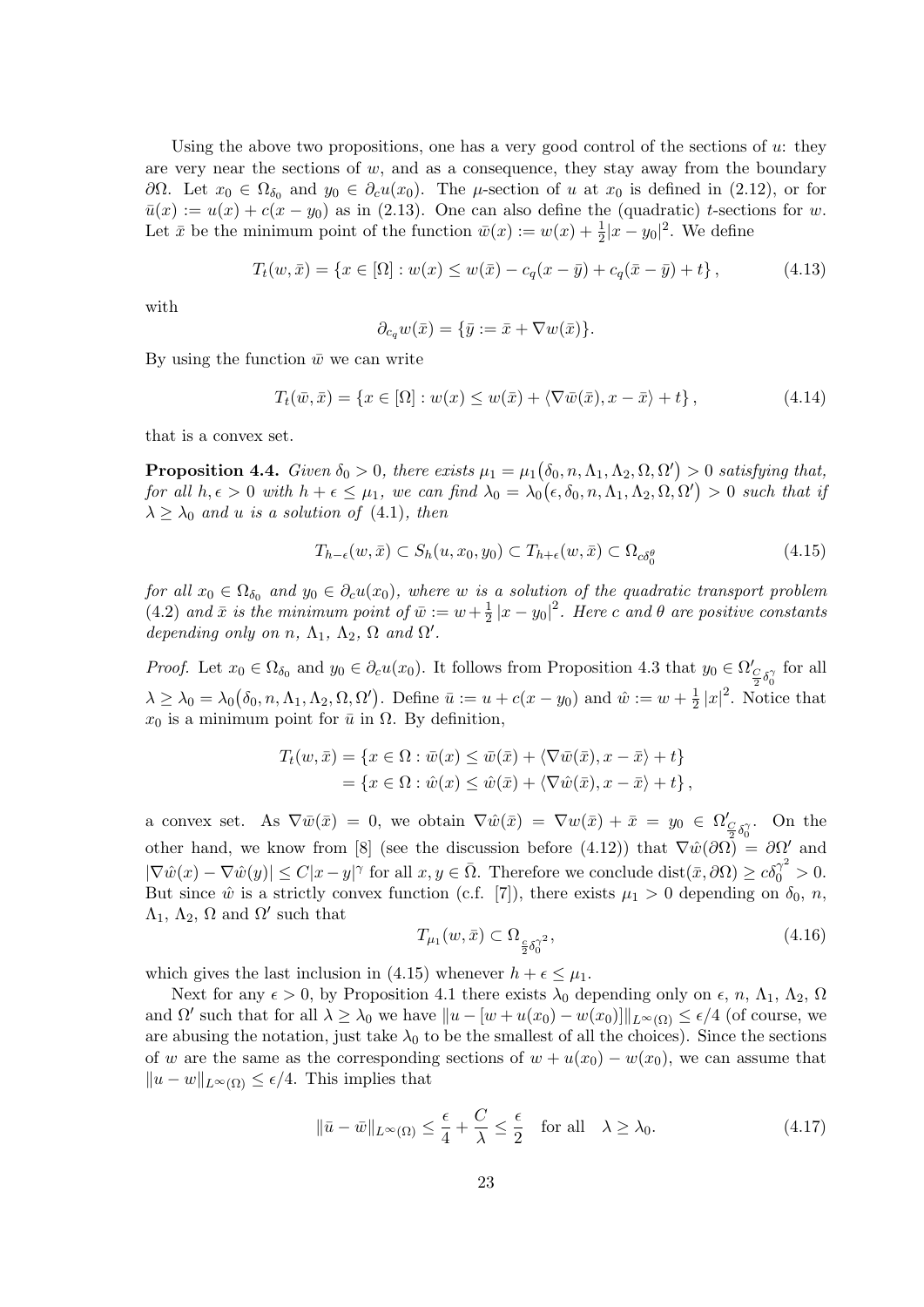Using the above two propositions, one has a very good control of the sections of $u$: they are very near the sections of $w$, and as a consequence, they stay away from the boundary $\partial\Omega$. Let $x_0 \in \Omega_{\delta_0}$ and $y_0 \in \partial_c u(x_0)$. The $\mu$-section of $u$ at $x_0$ is defined in (2.12), or for $\bar{u}(x) := u(x) + c(x - y_0)$ as in (2.13). One can also define the (quadratic) $t$-sections for $w$. Let $\bar{x}$ be the minimum point of the function $\bar{w}(x) := w(x) + \frac{1}{2}|x - y_0|^2$. We define

$$T_t(w, \bar{x}) = \{x \in [\Omega] : w(x) \le w(\bar{x}) - c_q(x - \bar{y}) + c_q(\bar{x} - \bar{y}) + t\}, \tag{4.13}$$

with

$$\partial_{c_q} w(\bar{x}) = \{\bar{y} := \bar{x} + \nabla w(\bar{x})\}.$$

By using the function $\bar{w}$ we can write

$$T_t(\bar{w}, \bar{x}) = \{x \in [\Omega] : w(x) \le w(\bar{x}) + \langle \nabla \bar{w}(\bar{x}), x - \bar{x}\rangle + t\}, \tag{4.14}$$

that is a convex set.

**Proposition 4.4.** *Given $\delta_0 > 0$, there exists $\mu_1 = \mu_1\big(\delta_0, n, \Lambda_1, \Lambda_2, \Omega, \Omega'\big) > 0$ satisfying that, for all $h, \epsilon > 0$ with $h + \epsilon \le \mu_1$, we can find $\lambda_0 = \lambda_0\big(\epsilon, \delta_0, n, \Lambda_1, \Lambda_2, \Omega, \Omega'\big) > 0$ such that if $\lambda \ge \lambda_0$ and $u$ is a solution of* (4.1)*, then*

$$T_{h-\epsilon}(w, \bar{x}) \subset S_h(u, x_0, y_0) \subset T_{h+\epsilon}(w, \bar{x}) \subset \Omega_{c\delta_0^\theta} \tag{4.15}$$

*for all $x_0 \in \Omega_{\delta_0}$ and $y_0 \in \partial_c u(x_0)$, where $w$ is a solution of the quadratic transport problem* (4.2) *and $\bar{x}$ is the minimum point of $\bar{w} := w + \frac{1}{2}|x - y_0|^2$. Here $c$ and $\theta$ are positive constants depending only on $n$, $\Lambda_1$, $\Lambda_2$, $\Omega$ and $\Omega'$.*

*Proof.* Let $x_0 \in \Omega_{\delta_0}$ and $y_0 \in \partial_c u(x_0)$. It follows from Proposition 4.3 that $y_0 \in \Omega'_{\frac{C}{2}\delta_0^\gamma}$ for all $\lambda \ge \lambda_0 = \lambda_0\big(\delta_0, n, \Lambda_1, \Lambda_2, \Omega, \Omega'\big)$. Define $\bar{u} := u + c(x - y_0)$ and $\hat{w} := w + \frac{1}{2}|x|^2$. Notice that $x_0$ is a minimum point for $\bar{u}$ in $\Omega$. By definition,

$$\begin{aligned} T_t(w, \bar{x}) &= \{x \in \Omega : \bar{w}(x) \le \bar{w}(\bar{x}) + \langle \nabla \bar{w}(\bar{x}), x - \bar{x}\rangle + t\} \\ &= \{x \in \Omega : \hat{w}(x) \le \hat{w}(\bar{x}) + \langle \nabla \hat{w}(\bar{x}), x - \bar{x}\rangle + t\}, \end{aligned}$$

a convex set. As $\nabla \bar{w}(\bar{x}) = 0$, we obtain $\nabla \hat{w}(\bar{x}) = \nabla w(\bar{x}) + \bar{x} = y_0 \in \Omega'_{\frac{C}{2}\delta_0^\gamma}$. On the other hand, we know from [8] (see the discussion before (4.12)) that $\nabla \hat{w}(\partial\Omega) = \partial\Omega'$ and $|\nabla \hat{w}(x) - \nabla \hat{w}(y)| \le C|x - y|^\gamma$ for all $x, y \in \bar{\Omega}$. Therefore we conclude $\text{dist}(\bar{x}, \partial\Omega) \ge c\delta_0^{\gamma^2} > 0$. But since $\hat{w}$ is a strictly convex function (c.f. [7]), there exists $\mu_1 > 0$ depending on $\delta_0$, $n$, $\Lambda_1$, $\Lambda_2$, $\Omega$ and $\Omega'$ such that

$$T_{\mu_1}(w, \bar{x}) \subset \Omega_{\frac{c}{2}\delta_0^{\gamma^2}}, \tag{4.16}$$

which gives the last inclusion in (4.15) whenever $h + \epsilon \le \mu_1$.

Next for any $\epsilon > 0$, by Proposition 4.1 there exists $\lambda_0$ depending only on $\epsilon$, $n$, $\Lambda_1$, $\Lambda_2$, $\Omega$ and $\Omega'$ such that for all $\lambda \ge \lambda_0$ we have $\|u - [w + u(x_0) - w(x_0)]\|_{L^\infty(\Omega)} \le \epsilon/4$ (of course, we are abusing the notation, just take $\lambda_0$ to be the smallest of all the choices). Since the sections of $w$ are the same as the corresponding sections of $w + u(x_0) - w(x_0)$, we can assume that $\|u - w\|_{L^\infty(\Omega)} \le \epsilon/4$. This implies that

$$\|\bar{u} - \bar{w}\|_{L^\infty(\Omega)} \le \frac{\epsilon}{4} + \frac{C}{\lambda} \le \frac{\epsilon}{2} \quad \text{for all} \quad \lambda \ge \lambda_0. \tag{4.17}$$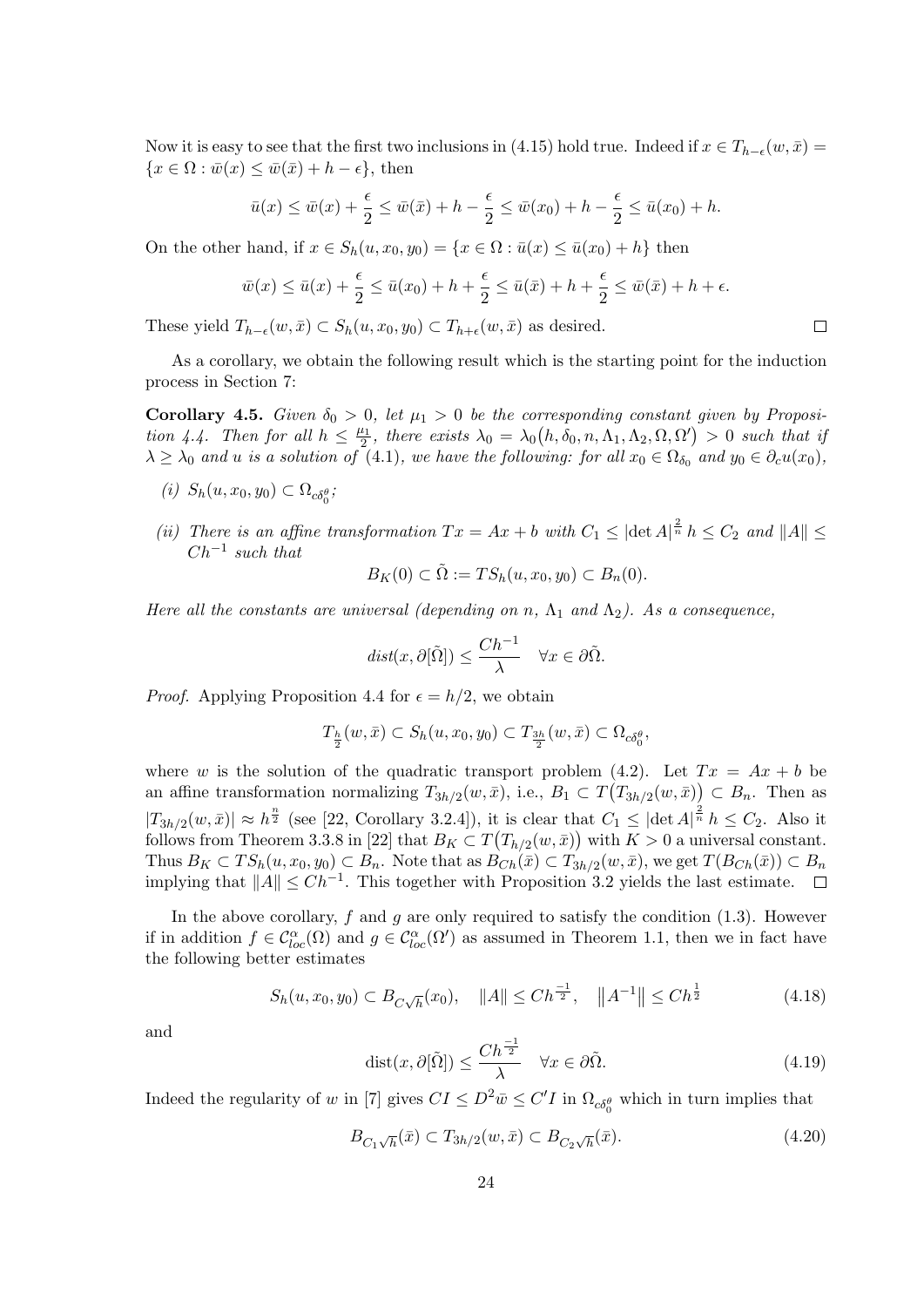Now it is easy to see that the first two inclusions in (4.15) hold true. Indeed if $x \in T_{h-\epsilon}(w, \bar{x}) = \{x \in \Omega : \bar{w}(x) \leq \bar{w}(\bar{x}) + h - \epsilon\}$, then

$$\bar{u}(x) \leq \bar{w}(x) + \frac{\epsilon}{2} \leq \bar{w}(\bar{x}) + h - \frac{\epsilon}{2} \leq \bar{w}(x_0) + h - \frac{\epsilon}{2} \leq \bar{u}(x_0) + h.$$

On the other hand, if $x \in S_h(u, x_0, y_0) = \{x \in \Omega : \bar{u}(x) \leq \bar{u}(x_0) + h\}$ then

$$\bar{w}(x) \leq \bar{u}(x) + \frac{\epsilon}{2} \leq \bar{u}(x_0) + h + \frac{\epsilon}{2} \leq \bar{u}(\bar{x}) + h + \frac{\epsilon}{2} \leq \bar{w}(\bar{x}) + h + \epsilon.$$

These yield $T_{h-\epsilon}(w, \bar{x}) \subset S_h(u, x_0, y_0) \subset T_{h+\epsilon}(w, \bar{x})$ as desired. $\square$

As a corollary, we obtain the following result which is the starting point for the induction process in Section 7:

**Corollary 4.5.** *Given $\delta_0 > 0$, let $\mu_1 > 0$ be the corresponding constant given by Proposition 4.4. Then for all $h \leq \frac{\mu_1}{2}$, there exists $\lambda_0 = \lambda_0\big(h, \delta_0, n, \Lambda_1, \Lambda_2, \Omega, \Omega'\big) > 0$ such that if $\lambda \geq \lambda_0$ and $u$ is a solution of (4.1), we have the following: for all $x_0 \in \Omega_{\delta_0}$ and $y_0 \in \partial_c u(x_0)$,*

*(i) $S_h(u, x_0, y_0) \subset \Omega_{c\delta_0^\theta}$;*

*(ii) There is an affine transformation $Tx = Ax + b$ with $C_1 \leq |\det A|^{\frac{2}{n}}\, h \leq C_2$ and $\|A\| \leq Ch^{-1}$ such that*

$$B_K(0) \subset \tilde{\Omega} := TS_h(u, x_0, y_0) \subset B_n(0).$$

*Here all the constants are universal (depending on $n$, $\Lambda_1$ and $\Lambda_2$). As a consequence,*

$$dist(x, \partial[\tilde{\Omega}]) \leq \frac{Ch^{-1}}{\lambda} \quad \forall x \in \partial\tilde{\Omega}.$$

*Proof.* Applying Proposition 4.4 for $\epsilon = h/2$, we obtain

$$T_{\frac{h}{2}}(w, \bar{x}) \subset S_h(u, x_0, y_0) \subset T_{\frac{3h}{2}}(w, \bar{x}) \subset \Omega_{c\delta_0^\theta},$$

where $w$ is the solution of the quadratic transport problem (4.2). Let $Tx = Ax + b$ be an affine transformation normalizing $T_{3h/2}(w, \bar{x})$, i.e., $B_1 \subset T\big(T_{3h/2}(w, \bar{x})\big) \subset B_n$. Then as $|T_{3h/2}(w, \bar{x})| \approx h^{\frac{n}{2}}$ (see [22, Corollary 3.2.4]), it is clear that $C_1 \leq |\det A|^{\frac{2}{n}}\, h \leq C_2$. Also it follows from Theorem 3.3.8 in [22] that $B_K \subset T\big(T_{h/2}(w, \bar{x})\big)$ with $K > 0$ a universal constant. Thus $B_K \subset TS_h(u, x_0, y_0) \subset B_n$. Note that as $B_{Ch}(\bar{x}) \subset T_{3h/2}(w, \bar{x})$, we get $T(B_{Ch}(\bar{x})) \subset B_n$ implying that $\|A\| \leq Ch^{-1}$. This together with Proposition 3.2 yields the last estimate. $\square$

In the above corollary, $f$ and $g$ are only required to satisfy the condition (1.3). However if in addition $f \in \mathcal{C}^\alpha_{loc}(\Omega)$ and $g \in \mathcal{C}^\alpha_{loc}(\Omega')$ as assumed in Theorem 1.1, then we in fact have the following better estimates

$$S_h(u, x_0, y_0) \subset B_{C\sqrt{h}}(x_0), \quad \|A\| \leq Ch^{\frac{-1}{2}}, \quad \big\|A^{-1}\big\| \leq Ch^{\frac{1}{2}} \tag{4.18}$$

and

$$\mathrm{dist}(x, \partial[\tilde{\Omega}]) \leq \frac{Ch^{\frac{-1}{2}}}{\lambda} \quad \forall x \in \partial\tilde{\Omega}. \tag{4.19}$$

Indeed the regularity of $w$ in [7] gives $CI \leq D^2\bar{w} \leq C'I$ in $\Omega_{c\delta_0^\theta}$ which in turn implies that

$$B_{C_1\sqrt{h}}(\bar{x}) \subset T_{3h/2}(w, \bar{x}) \subset B_{C_2\sqrt{h}}(\bar{x}). \tag{4.20}$$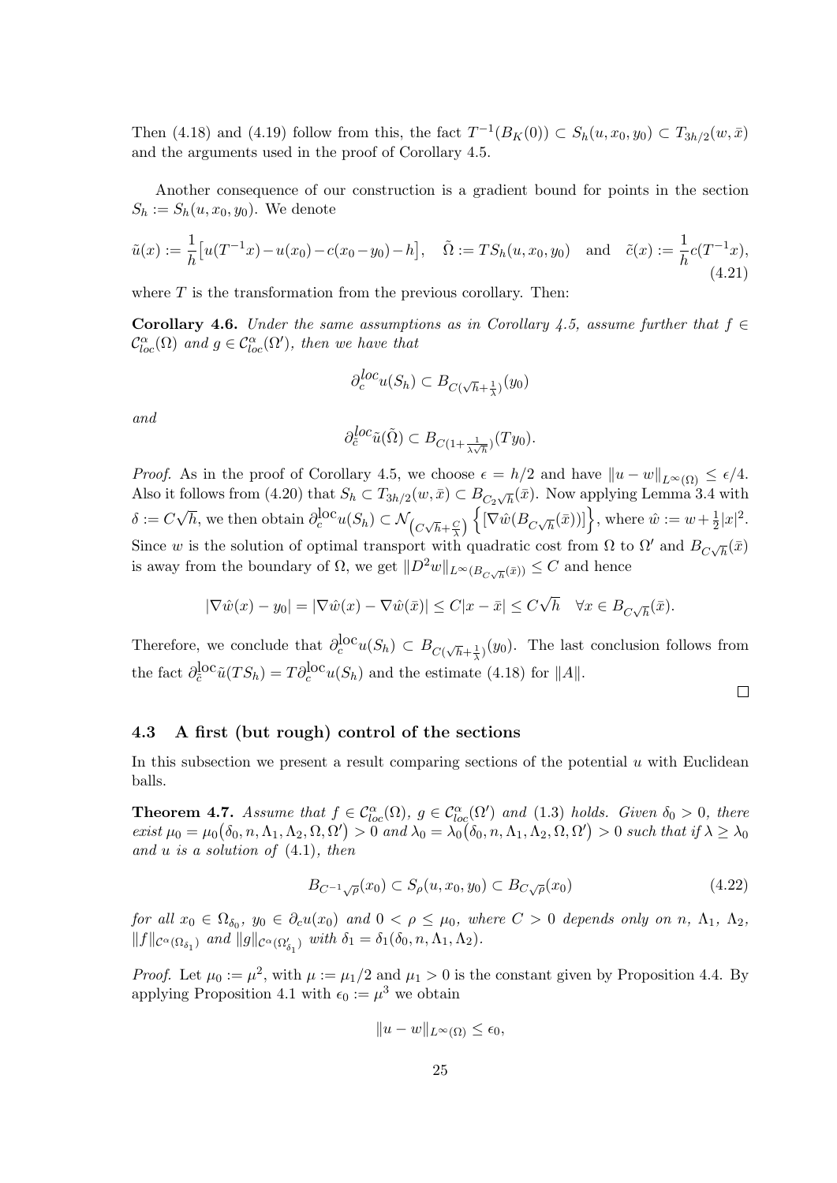Then (4.18) and (4.19) follow from this, the fact $T^{-1}(B_K(0)) \subset S_h(u, x_0, y_0) \subset T_{3h/2}(w, \bar{x})$ and the arguments used in the proof of Corollary 4.5.

Another consequence of our construction is a gradient bound for points in the section $S_h := S_h(u, x_0, y_0)$. We denote

$$\tilde{u}(x) := \frac{1}{h}\big[u(T^{-1}x) - u(x_0) - c(x_0 - y_0) - h\big], \quad \tilde{\Omega} := TS_h(u, x_0, y_0) \quad \text{and} \quad \tilde{c}(x) := \frac{1}{h}c(T^{-1}x), \tag{4.21}$$

where $T$ is the transformation from the previous corollary. Then:

**Corollary 4.6.** *Under the same assumptions as in Corollary 4.5, assume further that $f \in \mathcal{C}^{\alpha}_{loc}(\Omega)$ and $g \in \mathcal{C}^{\alpha}_{loc}(\Omega')$, then we have that*

$$\partial_c^{loc} u(S_h) \subset B_{C(\sqrt{h}+\frac{1}{\lambda})}(y_0)$$

*and*

$$\partial_{\tilde{c}}^{loc} \tilde{u}(\tilde{\Omega}) \subset B_{C(1+\frac{1}{\lambda\sqrt{h}})}(Ty_0).$$

*Proof.* As in the proof of Corollary 4.5, we choose $\epsilon = h/2$ and have $\|u - w\|_{L^\infty(\Omega)} \leq \epsilon/4$. Also it follows from (4.20) that $S_h \subset T_{3h/2}(w, \bar{x}) \subset B_{C_2\sqrt{h}}(\bar{x})$. Now applying Lemma 3.4 with $\delta := C\sqrt{h}$, we then obtain $\partial_c^{\text{loc}} u(S_h) \subset \mathcal{N}_{\left(C\sqrt{h}+\frac{C}{\lambda}\right)}\left\{[\nabla \hat{w}(B_{C\sqrt{h}}(\bar{x}))]\right\}$, where $\hat{w} := w + \frac{1}{2}|x|^2$. Since $w$ is the solution of optimal transport with quadratic cost from $\Omega$ to $\Omega'$ and $B_{C\sqrt{h}}(\bar{x})$ is away from the boundary of $\Omega$, we get $\|D^2 w\|_{L^\infty(B_{C\sqrt{h}}(\bar{x}))} \leq C$ and hence

$$|\nabla \hat{w}(x) - y_0| = |\nabla \hat{w}(x) - \nabla \hat{w}(\bar{x})| \leq C|x - \bar{x}| \leq C\sqrt{h} \quad \forall x \in B_{C\sqrt{h}}(\bar{x}).$$

Therefore, we conclude that $\partial_c^{\text{loc}} u(S_h) \subset B_{C(\sqrt{h}+\frac{1}{\lambda})}(y_0)$. The last conclusion follows from the fact $\partial_{\tilde{c}}^{\text{loc}} \tilde{u}(TS_h) = T\partial_c^{\text{loc}} u(S_h)$ and the estimate (4.18) for $\|A\|$. $\square$

### 4.3 A first (but rough) control of the sections

In this subsection we present a result comparing sections of the potential $u$ with Euclidean balls.

**Theorem 4.7.** *Assume that $f \in \mathcal{C}^{\alpha}_{loc}(\Omega)$, $g \in \mathcal{C}^{\alpha}_{loc}(\Omega')$ and (1.3) holds. Given $\delta_0 > 0$, there exist $\mu_0 = \mu_0(\delta_0, n, \Lambda_1, \Lambda_2, \Omega, \Omega') > 0$ and $\lambda_0 = \lambda_0(\delta_0, n, \Lambda_1, \Lambda_2, \Omega, \Omega') > 0$ such that if $\lambda \geq \lambda_0$ and $u$ is a solution of (4.1), then*

$$B_{C^{-1}\sqrt{\rho}}(x_0) \subset S_\rho(u, x_0, y_0) \subset B_{C\sqrt{\rho}}(x_0) \tag{4.22}$$

*for all $x_0 \in \Omega_{\delta_0}$, $y_0 \in \partial_c u(x_0)$ and $0 < \rho \leq \mu_0$, where $C > 0$ depends only on $n$, $\Lambda_1$, $\Lambda_2$, $\|f\|_{\mathcal{C}^\alpha(\Omega_{\delta_1})}$ and $\|g\|_{\mathcal{C}^\alpha(\Omega'_{\delta_1})}$ with $\delta_1 = \delta_1(\delta_0, n, \Lambda_1, \Lambda_2)$.*

*Proof.* Let $\mu_0 := \mu^2$, with $\mu := \mu_1/2$ and $\mu_1 > 0$ is the constant given by Proposition 4.4. By applying Proposition 4.1 with $\epsilon_0 := \mu^3$ we obtain

$$\|u - w\|_{L^\infty(\Omega)} \leq \epsilon_0,$$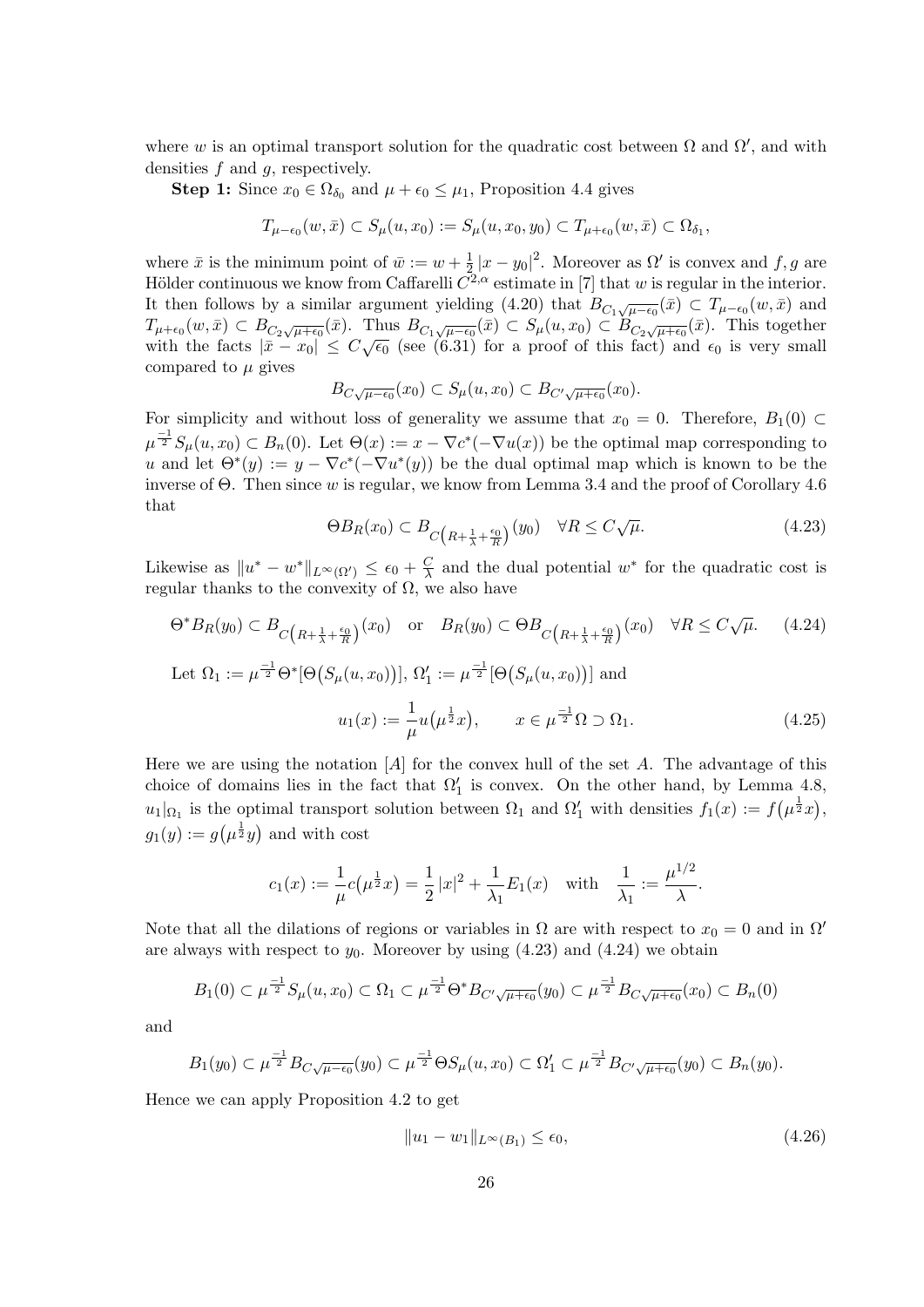where $w$ is an optimal transport solution for the quadratic cost between $\Omega$ and $\Omega'$, and with densities $f$ and $g$, respectively.

**Step 1:** Since $x_0 \in \Omega_{\delta_0}$ and $\mu + \epsilon_0 \leq \mu_1$, Proposition 4.4 gives

$$T_{\mu-\epsilon_0}(w, \bar{x}) \subset S_\mu(u, x_0) := S_\mu(u, x_0, y_0) \subset T_{\mu+\epsilon_0}(w, \bar{x}) \subset \Omega_{\delta_1},$$

where $\bar{x}$ is the minimum point of $\bar{w} := w + \frac{1}{2}|x - y_0|^2$. Moreover as $\Omega'$ is convex and $f, g$ are Hölder continuous we know from Caffarelli $C^{2,\alpha}$ estimate in [7] that $w$ is regular in the interior. It then follows by a similar argument yielding (4.20) that $B_{C_1\sqrt{\mu-\epsilon_0}}(\bar{x}) \subset T_{\mu-\epsilon_0}(w, \bar{x})$ and $T_{\mu+\epsilon_0}(w, \bar{x}) \subset B_{C_2\sqrt{\mu+\epsilon_0}}(\bar{x})$. Thus $B_{C_1\sqrt{\mu-\epsilon_0}}(\bar{x}) \subset S_\mu(u, x_0) \subset B_{C_2\sqrt{\mu+\epsilon_0}}(\bar{x})$. This together with the facts $|\bar{x} - x_0| \leq C\sqrt{\epsilon_0}$ (see (6.31) for a proof of this fact) and $\epsilon_0$ is very small compared to $\mu$ gives

$$B_{C\sqrt{\mu-\epsilon_0}}(x_0) \subset S_\mu(u, x_0) \subset B_{C'\sqrt{\mu+\epsilon_0}}(x_0).$$

For simplicity and without loss of generality we assume that $x_0 = 0$. Therefore, $B_1(0) \subset \mu^{\frac{-1}{2}} S_\mu(u, x_0) \subset B_n(0)$. Let $\Theta(x) := x - \nabla c^*(-\nabla u(x))$ be the optimal map corresponding to $u$ and let $\Theta^*(y) := y - \nabla c^*(-\nabla u^*(y))$ be the dual optimal map which is known to be the inverse of $\Theta$. Then since $w$ is regular, we know from Lemma 3.4 and the proof of Corollary 4.6 that

$$\Theta B_R(x_0) \subset B_{C\left(R + \frac{1}{\lambda} + \frac{\epsilon_0}{R}\right)}(y_0) \quad \forall R \leq C\sqrt{\mu}. \tag{4.23}$$

Likewise as $\|u^* - w^*\|_{L^\infty(\Omega')} \leq \epsilon_0 + \frac{C}{\lambda}$ and the dual potential $w^*$ for the quadratic cost is regular thanks to the convexity of $\Omega$, we also have

$$\Theta^* B_R(y_0) \subset B_{C\left(R + \frac{1}{\lambda} + \frac{\epsilon_0}{R}\right)}(x_0) \quad \text{or} \quad B_R(y_0) \subset \Theta B_{C\left(R + \frac{1}{\lambda} + \frac{\epsilon_0}{R}\right)}(x_0) \quad \forall R \leq C\sqrt{\mu}. \tag{4.24}$$

Let $\Omega_1 := \mu^{\frac{-1}{2}} \Theta^*[\Theta(S_\mu(u, x_0))]$, $\Omega_1' := \mu^{\frac{-1}{2}}[\Theta(S_\mu(u, x_0))]$ and

$$u_1(x) := \frac{1}{\mu} u(\mu^{\frac{1}{2}} x), \qquad x \in \mu^{\frac{-1}{2}} \Omega \supset \Omega_1. \tag{4.25}$$

Here we are using the notation $[A]$ for the convex hull of the set $A$. The advantage of this choice of domains lies in the fact that $\Omega_1'$ is convex. On the other hand, by Lemma 4.8, $u_1|_{\Omega_1}$ is the optimal transport solution between $\Omega_1$ and $\Omega_1'$ with densities $f_1(x) := f(\mu^{\frac{1}{2}} x)$, $g_1(y) := g(\mu^{\frac{1}{2}} y)$ and with cost

$$c_1(x) := \frac{1}{\mu} c(\mu^{\frac{1}{2}} x) = \frac{1}{2}|x|^2 + \frac{1}{\lambda_1} E_1(x) \quad \text{with} \quad \frac{1}{\lambda_1} := \frac{\mu^{1/2}}{\lambda}.$$

Note that all the dilations of regions or variables in $\Omega$ are with respect to $x_0 = 0$ and in $\Omega'$ are always with respect to $y_0$. Moreover by using (4.23) and (4.24) we obtain

$$B_1(0) \subset \mu^{\frac{-1}{2}} S_\mu(u, x_0) \subset \Omega_1 \subset \mu^{\frac{-1}{2}} \Theta^* B_{C'\sqrt{\mu+\epsilon_0}}(y_0) \subset \mu^{\frac{-1}{2}} B_{C\sqrt{\mu+\epsilon_0}}(x_0) \subset B_n(0)$$

and

$$B_1(y_0) \subset \mu^{\frac{-1}{2}} B_{C\sqrt{\mu-\epsilon_0}}(y_0) \subset \mu^{\frac{-1}{2}} \Theta S_\mu(u, x_0) \subset \Omega_1' \subset \mu^{\frac{-1}{2}} B_{C'\sqrt{\mu+\epsilon_0}}(y_0) \subset B_n(y_0).$$

Hence we can apply Proposition 4.2 to get

$$\|u_1 - w_1\|_{L^\infty(B_1)} \leq \epsilon_0, \tag{4.26}$$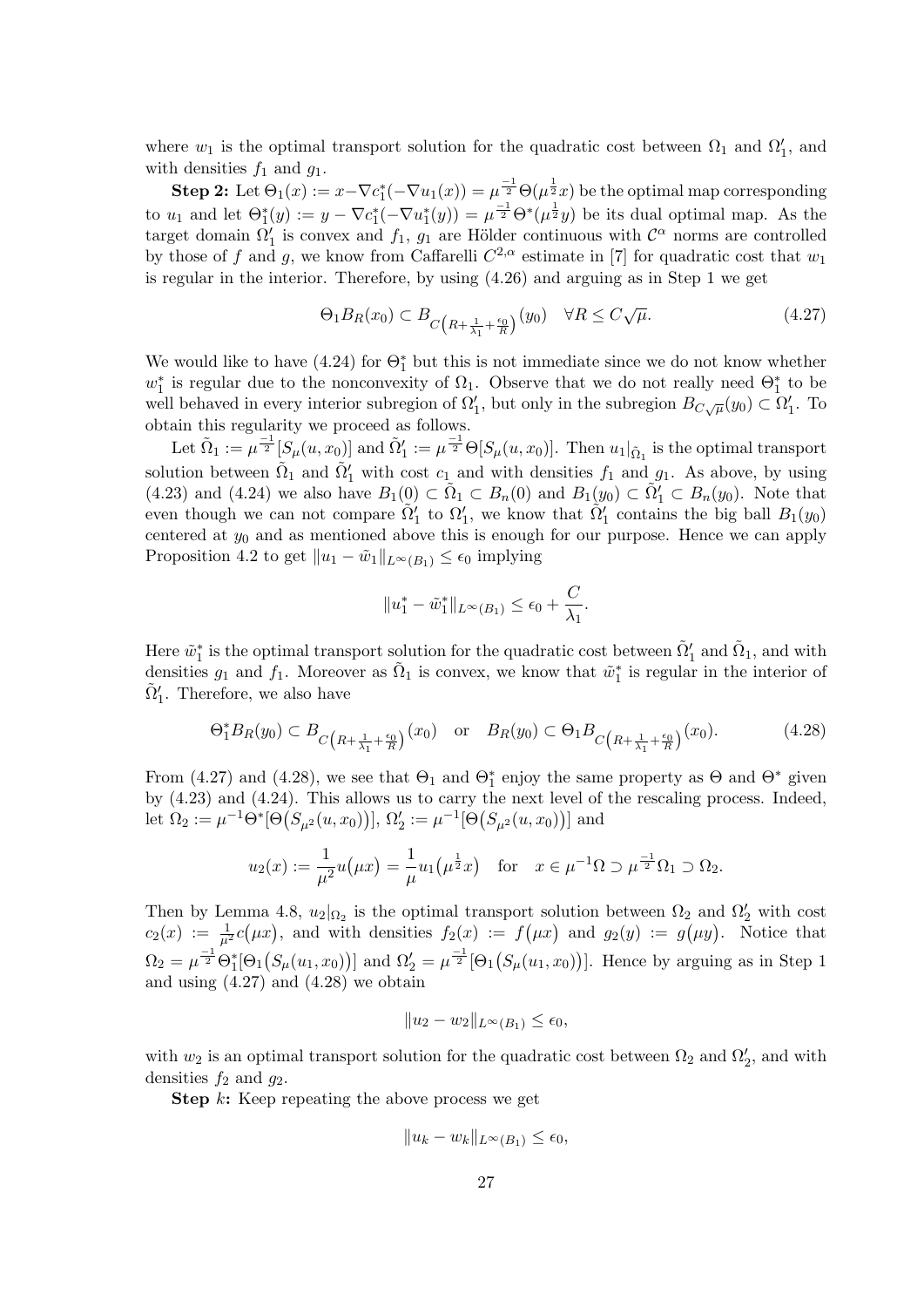where $w_1$ is the optimal transport solution for the quadratic cost between $\Omega_1$ and $\Omega_1'$, and with densities $f_1$ and $g_1$.

**Step 2:** Let $\Theta_1(x) := x - \nabla c_1^*(-\nabla u_1(x)) = \mu^{\frac{-1}{2}}\Theta(\mu^{\frac{1}{2}}x)$ be the optimal map corresponding to $u_1$ and let $\Theta_1^*(y) := y - \nabla c_1^*(-\nabla u_1^*(y)) = \mu^{\frac{-1}{2}}\Theta^*(\mu^{\frac{1}{2}}y)$ be its dual optimal map. As the target domain $\Omega_1'$ is convex and $f_1$, $g_1$ are Hölder continuous with $\mathcal{C}^\alpha$ norms are controlled by those of $f$ and $g$, we know from Caffarelli $C^{2,\alpha}$ estimate in [7] for quadratic cost that $w_1$ is regular in the interior. Therefore, by using (4.26) and arguing as in Step 1 we get

$$\Theta_1 B_R(x_0) \subset B_{C\left(R + \frac{1}{\lambda_1} + \frac{\epsilon_0}{R}\right)}(y_0) \quad \forall R \leq C\sqrt{\mu}. \tag{4.27}$$

We would like to have (4.24) for $\Theta_1^*$ but this is not immediate since we do not know whether $w_1^*$ is regular due to the nonconvexity of $\Omega_1$. Observe that we do not really need $\Theta_1^*$ to be well behaved in every interior subregion of $\Omega_1'$, but only in the subregion $B_{C\sqrt{\mu}}(y_0) \subset \Omega_1'$. To obtain this regularity we proceed as follows.

Let $\tilde{\Omega}_1 := \mu^{\frac{-1}{2}}[S_\mu(u, x_0)]$ and $\tilde{\Omega}_1' := \mu^{\frac{-1}{2}}\Theta[S_\mu(u, x_0)]$. Then $u_1|_{\tilde{\Omega}_1}$ is the optimal transport solution between $\tilde{\Omega}_1$ and $\tilde{\Omega}_1'$ with cost $c_1$ and with densities $f_1$ and $g_1$. As above, by using (4.23) and (4.24) we also have $B_1(0) \subset \tilde{\Omega}_1 \subset B_n(0)$ and $B_1(y_0) \subset \tilde{\Omega}_1' \subset B_n(y_0)$. Note that even though we can not compare $\tilde{\Omega}_1'$ to $\Omega_1'$, we know that $\tilde{\Omega}_1'$ contains the big ball $B_1(y_0)$ centered at $y_0$ and as mentioned above this is enough for our purpose. Hence we can apply Proposition 4.2 to get $\|u_1 - \tilde{w}_1\|_{L^\infty(B_1)} \leq \epsilon_0$ implying

$$\|u_1^* - \tilde{w}_1^*\|_{L^\infty(B_1)} \leq \epsilon_0 + \frac{C}{\lambda_1}.$$

Here $\tilde{w}_1^*$ is the optimal transport solution for the quadratic cost between $\tilde{\Omega}_1'$ and $\tilde{\Omega}_1$, and with densities $g_1$ and $f_1$. Moreover as $\tilde{\Omega}_1$ is convex, we know that $\tilde{w}_1^*$ is regular in the interior of $\tilde{\Omega}_1'$. Therefore, we also have

$$\Theta_1^* B_R(y_0) \subset B_{C\left(R + \frac{1}{\lambda_1} + \frac{\epsilon_0}{R}\right)}(x_0) \quad \text{or} \quad B_R(y_0) \subset \Theta_1 B_{C\left(R + \frac{1}{\lambda_1} + \frac{\epsilon_0}{R}\right)}(x_0). \tag{4.28}$$

From (4.27) and (4.28), we see that $\Theta_1$ and $\Theta_1^*$ enjoy the same property as $\Theta$ and $\Theta^*$ given by (4.23) and (4.24). This allows us to carry the next level of the rescaling process. Indeed, let $\Omega_2 := \mu^{-1}\Theta^*[\Theta(S_{\mu^2}(u, x_0))]$, $\Omega_2' := \mu^{-1}[\Theta(S_{\mu^2}(u, x_0))]$ and

$$u_2(x) := \frac{1}{\mu^2}u(\mu x) = \frac{1}{\mu}u_1(\mu^{\frac{1}{2}}x) \quad \text{for} \quad x \in \mu^{-1}\Omega \supset \mu^{\frac{-1}{2}}\Omega_1 \supset \Omega_2.$$

Then by Lemma 4.8, $u_2|_{\Omega_2}$ is the optimal transport solution between $\Omega_2$ and $\Omega_2'$ with cost $c_2(x) := \frac{1}{\mu^2}c(\mu x)$, and with densities $f_2(x) := f(\mu x)$ and $g_2(y) := g(\mu y)$. Notice that $\Omega_2 = \mu^{\frac{-1}{2}}\Theta_1^*[\Theta_1(S_\mu(u_1, x_0))]$ and $\Omega_2' = \mu^{\frac{-1}{2}}[\Theta_1(S_\mu(u_1, x_0))]$. Hence by arguing as in Step 1 and using (4.27) and (4.28) we obtain

$$\|u_2 - w_2\|_{L^\infty(B_1)} \leq \epsilon_0,$$

with $w_2$ is an optimal transport solution for the quadratic cost between $\Omega_2$ and $\Omega_2'$, and with densities $f_2$ and $g_2$.

**Step $k$:** Keep repeating the above process we get

$$\|u_k - w_k\|_{L^\infty(B_1)} \leq \epsilon_0,$$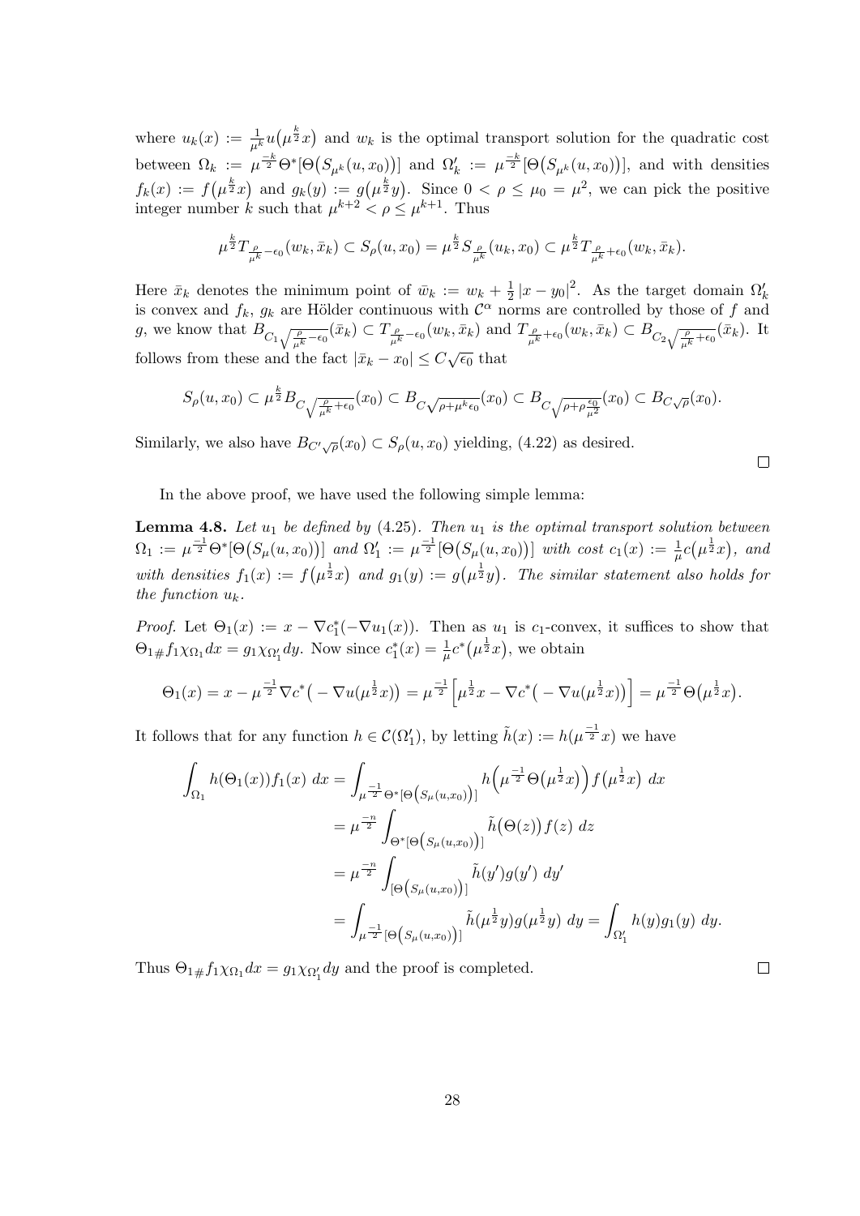where $u_k(x) := \frac{1}{\mu^k} u\big(\mu^{\frac{k}{2}} x\big)$ and $w_k$ is the optimal transport solution for the quadratic cost between $\Omega_k := \mu^{\frac{-k}{2}} \Theta^*[\Theta\big(S_{\mu^k}(u,x_0)\big)]$ and $\Omega_k' := \mu^{\frac{-k}{2}}[\Theta\big(S_{\mu^k}(u,x_0)\big)]$, and with densities $f_k(x) := f\big(\mu^{\frac{k}{2}} x\big)$ and $g_k(y) := g\big(\mu^{\frac{k}{2}} y\big)$. Since $0 < \rho \le \mu_0 = \mu^2$, we can pick the positive integer number $k$ such that $\mu^{k+2} < \rho \le \mu^{k+1}$. Thus

$$\mu^{\frac{k}{2}} T_{\frac{\rho}{\mu^k} - \epsilon_0}(w_k, \bar{x}_k) \subset S_\rho(u,x_0) = \mu^{\frac{k}{2}} S_{\frac{\rho}{\mu^k}}(u_k, x_0) \subset \mu^{\frac{k}{2}} T_{\frac{\rho}{\mu^k} + \epsilon_0}(w_k, \bar{x}_k).$$

Here $\bar{x}_k$ denotes the minimum point of $\bar{w}_k := w_k + \frac{1}{2}|x - y_0|^2$. As the target domain $\Omega_k'$ is convex and $f_k$, $g_k$ are Hölder continuous with $\mathcal{C}^\alpha$ norms are controlled by those of $f$ and $g$, we know that $B_{C_1\sqrt{\frac{\rho}{\mu^k} - \epsilon_0}}(\bar{x}_k) \subset T_{\frac{\rho}{\mu^k} - \epsilon_0}(w_k, \bar{x}_k)$ and $T_{\frac{\rho}{\mu^k} + \epsilon_0}(w_k, \bar{x}_k) \subset B_{C_2\sqrt{\frac{\rho}{\mu^k} + \epsilon_0}}(\bar{x}_k)$. It follows from these and the fact $|\bar{x}_k - x_0| \le C\sqrt{\epsilon_0}$ that

$$S_\rho(u,x_0) \subset \mu^{\frac{k}{2}} B_{C\sqrt{\frac{\rho}{\mu^k} + \epsilon_0}}(x_0) \subset B_{C\sqrt{\rho + \mu^k \epsilon_0}}(x_0) \subset B_{C\sqrt{\rho + \rho\frac{\epsilon_0}{\mu^2}}}(x_0) \subset B_{C\sqrt{\rho}}(x_0).$$

Similarly, we also have $B_{C'\sqrt{\rho}}(x_0) \subset S_\rho(u,x_0)$ yielding, (4.22) as desired. $\square$

In the above proof, we have used the following simple lemma:

**Lemma 4.8.** *Let $u_1$ be defined by (4.25). Then $u_1$ is the optimal transport solution between $\Omega_1 := \mu^{\frac{-1}{2}} \Theta^*[\Theta\big(S_\mu(u,x_0)\big)]$ and $\Omega_1' := \mu^{\frac{-1}{2}}[\Theta\big(S_\mu(u,x_0)\big)]$ with cost $c_1(x) := \frac{1}{\mu} c\big(\mu^{\frac{1}{2}} x\big)$, and with densities $f_1(x) := f\big(\mu^{\frac{1}{2}} x\big)$ and $g_1(y) := g\big(\mu^{\frac{1}{2}} y\big)$. The similar statement also holds for the function $u_k$.*

*Proof.* Let $\Theta_1(x) := x - \nabla c_1^*(-\nabla u_1(x))$. Then as $u_1$ is $c_1$-convex, it suffices to show that $\Theta_{1\#} f_1 \chi_{\Omega_1} dx = g_1 \chi_{\Omega_1'} dy$. Now since $c_1^*(x) = \frac{1}{\mu} c^*\big(\mu^{\frac{1}{2}} x\big)$, we obtain

$$\Theta_1(x) = x - \mu^{\frac{-1}{2}} \nabla c^*\big(-\nabla u(\mu^{\frac{1}{2}} x)\big) = \mu^{\frac{-1}{2}}\Big[\mu^{\frac{1}{2}} x - \nabla c^*\big(-\nabla u(\mu^{\frac{1}{2}} x)\big)\Big] = \mu^{\frac{-1}{2}} \Theta\big(\mu^{\frac{1}{2}} x\big).$$

It follows that for any function $h \in \mathcal{C}(\Omega_1')$, by letting $\tilde{h}(x) := h(\mu^{\frac{-1}{2}} x)$ we have

$$\begin{aligned}
\int_{\Omega_1} h(\Theta_1(x)) f_1(x)\, dx &= \int_{\mu^{\frac{-1}{2}} \Theta^*[\Theta(S_\mu(u,x_0))]} h\Big(\mu^{\frac{-1}{2}} \Theta\big(\mu^{\frac{1}{2}} x\big)\Big) f\big(\mu^{\frac{1}{2}} x\big)\, dx \\
&= \mu^{\frac{-n}{2}} \int_{\Theta^*[\Theta(S_\mu(u,x_0))]} \tilde{h}\big(\Theta(z)\big) f(z)\, dz \\
&= \mu^{\frac{-n}{2}} \int_{[\Theta(S_\mu(u,x_0))]} \tilde{h}(y') g(y')\, dy' \\
&= \int_{\mu^{\frac{-1}{2}}[\Theta(S_\mu(u,x_0))]} \tilde{h}(\mu^{\frac{1}{2}} y) g(\mu^{\frac{1}{2}} y)\, dy = \int_{\Omega_1'} h(y) g_1(y)\, dy.
\end{aligned}$$

Thus $\Theta_{1\#} f_1 \chi_{\Omega_1} dx = g_1 \chi_{\Omega_1'} dy$ and the proof is completed. $\square$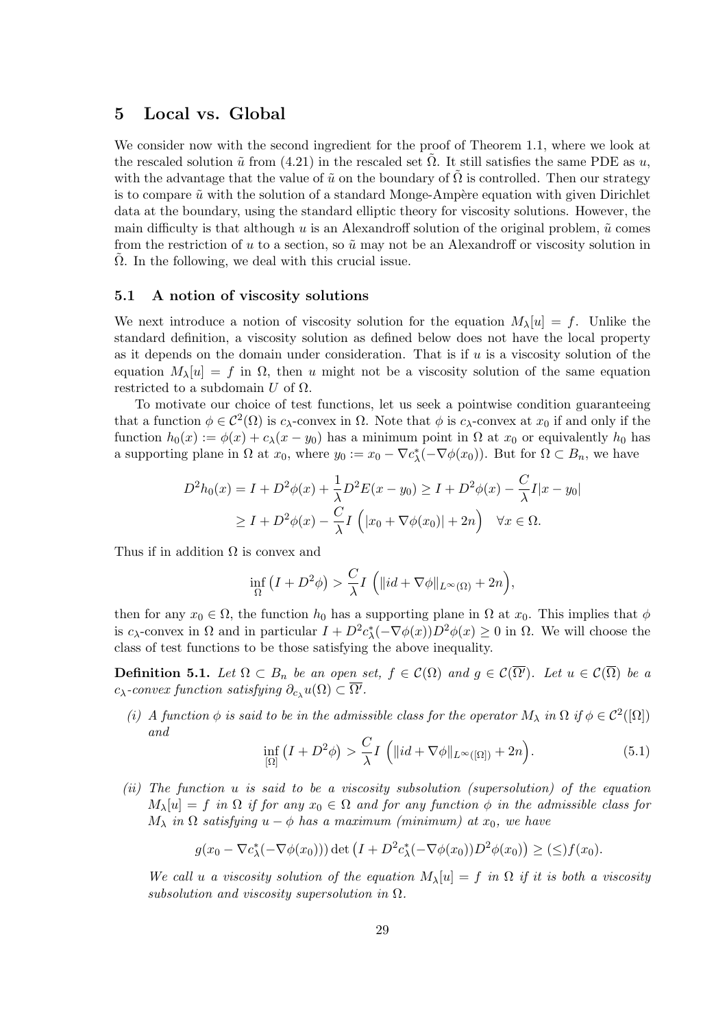# 5 Local vs. Global

We consider now with the second ingredient for the proof of Theorem 1.1, where we look at the rescaled solution $\tilde{u}$ from (4.21) in the rescaled set $\tilde{\Omega}$. It still satisfies the same PDE as $u$, with the advantage that the value of $\tilde{u}$ on the boundary of $\tilde{\Omega}$ is controlled. Then our strategy is to compare $\tilde{u}$ with the solution of a standard Monge-Ampère equation with given Dirichlet data at the boundary, using the standard elliptic theory for viscosity solutions. However, the main difficulty is that although $u$ is an Alexandroff solution of the original problem, $\tilde{u}$ comes from the restriction of $u$ to a section, so $\tilde{u}$ may not be an Alexandroff or viscosity solution in $\tilde{\Omega}$. In the following, we deal with this crucial issue.

## 5.1 A notion of viscosity solutions

We next introduce a notion of viscosity solution for the equation $M_\lambda[u] = f$. Unlike the standard definition, a viscosity solution as defined below does not have the local property as it depends on the domain under consideration. That is if $u$ is a viscosity solution of the equation $M_\lambda[u] = f$ in $\Omega$, then $u$ might not be a viscosity solution of the same equation restricted to a subdomain $U$ of $\Omega$.

To motivate our choice of test functions, let us seek a pointwise condition guaranteeing that a function $\phi \in \mathcal{C}^2(\Omega)$ is $c_\lambda$-convex in $\Omega$. Note that $\phi$ is $c_\lambda$-convex at $x_0$ if and only if the function $h_0(x) := \phi(x) + c_\lambda(x - y_0)$ has a minimum point in $\Omega$ at $x_0$ or equivalently $h_0$ has a supporting plane in $\Omega$ at $x_0$, where $y_0 := x_0 - \nabla c_\lambda^*(-\nabla\phi(x_0))$. But for $\Omega \subset B_n$, we have

$$
\begin{aligned}
D^2 h_0(x) &= I + D^2\phi(x) + \frac{1}{\lambda} D^2 E(x - y_0) \geq I + D^2\phi(x) - \frac{C}{\lambda} I |x - y_0| \\
&\geq I + D^2\phi(x) - \frac{C}{\lambda} I \left( |x_0 + \nabla\phi(x_0)| + 2n \right) \quad \forall x \in \Omega.
\end{aligned}
$$

Thus if in addition $\Omega$ is convex and

$$
\inf_{\Omega} \left( I + D^2\phi \right) > \frac{C}{\lambda} I \left( \|id + \nabla\phi\|_{L^\infty(\Omega)} + 2n \right),
$$

then for any $x_0 \in \Omega$, the function $h_0$ has a supporting plane in $\Omega$ at $x_0$. This implies that $\phi$ is $c_\lambda$-convex in $\Omega$ and in particular $I + D^2 c_\lambda^*(-\nabla\phi(x)) D^2\phi(x) \geq 0$ in $\Omega$. We will choose the class of test functions to be those satisfying the above inequality.

**Definition 5.1.** *Let $\Omega \subset B_n$ be an open set, $f \in \mathcal{C}(\Omega)$ and $g \in \mathcal{C}(\overline{\Omega'})$. Let $u \in \mathcal{C}(\overline{\Omega})$ be a $c_\lambda$-convex function satisfying $\partial_{c_\lambda} u(\Omega) \subset \overline{\Omega'}$.*

*(i) A function $\phi$ is said to be in the admissible class for the operator $M_\lambda$ in $\Omega$ if $\phi \in \mathcal{C}^2([\Omega])$ and*

$$
\inf_{[\Omega]} \left( I + D^2\phi \right) > \frac{C}{\lambda} I \left( \|id + \nabla\phi\|_{L^\infty([\Omega])} + 2n \right). \tag{5.1}
$$

*(ii) The function $u$ is said to be a viscosity subsolution (supersolution) of the equation $M_\lambda[u] = f$ in $\Omega$ if for any $x_0 \in \Omega$ and for any function $\phi$ in the admissible class for $M_\lambda$ in $\Omega$ satisfying $u - \phi$ has a maximum (minimum) at $x_0$, we have*

$$
g(x_0 - \nabla c_\lambda^*(-\nabla\phi(x_0))) \det \left( I + D^2 c_\lambda^*(-\nabla\phi(x_0)) D^2\phi(x_0) \right) \geq (\leq) f(x_0).
$$

*We call $u$ a viscosity solution of the equation $M_\lambda[u] = f$ in $\Omega$ if it is both a viscosity subsolution and viscosity supersolution in $\Omega$.*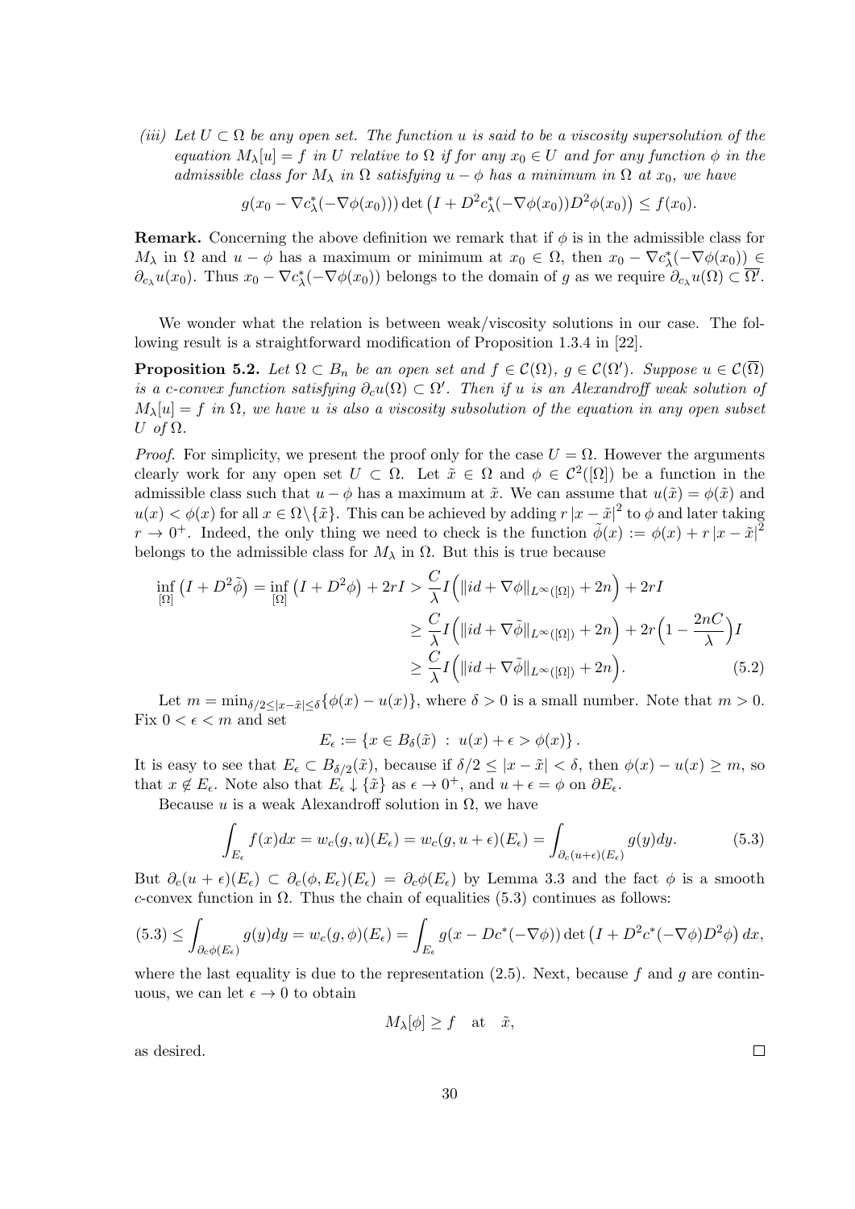*(iii) Let $U \subset \Omega$ be any open set. The function $u$ is said to be a viscosity supersolution of the equation $M_\lambda[u] = f$ in $U$ relative to $\Omega$ if for any $x_0 \in U$ and for any function $\phi$ in the admissible class for $M_\lambda$ in $\Omega$ satisfying $u - \phi$ has a minimum in $\Omega$ at $x_0$, we have*

$$g(x_0 - \nabla c_\lambda^*(-\nabla\phi(x_0))) \det\big(I + D^2 c_\lambda^*(-\nabla\phi(x_0))D^2\phi(x_0)\big) \le f(x_0).$$

**Remark.** Concerning the above definition we remark that if $\phi$ is in the admissible class for $M_\lambda$ in $\Omega$ and $u - \phi$ has a maximum or minimum at $x_0 \in \Omega$, then $x_0 - \nabla c_\lambda^*(-\nabla\phi(x_0)) \in \partial_{c_\lambda} u(x_0)$. Thus $x_0 - \nabla c_\lambda^*(-\nabla\phi(x_0))$ belongs to the domain of $g$ as we require $\partial_{c_\lambda} u(\Omega) \subset \overline{\Omega'}$.

We wonder what the relation is between weak/viscosity solutions in our case. The following result is a straightforward modification of Proposition 1.3.4 in [22].

**Proposition 5.2.** *Let $\Omega \subset B_n$ be an open set and $f \in \mathcal{C}(\Omega)$, $g \in \mathcal{C}(\Omega')$. Suppose $u \in \mathcal{C}(\overline{\Omega})$ is a c-convex function satisfying $\partial_c u(\Omega) \subset \Omega'$. Then if $u$ is an Alexandroff weak solution of $M_\lambda[u] = f$ in $\Omega$, we have $u$ is also a viscosity subsolution of the equation in any open subset $U$ of $\Omega$.*

*Proof.* For simplicity, we present the proof only for the case $U = \Omega$. However the arguments clearly work for any open set $U \subset \Omega$. Let $\tilde{x} \in \Omega$ and $\phi \in \mathcal{C}^2([\Omega])$ be a function in the admissible class such that $u - \phi$ has a maximum at $\tilde{x}$. We can assume that $u(\tilde{x}) = \phi(\tilde{x})$ and $u(x) < \phi(x)$ for all $x \in \Omega\backslash\{\tilde{x}\}$. This can be achieved by adding $r|x - \tilde{x}|^2$ to $\phi$ and later taking $r \to 0^+$. Indeed, the only thing we need to check is the function $\tilde{\phi}(x) := \phi(x) + r|x - \tilde{x}|^2$ belongs to the admissible class for $M_\lambda$ in $\Omega$. But this is true because

$$\begin{aligned}
\inf_{[\Omega]}\big(I + D^2\tilde{\phi}\big) = \inf_{[\Omega]}\big(I + D^2\phi\big) + 2rI &> \frac{C}{\lambda} I\Big(\|id + \nabla\phi\|_{L^\infty([\Omega])} + 2n\Big) + 2rI \\
&\ge \frac{C}{\lambda} I\Big(\|id + \nabla\tilde{\phi}\|_{L^\infty([\Omega])} + 2n\Big) + 2r\Big(1 - \frac{2nC}{\lambda}\Big)I \\
&\ge \frac{C}{\lambda} I\Big(\|id + \nabla\tilde{\phi}\|_{L^\infty([\Omega])} + 2n\Big). \qquad (5.2)
\end{aligned}$$

Let $m = \min_{\delta/2 \le |x - \tilde{x}| \le \delta}\{\phi(x) - u(x)\}$, where $\delta > 0$ is a small number. Note that $m > 0$. Fix $0 < \epsilon < m$ and set

$$E_\epsilon := \{x \in B_\delta(\tilde{x}) \;:\; u(x) + \epsilon > \phi(x)\}.$$

It is easy to see that $E_\epsilon \subset B_{\delta/2}(\tilde{x})$, because if $\delta/2 \le |x - \tilde{x}| < \delta$, then $\phi(x) - u(x) \ge m$, so that $x \notin E_\epsilon$. Note also that $E_\epsilon \downarrow \{\tilde{x}\}$ as $\epsilon \to 0^+$, and $u + \epsilon = \phi$ on $\partial E_\epsilon$.

Because $u$ is a weak Alexandroff solution in $\Omega$, we have

$$\int_{E_\epsilon} f(x)dx = w_c(g, u)(E_\epsilon) = w_c(g, u + \epsilon)(E_\epsilon) = \int_{\partial_c(u+\epsilon)(E_\epsilon)} g(y)dy. \qquad (5.3)$$

But $\partial_c(u + \epsilon)(E_\epsilon) \subset \partial_c(\phi, E_\epsilon)(E_\epsilon) = \partial_c\phi(E_\epsilon)$ by Lemma 3.3 and the fact $\phi$ is a smooth $c$-convex function in $\Omega$. Thus the chain of equalities (5.3) continues as follows:

$$(5.3) \le \int_{\partial_c\phi(E_\epsilon)} g(y)dy = w_c(g, \phi)(E_\epsilon) = \int_{E_\epsilon} g(x - Dc^*(-\nabla\phi)) \det\big(I + D^2c^*(-\nabla\phi)D^2\phi\big)\, dx,$$

where the last equality is due to the representation (2.5). Next, because $f$ and $g$ are continuous, we can let $\epsilon \to 0$ to obtain

$$M_\lambda[\phi] \ge f \quad \text{at} \quad \tilde{x},$$

as desired. $\square$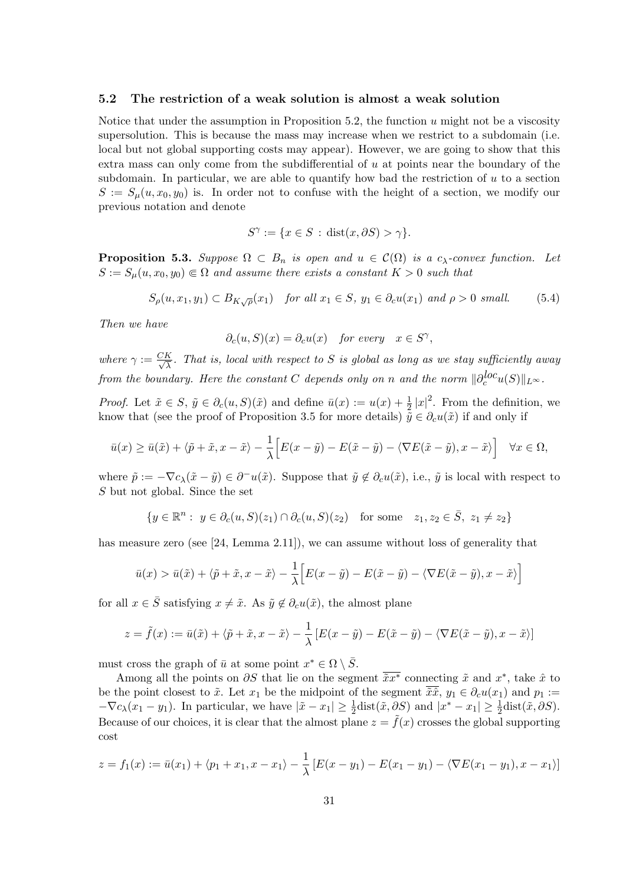### 5.2 The restriction of a weak solution is almost a weak solution

Notice that under the assumption in Proposition 5.2, the function $u$ might not be a viscosity supersolution. This is because the mass may increase when we restrict to a subdomain (i.e. local but not global supporting costs may appear). However, we are going to show that this extra mass can only come from the subdifferential of $u$ at points near the boundary of the subdomain. In particular, we are able to quantify how bad the restriction of $u$ to a section $S := S_\mu(u, x_0, y_0)$ is. In order not to confuse with the height of a section, we modify our previous notation and denote

$$S^\gamma := \{x \in S : \operatorname{dist}(x, \partial S) > \gamma\}.$$

**Proposition 5.3.** *Suppose $\Omega \subset B_n$ is open and $u \in \mathcal{C}(\Omega)$ is a $c_\lambda$-convex function. Let $S := S_\mu(u, x_0, y_0) \Subset \Omega$ and assume there exists a constant $K > 0$ such that*

$$S_\rho(u, x_1, y_1) \subset B_{K\sqrt{\rho}}(x_1) \quad \text{for all } x_1 \in S,\ y_1 \in \partial_c u(x_1) \text{ and } \rho > 0 \text{ small.} \tag{5.4}$$

*Then we have*

$$\partial_c(u, S)(x) = \partial_c u(x) \quad \text{for every} \quad x \in S^\gamma,$$

*where $\gamma := \frac{CK}{\sqrt{\lambda}}$. That is, local with respect to $S$ is global as long as we stay sufficiently away from the boundary. Here the constant $C$ depends only on $n$ and the norm $\|\partial_c^{loc} u(S)\|_{L^\infty}$.*

*Proof.* Let $\tilde{x} \in S$, $\tilde{y} \in \partial_c(u, S)(\tilde{x})$ and define $\bar{u}(x) := u(x) + \frac{1}{2}|x|^2$. From the definition, we know that (see the proof of Proposition 3.5 for more details) $\tilde{y} \in \partial_c u(\tilde{x})$ if and only if

$$\bar{u}(x) \geq \bar{u}(\tilde{x}) + \langle \tilde{p} + \tilde{x}, x - \tilde{x} \rangle - \frac{1}{\lambda}\Big[E(x - \tilde{y}) - E(\tilde{x} - \tilde{y}) - \langle \nabla E(\tilde{x} - \tilde{y}), x - \tilde{x} \rangle\Big] \quad \forall x \in \Omega,$$

where $\tilde{p} := -\nabla c_\lambda(\tilde{x} - \tilde{y}) \in \partial^- u(\tilde{x})$. Suppose that $\tilde{y} \notin \partial_c u(\tilde{x})$, i.e., $\tilde{y}$ is local with respect to $S$ but not global. Since the set

$$\{y \in \mathbb{R}^n : \ y \in \partial_c(u, S)(z_1) \cap \partial_c(u, S)(z_2) \quad \text{for some} \quad z_1, z_2 \in \bar{S},\ z_1 \neq z_2\}$$

has measure zero (see [24, Lemma 2.11]), we can assume without loss of generality that

$$\bar{u}(x) > \bar{u}(\tilde{x}) + \langle \tilde{p} + \tilde{x}, x - \tilde{x} \rangle - \frac{1}{\lambda}\Big[E(x - \tilde{y}) - E(\tilde{x} - \tilde{y}) - \langle \nabla E(\tilde{x} - \tilde{y}), x - \tilde{x} \rangle\Big]$$

for all $x \in \bar{S}$ satisfying $x \neq \tilde{x}$. As $\tilde{y} \notin \partial_c u(\tilde{x})$, the almost plane

$$z = \tilde{f}(x) := \bar{u}(\tilde{x}) + \langle \tilde{p} + \tilde{x}, x - \tilde{x} \rangle - \frac{1}{\lambda}\left[E(x - \tilde{y}) - E(\tilde{x} - \tilde{y}) - \langle \nabla E(\tilde{x} - \tilde{y}), x - \tilde{x} \rangle\right]$$

must cross the graph of $\bar{u}$ at some point $x^* \in \Omega \setminus \bar{S}$.

Among all the points on $\partial S$ that lie on the segment $\overline{\tilde{x}x^*}$ connecting $\tilde{x}$ and $x^*$, take $\hat{x}$ to be the point closest to $\tilde{x}$. Let $x_1$ be the midpoint of the segment $\overline{\tilde{x}\hat{x}}$, $y_1 \in \partial_c u(x_1)$ and $p_1 := -\nabla c_\lambda(x_1 - y_1)$. In particular, we have $|\tilde{x} - x_1| \geq \frac{1}{2}\operatorname{dist}(\tilde{x}, \partial S)$ and $|x^* - x_1| \geq \frac{1}{2}\operatorname{dist}(\tilde{x}, \partial S)$. Because of our choices, it is clear that the almost plane $z = \tilde{f}(x)$ crosses the global supporting cost

$$z = f_1(x) := \bar{u}(x_1) + \langle p_1 + x_1, x - x_1 \rangle - \frac{1}{\lambda}\left[E(x - y_1) - E(x_1 - y_1) - \langle \nabla E(x_1 - y_1), x - x_1 \rangle\right]$$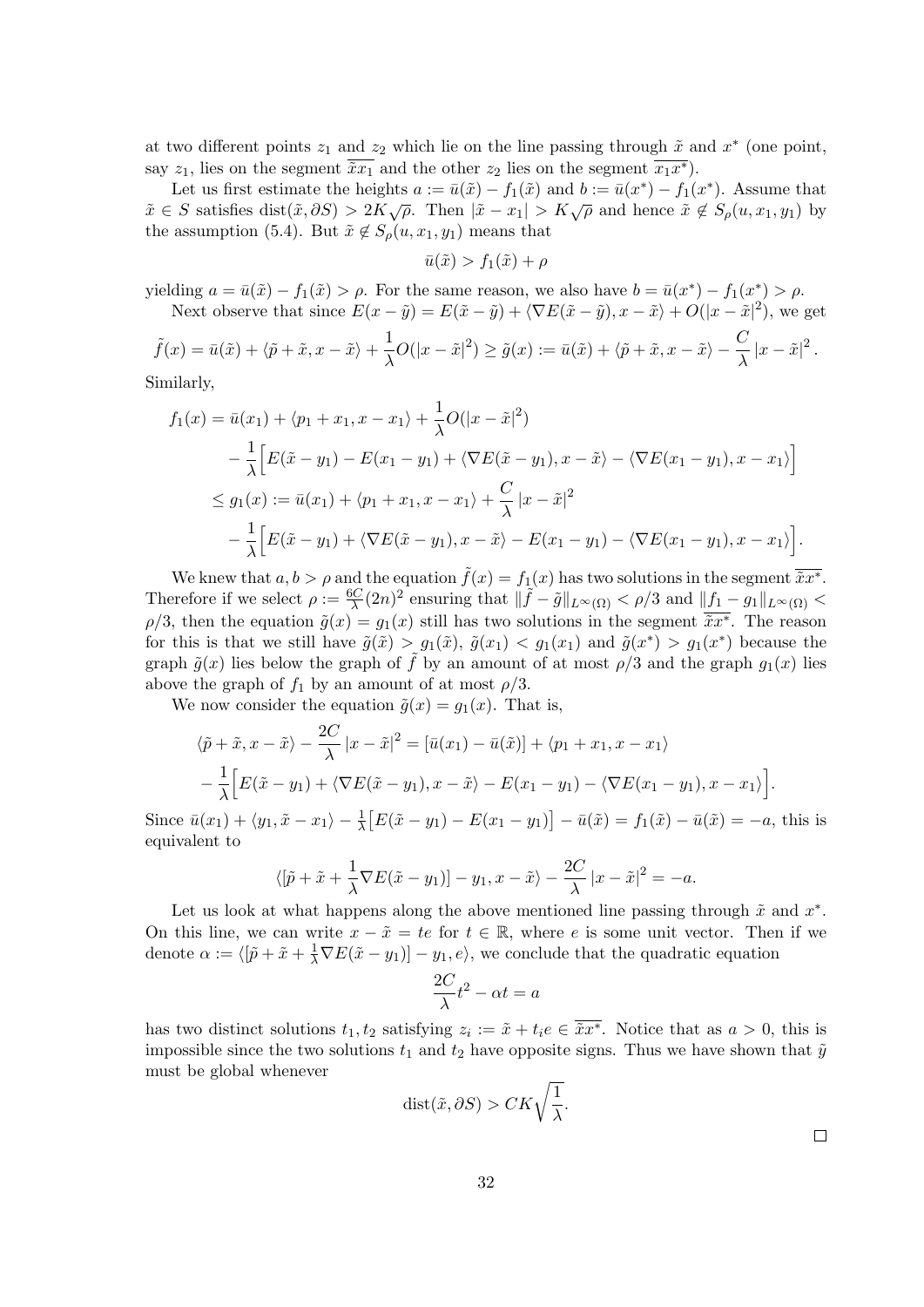at two different points $z_1$ and $z_2$ which lie on the line passing through $\tilde{x}$ and $x^*$ (one point, say $z_1$, lies on the segment $\overline{\tilde{x}x_1}$ and the other $z_2$ lies on the segment $\overline{x_1x^*}$).

Let us first estimate the heights $a := \bar{u}(\tilde{x}) - f_1(\tilde{x})$ and $b := \bar{u}(x^*) - f_1(x^*)$. Assume that $\tilde{x} \in S$ satisfies $\operatorname{dist}(\tilde{x}, \partial S) > 2K\sqrt{\rho}$. Then $|\tilde{x} - x_1| > K\sqrt{\rho}$ and hence $\tilde{x} \notin S_\rho(u, x_1, y_1)$ by the assumption (5.4). But $\tilde{x} \notin S_\rho(u, x_1, y_1)$ means that

$$\bar{u}(\tilde{x}) > f_1(\tilde{x}) + \rho$$

yielding $a = \bar{u}(\tilde{x}) - f_1(\tilde{x}) > \rho$. For the same reason, we also have $b = \bar{u}(x^*) - f_1(x^*) > \rho$.

Next observe that since $E(x - \tilde{y}) = E(\tilde{x} - \tilde{y}) + \langle \nabla E(\tilde{x} - \tilde{y}), x - \tilde{x}\rangle + O(|x - \tilde{x}|^2)$, we get

$$\tilde{f}(x) = \bar{u}(\tilde{x}) + \langle \tilde{p} + \tilde{x}, x - \tilde{x}\rangle + \frac{1}{\lambda}O(|x - \tilde{x}|^2) \geq \tilde{g}(x) := \bar{u}(\tilde{x}) + \langle \tilde{p} + \tilde{x}, x - \tilde{x}\rangle - \frac{C}{\lambda}|x - \tilde{x}|^2.$$

Similarly,

$$\begin{aligned}
f_1(x) &= \bar{u}(x_1) + \langle p_1 + x_1, x - x_1\rangle + \frac{1}{\lambda}O(|x - \tilde{x}|^2) \\
&\quad - \frac{1}{\lambda}\Big[E(\tilde{x} - y_1) - E(x_1 - y_1) + \langle \nabla E(\tilde{x} - y_1), x - \tilde{x}\rangle - \langle \nabla E(x_1 - y_1), x - x_1\rangle\Big] \\
&\leq g_1(x) := \bar{u}(x_1) + \langle p_1 + x_1, x - x_1\rangle + \frac{C}{\lambda}|x - \tilde{x}|^2 \\
&\quad - \frac{1}{\lambda}\Big[E(\tilde{x} - y_1) + \langle \nabla E(\tilde{x} - y_1), x - \tilde{x}\rangle - E(x_1 - y_1) - \langle \nabla E(x_1 - y_1), x - x_1\rangle\Big].
\end{aligned}$$

We knew that $a, b > \rho$ and the equation $\tilde{f}(x) = f_1(x)$ has two solutions in the segment $\overline{\tilde{x}x^*}$. Therefore if we select $\rho := \frac{6C}{\lambda}(2n)^2$ ensuring that $\|\tilde{f} - \tilde{g}\|_{L^\infty(\Omega)} < \rho/3$ and $\|f_1 - g_1\|_{L^\infty(\Omega)} < \rho/3$, then the equation $\tilde{g}(x) = g_1(x)$ still has two solutions in the segment $\overline{\tilde{x}x^*}$. The reason for this is that we still have $\tilde{g}(\tilde{x}) > g_1(\tilde{x})$, $\tilde{g}(x_1) < g_1(x_1)$ and $\tilde{g}(x^*) > g_1(x^*)$ because the graph $\tilde{g}(x)$ lies below the graph of $\tilde{f}$ by an amount of at most $\rho/3$ and the graph $g_1(x)$ lies above the graph of $f_1$ by an amount of at most $\rho/3$.

We now consider the equation $\tilde{g}(x) = g_1(x)$. That is,

$$\begin{aligned}
&\langle \tilde{p} + \tilde{x}, x - \tilde{x}\rangle - \frac{2C}{\lambda}|x - \tilde{x}|^2 = [\bar{u}(x_1) - \bar{u}(\tilde{x})] + \langle p_1 + x_1, x - x_1\rangle \\
&- \frac{1}{\lambda}\Big[E(\tilde{x} - y_1) + \langle \nabla E(\tilde{x} - y_1), x - \tilde{x}\rangle - E(x_1 - y_1) - \langle \nabla E(x_1 - y_1), x - x_1\rangle\Big].
\end{aligned}$$

Since $\bar{u}(x_1) + \langle y_1, \tilde{x} - x_1\rangle - \frac{1}{\lambda}\big[E(\tilde{x} - y_1) - E(x_1 - y_1)\big] - \bar{u}(\tilde{x}) = f_1(\tilde{x}) - \bar{u}(\tilde{x}) = -a$, this is equivalent to

$$\langle [\tilde{p} + \tilde{x} + \frac{1}{\lambda}\nabla E(\tilde{x} - y_1)] - y_1, x - \tilde{x}\rangle - \frac{2C}{\lambda}|x - \tilde{x}|^2 = -a.$$

Let us look at what happens along the above mentioned line passing through $\tilde{x}$ and $x^*$. On this line, we can write $x - \tilde{x} = te$ for $t \in \mathbb{R}$, where $e$ is some unit vector. Then if we denote $\alpha := \langle [\tilde{p} + \tilde{x} + \frac{1}{\lambda}\nabla E(\tilde{x} - y_1)] - y_1, e\rangle$, we conclude that the quadratic equation

$$\frac{2C}{\lambda}t^2 - \alpha t = a$$

has two distinct solutions $t_1, t_2$ satisfying $z_i := \tilde{x} + t_i e \in \overline{\tilde{x}x^*}$. Notice that as $a > 0$, this is impossible since the two solutions $t_1$ and $t_2$ have opposite signs. Thus we have shown that $\tilde{y}$ must be global whenever

$$\operatorname{dist}(\tilde{x}, \partial S) > CK\sqrt{\frac{1}{\lambda}}.$$

$\square$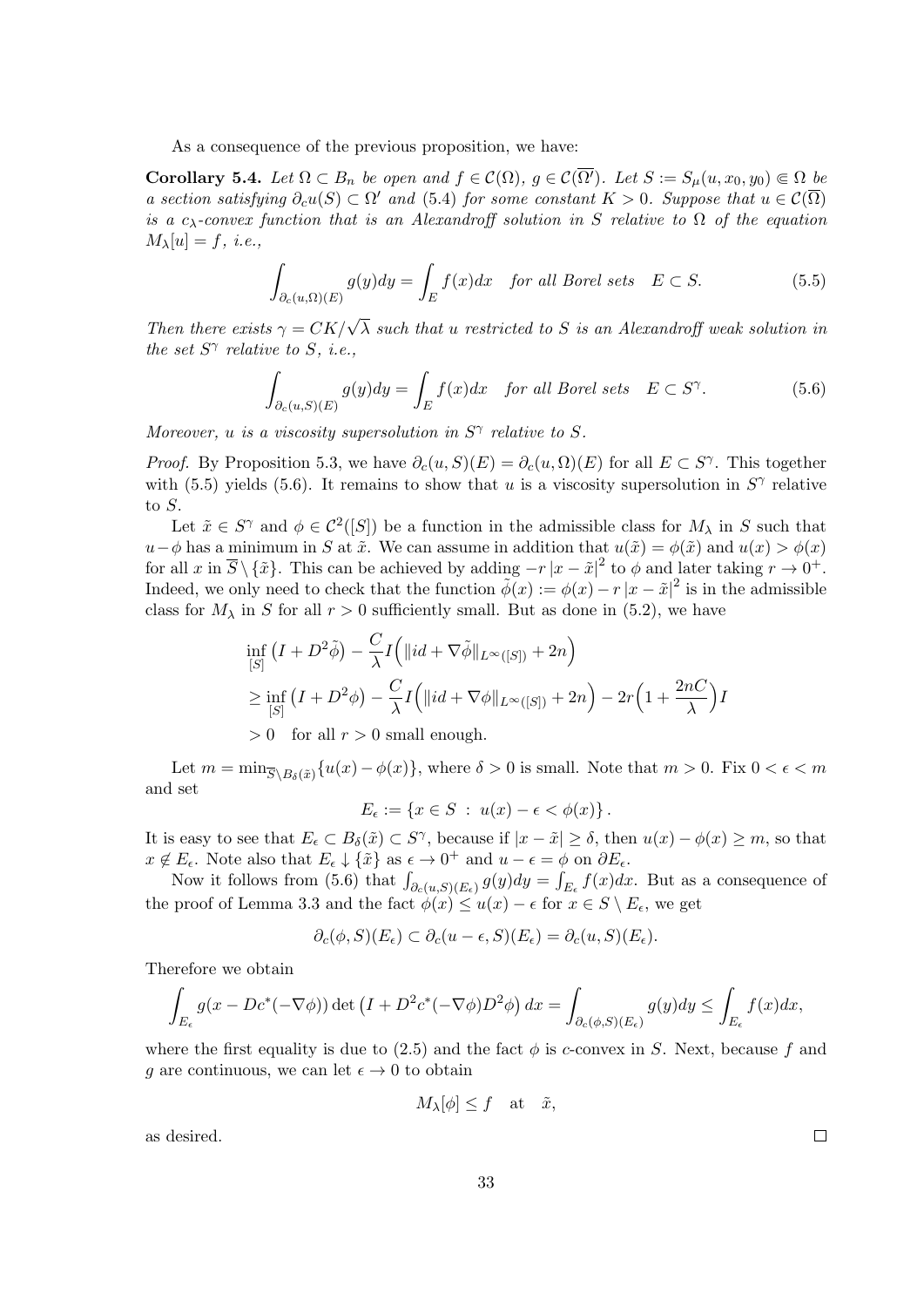As a consequence of the previous proposition, we have:

**Corollary 5.4.** *Let $\Omega \subset B_n$ be open and $f \in \mathcal{C}(\Omega)$, $g \in \mathcal{C}(\overline{\Omega'})$. Let $S := S_\mu(u, x_0, y_0) \Subset \Omega$ be a section satisfying $\partial_c u(S) \subset \Omega'$ and (5.4) for some constant $K > 0$. Suppose that $u \in \mathcal{C}(\overline{\Omega})$ is a $c_\lambda$-convex function that is an Alexandroff solution in $S$ relative to $\Omega$ of the equation $M_\lambda[u] = f$, i.e.,*

$$\int_{\partial_c(u,\Omega)(E)} g(y)dy = \int_E f(x)dx \quad \text{for all Borel sets} \quad E \subset S. \tag{5.5}$$

*Then there exists $\gamma = CK/\sqrt{\lambda}$ such that $u$ restricted to $S$ is an Alexandroff weak solution in the set $S^\gamma$ relative to $S$, i.e.,*

$$\int_{\partial_c(u,S)(E)} g(y)dy = \int_E f(x)dx \quad \text{for all Borel sets} \quad E \subset S^\gamma. \tag{5.6}$$

*Moreover, $u$ is a viscosity supersolution in $S^\gamma$ relative to $S$.*

*Proof.* By Proposition 5.3, we have $\partial_c(u, S)(E) = \partial_c(u, \Omega)(E)$ for all $E \subset S^\gamma$. This together with (5.5) yields (5.6). It remains to show that $u$ is a viscosity supersolution in $S^\gamma$ relative to $S$.

Let $\tilde{x} \in S^\gamma$ and $\phi \in \mathcal{C}^2([S])$ be a function in the admissible class for $M_\lambda$ in $S$ such that $u - \phi$ has a minimum in $S$ at $\tilde{x}$. We can assume in addition that $u(\tilde{x}) = \phi(\tilde{x})$ and $u(x) > \phi(x)$ for all $x$ in $\overline{S} \setminus \{\tilde{x}\}$. This can be achieved by adding $-r\,|x - \tilde{x}|^2$ to $\phi$ and later taking $r \to 0^+$. Indeed, we only need to check that the function $\tilde{\phi}(x) := \phi(x) - r\,|x - \tilde{x}|^2$ is in the admissible class for $M_\lambda$ in $S$ for all $r > 0$ sufficiently small. But as done in (5.2), we have

$$\begin{aligned}
&\inf_{[S]} \big(I + D^2\tilde{\phi}\big) - \frac{C}{\lambda} I\Big(\|id + \nabla\tilde{\phi}\|_{L^\infty([S])} + 2n\Big) \\
&\geq \inf_{[S]} \big(I + D^2\phi\big) - \frac{C}{\lambda} I\Big(\|id + \nabla\phi\|_{L^\infty([S])} + 2n\Big) - 2r\Big(1 + \frac{2nC}{\lambda}\Big)I \\
&> 0 \quad \text{for all } r > 0 \text{ small enough.}
\end{aligned}$$

Let $m = \min_{\overline{S} \setminus B_\delta(\tilde{x})}\{u(x) - \phi(x)\}$, where $\delta > 0$ is small. Note that $m > 0$. Fix $0 < \epsilon < m$ and set

$$E_\epsilon := \{x \in S \;:\; u(x) - \epsilon < \phi(x)\}.$$

It is easy to see that $E_\epsilon \subset B_\delta(\tilde{x}) \subset S^\gamma$, because if $|x - \tilde{x}| \geq \delta$, then $u(x) - \phi(x) \geq m$, so that $x \notin E_\epsilon$. Note also that $E_\epsilon \downarrow \{\tilde{x}\}$ as $\epsilon \to 0^+$ and $u - \epsilon = \phi$ on $\partial E_\epsilon$.

Now it follows from (5.6) that $\int_{\partial_c(u,S)(E_\epsilon)} g(y)dy = \int_{E_\epsilon} f(x)dx$. But as a consequence of the proof of Lemma 3.3 and the fact $\phi(x) \leq u(x) - \epsilon$ for $x \in S \setminus E_\epsilon$, we get

$$\partial_c(\phi, S)(E_\epsilon) \subset \partial_c(u - \epsilon, S)(E_\epsilon) = \partial_c(u, S)(E_\epsilon).$$

Therefore we obtain

$$\int_{E_\epsilon} g(x - Dc^*(-\nabla\phi)) \det\big(I + D^2c^*(-\nabla\phi)D^2\phi\big)\,dx = \int_{\partial_c(\phi,S)(E_\epsilon)} g(y)dy \leq \int_{E_\epsilon} f(x)dx,$$

where the first equality is due to (2.5) and the fact $\phi$ is $c$-convex in $S$. Next, because $f$ and $g$ are continuous, we can let $\epsilon \to 0$ to obtain

$$M_\lambda[\phi] \leq f \quad \text{at} \quad \tilde{x},$$

as desired. $\square$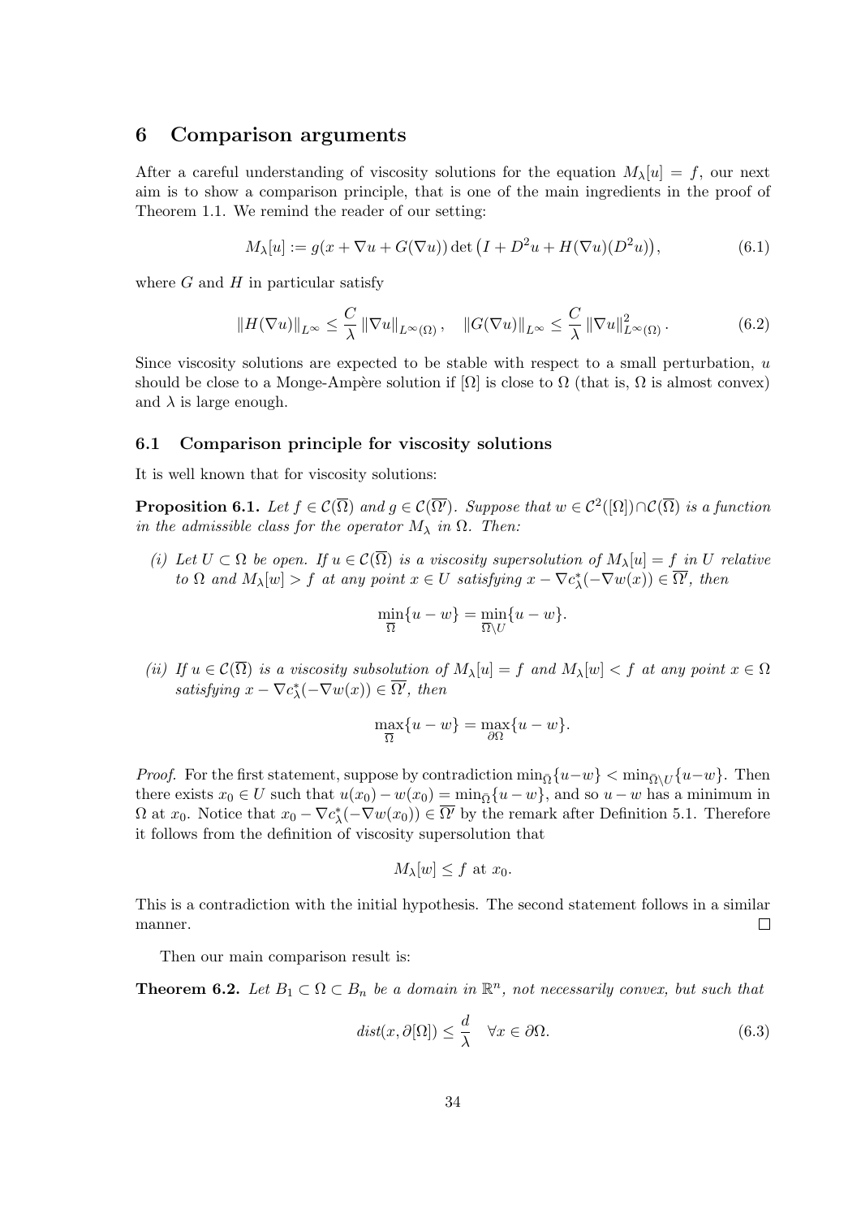## 6 Comparison arguments

After a careful understanding of viscosity solutions for the equation $M_\lambda[u] = f$, our next aim is to show a comparison principle, that is one of the main ingredients in the proof of Theorem 1.1. We remind the reader of our setting:

$$M_\lambda[u] := g(x + \nabla u + G(\nabla u)) \det\big(I + D^2u + H(\nabla u)(D^2u)\big), \tag{6.1}$$

where $G$ and $H$ in particular satisfy

$$\|H(\nabla u)\|_{L^\infty} \leq \frac{C}{\lambda} \|\nabla u\|_{L^\infty(\Omega)}, \quad \|G(\nabla u)\|_{L^\infty} \leq \frac{C}{\lambda} \|\nabla u\|^2_{L^\infty(\Omega)}. \tag{6.2}$$

Since viscosity solutions are expected to be stable with respect to a small perturbation, $u$ should be close to a Monge-Ampère solution if $[\Omega]$ is close to $\Omega$ (that is, $\Omega$ is almost convex) and $\lambda$ is large enough.

### 6.1 Comparison principle for viscosity solutions

It is well known that for viscosity solutions:

**Proposition 6.1.** *Let $f \in \mathcal{C}(\overline{\Omega})$ and $g \in \mathcal{C}(\overline{\Omega'})$. Suppose that $w \in \mathcal{C}^2([\Omega]) \cap \mathcal{C}(\overline{\Omega})$ is a function in the admissible class for the operator $M_\lambda$ in $\Omega$. Then:*

*(i) Let $U \subset \Omega$ be open. If $u \in \mathcal{C}(\overline{\Omega})$ is a viscosity supersolution of $M_\lambda[u] = f$ in $U$ relative to $\Omega$ and $M_\lambda[w] > f$ at any point $x \in U$ satisfying $x - \nabla c^*_\lambda(-\nabla w(x)) \in \overline{\Omega'}$, then*

$$\min_{\overline{\Omega}}\{u - w\} = \min_{\overline{\Omega} \setminus U}\{u - w\}.$$

*(ii) If $u \in \mathcal{C}(\overline{\Omega})$ is a viscosity subsolution of $M_\lambda[u] = f$ and $M_\lambda[w] < f$ at any point $x \in \Omega$ satisfying $x - \nabla c^*_\lambda(-\nabla w(x)) \in \overline{\Omega'}$, then*

$$\max_{\overline{\Omega}}\{u - w\} = \max_{\partial\Omega}\{u - w\}.$$

*Proof.* For the first statement, suppose by contradiction $\min_{\overline{\Omega}}\{u-w\} < \min_{\overline{\Omega}\setminus U}\{u-w\}$. Then there exists $x_0 \in U$ such that $u(x_0) - w(x_0) = \min_{\overline{\Omega}}\{u - w\}$, and so $u - w$ has a minimum in $\Omega$ at $x_0$. Notice that $x_0 - \nabla c^*_\lambda(-\nabla w(x_0)) \in \overline{\Omega'}$ by the remark after Definition 5.1. Therefore it follows from the definition of viscosity supersolution that

$$M_\lambda[w] \leq f \text{ at } x_0.$$

This is a contradiction with the initial hypothesis. The second statement follows in a similar manner. $\square$

Then our main comparison result is:

**Theorem 6.2.** *Let $B_1 \subset \Omega \subset B_n$ be a domain in $\mathbb{R}^n$, not necessarily convex, but such that*

$$dist(x, \partial[\Omega]) \leq \frac{d}{\lambda} \quad \forall x \in \partial\Omega. \tag{6.3}$$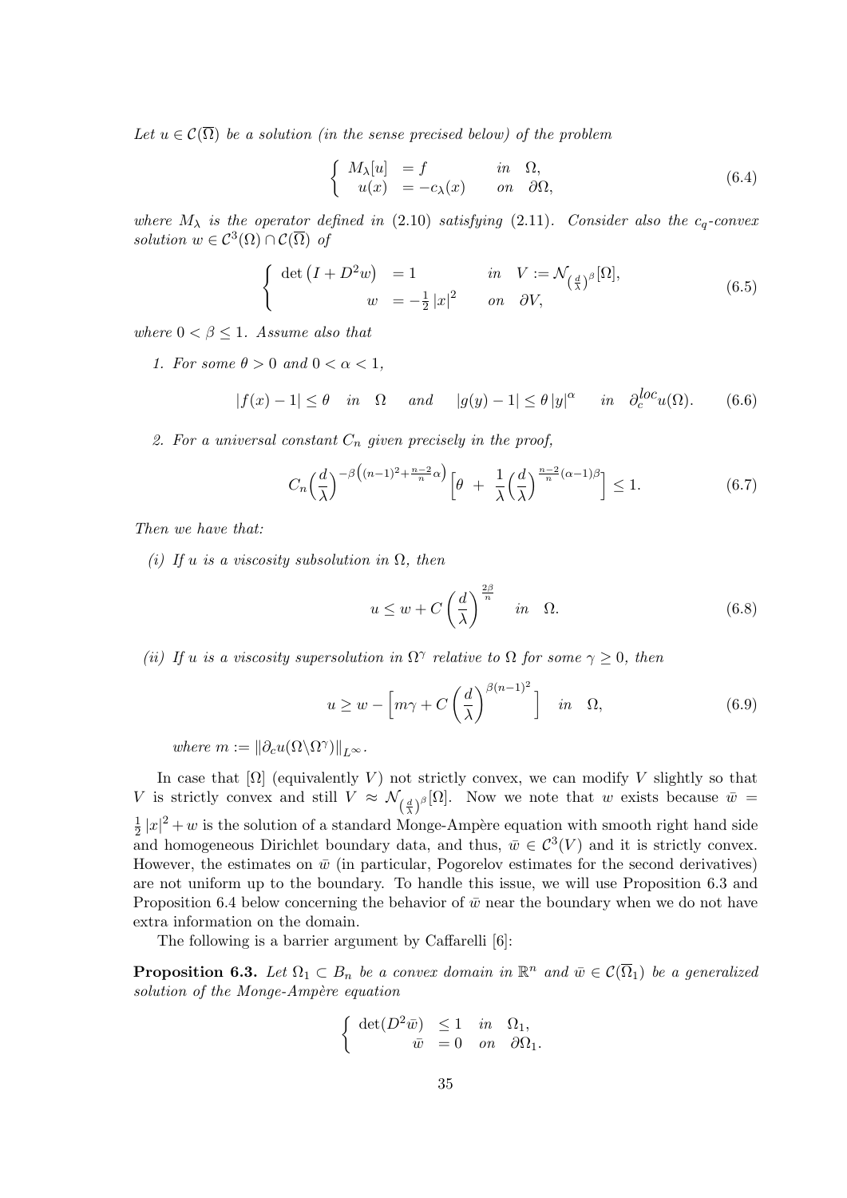*Let $u \in \mathcal{C}(\overline{\Omega})$ be a solution (in the sense precised below) of the problem*

$$\begin{cases} M_\lambda[u] &= f \qquad \text{in} \quad \Omega, \\ u(x) &= -c_\lambda(x) \qquad \text{on} \quad \partial\Omega, \end{cases} \tag{6.4}$$

*where $M_\lambda$ is the operator defined in (2.10) satisfying (2.11). Consider also the $c_q$-convex solution $w \in \mathcal{C}^3(\Omega) \cap \mathcal{C}(\overline{\Omega})$ of*

$$\begin{cases} \det\left(I + D^2 w\right) &= 1 \qquad \text{in} \quad V := \mathcal{N}_{\left(\frac{d}{\lambda}\right)^\beta}[\Omega], \\ w &= -\frac{1}{2}|x|^2 \qquad \text{on} \quad \partial V, \end{cases} \tag{6.5}$$

*where $0 < \beta \leq 1$. Assume also that*

1. *For some $\theta > 0$ and $0 < \alpha < 1$,*

$$|f(x) - 1| \leq \theta \quad \text{in} \quad \Omega \qquad \text{and} \qquad |g(y) - 1| \leq \theta\,|y|^\alpha \qquad \text{in} \quad \partial_c^{loc} u(\Omega). \tag{6.6}$$

2. *For a universal constant $C_n$ given precisely in the proof,*

$$C_n\Big(\frac{d}{\lambda}\Big)^{-\beta\left((n-1)^2 + \frac{n-2}{n}\alpha\right)}\Big[\theta \; + \; \frac{1}{\lambda}\Big(\frac{d}{\lambda}\Big)^{\frac{n-2}{n}(\alpha-1)\beta}\Big] \leq 1. \tag{6.7}$$

*Then we have that:*

*(i) If $u$ is a viscosity subsolution in $\Omega$, then*

$$u \leq w + C\left(\frac{d}{\lambda}\right)^{\frac{2\beta}{n}} \qquad \text{in} \quad \Omega. \tag{6.8}$$

*(ii) If $u$ is a viscosity supersolution in $\Omega^\gamma$ relative to $\Omega$ for some $\gamma \geq 0$, then*

$$u \geq w - \Big[m\gamma + C\left(\frac{d}{\lambda}\right)^{\beta(n-1)^2}\Big] \qquad \text{in} \quad \Omega, \tag{6.9}$$

*where $m := \|\partial_c u(\Omega \backslash \Omega^\gamma)\|_{L^\infty}$.*

In case that $[\Omega]$ (equivalently $V$) not strictly convex, we can modify $V$ slightly so that $V$ is strictly convex and still $V \approx \mathcal{N}_{\left(\frac{d}{\lambda}\right)^\beta}[\Omega]$. Now we note that $w$ exists because $\bar{w} = \frac{1}{2}|x|^2 + w$ is the solution of a standard Monge-Ampère equation with smooth right hand side and homogeneous Dirichlet boundary data, and thus, $\bar{w} \in \mathcal{C}^3(V)$ and it is strictly convex. However, the estimates on $\bar{w}$ (in particular, Pogorelov estimates for the second derivatives) are not uniform up to the boundary. To handle this issue, we will use Proposition 6.3 and Proposition 6.4 below concerning the behavior of $\bar{w}$ near the boundary when we do not have extra information on the domain.

The following is a barrier argument by Caffarelli [6]:

**Proposition 6.3.** *Let $\Omega_1 \subset B_n$ be a convex domain in $\mathbb{R}^n$ and $\bar{w} \in \mathcal{C}(\overline{\Omega}_1)$ be a generalized solution of the Monge-Ampère equation*

$$\begin{cases} \det(D^2\bar{w}) &\leq 1 \quad \text{in} \quad \Omega_1, \\ \bar{w} &= 0 \quad \text{on} \quad \partial\Omega_1. \end{cases}$$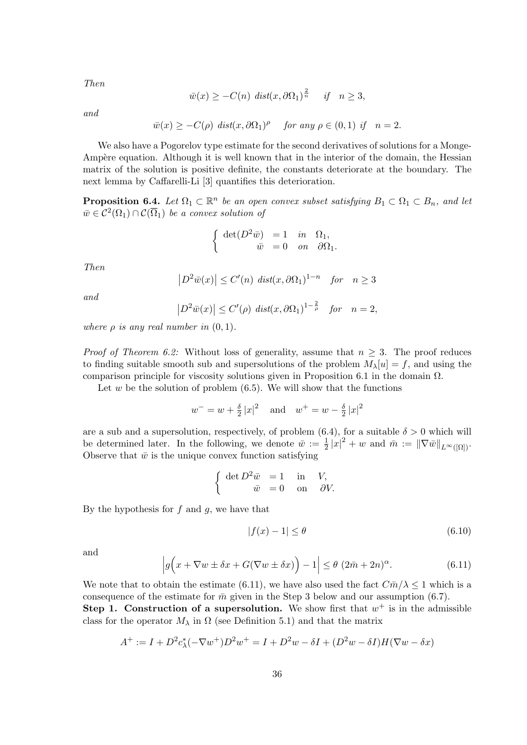*Then*

$$\bar{w}(x) \geq -C(n)\ dist(x, \partial\Omega_1)^{\frac{2}{n}} \quad \text{ if } \quad n \geq 3,$$

*and*

$$\bar{w}(x) \geq -C(\rho)\ dist(x, \partial\Omega_1)^{\rho} \quad \text{ for any } \rho \in (0,1) \text{ if } \quad n = 2.$$

We also have a Pogorelov type estimate for the second derivatives of solutions for a Monge-Ampère equation. Although it is well known that in the interior of the domain, the Hessian matrix of the solution is positive definite, the constants deteriorate at the boundary. The next lemma by Caffarelli-Li [3] quantifies this deterioration.

**Proposition 6.4.** *Let $\Omega_1 \subset \mathbb{R}^n$ be an open convex subset satisfying $B_1 \subset \Omega_1 \subset B_n$, and let $\bar{w} \in \mathcal{C}^2(\Omega_1) \cap \mathcal{C}(\overline{\Omega}_1)$ be a convex solution of*

$$\begin{cases} \det(D^2\bar{w}) &= 1 \quad in \quad \Omega_1, \\ \qquad\quad \bar{w} &= 0 \quad on \quad \partial\Omega_1. \end{cases}$$

*Then*

$$\left|D^2\bar{w}(x)\right| \leq C'(n)\ dist(x, \partial\Omega_1)^{1-n} \quad for \quad n \geq 3$$

*and*

$$\left|D^2\bar{w}(x)\right| \leq C'(\rho)\ dist(x, \partial\Omega_1)^{1-\frac{2}{\rho}} \quad for \quad n = 2,$$

*where $\rho$ is any real number in $(0,1)$.*

*Proof of Theorem 6.2:* Without loss of generality, assume that $n \geq 3$. The proof reduces to finding suitable smooth sub and supersolutions of the problem $M_\lambda[u] = f$, and using the comparison principle for viscosity solutions given in Proposition 6.1 in the domain $\Omega$.

Let $w$ be the solution of problem (6.5). We will show that the functions

$$w^- = w + \tfrac{\delta}{2}|x|^2 \quad \text{and} \quad w^+ = w - \tfrac{\delta}{2}|x|^2$$

are a sub and a supersolution, respectively, of problem (6.4), for a suitable $\delta > 0$ which will be determined later. In the following, we denote $\bar{w} := \frac{1}{2}|x|^2 + w$ and $\bar{m} := \|\nabla\bar{w}\|_{L^\infty([\Omega])}$. Observe that $\bar{w}$ is the unique convex function satisfying

$$\begin{cases} \det D^2\bar{w} &= 1 \quad \text{in} \quad V, \\ \qquad \bar{w} &= 0 \quad \text{on} \quad \partial V. \end{cases}$$

By the hypothesis for $f$ and $g$, we have that

$$|f(x) - 1| \leq \theta \tag{6.10}$$

and

$$\left|g\Big(x + \nabla w \pm \delta x + G(\nabla w \pm \delta x)\Big) - 1\right| \leq \theta\ (2\bar{m} + 2n)^{\alpha}. \tag{6.11}$$

We note that to obtain the estimate (6.11), we have also used the fact $C\bar{m}/\lambda \leq 1$ which is a consequence of the estimate for $\bar{m}$ given in the Step 3 below and our assumption (6.7).

**Step 1. Construction of a supersolution.** We show first that $w^+$ is in the admissible class for the operator $M_\lambda$ in $\Omega$ (see Definition 5.1) and that the matrix

$$A^+ := I + D^2c^*_\lambda(-\nabla w^+)D^2w^+ = I + D^2w - \delta I + (D^2w - \delta I)H(\nabla w - \delta x)$$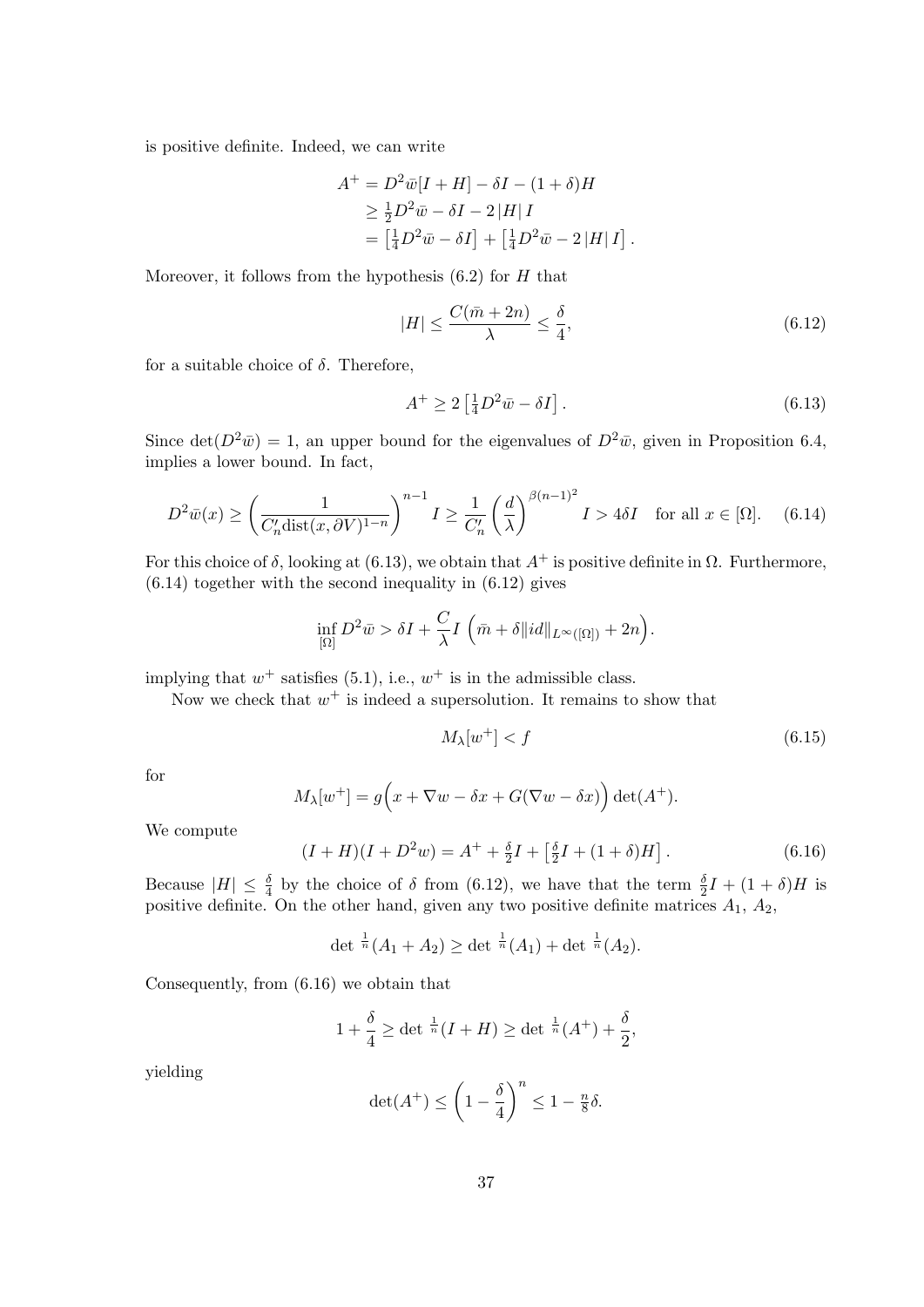is positive definite. Indeed, we can write

$$
\begin{aligned}
A^+ &= D^2\bar{w}[I+H] - \delta I - (1+\delta)H \\
&\geq \tfrac{1}{2}D^2\bar{w} - \delta I - 2\,|H|\,I \\
&= \left[\tfrac{1}{4}D^2\bar{w} - \delta I\right] + \left[\tfrac{1}{4}D^2\bar{w} - 2\,|H|\,I\right].
\end{aligned}
$$

Moreover, it follows from the hypothesis (6.2) for $H$ that

$$
|H| \leq \frac{C(\bar{m}+2n)}{\lambda} \leq \frac{\delta}{4}, \tag{6.12}
$$

for a suitable choice of $\delta$. Therefore,

$$
A^+ \geq 2\left[\tfrac{1}{4}D^2\bar{w} - \delta I\right]. \tag{6.13}
$$

Since $\det(D^2\bar{w}) = 1$, an upper bound for the eigenvalues of $D^2\bar{w}$, given in Proposition 6.4, implies a lower bound. In fact,

$$
D^2\bar{w}(x) \geq \left(\frac{1}{C_n'\operatorname{dist}(x,\partial V)^{1-n}}\right)^{n-1} I \geq \frac{1}{C_n'}\left(\frac{d}{\lambda}\right)^{\beta(n-1)^2} I > 4\delta I \quad \text{for all } x \in [\Omega]. \tag{6.14}
$$

For this choice of $\delta$, looking at (6.13), we obtain that $A^+$ is positive definite in $\Omega$. Furthermore, (6.14) together with the second inequality in (6.12) gives

$$
\inf_{[\Omega]} D^2\bar{w} > \delta I + \frac{C}{\lambda} I\, \Big(\bar{m} + \delta \|id\|_{L^\infty([\Omega])} + 2n\Big).
$$

implying that $w^+$ satisfies (5.1), i.e., $w^+$ is in the admissible class.

Now we check that $w^+$ is indeed a supersolution. It remains to show that

$$
M_\lambda[w^+] < f \tag{6.15}
$$

for

$$
M_\lambda[w^+] = g\Big(x + \nabla w - \delta x + G(\nabla w - \delta x)\Big)\det(A^+).
$$

We compute

$$
(I+H)(I+D^2w) = A^+ + \tfrac{\delta}{2}I + \left[\tfrac{\delta}{2}I + (1+\delta)H\right]. \tag{6.16}
$$

Because $|H| \leq \frac{\delta}{4}$ by the choice of $\delta$ from (6.12), we have that the term $\frac{\delta}{2}I + (1+\delta)H$ is positive definite. On the other hand, given any two positive definite matrices $A_1$, $A_2$,

$$
\det{}^{\frac{1}{n}}(A_1 + A_2) \geq \det{}^{\frac{1}{n}}(A_1) + \det{}^{\frac{1}{n}}(A_2).
$$

Consequently, from (6.16) we obtain that

$$
1 + \frac{\delta}{4} \geq \det{}^{\frac{1}{n}}(I+H) \geq \det{}^{\frac{1}{n}}(A^+) + \frac{\delta}{2},
$$

yielding

$$
\det(A^+) \leq \left(1 - \frac{\delta}{4}\right)^n \leq 1 - \tfrac{n}{8}\delta.
$$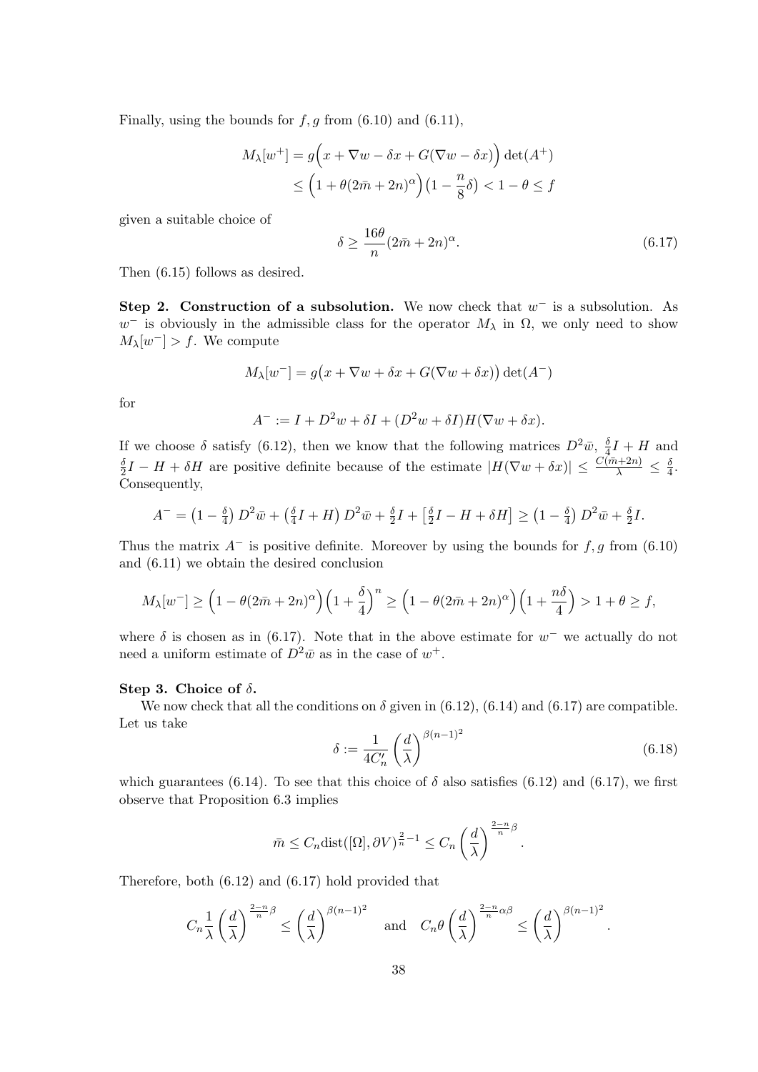Finally, using the bounds for $f, g$ from (6.10) and (6.11),

$$
\begin{aligned}
M_\lambda[w^+] &= g\Big(x + \nabla w - \delta x + G(\nabla w - \delta x)\Big)\det(A^+) \\
&\leq \Big(1 + \theta(2\bar{m} + 2n)^\alpha\Big)\big(1 - \frac{n}{8}\delta\big) < 1 - \theta \leq f
\end{aligned}
$$

given a suitable choice of

$$
\delta \geq \frac{16\theta}{n}(2\bar{m} + 2n)^\alpha. \tag{6.17}
$$

Then (6.15) follows as desired.

**Step 2. Construction of a subsolution.** We now check that $w^-$ is a subsolution. As $w^-$ is obviously in the admissible class for the operator $M_\lambda$ in $\Omega$, we only need to show $M_\lambda[w^-] > f$. We compute

$$
M_\lambda[w^-] = g\big(x + \nabla w + \delta x + G(\nabla w + \delta x)\big)\det(A^-)
$$

for

$$
A^- := I + D^2 w + \delta I + (D^2 w + \delta I)H(\nabla w + \delta x).
$$

If we choose $\delta$ satisfy (6.12), then we know that the following matrices $D^2\bar{w}$, $\frac{\delta}{4}I + H$ and $\frac{\delta}{2}I - H + \delta H$ are positive definite because of the estimate $|H(\nabla w + \delta x)| \leq \frac{C(\bar{m}+2n)}{\lambda} \leq \frac{\delta}{4}$. Consequently,

$$
A^- = \left(1 - \tfrac{\delta}{4}\right)D^2\bar{w} + \left(\tfrac{\delta}{4}I + H\right)D^2\bar{w} + \tfrac{\delta}{2}I + \left[\tfrac{\delta}{2}I - H + \delta H\right] \geq \left(1 - \tfrac{\delta}{4}\right)D^2\bar{w} + \tfrac{\delta}{2}I.
$$

Thus the matrix $A^-$ is positive definite. Moreover by using the bounds for $f, g$ from (6.10) and (6.11) we obtain the desired conclusion

$$
M_\lambda[w^-] \geq \Big(1 - \theta(2\bar{m} + 2n)^\alpha\Big)\Big(1 + \frac{\delta}{4}\Big)^n \geq \Big(1 - \theta(2\bar{m} + 2n)^\alpha\Big)\Big(1 + \frac{n\delta}{4}\Big) > 1 + \theta \geq f,
$$

where $\delta$ is chosen as in (6.17). Note that in the above estimate for $w^-$ we actually do not need a uniform estimate of $D^2\bar{w}$ as in the case of $w^+$.

**Step 3. Choice of $\delta$.**

We now check that all the conditions on $\delta$ given in (6.12), (6.14) and (6.17) are compatible. Let us take

$$
\delta := \frac{1}{4C'_n}\left(\frac{d}{\lambda}\right)^{\beta(n-1)^2} \tag{6.18}
$$

which guarantees (6.14). To see that this choice of $\delta$ also satisfies (6.12) and (6.17), we first observe that Proposition 6.3 implies

$$
\bar{m} \leq C_n \operatorname{dist}([\Omega], \partial V)^{\frac{2}{n}-1} \leq C_n\left(\frac{d}{\lambda}\right)^{\frac{2-n}{n}\beta}.
$$

Therefore, both (6.12) and (6.17) hold provided that

$$
C_n\frac{1}{\lambda}\left(\frac{d}{\lambda}\right)^{\frac{2-n}{n}\beta} \leq \left(\frac{d}{\lambda}\right)^{\beta(n-1)^2} \quad \text{and} \quad C_n\theta\left(\frac{d}{\lambda}\right)^{\frac{2-n}{n}\alpha\beta} \leq \left(\frac{d}{\lambda}\right)^{\beta(n-1)^2}.
$$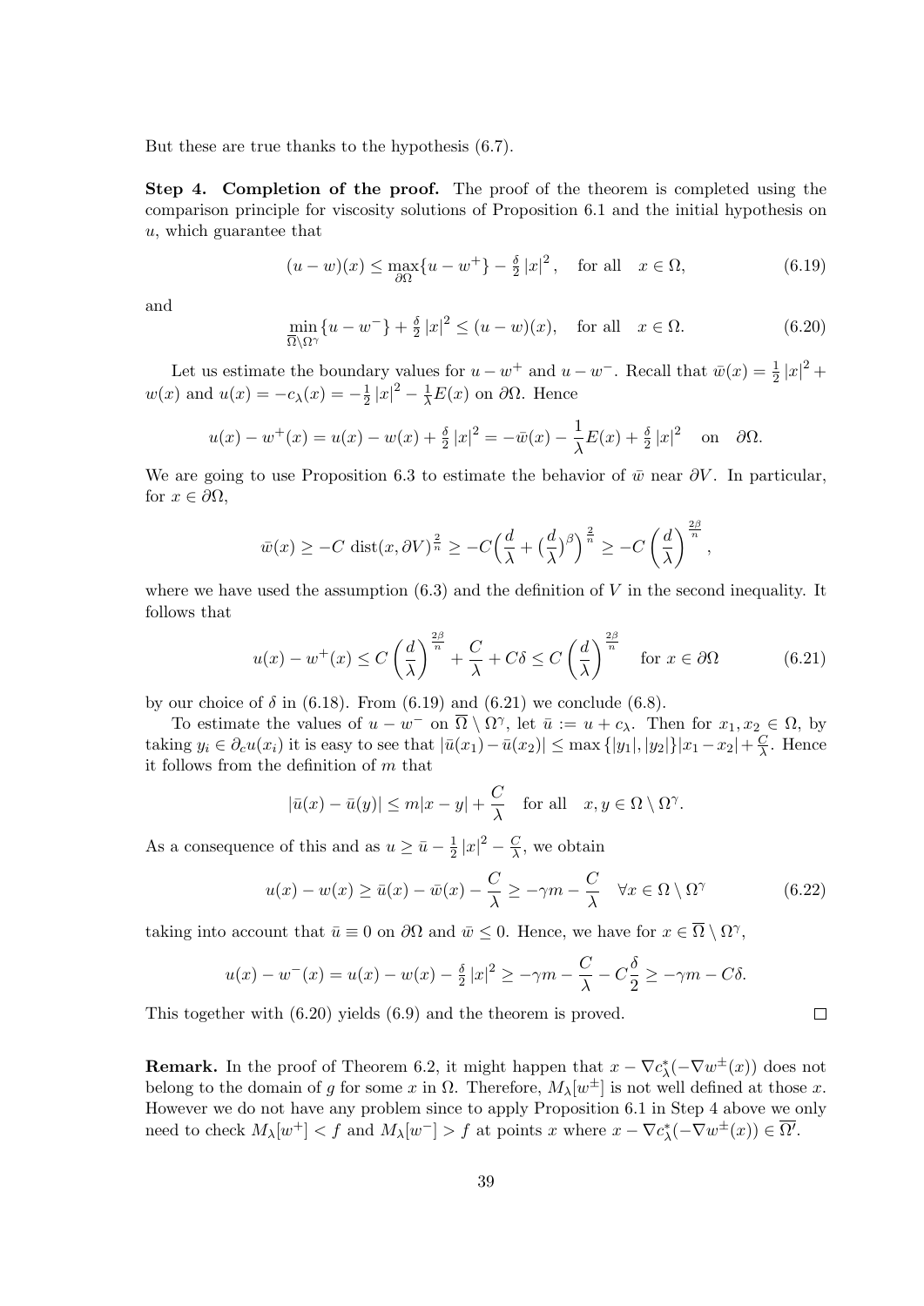But these are true thanks to the hypothesis (6.7).

**Step 4. Completion of the proof.** The proof of the theorem is completed using the comparison principle for viscosity solutions of Proposition 6.1 and the initial hypothesis on $u$, which guarantee that

$$(u - w)(x) \leq \max_{\partial\Omega}\{u - w^+\} - \tfrac{\delta}{2}|x|^2, \quad \text{for all} \quad x \in \Omega, \tag{6.19}$$

and

$$\min_{\overline{\Omega}\setminus\Omega^\gamma}\{u - w^-\} + \tfrac{\delta}{2}|x|^2 \leq (u - w)(x), \quad \text{for all} \quad x \in \Omega. \tag{6.20}$$

Let us estimate the boundary values for $u - w^+$ and $u - w^-$. Recall that $\bar{w}(x) = \frac{1}{2}|x|^2 + w(x)$ and $u(x) = -c_\lambda(x) = -\frac{1}{2}|x|^2 - \frac{1}{\lambda}E(x)$ on $\partial\Omega$. Hence

$$u(x) - w^+(x) = u(x) - w(x) + \tfrac{\delta}{2}|x|^2 = -\bar{w}(x) - \frac{1}{\lambda}E(x) + \tfrac{\delta}{2}|x|^2 \quad \text{on} \quad \partial\Omega.$$

We are going to use Proposition 6.3 to estimate the behavior of $\bar{w}$ near $\partial V$. In particular, for $x \in \partial\Omega$,

$$\bar{w}(x) \geq -C\,\operatorname{dist}(x, \partial V)^{\frac{2}{n}} \geq -C\Big(\frac{d}{\lambda} + \big(\frac{d}{\lambda}\big)^\beta\Big)^{\frac{2}{n}} \geq -C\left(\frac{d}{\lambda}\right)^{\frac{2\beta}{n}},$$

where we have used the assumption (6.3) and the definition of $V$ in the second inequality. It follows that

$$u(x) - w^+(x) \leq C\left(\frac{d}{\lambda}\right)^{\frac{2\beta}{n}} + \frac{C}{\lambda} + C\delta \leq C\left(\frac{d}{\lambda}\right)^{\frac{2\beta}{n}} \quad \text{for } x \in \partial\Omega \tag{6.21}$$

by our choice of $\delta$ in (6.18). From (6.19) and (6.21) we conclude (6.8).

To estimate the values of $u - w^-$ on $\overline{\Omega} \setminus \Omega^\gamma$, let $\bar{u} := u + c_\lambda$. Then for $x_1, x_2 \in \Omega$, by taking $y_i \in \partial_c u(x_i)$ it is easy to see that $|\bar{u}(x_1) - \bar{u}(x_2)| \leq \max\{|y_1|, |y_2|\}|x_1 - x_2| + \frac{C}{\lambda}$. Hence it follows from the definition of $m$ that

$$|\bar{u}(x) - \bar{u}(y)| \leq m|x - y| + \frac{C}{\lambda} \quad \text{for all} \quad x, y \in \Omega \setminus \Omega^\gamma.$$

As a consequence of this and as $u \geq \bar{u} - \frac{1}{2}|x|^2 - \frac{C}{\lambda}$, we obtain

$$u(x) - w(x) \geq \bar{u}(x) - \bar{w}(x) - \frac{C}{\lambda} \geq -\gamma m - \frac{C}{\lambda} \quad \forall x \in \Omega \setminus \Omega^\gamma \tag{6.22}$$

taking into account that $\bar{u} \equiv 0$ on $\partial\Omega$ and $\bar{w} \leq 0$. Hence, we have for $x \in \overline{\Omega} \setminus \Omega^\gamma$,

$$u(x) - w^-(x) = u(x) - w(x) - \tfrac{\delta}{2}|x|^2 \geq -\gamma m - \frac{C}{\lambda} - C\frac{\delta}{2} \geq -\gamma m - C\delta.$$

This together with (6.20) yields (6.9) and the theorem is proved. $\square$

**Remark.** In the proof of Theorem 6.2, it might happen that $x - \nabla c_\lambda^*(-\nabla w^\pm(x))$ does not belong to the domain of $g$ for some $x$ in $\Omega$. Therefore, $M_\lambda[w^\pm]$ is not well defined at those $x$. However we do not have any problem since to apply Proposition 6.1 in Step 4 above we only need to check $M_\lambda[w^+] < f$ and $M_\lambda[w^-] > f$ at points $x$ where $x - \nabla c_\lambda^*(-\nabla w^\pm(x)) \in \overline{\Omega'}$.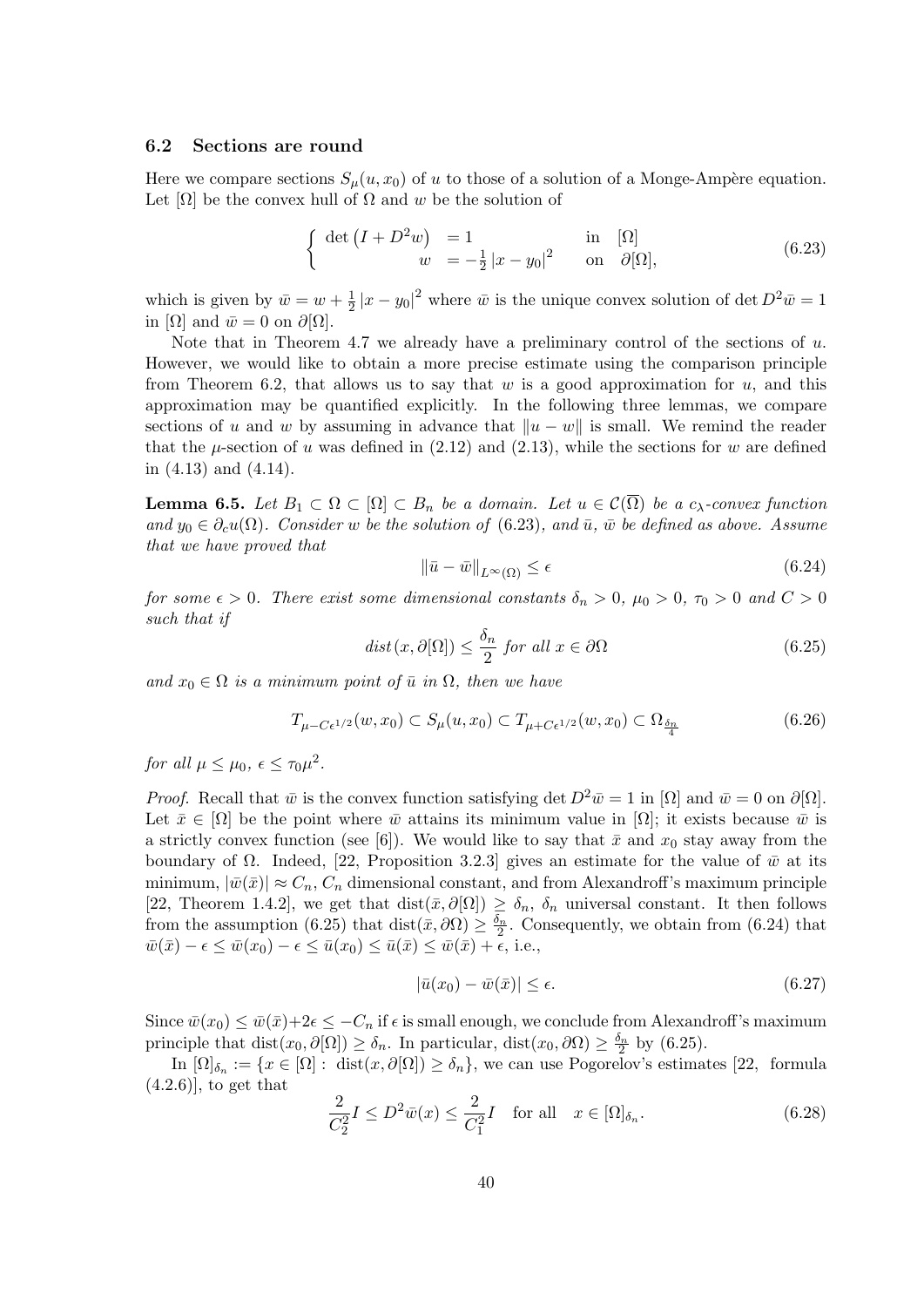### 6.2 Sections are round

Here we compare sections $S_\mu(u, x_0)$ of $u$ to those of a solution of a Monge-Ampère equation. Let $[\Omega]$ be the convex hull of $\Omega$ and $w$ be the solution of

$$\begin{cases} \det\left(I + D^2 w\right) &= 1 \quad\quad\quad\quad\quad \text{in} \quad [\Omega] \\ \quad\quad\quad\quad w &= -\frac{1}{2}\left|x - y_0\right|^2 \quad \text{on} \quad \partial[\Omega], \end{cases} \tag{6.23}$$

which is given by $\bar{w} = w + \frac{1}{2}|x - y_0|^2$ where $\bar{w}$ is the unique convex solution of $\det D^2\bar{w} = 1$ in $[\Omega]$ and $\bar{w} = 0$ on $\partial[\Omega]$.

Note that in Theorem 4.7 we already have a preliminary control of the sections of $u$. However, we would like to obtain a more precise estimate using the comparison principle from Theorem 6.2, that allows us to say that $w$ is a good approximation for $u$, and this approximation may be quantified explicitly. In the following three lemmas, we compare sections of $u$ and $w$ by assuming in advance that $\|u - w\|$ is small. We remind the reader that the $\mu$-section of $u$ was defined in (2.12) and (2.13), while the sections for $w$ are defined in (4.13) and (4.14).

**Lemma 6.5.** *Let $B_1 \subset \Omega \subset [\Omega] \subset B_n$ be a domain. Let $u \in \mathcal{C}(\overline{\Omega})$ be a $c_\lambda$-convex function and $y_0 \in \partial_c u(\Omega)$. Consider $w$ be the solution of (6.23), and $\bar{u}$, $\bar{w}$ be defined as above. Assume that we have proved that*

$$\|\bar{u} - \bar{w}\|_{L^\infty(\Omega)} \leq \epsilon \tag{6.24}$$

*for some $\epsilon > 0$. There exist some dimensional constants $\delta_n > 0$, $\mu_0 > 0$, $\tau_0 > 0$ and $C > 0$ such that if*

$$dist\,(x, \partial[\Omega]) \leq \frac{\delta_n}{2} \text{ for all } x \in \partial\Omega \tag{6.25}$$

*and $x_0 \in \Omega$ is a minimum point of $\bar{u}$ in $\Omega$, then we have*

$$T_{\mu - C\epsilon^{1/2}}(w, x_0) \subset S_\mu(u, x_0) \subset T_{\mu + C\epsilon^{1/2}}(w, x_0) \subset \Omega_{\frac{\delta_n}{4}} \tag{6.26}$$

*for all $\mu \leq \mu_0$, $\epsilon \leq \tau_0\mu^2$.*

*Proof.* Recall that $\bar{w}$ is the convex function satisfying $\det D^2\bar{w} = 1$ in $[\Omega]$ and $\bar{w} = 0$ on $\partial[\Omega]$. Let $\bar{x} \in [\Omega]$ be the point where $\bar{w}$ attains its minimum value in $[\Omega]$; it exists because $\bar{w}$ is a strictly convex function (see [6]). We would like to say that $\bar{x}$ and $x_0$ stay away from the boundary of $\Omega$. Indeed, [22, Proposition 3.2.3] gives an estimate for the value of $\bar{w}$ at its minimum, $|\bar{w}(\bar{x})| \approx C_n$, $C_n$ dimensional constant, and from Alexandroff's maximum principle [22, Theorem 1.4.2], we get that $\text{dist}(\bar{x}, \partial[\Omega]) \geq \delta_n$, $\delta_n$ universal constant. It then follows from the assumption (6.25) that $\text{dist}(\bar{x}, \partial\Omega) \geq \frac{\delta_n}{2}$. Consequently, we obtain from (6.24) that $\bar{w}(\bar{x}) - \epsilon \leq \bar{w}(x_0) - \epsilon \leq \bar{u}(x_0) \leq \bar{u}(\bar{x}) \leq \bar{w}(\bar{x}) + \epsilon$, i.e.,

$$|\bar{u}(x_0) - \bar{w}(\bar{x})| \leq \epsilon. \tag{6.27}$$

Since $\bar{w}(x_0) \leq \bar{w}(\bar{x}) + 2\epsilon \leq -C_n$ if $\epsilon$ is small enough, we conclude from Alexandroff's maximum principle that $\text{dist}(x_0, \partial[\Omega]) \geq \delta_n$. In particular, $\text{dist}(x_0, \partial\Omega) \geq \frac{\delta_n}{2}$ by (6.25).

In $[\Omega]_{\delta_n} := \{x \in [\Omega] : \text{ dist}(x, \partial[\Omega]) \geq \delta_n\}$, we can use Pogorelov's estimates [22, formula (4.2.6)], to get that

$$\frac{2}{C_2^2} I \leq D^2\bar{w}(x) \leq \frac{2}{C_1^2} I \quad \text{for all} \quad x \in [\Omega]_{\delta_n}. \tag{6.28}$$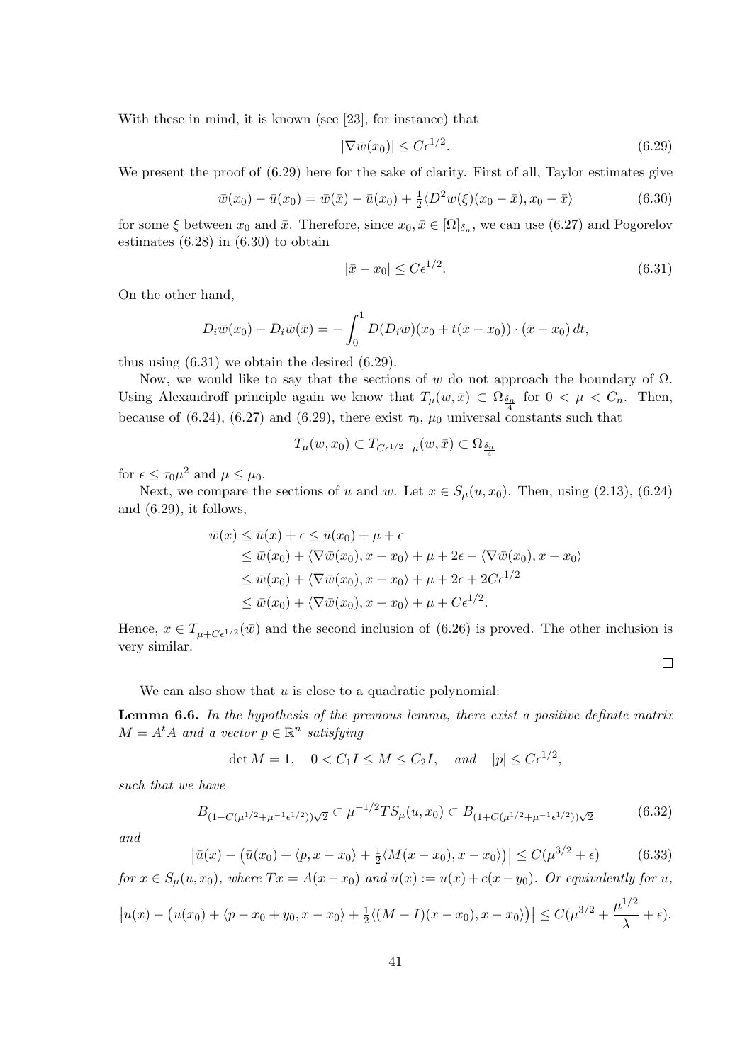With these in mind, it is known (see [23], for instance) that

$$|\nabla \bar{w}(x_0)| \le C\epsilon^{1/2}. \tag{6.29}$$

We present the proof of (6.29) here for the sake of clarity. First of all, Taylor estimates give

$$\bar{w}(x_0) - \bar{u}(x_0) = \bar{w}(\bar{x}) - \bar{u}(x_0) + \tfrac{1}{2}\langle D^2 w(\xi)(x_0 - \bar{x}), x_0 - \bar{x}\rangle \tag{6.30}$$

for some $\xi$ between $x_0$ and $\bar{x}$. Therefore, since $x_0, \bar{x} \in [\Omega]_{\delta_n}$, we can use (6.27) and Pogorelov estimates (6.28) in (6.30) to obtain

$$|\bar{x} - x_0| \le C\epsilon^{1/2}. \tag{6.31}$$

On the other hand,

$$D_i\bar{w}(x_0) - D_i\bar{w}(\bar{x}) = -\int_0^1 D(D_i\bar{w})(x_0 + t(\bar{x} - x_0)) \cdot (\bar{x} - x_0)\, dt,$$

thus using (6.31) we obtain the desired (6.29).

Now, we would like to say that the sections of $w$ do not approach the boundary of $\Omega$. Using Alexandroff principle again we know that $T_\mu(w, \bar{x}) \subset \Omega_{\frac{\delta_n}{4}}$ for $0 < \mu < C_n$. Then, because of (6.24), (6.27) and (6.29), there exist $\tau_0$, $\mu_0$ universal constants such that

$$T_\mu(w, x_0) \subset T_{C\epsilon^{1/2}+\mu}(w, \bar{x}) \subset \Omega_{\frac{\delta_n}{4}}$$

for $\epsilon \le \tau_0\mu^2$ and $\mu \le \mu_0$.

Next, we compare the sections of $u$ and $w$. Let $x \in S_\mu(u, x_0)$. Then, using (2.13), (6.24) and (6.29), it follows,

$$\begin{aligned}
\bar{w}(x) &\le \bar{u}(x) + \epsilon \le \bar{u}(x_0) + \mu + \epsilon \\
&\le \bar{w}(x_0) + \langle \nabla \bar{w}(x_0), x - x_0\rangle + \mu + 2\epsilon - \langle \nabla \bar{w}(x_0), x - x_0\rangle \\
&\le \bar{w}(x_0) + \langle \nabla \bar{w}(x_0), x - x_0\rangle + \mu + 2\epsilon + 2C\epsilon^{1/2} \\
&\le \bar{w}(x_0) + \langle \nabla \bar{w}(x_0), x - x_0\rangle + \mu + C\epsilon^{1/2}.
\end{aligned}$$

Hence, $x \in T_{\mu + C\epsilon^{1/2}}(\bar{w})$ and the second inclusion of (6.26) is proved. The other inclusion is very similar.

□

We can also show that $u$ is close to a quadratic polynomial:

**Lemma 6.6.** *In the hypothesis of the previous lemma, there exist a positive definite matrix $M = A^t A$ and a vector $p \in \mathbb{R}^n$ satisfying*

$$\det M = 1, \quad 0 < C_1 I \le M \le C_2 I, \quad \text{and} \quad |p| \le C\epsilon^{1/2},$$

*such that we have*

$$B_{(1 - C(\mu^{1/2} + \mu^{-1}\epsilon^{1/2}))\sqrt{2}} \subset \mu^{-1/2} T S_\mu(u, x_0) \subset B_{(1 + C(\mu^{1/2} + \mu^{-1}\epsilon^{1/2}))\sqrt{2}} \tag{6.32}$$

*and*

$$\left|\bar{u}(x) - \left(\bar{u}(x_0) + \langle p, x - x_0\rangle + \tfrac{1}{2}\langle M(x - x_0), x - x_0\rangle\right)\right| \le C(\mu^{3/2} + \epsilon) \tag{6.33}$$

*for $x \in S_\mu(u, x_0)$, where $Tx = A(x - x_0)$ and $\bar{u}(x) := u(x) + c(x - y_0)$. Or equivalently for $u$,*

$$\left|u(x) - \left(u(x_0) + \langle p - x_0 + y_0, x - x_0\rangle + \tfrac{1}{2}\langle (M - I)(x - x_0), x - x_0\rangle\right)\right| \le C(\mu^{3/2} + \frac{\mu^{1/2}}{\lambda} + \epsilon).$$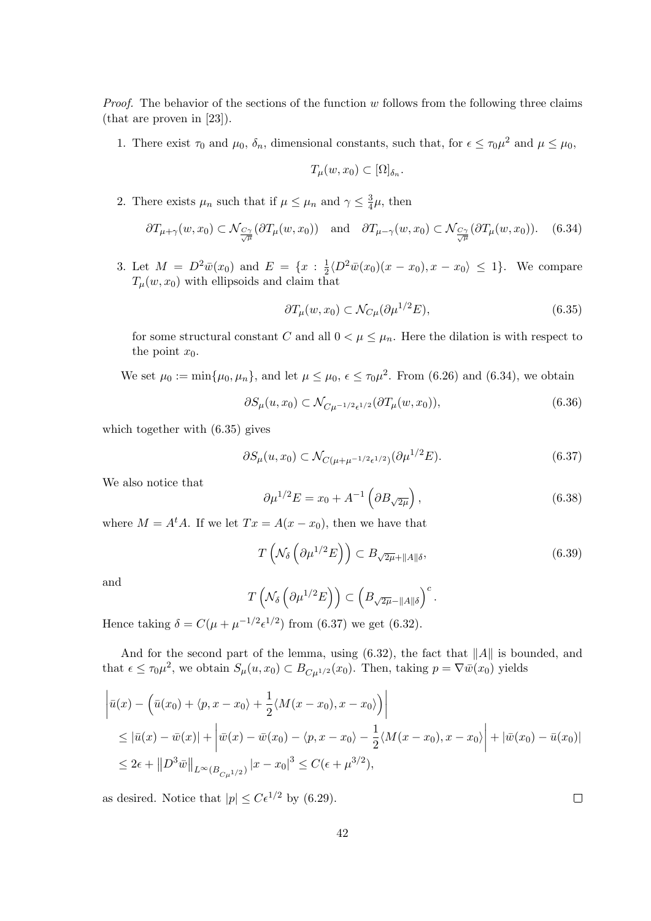*Proof.* The behavior of the sections of the function $w$ follows from the following three claims (that are proven in [23]).

1. There exist $\tau_0$ and $\mu_0$, $\delta_n$, dimensional constants, such that, for $\epsilon \leq \tau_0 \mu^2$ and $\mu \leq \mu_0$,

$$T_\mu(w, x_0) \subset [\Omega]_{\delta_n}.$$

2. There exists $\mu_n$ such that if $\mu \leq \mu_n$ and $\gamma \leq \frac{3}{4}\mu$, then

$$\partial T_{\mu+\gamma}(w, x_0) \subset \mathcal{N}_{\frac{C\gamma}{\sqrt{\mu}}}(\partial T_\mu(w, x_0)) \quad \text{and} \quad \partial T_{\mu-\gamma}(w, x_0) \subset \mathcal{N}_{\frac{C\gamma}{\sqrt{\mu}}}(\partial T_\mu(w, x_0)). \quad (6.34)$$

3. Let $M = D^2\bar{w}(x_0)$ and $E = \{x : \frac{1}{2}\langle D^2\bar{w}(x_0)(x - x_0), x - x_0\rangle \leq 1\}$. We compare $T_\mu(w, x_0)$ with ellipsoids and claim that

$$\partial T_\mu(w, x_0) \subset \mathcal{N}_{C\mu}(\partial \mu^{1/2} E), \quad (6.35)$$

for some structural constant $C$ and all $0 < \mu \leq \mu_n$. Here the dilation is with respect to the point $x_0$.

We set $\mu_0 := \min\{\mu_0, \mu_n\}$, and let $\mu \leq \mu_0$, $\epsilon \leq \tau_0\mu^2$. From (6.26) and (6.34), we obtain

$$\partial S_\mu(u, x_0) \subset \mathcal{N}_{C\mu^{-1/2}\epsilon^{1/2}}(\partial T_\mu(w, x_0)), \quad (6.36)$$

which together with (6.35) gives

$$\partial S_\mu(u, x_0) \subset \mathcal{N}_{C(\mu+\mu^{-1/2}\epsilon^{1/2})}(\partial \mu^{1/2} E). \quad (6.37)$$

We also notice that

$$\partial \mu^{1/2} E = x_0 + A^{-1}\left(\partial B_{\sqrt{2\mu}}\right), \quad (6.38)$$

where $M = A^t A$. If we let $Tx = A(x - x_0)$, then we have that

$$T\left(\mathcal{N}_\delta\left(\partial \mu^{1/2} E\right)\right) \subset B_{\sqrt{2\mu}+\|A\|\delta}, \quad (6.39)$$

and

$$T\left(\mathcal{N}_\delta\left(\partial \mu^{1/2} E\right)\right) \subset \left(B_{\sqrt{2\mu}-\|A\|\delta}\right)^c.$$

Hence taking $\delta = C(\mu + \mu^{-1/2}\epsilon^{1/2})$ from (6.37) we get (6.32).

And for the second part of the lemma, using (6.32), the fact that $\|A\|$ is bounded, and that $\epsilon \leq \tau_0\mu^2$, we obtain $S_\mu(u, x_0) \subset B_{C\mu^{1/2}}(x_0)$. Then, taking $p = \nabla\bar{w}(x_0)$ yields

$$\begin{aligned}
&\left|\bar{u}(x) - \left(\bar{u}(x_0) + \langle p, x - x_0\rangle + \frac{1}{2}\langle M(x - x_0), x - x_0\rangle\right)\right| \\
&\leq |\bar{u}(x) - \bar{w}(x)| + \left|\bar{w}(x) - \bar{w}(x_0) - \langle p, x - x_0\rangle - \frac{1}{2}\langle M(x - x_0), x - x_0\rangle\right| + |\bar{w}(x_0) - \bar{u}(x_0)| \\
&\leq 2\epsilon + \left\|D^3\bar{w}\right\|_{L^\infty(B_{C\mu^{1/2}})} |x - x_0|^3 \leq C(\epsilon + \mu^{3/2}),
\end{aligned}$$

as desired. Notice that $|p| \leq C\epsilon^{1/2}$ by (6.29). $\square$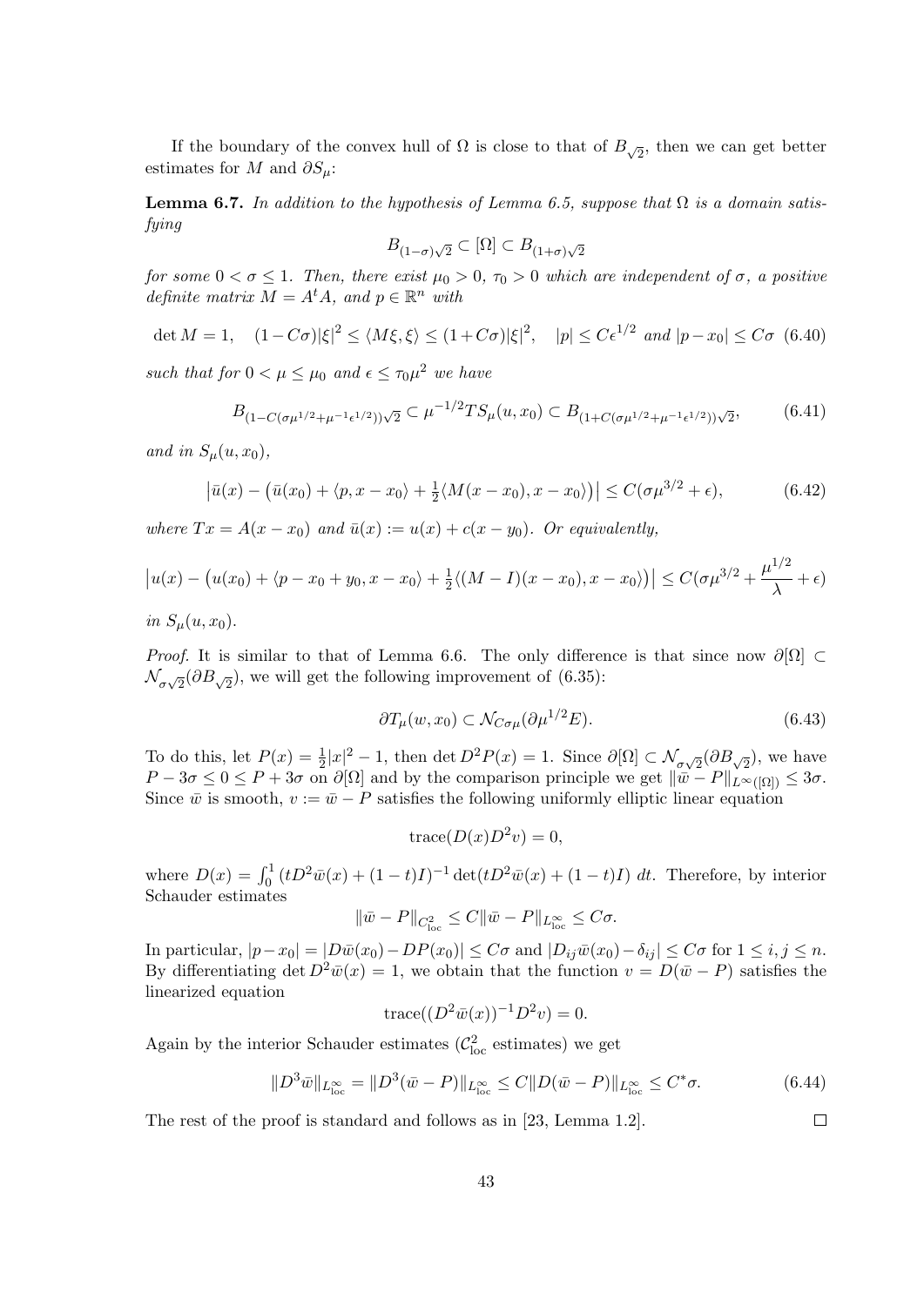If the boundary of the convex hull of $\Omega$ is close to that of $B_{\sqrt{2}}$, then we can get better estimates for $M$ and $\partial S_\mu$:

**Lemma 6.7.** *In addition to the hypothesis of Lemma 6.5, suppose that $\Omega$ is a domain satisfying*

$$B_{(1-\sigma)\sqrt{2}} \subset [\Omega] \subset B_{(1+\sigma)\sqrt{2}}$$

*for some $0 < \sigma \leq 1$. Then, there exist $\mu_0 > 0$, $\tau_0 > 0$ which are independent of $\sigma$, a positive definite matrix $M = A^t A$, and $p \in \mathbb{R}^n$ with*

$$\det M = 1, \quad (1 - C\sigma)|\xi|^2 \leq \langle M\xi, \xi\rangle \leq (1 + C\sigma)|\xi|^2, \quad |p| \leq C\epsilon^{1/2} \text{ and } |p - x_0| \leq C\sigma \tag{6.40}$$

*such that for $0 < \mu \leq \mu_0$ and $\epsilon \leq \tau_0 \mu^2$ we have*

$$B_{(1-C(\sigma\mu^{1/2}+\mu^{-1}\epsilon^{1/2}))\sqrt{2}} \subset \mu^{-1/2} T S_\mu(u, x_0) \subset B_{(1+C(\sigma\mu^{1/2}+\mu^{-1}\epsilon^{1/2}))\sqrt{2}}, \tag{6.41}$$

*and in $S_\mu(u, x_0)$,*

$$\left|\bar{u}(x) - \left(\bar{u}(x_0) + \langle p, x - x_0\rangle + \tfrac{1}{2}\langle M(x - x_0), x - x_0\rangle\right)\right| \leq C(\sigma\mu^{3/2} + \epsilon), \tag{6.42}$$

*where $Tx = A(x - x_0)$ and $\bar{u}(x) := u(x) + c(x - y_0)$. Or equivalently,*

$$\left|u(x) - \left(u(x_0) + \langle p - x_0 + y_0, x - x_0\rangle + \tfrac{1}{2}\langle (M - I)(x - x_0), x - x_0\rangle\right)\right| \leq C(\sigma\mu^{3/2} + \frac{\mu^{1/2}}{\lambda} + \epsilon)$$

*in $S_\mu(u, x_0)$.*

*Proof.* It is similar to that of Lemma 6.6. The only difference is that since now $\partial[\Omega] \subset \mathcal{N}_{\sigma\sqrt{2}}(\partial B_{\sqrt{2}})$, we will get the following improvement of (6.35):

$$\partial T_\mu(w, x_0) \subset \mathcal{N}_{C\sigma\mu}(\partial \mu^{1/2} E). \tag{6.43}$$

To do this, let $P(x) = \frac{1}{2}|x|^2 - 1$, then $\det D^2 P(x) = 1$. Since $\partial[\Omega] \subset \mathcal{N}_{\sigma\sqrt{2}}(\partial B_{\sqrt{2}})$, we have $P - 3\sigma \leq 0 \leq P + 3\sigma$ on $\partial[\Omega]$ and by the comparison principle we get $\|\bar{w} - P\|_{L^\infty([\Omega])} \leq 3\sigma$. Since $\bar{w}$ is smooth, $v := \bar{w} - P$ satisfies the following uniformly elliptic linear equation

$$\operatorname{trace}(D(x) D^2 v) = 0,$$

where $D(x) = \int_0^1 (tD^2\bar{w}(x) + (1-t)I)^{-1} \det(tD^2\bar{w}(x) + (1-t)I)\, dt$. Therefore, by interior Schauder estimates

$$\|\bar{w} - P\|_{C^2_{\rm loc}} \leq C\|\bar{w} - P\|_{L^\infty_{\rm loc}} \leq C\sigma.$$

In particular, $|p - x_0| = |D\bar{w}(x_0) - DP(x_0)| \leq C\sigma$ and $|D_{ij}\bar{w}(x_0) - \delta_{ij}| \leq C\sigma$ for $1 \leq i, j \leq n$. By differentiating $\det D^2\bar{w}(x) = 1$, we obtain that the function $v = D(\bar{w} - P)$ satisfies the linearized equation

$$\operatorname{trace}((D^2\bar{w}(x))^{-1} D^2 v) = 0.$$

Again by the interior Schauder estimates ($\mathcal{C}^2_{\rm loc}$ estimates) we get

$$\|D^3\bar{w}\|_{L^\infty_{\rm loc}} = \|D^3(\bar{w} - P)\|_{L^\infty_{\rm loc}} \leq C\|D(\bar{w} - P)\|_{L^\infty_{\rm loc}} \leq C^*\sigma. \tag{6.44}$$

The rest of the proof is standard and follows as in [23, Lemma 1.2]. $\square$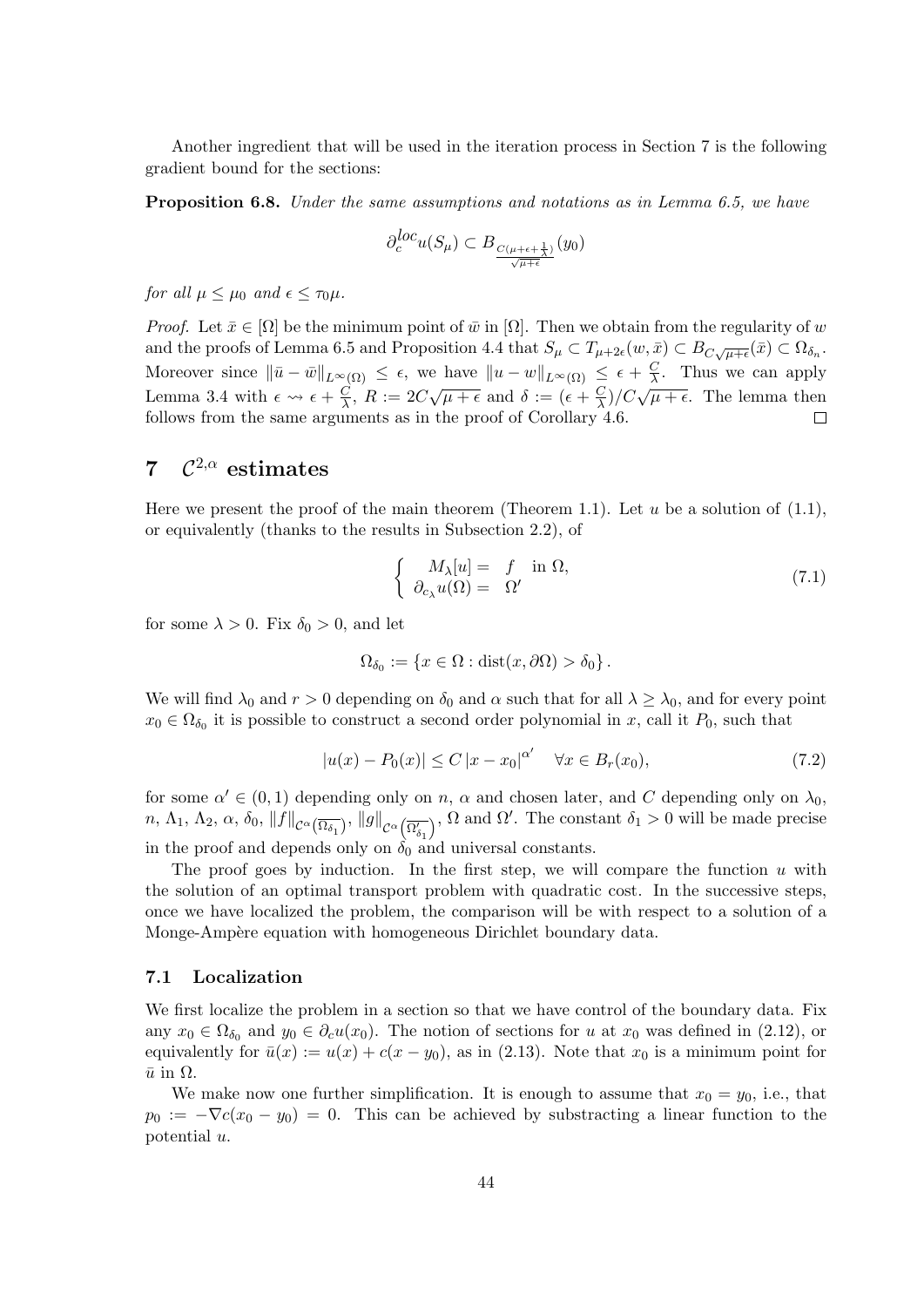Another ingredient that will be used in the iteration process in Section 7 is the following gradient bound for the sections:

**Proposition 6.8.** *Under the same assumptions and notations as in Lemma 6.5, we have*

$$\partial_c^{loc} u(S_\mu) \subset B_{\frac{C(\mu+\epsilon+\frac{1}{\lambda})}{\sqrt{\mu+\epsilon}}}(y_0)$$

*for all $\mu \le \mu_0$ and $\epsilon \le \tau_0 \mu$.*

*Proof.* Let $\bar{x} \in [\Omega]$ be the minimum point of $\bar{w}$ in $[\Omega]$. Then we obtain from the regularity of $w$ and the proofs of Lemma 6.5 and Proposition 4.4 that $S_\mu \subset T_{\mu+2\epsilon}(w, \bar{x}) \subset B_{C\sqrt{\mu+\epsilon}}(\bar{x}) \subset \Omega_{\delta_n}$. Moreover since $\|\bar{u} - \bar{w}\|_{L^\infty(\Omega)} \le \epsilon$, we have $\|u - w\|_{L^\infty(\Omega)} \le \epsilon + \frac{C}{\lambda}$. Thus we can apply Lemma 3.4 with $\epsilon \rightsquigarrow \epsilon + \frac{C}{\lambda}$, $R := 2C\sqrt{\mu+\epsilon}$ and $\delta := (\epsilon + \frac{C}{\lambda})/C\sqrt{\mu+\epsilon}$. The lemma then follows from the same arguments as in the proof of Corollary 4.6. $\square$

# 7 $\mathcal{C}^{2,\alpha}$ estimates

Here we present the proof of the main theorem (Theorem 1.1). Let $u$ be a solution of (1.1), or equivalently (thanks to the results in Subsection 2.2), of

$$\begin{cases} M_\lambda[u] = f & \text{in } \Omega, \\ \partial_{c_\lambda} u(\Omega) = \Omega' \end{cases} \tag{7.1}$$

for some $\lambda > 0$. Fix $\delta_0 > 0$, and let

$$\Omega_{\delta_0} := \{x \in \Omega : \text{dist}(x, \partial\Omega) > \delta_0\}.$$

We will find $\lambda_0$ and $r > 0$ depending on $\delta_0$ and $\alpha$ such that for all $\lambda \ge \lambda_0$, and for every point $x_0 \in \Omega_{\delta_0}$ it is possible to construct a second order polynomial in $x$, call it $P_0$, such that

$$|u(x) - P_0(x)| \le C\,|x - x_0|^{\alpha'} \quad \forall x \in B_r(x_0), \tag{7.2}$$

for some $\alpha' \in (0,1)$ depending only on $n$, $\alpha$ and chosen later, and $C$ depending only on $\lambda_0$, $n$, $\Lambda_1$, $\Lambda_2$, $\alpha$, $\delta_0$, $\|f\|_{\mathcal{C}^\alpha(\overline{\Omega_{\delta_1}})}$, $\|g\|_{\mathcal{C}^\alpha(\overline{\Omega'_{\delta_1}})}$, $\Omega$ and $\Omega'$. The constant $\delta_1 > 0$ will be made precise in the proof and depends only on $\delta_0$ and universal constants.

The proof goes by induction. In the first step, we will compare the function $u$ with the solution of an optimal transport problem with quadratic cost. In the successive steps, once we have localized the problem, the comparison will be with respect to a solution of a Monge-Ampère equation with homogeneous Dirichlet boundary data.

## 7.1 Localization

We first localize the problem in a section so that we have control of the boundary data. Fix any $x_0 \in \Omega_{\delta_0}$ and $y_0 \in \partial_c u(x_0)$. The notion of sections for $u$ at $x_0$ was defined in (2.12), or equivalently for $\bar{u}(x) := u(x) + c(x - y_0)$, as in (2.13). Note that $x_0$ is a minimum point for $\bar{u}$ in $\Omega$.

We make now one further simplification. It is enough to assume that $x_0 = y_0$, i.e., that $p_0 := -\nabla c(x_0 - y_0) = 0$. This can be achieved by substracting a linear function to the potential $u$.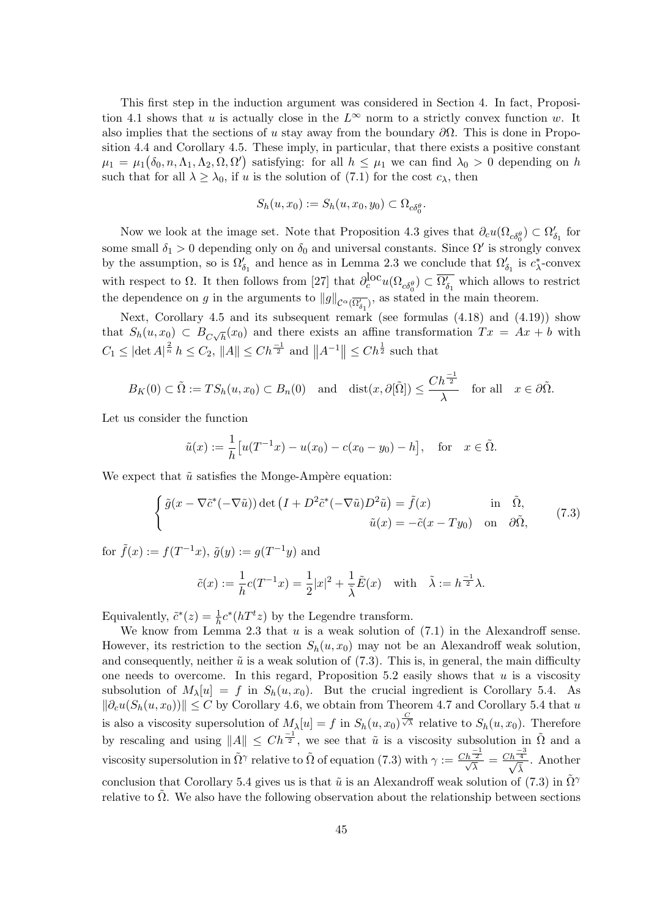This first step in the induction argument was considered in Section 4. In fact, Proposition 4.1 shows that $u$ is actually close in the $L^\infty$ norm to a strictly convex function $w$. It also implies that the sections of $u$ stay away from the boundary $\partial\Omega$. This is done in Proposition 4.4 and Corollary 4.5. These imply, in particular, that there exists a positive constant $\mu_1 = \mu_1\big(\delta_0, n, \Lambda_1, \Lambda_2, \Omega, \Omega'\big)$ satisfying: for all $h \le \mu_1$ we can find $\lambda_0 > 0$ depending on $h$ such that for all $\lambda \ge \lambda_0$, if $u$ is the solution of (7.1) for the cost $c_\lambda$, then

$$S_h(u, x_0) := S_h(u, x_0, y_0) \subset \Omega_{c\delta_0^\theta}.$$

Now we look at the image set. Note that Proposition 4.3 gives that $\partial_c u(\Omega_{c\delta_0^\theta}) \subset \Omega'_{\delta_1}$ for some small $\delta_1 > 0$ depending only on $\delta_0$ and universal constants. Since $\Omega'$ is strongly convex by the assumption, so is $\Omega'_{\delta_1}$ and hence as in Lemma 2.3 we conclude that $\Omega'_{\delta_1}$ is $c^*_\lambda$-convex with respect to $\Omega$. It then follows from [27] that $\partial_c^{\text{loc}} u(\Omega_{c\delta_0^\theta}) \subset \overline{\Omega'_{\delta_1}}$ which allows to restrict the dependence on $g$ in the arguments to $\|g\|_{\mathcal{C}^\alpha(\overline{\Omega'_{\delta_1}})}$, as stated in the main theorem.

Next, Corollary 4.5 and its subsequent remark (see formulas (4.18) and (4.19)) show that $S_h(u, x_0) \subset B_{C\sqrt{h}}(x_0)$ and there exists an affine transformation $Tx = Ax + b$ with $C_1 \le |\det A|^{\frac{2}{n}}\, h \le C_2$, $\|A\| \le C h^{\frac{-1}{2}}$ and $\|A^{-1}\| \le C h^{\frac{1}{2}}$ such that

$$B_K(0) \subset \tilde{\Omega} := T S_h(u, x_0) \subset B_n(0) \quad \text{and} \quad \operatorname{dist}(x, \partial[\tilde{\Omega}]) \le \frac{C h^{\frac{-1}{2}}}{\lambda} \quad \text{for all} \quad x \in \partial\tilde{\Omega}.$$

Let us consider the function

$$\tilde{u}(x) := \frac{1}{h}\big[u(T^{-1}x) - u(x_0) - c(x_0 - y_0) - h\big], \quad \text{for} \quad x \in \tilde{\Omega}.$$

We expect that $\tilde{u}$ satisfies the Monge-Ampère equation:

$$\begin{cases} \tilde{g}(x - \nabla\tilde{c}^*(-\nabla\tilde{u}))\det\big(I + D^2\tilde{c}^*(-\nabla\tilde{u})D^2\tilde{u}\big) = \tilde{f}(x) & \text{in} \quad \tilde{\Omega}, \\ \tilde{u}(x) = -\tilde{c}(x - Ty_0) & \text{on} \quad \partial\tilde{\Omega}, \end{cases} \tag{7.3}$$

for $\tilde{f}(x) := f(T^{-1}x)$, $\tilde{g}(y) := g(T^{-1}y)$ and

$$\tilde{c}(x) := \frac{1}{h}c(T^{-1}x) = \frac{1}{2}|x|^2 + \frac{1}{\tilde{\lambda}}\tilde{E}(x) \quad \text{with} \quad \tilde{\lambda} := h^{\frac{-1}{2}}\lambda.$$

Equivalently, $\tilde{c}^*(z) = \frac{1}{h}c^*(hT^t z)$ by the Legendre transform.

We know from Lemma 2.3 that $u$ is a weak solution of (7.1) in the Alexandroff sense. However, its restriction to the section $S_h(u, x_0)$ may not be an Alexandroff weak solution, and consequently, neither $\tilde{u}$ is a weak solution of (7.3). This is, in general, the main difficulty one needs to overcome. In this regard, Proposition 5.2 easily shows that $u$ is a viscosity subsolution of $M_\lambda[u] = f$ in $S_h(u, x_0)$. But the crucial ingredient is Corollary 5.4. As $\|\partial_c u(S_h(u, x_0))\| \le C$ by Corollary 4.6, we obtain from Theorem 4.7 and Corollary 5.4 that $u$ is also a viscosity supersolution of $M_\lambda[u] = f$ in $S_h(u, x_0)^{\frac{C}{\sqrt{\lambda}}}$ relative to $S_h(u, x_0)$. Therefore by rescaling and using $\|A\| \le C h^{\frac{-1}{2}}$, we see that $\tilde{u}$ is a viscosity subsolution in $\tilde{\Omega}$ and a viscosity supersolution in $\tilde{\Omega}^\gamma$ relative to $\tilde{\Omega}$ of equation (7.3) with $\gamma := \frac{C h^{\frac{-1}{2}}}{\sqrt{\lambda}} = \frac{C h^{\frac{-3}{4}}}{\sqrt{\tilde{\lambda}}}$. Another conclusion that Corollary 5.4 gives us is that $\tilde{u}$ is an Alexandroff weak solution of (7.3) in $\tilde{\Omega}^\gamma$ relative to $\tilde{\Omega}$. We also have the following observation about the relationship between sections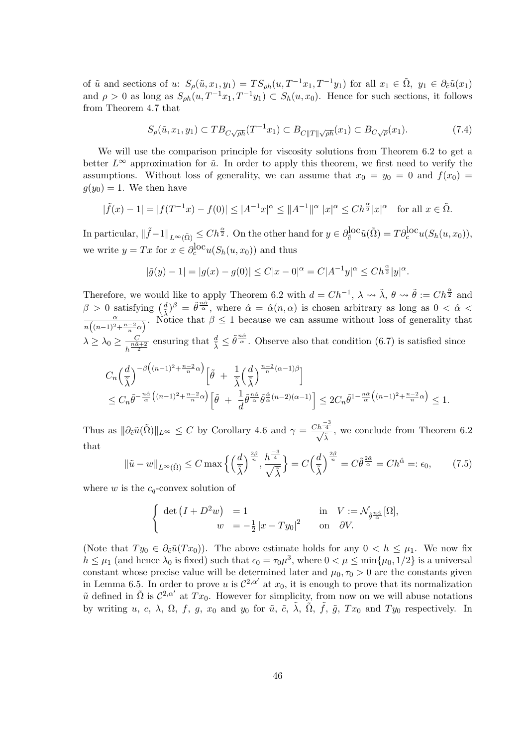of $\tilde u$ and sections of $u$: $S_\rho(\tilde u, x_1, y_1) = TS_{\rho h}(u, T^{-1}x_1, T^{-1}y_1)$ for all $x_1 \in \tilde\Omega$, $y_1 \in \partial_{\tilde c}\tilde u(x_1)$ and $\rho > 0$ as long as $S_{\rho h}(u, T^{-1}x_1, T^{-1}y_1) \subset S_h(u, x_0)$. Hence for such sections, it follows from Theorem 4.7 that

$$S_\rho(\tilde u, x_1, y_1) \subset TB_{C\sqrt{\rho h}}(T^{-1}x_1) \subset B_{C\|T\|\sqrt{\rho h}}(x_1) \subset B_{C\sqrt{\rho}}(x_1). \tag{7.4}$$

We will use the comparison principle for viscosity solutions from Theorem 6.2 to get a better $L^\infty$ approximation for $\tilde u$. In order to apply this theorem, we first need to verify the assumptions. Without loss of generality, we can assume that $x_0 = y_0 = 0$ and $f(x_0) = g(y_0) = 1$. We then have

$$|\tilde f(x) - 1| = |f(T^{-1}x) - f(0)| \le |A^{-1}x|^\alpha \le \|A^{-1}\|^\alpha\ |x|^\alpha \le Ch^{\frac{\alpha}{2}}|x|^\alpha \quad \text{for all } x \in \tilde\Omega.$$

In particular, $\|\tilde f - 1\|_{L^\infty(\tilde\Omega)} \le Ch^{\frac{\alpha}{2}}$. On the other hand for $y \in \partial^{\text{loc}}_{\tilde c}\tilde u(\tilde\Omega) = T\partial^{\text{loc}}_c u(S_h(u,x_0))$, we write $y = Tx$ for $x \in \partial^{\text{loc}}_c u(S_h(u,x_0))$ and thus

$$|\tilde g(y) - 1| = |g(x) - g(0)| \le C|x - 0|^\alpha = C|A^{-1}y|^\alpha \le Ch^{\frac{\alpha}{2}}|y|^\alpha.$$

Therefore, we would like to apply Theorem 6.2 with $d = Ch^{-1}$, $\lambda \rightsquigarrow \tilde\lambda$, $\theta \rightsquigarrow \tilde\theta := Ch^{\frac{\alpha}{2}}$ and $\beta > 0$ satisfying $\big(\frac{d}{\tilde\lambda}\big)^\beta = \tilde\theta^{\frac{n\hat\alpha}{\alpha}}$, where $\hat\alpha = \hat\alpha(n,\alpha)$ is chosen arbitrary as long as $0 < \hat\alpha < \frac{\alpha}{n\left((n-1)^2 + \frac{n-2}{n}\alpha\right)}$. Notice that $\beta \le 1$ because we can assume without loss of generality that $\lambda \ge \lambda_0 \ge \frac{C}{h^{\frac{n\hat\alpha+2}{2}}}$ ensuring that $\frac{d}{\tilde\lambda} \le \tilde\theta^{\frac{n\hat\alpha}{\alpha}}$. Observe also that condition (6.7) is satisfied since

$$\begin{aligned}
&C_n\Big(\frac{d}{\tilde\lambda}\Big)^{-\beta\left((n-1)^2 + \frac{n-2}{n}\alpha\right)}\Big[\tilde\theta \ + \ \frac{1}{\tilde\lambda}\Big(\frac{d}{\tilde\lambda}\Big)^{\frac{n-2}{n}(\alpha-1)\beta}\Big] \\
&\le C_n\tilde\theta^{-\frac{n\hat\alpha}{\alpha}\left((n-1)^2 + \frac{n-2}{n}\alpha\right)}\Big[\tilde\theta \ + \ \frac{1}{d}\tilde\theta^{\frac{n\hat\alpha}{\alpha}}\tilde\theta^{\frac{\hat\alpha}{\alpha}(n-2)(\alpha-1)}\Big] \le 2C_n\tilde\theta^{1-\frac{n\hat\alpha}{\alpha}\left((n-1)^2 + \frac{n-2}{n}\alpha\right)} \le 1.
\end{aligned}$$

Thus as $\|\partial_{\tilde c}\tilde u(\tilde\Omega)\|_{L^\infty} \le C$ by Corollary 4.6 and $\gamma = \frac{Ch^{\frac{-3}{4}}}{\sqrt{\tilde\lambda}}$, we conclude from Theorem 6.2 that

$$\|\tilde u - w\|_{L^\infty(\tilde\Omega)} \le C\max\Big\{\Big(\frac{d}{\tilde\lambda}\Big)^{\frac{2\beta}{n}}, \frac{h^{\frac{-3}{4}}}{\sqrt{\tilde\lambda}}\Big\} = C\Big(\frac{d}{\tilde\lambda}\Big)^{\frac{2\beta}{n}} = C\tilde\theta^{\frac{2\hat\alpha}{\alpha}} = Ch^{\hat\alpha} =: \epsilon_0, \tag{7.5}$$

where $w$ is the $c_q$-convex solution of

$$\begin{cases} \det\big(I + D^2 w\big) &= 1 \qquad\qquad\qquad \text{in} \quad V := \mathcal{N}_{\tilde\theta^{\frac{n\hat\alpha}{\alpha}}}[\Omega], \\ \qquad\qquad\ w &= -\frac{1}{2}|x - Ty_0|^2 \qquad \text{on} \quad \partial V. \end{cases}$$

(Note that $Ty_0 \in \partial_{\tilde c}\tilde u(Tx_0)$). The above estimate holds for any $0 < h \le \mu_1$. We now fix $h \le \mu_1$ (and hence $\lambda_0$ is fixed) such that $\epsilon_0 = \tau_0\mu^3$, where $0 < \mu \le \min\{\mu_0, 1/2\}$ is a universal constant whose precise value will be determined later and $\mu_0, \tau_0 > 0$ are the constants given in Lemma 6.5. In order to prove $u$ is $\mathcal{C}^{2,\alpha'}$ at $x_0$, it is enough to prove that its normalization $\tilde u$ defined in $\tilde\Omega$ is $\mathcal{C}^{2,\alpha'}$ at $Tx_0$. However for simplicity, from now on we will abuse notations by writing $u$, $c$, $\lambda$, $\Omega$, $f$, $g$, $x_0$ and $y_0$ for $\tilde u$, $\tilde c$, $\tilde\lambda$, $\tilde\Omega$, $\tilde f$, $\tilde g$, $Tx_0$ and $Ty_0$ respectively. In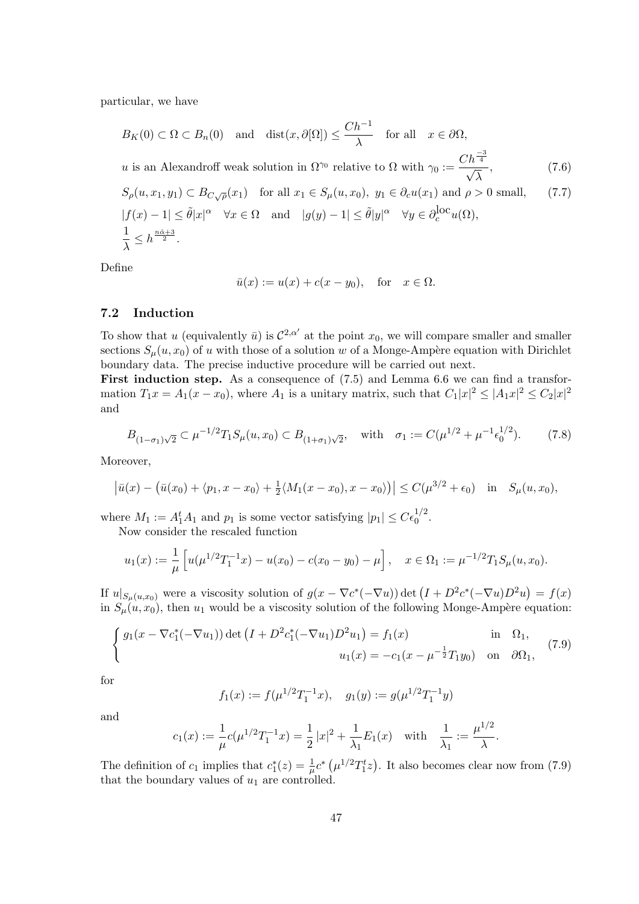particular, we have

$$B_K(0) \subset \Omega \subset B_n(0) \quad \text{and} \quad \operatorname{dist}(x, \partial[\Omega]) \le \frac{Ch^{-1}}{\lambda} \quad \text{for all} \quad x \in \partial\Omega,$$

$$u \text{ is an Alexandroff weak solution in } \Omega^{\gamma_0} \text{ relative to } \Omega \text{ with } \gamma_0 := \frac{Ch^{\frac{-3}{4}}}{\sqrt{\lambda}}, \tag{7.6}$$

$$S_\rho(u, x_1, y_1) \subset B_{C\sqrt{\rho}}(x_1) \quad \text{for all } x_1 \in S_\mu(u, x_0),\ y_1 \in \partial_c u(x_1) \text{ and } \rho > 0 \text{ small}, \tag{7.7}$$

$$|f(x) - 1| \le \tilde{\theta}|x|^\alpha \quad \forall x \in \Omega \quad \text{and} \quad |g(y) - 1| \le \tilde{\theta}|y|^\alpha \quad \forall y \in \partial_c^{\text{loc}} u(\Omega),$$

$$\frac{1}{\lambda} \le h^{\frac{n\hat{\alpha}+3}{2}}.$$

Define

$$\bar{u}(x) := u(x) + c(x - y_0), \quad \text{for} \quad x \in \Omega.$$

## 7.2 Induction

To show that $u$ (equivalently $\bar{u}$) is $\mathcal{C}^{2,\alpha'}$ at the point $x_0$, we will compare smaller and smaller sections $S_\mu(u, x_0)$ of $u$ with those of a solution $w$ of a Monge-Ampère equation with Dirichlet boundary data. The precise inductive procedure will be carried out next.

**First induction step.** As a consequence of (7.5) and Lemma 6.6 we can find a transformation $T_1 x = A_1(x - x_0)$, where $A_1$ is a unitary matrix, such that $C_1|x|^2 \le |A_1 x|^2 \le C_2|x|^2$ and

$$B_{(1-\sigma_1)\sqrt{2}} \subset \mu^{-1/2} T_1 S_\mu(u, x_0) \subset B_{(1+\sigma_1)\sqrt{2}}, \quad \text{with} \quad \sigma_1 := C(\mu^{1/2} + \mu^{-1}\epsilon_0^{1/2}). \tag{7.8}$$

Moreover,

$$\left|\bar{u}(x) - \left(\bar{u}(x_0) + \langle p_1, x - x_0\rangle + \tfrac{1}{2}\langle M_1(x - x_0), x - x_0\rangle\right)\right| \le C(\mu^{3/2} + \epsilon_0) \quad \text{in} \quad S_\mu(u, x_0),$$

where $M_1 := A_1^t A_1$ and $p_1$ is some vector satisfying $|p_1| \le C\epsilon_0^{1/2}$.

Now consider the rescaled function

$$u_1(x) := \frac{1}{\mu}\left[u(\mu^{1/2} T_1^{-1} x) - u(x_0) - c(x_0 - y_0) - \mu\right], \quad x \in \Omega_1 := \mu^{-1/2} T_1 S_\mu(u, x_0).$$

If $u|_{S_\mu(u,x_0)}$ were a viscosity solution of $g(x - \nabla c^*(-\nabla u)) \det\left(I + D^2 c^*(-\nabla u) D^2 u\right) = f(x)$ in $S_\mu(u, x_0)$, then $u_1$ would be a viscosity solution of the following Monge-Ampère equation:

$$\begin{cases} g_1(x - \nabla c_1^*(-\nabla u_1)) \det\left(I + D^2 c_1^*(-\nabla u_1) D^2 u_1\right) = f_1(x) & \text{in} \quad \Omega_1, \\ \qquad\qquad\qquad\qquad\qquad\qquad u_1(x) = -c_1(x - \mu^{-\frac{1}{2}} T_1 y_0) & \text{on} \quad \partial\Omega_1, \end{cases} \tag{7.9}$$

for

$$f_1(x) := f(\mu^{1/2} T_1^{-1} x), \quad g_1(y) := g(\mu^{1/2} T_1^{-1} y)$$

and

$$c_1(x) := \frac{1}{\mu} c(\mu^{1/2} T_1^{-1} x) = \frac{1}{2}|x|^2 + \frac{1}{\lambda_1} E_1(x) \quad \text{with} \quad \frac{1}{\lambda_1} := \frac{\mu^{1/2}}{\lambda}.$$

The definition of $c_1$ implies that $c_1^*(z) = \frac{1}{\mu} c^*\left(\mu^{1/2} T_1^t z\right)$. It also becomes clear now from (7.9) that the boundary values of $u_1$ are controlled.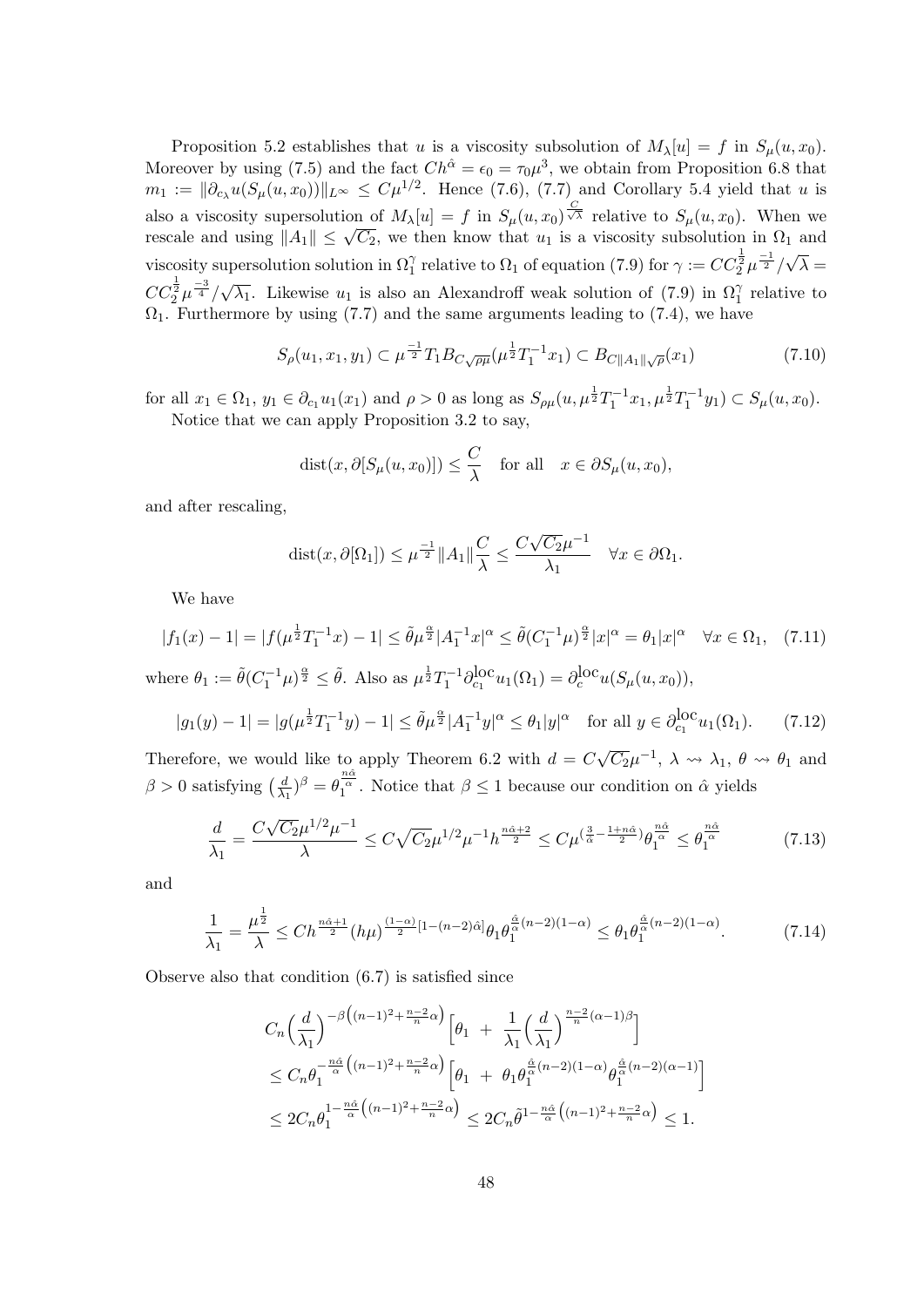Proposition 5.2 establishes that $u$ is a viscosity subsolution of $M_\lambda[u] = f$ in $S_\mu(u, x_0)$. Moreover by using (7.5) and the fact $Ch^{\hat{\alpha}} = \epsilon_0 = \tau_0 \mu^3$, we obtain from Proposition 6.8 that $m_1 := \|\partial_{c_\lambda} u(S_\mu(u, x_0))\|_{L^\infty} \leq C\mu^{1/2}$. Hence (7.6), (7.7) and Corollary 5.4 yield that $u$ is also a viscosity supersolution of $M_\lambda[u] = f$ in $S_\mu(u, x_0)^{\frac{C}{\sqrt{\lambda}}}$ relative to $S_\mu(u, x_0)$. When we rescale and using $\|A_1\| \leq \sqrt{C_2}$, we then know that $u_1$ is a viscosity subsolution in $\Omega_1$ and viscosity supersolution solution in $\Omega_1^\gamma$ relative to $\Omega_1$ of equation (7.9) for $\gamma := CC_2^{\frac{1}{2}}\mu^{\frac{-1}{2}}/\sqrt{\lambda} = CC_2^{\frac{1}{2}}\mu^{\frac{-3}{4}}/\sqrt{\lambda_1}$. Likewise $u_1$ is also an Alexandroff weak solution of (7.9) in $\Omega_1^\gamma$ relative to $\Omega_1$. Furthermore by using (7.7) and the same arguments leading to (7.4), we have

$$S_\rho(u_1, x_1, y_1) \subset \mu^{\frac{-1}{2}} T_1 B_{C\sqrt{\rho\mu}}(\mu^{\frac{1}{2}} T_1^{-1} x_1) \subset B_{C\|A_1\|\sqrt{\rho}}(x_1) \tag{7.10}$$

for all $x_1 \in \Omega_1$, $y_1 \in \partial_{c_1} u_1(x_1)$ and $\rho > 0$ as long as $S_{\rho\mu}(u, \mu^{\frac{1}{2}} T_1^{-1} x_1, \mu^{\frac{1}{2}} T_1^{-1} y_1) \subset S_\mu(u, x_0)$.

Notice that we can apply Proposition 3.2 to say,

$$\operatorname{dist}(x, \partial[S_\mu(u, x_0)]) \leq \frac{C}{\lambda} \quad \text{for all} \quad x \in \partial S_\mu(u, x_0),$$

and after rescaling,

$$\operatorname{dist}(x, \partial[\Omega_1]) \leq \mu^{\frac{-1}{2}} \|A_1\| \frac{C}{\lambda} \leq \frac{C\sqrt{C_2}\mu^{-1}}{\lambda_1} \quad \forall x \in \partial\Omega_1.$$

We have

$$|f_1(x) - 1| = |f(\mu^{\frac{1}{2}} T_1^{-1} x) - 1| \leq \tilde{\theta} \mu^{\frac{\alpha}{2}} |A_1^{-1} x|^\alpha \leq \tilde{\theta}(C_1^{-1}\mu)^{\frac{\alpha}{2}} |x|^\alpha = \theta_1 |x|^\alpha \quad \forall x \in \Omega_1, \tag{7.11}$$

where $\theta_1 := \tilde{\theta}(C_1^{-1}\mu)^{\frac{\alpha}{2}} \leq \tilde{\theta}$. Also as $\mu^{\frac{1}{2}} T_1^{-1} \partial_{c_1}^{\text{loc}} u_1(\Omega_1) = \partial_c^{\text{loc}} u(S_\mu(u, x_0))$,

$$|g_1(y) - 1| = |g(\mu^{\frac{1}{2}} T_1^{-1} y) - 1| \leq \tilde{\theta} \mu^{\frac{\alpha}{2}} |A_1^{-1} y|^\alpha \leq \theta_1 |y|^\alpha \quad \text{for all } y \in \partial_{c_1}^{\text{loc}} u_1(\Omega_1). \tag{7.12}$$

Therefore, we would like to apply Theorem 6.2 with $d = C\sqrt{C_2}\mu^{-1}$, $\lambda \rightsquigarrow \lambda_1$, $\theta \rightsquigarrow \theta_1$ and $\beta > 0$ satisfying $\left(\frac{d}{\lambda_1}\right)^\beta = \theta_1^{\frac{n\hat{\alpha}}{\alpha}}$. Notice that $\beta \leq 1$ because our condition on $\hat{\alpha}$ yields

$$\frac{d}{\lambda_1} = \frac{C\sqrt{C_2}\mu^{1/2}\mu^{-1}}{\lambda} \leq C\sqrt{C_2}\mu^{1/2}\mu^{-1} h^{\frac{n\hat{\alpha}+2}{2}} \leq C\mu^{(\frac{3}{\hat{\alpha}} - \frac{1+n\hat{\alpha}}{2})} \theta_1^{\frac{n\hat{\alpha}}{\alpha}} \leq \theta_1^{\frac{n\hat{\alpha}}{\alpha}} \tag{7.13}$$

and

$$\frac{1}{\lambda_1} = \frac{\mu^{\frac{1}{2}}}{\lambda} \leq Ch^{\frac{n\hat{\alpha}+1}{2}} (h\mu)^{\frac{(1-\alpha)}{2}[1-(n-2)\hat{\alpha}]} \theta_1 \theta_1^{\frac{\hat{\alpha}}{\alpha}(n-2)(1-\alpha)} \leq \theta_1 \theta_1^{\frac{\hat{\alpha}}{\alpha}(n-2)(1-\alpha)}. \tag{7.14}$$

Observe also that condition (6.7) is satisfied since

$$\begin{aligned}
&C_n \Big(\frac{d}{\lambda_1}\Big)^{-\beta\left((n-1)^2 + \frac{n-2}{n}\alpha\right)} \Big[\theta_1 \;+\; \frac{1}{\lambda_1}\Big(\frac{d}{\lambda_1}\Big)^{\frac{n-2}{n}(\alpha-1)\beta}\Big] \\
&\leq C_n \theta_1^{-\frac{n\hat{\alpha}}{\alpha}\left((n-1)^2 + \frac{n-2}{n}\alpha\right)} \Big[\theta_1 \;+\; \theta_1 \theta_1^{\frac{\hat{\alpha}}{\alpha}(n-2)(1-\alpha)} \theta_1^{\frac{\hat{\alpha}}{\alpha}(n-2)(\alpha-1)}\Big] \\
&\leq 2C_n \theta_1^{1-\frac{n\hat{\alpha}}{\alpha}\left((n-1)^2 + \frac{n-2}{n}\alpha\right)} \leq 2C_n \tilde{\theta}^{1-\frac{n\hat{\alpha}}{\alpha}\left((n-1)^2 + \frac{n-2}{n}\alpha\right)} \leq 1.
\end{aligned}$$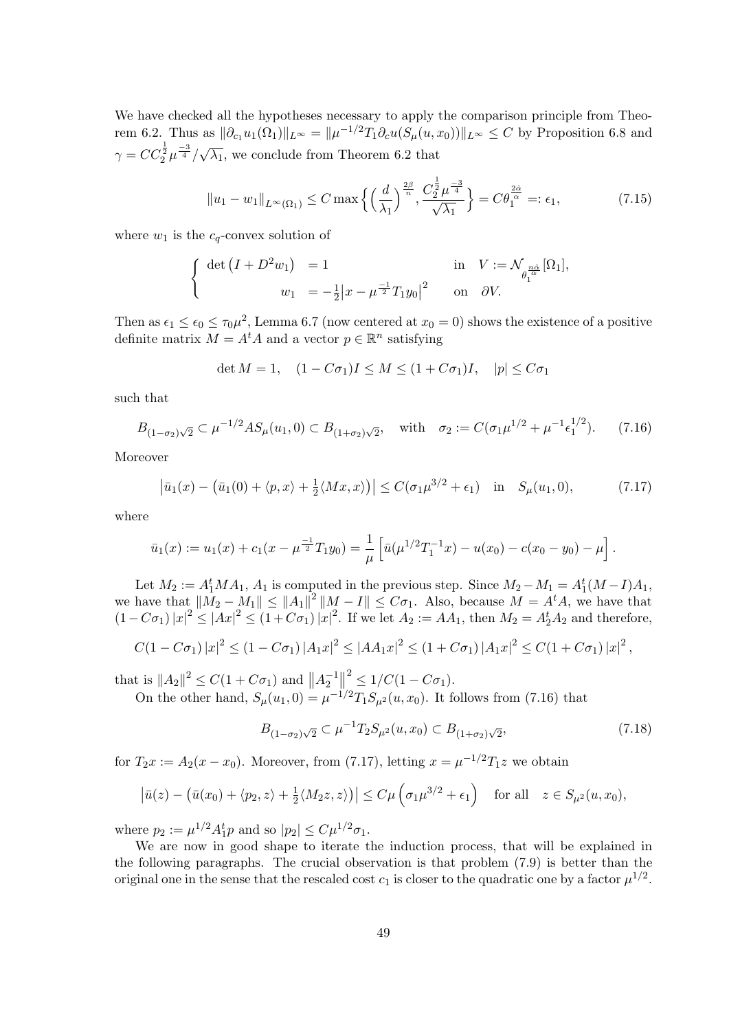We have checked all the hypotheses necessary to apply the comparison principle from Theorem 6.2. Thus as $\|\partial_{c_1} u_1(\Omega_1)\|_{L^\infty} = \|\mu^{-1/2} T_1 \partial_c u(S_\mu(u, x_0))\|_{L^\infty} \le C$ by Proposition 6.8 and $\gamma = C C_2^{\frac{1}{2}} \mu^{\frac{-3}{4}} / \sqrt{\lambda_1}$, we conclude from Theorem 6.2 that

$$\|u_1 - w_1\|_{L^\infty(\Omega_1)} \le C \max\Big\{ \Big(\frac{d}{\lambda_1}\Big)^{\frac{2\beta}{n}}, \frac{C_2^{\frac{1}{2}} \mu^{\frac{-3}{4}}}{\sqrt{\lambda_1}} \Big\} = C\theta_1^{\frac{2\tilde{\alpha}}{\alpha}} =: \epsilon_1, \tag{7.15}$$

where $w_1$ is the $c_q$-convex solution of

$$\begin{cases} \det\big(I + D^2 w_1\big) &= 1 \qquad\qquad \text{in} \quad V := \mathcal{N}_{\theta_1^{\frac{n\tilde{\alpha}}{\alpha}}}[\Omega_1], \\ \qquad\quad w_1 &= -\frac{1}{2}\big|x - \mu^{\frac{-1}{2}} T_1 y_0\big|^2 \qquad \text{on} \quad \partial V. \end{cases}$$

Then as $\epsilon_1 \le \epsilon_0 \le \tau_0 \mu^2$, Lemma 6.7 (now centered at $x_0 = 0$) shows the existence of a positive definite matrix $M = A^t A$ and a vector $p \in \mathbb{R}^n$ satisfying

$$\det M = 1, \quad (1 - C\sigma_1) I \le M \le (1 + C\sigma_1) I, \quad |p| \le C\sigma_1$$

such that

$$B_{(1-\sigma_2)\sqrt{2}} \subset \mu^{-1/2} A S_\mu(u_1, 0) \subset B_{(1+\sigma_2)\sqrt{2}}, \quad \text{with} \quad \sigma_2 := C(\sigma_1 \mu^{1/2} + \mu^{-1} \epsilon_1^{1/2}). \tag{7.16}$$

Moreover

$$\big|\bar{u}_1(x) - \big(\bar{u}_1(0) + \langle p, x\rangle + \tfrac{1}{2}\langle Mx, x\rangle\big)\big| \le C(\sigma_1 \mu^{3/2} + \epsilon_1) \quad \text{in} \quad S_\mu(u_1, 0), \tag{7.17}$$

where

$$\bar{u}_1(x) := u_1(x) + c_1(x - \mu^{\frac{-1}{2}} T_1 y_0) = \frac{1}{\mu}\left[\bar{u}(\mu^{1/2} T_1^{-1} x) - u(x_0) - c(x_0 - y_0) - \mu\right].$$

Let $M_2 := A_1^t M A_1$, $A_1$ is computed in the previous step. Since $M_2 - M_1 = A_1^t (M - I) A_1$, we have that $\|M_2 - M_1\| \le \|A_1\|^2 \|M - I\| \le C\sigma_1$. Also, because $M = A^t A$, we have that $(1 - C\sigma_1)|x|^2 \le |Ax|^2 \le (1 + C\sigma_1)|x|^2$. If we let $A_2 := A A_1$, then $M_2 = A_2^t A_2$ and therefore,

$$C(1 - C\sigma_1)|x|^2 \le (1 - C\sigma_1)|A_1 x|^2 \le |A A_1 x|^2 \le (1 + C\sigma_1)|A_1 x|^2 \le C(1 + C\sigma_1)|x|^2,$$

that is $\|A_2\|^2 \le C(1 + C\sigma_1)$ and $\|A_2^{-1}\|^2 \le 1/C(1 - C\sigma_1)$.

On the other hand, $S_\mu(u_1, 0) = \mu^{-1/2} T_1 S_{\mu^2}(u, x_0)$. It follows from (7.16) that

$$B_{(1-\sigma_2)\sqrt{2}} \subset \mu^{-1} T_2 S_{\mu^2}(u, x_0) \subset B_{(1+\sigma_2)\sqrt{2}}, \tag{7.18}$$

for $T_2 x := A_2(x - x_0)$. Moreover, from (7.17), letting $x = \mu^{-1/2} T_1 z$ we obtain

$$\big|\bar{u}(z) - \big(\bar{u}(x_0) + \langle p_2, z\rangle + \tfrac{1}{2}\langle M_2 z, z\rangle\big)\big| \le C\mu\left(\sigma_1 \mu^{3/2} + \epsilon_1\right) \quad \text{for all} \quad z \in S_{\mu^2}(u, x_0),$$

where $p_2 := \mu^{1/2} A_1^t p$ and so $|p_2| \le C\mu^{1/2}\sigma_1$.

We are now in good shape to iterate the induction process, that will be explained in the following paragraphs. The crucial observation is that problem (7.9) is better than the original one in the sense that the rescaled cost $c_1$ is closer to the quadratic one by a factor $\mu^{1/2}$.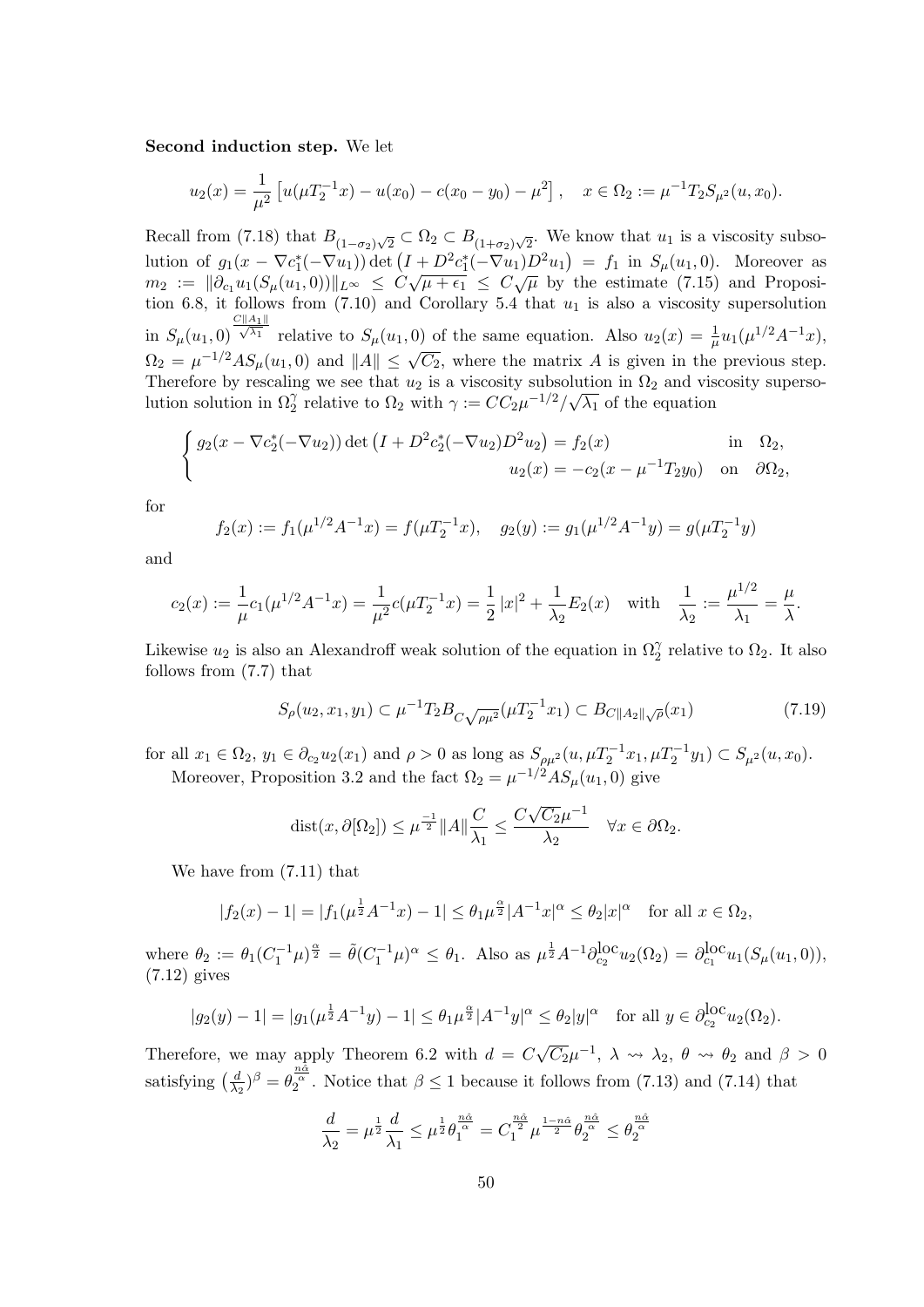**Second induction step.** We let

$$u_2(x) = \frac{1}{\mu^2}\left[u(\mu T_2^{-1}x) - u(x_0) - c(x_0 - y_0) - \mu^2\right], \quad x \in \Omega_2 := \mu^{-1}T_2 S_{\mu^2}(u, x_0).$$

Recall from (7.18) that $B_{(1-\sigma_2)\sqrt{2}} \subset \Omega_2 \subset B_{(1+\sigma_2)\sqrt{2}}$. We know that $u_1$ is a viscosity subsolution of $g_1(x - \nabla c_1^*(-\nabla u_1)) \det\left(I + D^2 c_1^*(-\nabla u_1) D^2 u_1\right) = f_1$ in $S_\mu(u_1, 0)$. Moreover as $m_2 := \|\partial_{c_1} u_1(S_\mu(u_1, 0))\|_{L^\infty} \leq C\sqrt{\mu + \epsilon_1} \leq C\sqrt{\mu}$ by the estimate (7.15) and Proposition 6.8, it follows from (7.10) and Corollary 5.4 that $u_1$ is also a viscosity supersolution in $S_\mu(u_1, 0)^{\frac{C\|A_1\|}{\sqrt{\lambda_1}}}$ relative to $S_\mu(u_1, 0)$ of the same equation. Also $u_2(x) = \frac{1}{\mu} u_1(\mu^{1/2} A^{-1} x)$, $\Omega_2 = \mu^{-1/2} A S_\mu(u_1, 0)$ and $\|A\| \leq \sqrt{C_2}$, where the matrix $A$ is given in the previous step. Therefore by rescaling we see that $u_2$ is a viscosity subsolution in $\Omega_2$ and viscosity supersolution solution in $\Omega_2^\gamma$ relative to $\Omega_2$ with $\gamma := C C_2 \mu^{-1/2}/\sqrt{\lambda_1}$ of the equation

$$\begin{cases} g_2(x - \nabla c_2^*(-\nabla u_2)) \det\left(I + D^2 c_2^*(-\nabla u_2) D^2 u_2\right) = f_2(x) & \text{in} \quad \Omega_2, \\ \qquad\qquad\qquad\qquad\qquad\qquad\qquad u_2(x) = -c_2(x - \mu^{-1} T_2 y_0) & \text{on} \quad \partial\Omega_2, \end{cases}$$

for

$$f_2(x) := f_1(\mu^{1/2} A^{-1} x) = f(\mu T_2^{-1} x), \quad g_2(y) := g_1(\mu^{1/2} A^{-1} y) = g(\mu T_2^{-1} y)$$

and

$$c_2(x) := \frac{1}{\mu} c_1(\mu^{1/2} A^{-1} x) = \frac{1}{\mu^2} c(\mu T_2^{-1} x) = \frac{1}{2}|x|^2 + \frac{1}{\lambda_2} E_2(x) \quad \text{with} \quad \frac{1}{\lambda_2} := \frac{\mu^{1/2}}{\lambda_1} = \frac{\mu}{\lambda}.$$

Likewise $u_2$ is also an Alexandroff weak solution of the equation in $\Omega_2^\gamma$ relative to $\Omega_2$. It also follows from (7.7) that

$$S_\rho(u_2, x_1, y_1) \subset \mu^{-1} T_2 B_{C\sqrt{\rho\mu^2}}(\mu T_2^{-1} x_1) \subset B_{C\|A_2\|\sqrt{\rho}}(x_1) \tag{7.19}$$

for all $x_1 \in \Omega_2$, $y_1 \in \partial_{c_2} u_2(x_1)$ and $\rho > 0$ as long as $S_{\rho\mu^2}(u, \mu T_2^{-1} x_1, \mu T_2^{-1} y_1) \subset S_{\mu^2}(u, x_0)$.

Moreover, Proposition 3.2 and the fact $\Omega_2 = \mu^{-1/2} A S_\mu(u_1, 0)$ give

$$\operatorname{dist}(x, \partial[\Omega_2]) \leq \mu^{\frac{-1}{2}} \|A\| \frac{C}{\lambda_1} \leq \frac{C\sqrt{C_2}\mu^{-1}}{\lambda_2} \quad \forall x \in \partial\Omega_2.$$

We have from (7.11) that

$$|f_2(x) - 1| = |f_1(\mu^{\frac{1}{2}} A^{-1} x) - 1| \leq \theta_1 \mu^{\frac{\alpha}{2}} |A^{-1} x|^\alpha \leq \theta_2 |x|^\alpha \quad \text{for all } x \in \Omega_2,$$

where $\theta_2 := \theta_1 (C_1^{-1}\mu)^{\frac{\alpha}{2}} = \tilde{\theta}(C_1^{-1}\mu)^\alpha \leq \theta_1$. Also as $\mu^{\frac{1}{2}} A^{-1} \partial_{c_2}^{\text{loc}} u_2(\Omega_2) = \partial_{c_1}^{\text{loc}} u_1(S_\mu(u_1, 0))$, (7.12) gives

$$|g_2(y) - 1| = |g_1(\mu^{\frac{1}{2}} A^{-1} y) - 1| \leq \theta_1 \mu^{\frac{\alpha}{2}} |A^{-1} y|^\alpha \leq \theta_2 |y|^\alpha \quad \text{for all } y \in \partial_{c_2}^{\text{loc}} u_2(\Omega_2).$$

Therefore, we may apply Theorem 6.2 with $d = C\sqrt{C_2}\mu^{-1}$, $\lambda \rightsquigarrow \lambda_2$, $\theta \rightsquigarrow \theta_2$ and $\beta > 0$ satisfying $\left(\frac{d}{\lambda_2}\right)^\beta = \theta_2^{\frac{n\hat{\alpha}}{\alpha}}$. Notice that $\beta \leq 1$ because it follows from (7.13) and (7.14) that

$$\frac{d}{\lambda_2} = \mu^{\frac{1}{2}} \frac{d}{\lambda_1} \leq \mu^{\frac{1}{2}} \theta_1^{\frac{n\hat{\alpha}}{\alpha}} = C_1^{\frac{n\hat{\alpha}}{2}} \mu^{\frac{1 - n\hat{\alpha}}{2}} \theta_2^{\frac{n\hat{\alpha}}{\alpha}} \leq \theta_2^{\frac{n\hat{\alpha}}{\alpha}}$$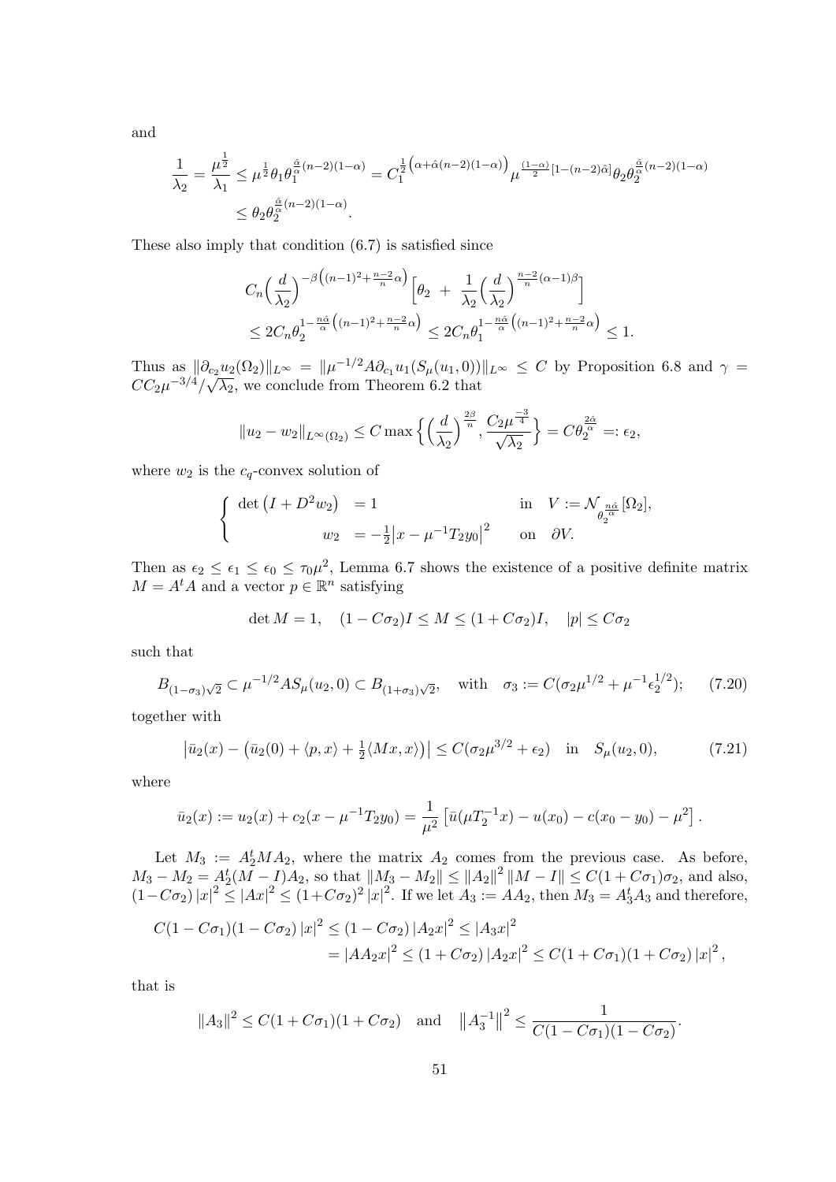and

$$\frac{1}{\lambda_2} = \frac{\mu^{\frac{1}{2}}}{\lambda_1} \leq \mu^{\frac{1}{2}} \theta_1 \theta_1^{\frac{\hat{\alpha}}{\alpha}(n-2)(1-\alpha)} = C_1^{\frac{1}{2}\left(\alpha + \hat{\alpha}(n-2)(1-\alpha)\right)} \mu^{\frac{(1-\alpha)}{2}[1-(n-2)\hat{\alpha}]} \theta_2 \theta_2^{\frac{\hat{\alpha}}{\alpha}(n-2)(1-\alpha)}$$
$$\leq \theta_2 \theta_2^{\frac{\hat{\alpha}}{\alpha}(n-2)(1-\alpha)}.$$

These also imply that condition (6.7) is satisfied since

$$C_n \Big(\frac{d}{\lambda_2}\Big)^{-\beta\left((n-1)^2 + \frac{n-2}{n}\alpha\right)} \Big[\theta_2 \ + \ \frac{1}{\lambda_2}\Big(\frac{d}{\lambda_2}\Big)^{\frac{n-2}{n}(\alpha-1)\beta}\Big]$$
$$\leq 2C_n \theta_2^{1-\frac{n\hat{\alpha}}{\alpha}\left((n-1)^2 + \frac{n-2}{n}\alpha\right)} \leq 2C_n \theta_1^{1-\frac{n\hat{\alpha}}{\alpha}\left((n-1)^2 + \frac{n-2}{n}\alpha\right)} \leq 1.$$

Thus as $\|\partial_{c_2} u_2(\Omega_2)\|_{L^\infty} = \|\mu^{-1/2} A \partial_{c_1} u_1(S_\mu(u_1, 0))\|_{L^\infty} \leq C$ by Proposition 6.8 and $\gamma = CC_2\mu^{-3/4}/\sqrt{\lambda_2}$, we conclude from Theorem 6.2 that

$$\|u_2 - w_2\|_{L^\infty(\Omega_2)} \leq C \max\Big\{\Big(\frac{d}{\lambda_2}\Big)^{\frac{2\beta}{n}}, \frac{C_2\mu^{\frac{-3}{4}}}{\sqrt{\lambda_2}}\Big\} = C\theta_2^{\frac{2\hat{\alpha}}{\alpha}} =: \epsilon_2,$$

where $w_2$ is the $c_q$-convex solution of

$$\begin{cases} \det\big(I + D^2 w_2\big) &= 1 \qquad\qquad \text{in} \quad V := \mathcal{N}_{\theta_2^{\frac{n\hat{\alpha}}{\alpha}}}[\Omega_2], \\ \qquad\qquad w_2 &= -\frac{1}{2}\big|x - \mu^{-1}T_2 y_0\big|^2 \quad \text{on} \quad \partial V. \end{cases}$$

Then as $\epsilon_2 \leq \epsilon_1 \leq \epsilon_0 \leq \tau_0\mu^2$, Lemma 6.7 shows the existence of a positive definite matrix $M = A^t A$ and a vector $p \in \mathbb{R}^n$ satisfying

$$\det M = 1, \quad (1 - C\sigma_2)I \leq M \leq (1 + C\sigma_2)I, \quad |p| \leq C\sigma_2$$

such that

$$B_{(1-\sigma_3)\sqrt{2}} \subset \mu^{-1/2} A S_\mu(u_2, 0) \subset B_{(1+\sigma_3)\sqrt{2}}, \quad \text{with} \quad \sigma_3 := C(\sigma_2\mu^{1/2} + \mu^{-1}\epsilon_2^{1/2}); \tag{7.20}$$

together with

$$\big|\bar{u}_2(x) - \big(\bar{u}_2(0) + \langle p, x\rangle + \tfrac{1}{2}\langle Mx, x\rangle\big)\big| \leq C(\sigma_2\mu^{3/2} + \epsilon_2) \quad \text{in} \quad S_\mu(u_2, 0), \tag{7.21}$$

where

$$\bar{u}_2(x) := u_2(x) + c_2(x - \mu^{-1}T_2 y_0) = \frac{1}{\mu^2}\left[\bar{u}(\mu T_2^{-1}x) - u(x_0) - c(x_0 - y_0) - \mu^2\right].$$

Let $M_3 := A_2^t M A_2$, where the matrix $A_2$ comes from the previous case. As before, $M_3 - M_2 = A_2^t(M - I)A_2$, so that $\|M_3 - M_2\| \leq \|A_2\|^2 \|M - I\| \leq C(1 + C\sigma_1)\sigma_2$, and also, $(1 - C\sigma_2)|x|^2 \leq |Ax|^2 \leq (1 + C\sigma_2)^2 |x|^2$. If we let $A_3 := AA_2$, then $M_3 = A_3^t A_3$ and therefore,

$$C(1 - C\sigma_1)(1 - C\sigma_2)|x|^2 \leq (1 - C\sigma_2)|A_2 x|^2 \leq |A_3 x|^2$$
$$= |AA_2 x|^2 \leq (1 + C\sigma_2)|A_2 x|^2 \leq C(1 + C\sigma_1)(1 + C\sigma_2)|x|^2,$$

that is

$$\|A_3\|^2 \leq C(1 + C\sigma_1)(1 + C\sigma_2) \quad \text{and} \quad \big\|A_3^{-1}\big\|^2 \leq \frac{1}{C(1 - C\sigma_1)(1 - C\sigma_2)}.$$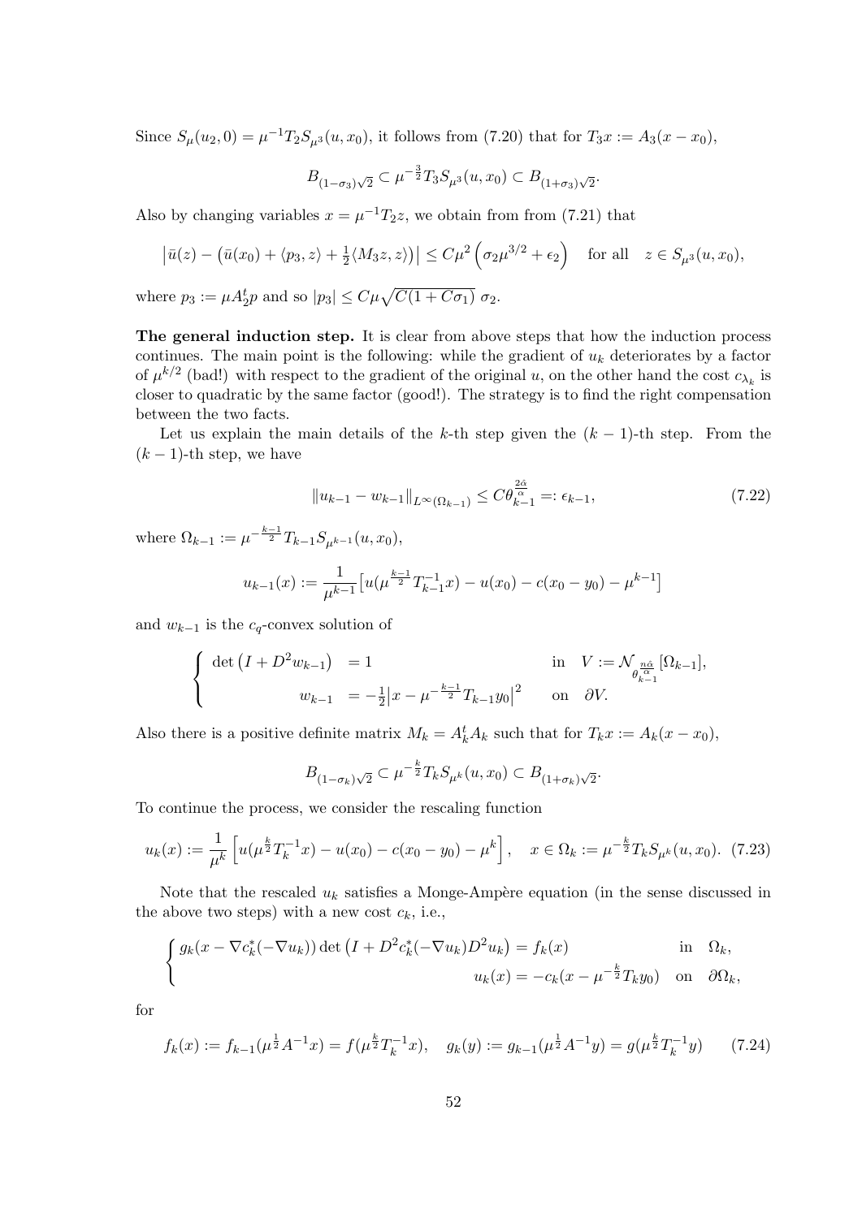Since $S_\mu(u_2, 0) = \mu^{-1} T_2 S_{\mu^3}(u, x_0)$, it follows from (7.20) that for $T_3 x := A_3(x - x_0)$,

$$B_{(1-\sigma_3)\sqrt{2}} \subset \mu^{-\frac{3}{2}} T_3 S_{\mu^3}(u, x_0) \subset B_{(1+\sigma_3)\sqrt{2}}.$$

Also by changing variables $x = \mu^{-1} T_2 z$, we obtain from from (7.21) that

$$\left|\bar{u}(z) - \left(\bar{u}(x_0) + \langle p_3, z\rangle + \tfrac{1}{2}\langle M_3 z, z\rangle\right)\right| \le C\mu^2 \left(\sigma_2 \mu^{3/2} + \epsilon_2\right) \quad \text{for all} \quad z \in S_{\mu^3}(u, x_0),$$

where $p_3 := \mu A_2^t p$ and so $|p_3| \le C\mu\sqrt{C(1 + C\sigma_1)}\ \sigma_2$.

**The general induction step.** It is clear from above steps that how the induction process continues. The main point is the following: while the gradient of $u_k$ deteriorates by a factor of $\mu^{k/2}$ (bad!) with respect to the gradient of the original $u$, on the other hand the cost $c_{\lambda_k}$ is closer to quadratic by the same factor (good!). The strategy is to find the right compensation between the two facts.

Let us explain the main details of the $k$-th step given the $(k-1)$-th step. From the $(k-1)$-th step, we have

$$\|u_{k-1} - w_{k-1}\|_{L^\infty(\Omega_{k-1})} \le C\theta_{k-1}^{\frac{2\hat{\alpha}}{\alpha}} =: \epsilon_{k-1}, \tag{7.22}$$

where $\Omega_{k-1} := \mu^{-\frac{k-1}{2}} T_{k-1} S_{\mu^{k-1}}(u, x_0)$,

$$u_{k-1}(x) := \frac{1}{\mu^{k-1}}\left[u(\mu^{\frac{k-1}{2}} T_{k-1}^{-1} x) - u(x_0) - c(x_0 - y_0) - \mu^{k-1}\right]$$

and $w_{k-1}$ is the $c_q$-convex solution of

$$\begin{cases} \det\left(I + D^2 w_{k-1}\right) &= 1 \qquad\qquad\qquad\qquad \text{in} \quad V := \mathcal{N}_{\theta_{k-1}^{\frac{n\hat{\alpha}}{\alpha}}}[\Omega_{k-1}], \\ \qquad\qquad\quad w_{k-1} &= -\frac{1}{2}\left|x - \mu^{-\frac{k-1}{2}} T_{k-1} y_0\right|^2 \qquad \text{on} \quad \partial V. \end{cases}$$

Also there is a positive definite matrix $M_k = A_k^t A_k$ such that for $T_k x := A_k(x - x_0)$,

$$B_{(1-\sigma_k)\sqrt{2}} \subset \mu^{-\frac{k}{2}} T_k S_{\mu^k}(u, x_0) \subset B_{(1+\sigma_k)\sqrt{2}}.$$

To continue the process, we consider the rescaling function

$$u_k(x) := \frac{1}{\mu^k}\left[u(\mu^{\frac{k}{2}} T_k^{-1} x) - u(x_0) - c(x_0 - y_0) - \mu^k\right], \quad x \in \Omega_k := \mu^{-\frac{k}{2}} T_k S_{\mu^k}(u, x_0). \tag{7.23}$$

Note that the rescaled $u_k$ satisfies a Monge-Ampère equation (in the sense discussed in the above two steps) with a new cost $c_k$, i.e.,

$$\begin{cases} g_k(x - \nabla c_k^*(-\nabla u_k)) \det\left(I + D^2 c_k^*(-\nabla u_k) D^2 u_k\right) = f_k(x) & \text{in} \quad \Omega_k, \\ \qquad\qquad\qquad\qquad\qquad\qquad\quad u_k(x) = -c_k(x - \mu^{-\frac{k}{2}} T_k y_0) & \text{on} \quad \partial\Omega_k, \end{cases}$$

for

$$f_k(x) := f_{k-1}(\mu^{\frac{1}{2}} A^{-1} x) = f(\mu^{\frac{k}{2}} T_k^{-1} x), \quad g_k(y) := g_{k-1}(\mu^{\frac{1}{2}} A^{-1} y) = g(\mu^{\frac{k}{2}} T_k^{-1} y) \tag{7.24}$$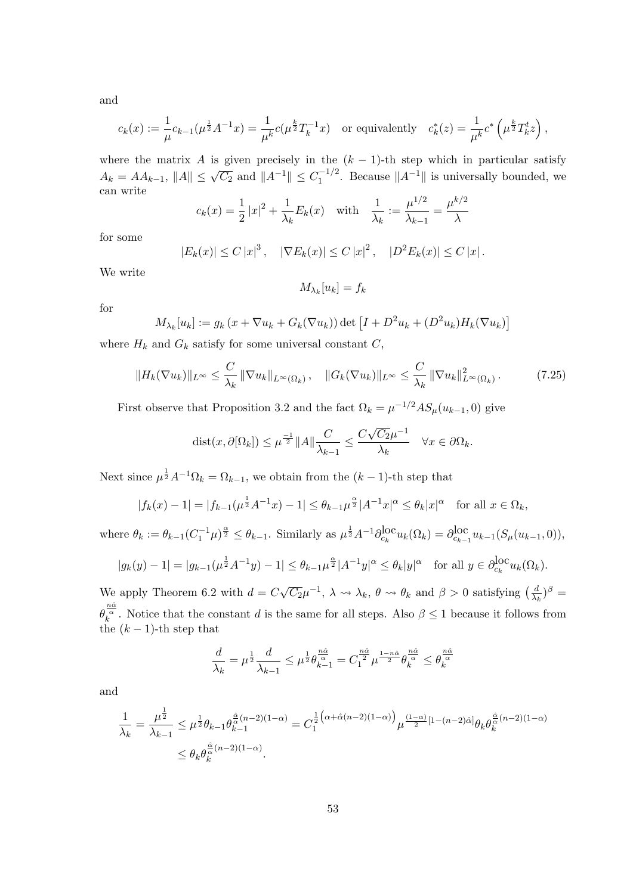and

$$c_k(x) := \frac{1}{\mu} c_{k-1}(\mu^{\frac{1}{2}} A^{-1} x) = \frac{1}{\mu^k} c(\mu^{\frac{k}{2}} T_k^{-1} x) \quad \text{or equivalently} \quad c_k^*(z) = \frac{1}{\mu^k} c^* \left(\mu^{\frac{k}{2}} T_k^t z\right),$$

where the matrix $A$ is given precisely in the $(k-1)$-th step which in particular satisfy $A_k = AA_{k-1}$, $\|A\| \le \sqrt{C_2}$ and $\|A^{-1}\| \le C_1^{-1/2}$. Because $\|A^{-1}\|$ is universally bounded, we can write

$$c_k(x) = \frac{1}{2}|x|^2 + \frac{1}{\lambda_k} E_k(x) \quad \text{with} \quad \frac{1}{\lambda_k} := \frac{\mu^{1/2}}{\lambda_{k-1}} = \frac{\mu^{k/2}}{\lambda}$$

for some

$$|E_k(x)| \le C|x|^3, \quad |\nabla E_k(x)| \le C|x|^2, \quad |D^2 E_k(x)| \le C|x|.$$

We write

$$M_{\lambda_k}[u_k] = f_k$$

for

$$M_{\lambda_k}[u_k] := g_k\left(x + \nabla u_k + G_k(\nabla u_k)\right) \det\left[I + D^2 u_k + (D^2 u_k) H_k(\nabla u_k)\right]$$

where $H_k$ and $G_k$ satisfy for some universal constant $C$,

$$\|H_k(\nabla u_k)\|_{L^\infty} \le \frac{C}{\lambda_k} \|\nabla u_k\|_{L^\infty(\Omega_k)}, \quad \|G_k(\nabla u_k)\|_{L^\infty} \le \frac{C}{\lambda_k} \|\nabla u_k\|^2_{L^\infty(\Omega_k)}. \tag{7.25}$$

First observe that Proposition 3.2 and the fact $\Omega_k = \mu^{-1/2} AS_\mu(u_{k-1}, 0)$ give

$$\operatorname{dist}(x, \partial[\Omega_k]) \le \mu^{\frac{-1}{2}} \|A\| \frac{C}{\lambda_{k-1}} \le \frac{C\sqrt{C_2}\mu^{-1}}{\lambda_k} \quad \forall x \in \partial\Omega_k.$$

Next since $\mu^{\frac{1}{2}} A^{-1} \Omega_k = \Omega_{k-1}$, we obtain from the $(k-1)$-th step that

$$|f_k(x) - 1| = |f_{k-1}(\mu^{\frac{1}{2}} A^{-1} x) - 1| \le \theta_{k-1} \mu^{\frac{\alpha}{2}} |A^{-1} x|^\alpha \le \theta_k |x|^\alpha \quad \text{for all } x \in \Omega_k,$$

where $\theta_k := \theta_{k-1}(C_1^{-1}\mu)^{\frac{\alpha}{2}} \le \theta_{k-1}$. Similarly as $\mu^{\frac{1}{2}} A^{-1} \partial_{c_k}^{\text{loc}} u_k(\Omega_k) = \partial_{c_{k-1}}^{\text{loc}} u_{k-1}(S_\mu(u_{k-1}, 0))$,

$$|g_k(y) - 1| = |g_{k-1}(\mu^{\frac{1}{2}} A^{-1} y) - 1| \le \theta_{k-1} \mu^{\frac{\alpha}{2}} |A^{-1} y|^\alpha \le \theta_k |y|^\alpha \quad \text{for all } y \in \partial_{c_k}^{\text{loc}} u_k(\Omega_k).$$

We apply Theorem 6.2 with $d = C\sqrt{C_2}\mu^{-1}$, $\lambda \rightsquigarrow \lambda_k$, $\theta \rightsquigarrow \theta_k$ and $\beta > 0$ satisfying $\left(\frac{d}{\lambda_k}\right)^\beta = \theta_k^{\frac{n\hat{\alpha}}{\alpha}}$. Notice that the constant $d$ is the same for all steps. Also $\beta \le 1$ because it follows from the $(k-1)$-th step that

$$\frac{d}{\lambda_k} = \mu^{\frac{1}{2}} \frac{d}{\lambda_{k-1}} \le \mu^{\frac{1}{2}} \theta_{k-1}^{\frac{n\hat{\alpha}}{\alpha}} = C_1^{\frac{n\hat{\alpha}}{2}} \mu^{\frac{1-n\hat{\alpha}}{2}} \theta_k^{\frac{n\hat{\alpha}}{\alpha}} \le \theta_k^{\frac{n\hat{\alpha}}{\alpha}}$$

and

$$\begin{aligned}
\frac{1}{\lambda_k} = \frac{\mu^{\frac{1}{2}}}{\lambda_{k-1}} &\le \mu^{\frac{1}{2}} \theta_{k-1} \theta_{k-1}^{\frac{\hat{\alpha}}{\alpha}(n-2)(1-\alpha)} = C_1^{\frac{1}{2}\left(\alpha + \hat{\alpha}(n-2)(1-\alpha)\right)} \mu^{\frac{(1-\alpha)}{2}[1-(n-2)\hat{\alpha}]} \theta_k \theta_k^{\frac{\hat{\alpha}}{\alpha}(n-2)(1-\alpha)} \\
&\le \theta_k \theta_k^{\frac{\hat{\alpha}}{\alpha}(n-2)(1-\alpha)}.
\end{aligned}$$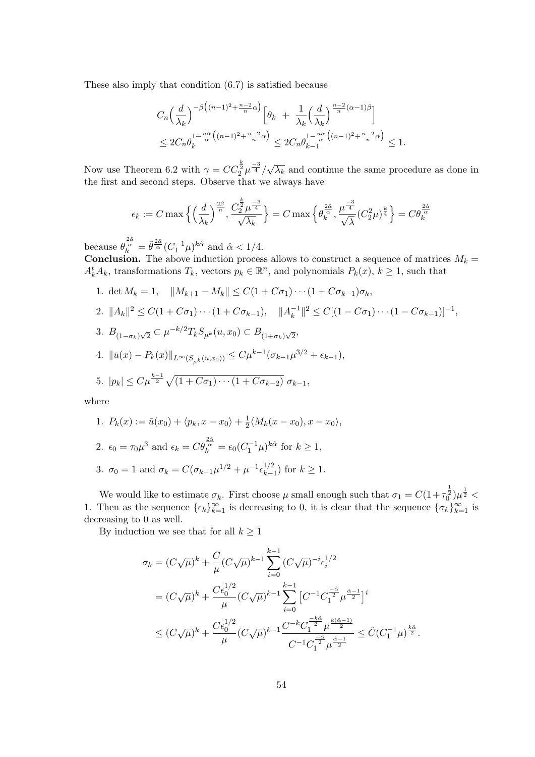These also imply that condition (6.7) is satisfied because

$$C_n\Big(\frac{d}{\lambda_k}\Big)^{-\beta\big((n-1)^2+\frac{n-2}{n}\alpha\big)}\Big[\theta_k \;+\; \frac{1}{\lambda_k}\Big(\frac{d}{\lambda_k}\Big)^{\frac{n-2}{n}(\alpha-1)\beta}\Big]$$
$$\leq 2C_n\theta_k^{1-\frac{n\hat{\alpha}}{\alpha}\big((n-1)^2+\frac{n-2}{n}\alpha\big)} \leq 2C_n\theta_{k-1}^{1-\frac{n\hat{\alpha}}{\alpha}\big((n-1)^2+\frac{n-2}{n}\alpha\big)} \leq 1.$$

Now use Theorem 6.2 with $\gamma = CC_2^{\frac{k}{2}}\mu^{\frac{-3}{4}}/\sqrt{\lambda_k}$ and continue the same procedure as done in the first and second steps. Observe that we always have

$$\epsilon_k := C\max\Big\{\Big(\frac{d}{\lambda_k}\Big)^{\frac{2\beta}{n}}, \frac{C_2^{\frac{k}{2}}\mu^{\frac{-3}{4}}}{\sqrt{\lambda_k}}\Big\} = C\max\Big\{\theta_k^{\frac{2\hat{\alpha}}{\alpha}}, \frac{\mu^{\frac{-3}{4}}}{\sqrt{\lambda}}(C_2^2\mu)^{\frac{k}{4}}\Big\} = C\theta_k^{\frac{2\hat{\alpha}}{\alpha}}$$

because $\theta_k^{\frac{2\hat{\alpha}}{\alpha}} = \tilde{\theta}^{\frac{2\hat{\alpha}}{\alpha}}(C_1^{-1}\mu)^{k\hat{\alpha}}$ and $\hat{\alpha} < 1/4$.
**Conclusion.** The above induction process allows to construct a sequence of matrices $M_k = A_k^t A_k$, transformations $T_k$, vectors $p_k \in \mathbb{R}^n$, and polynomials $P_k(x)$, $k \geq 1$, such that

1. $\det M_k = 1$, $\quad \|M_{k+1} - M_k\| \leq C(1 + C\sigma_1)\cdots(1 + C\sigma_{k-1})\sigma_k$,
2. $\|A_k\|^2 \leq C(1 + C\sigma_1)\cdots(1 + C\sigma_{k-1})$, $\quad \|A_k^{-1}\|^2 \leq C[(1 - C\sigma_1)\cdots(1 - C\sigma_{k-1})]^{-1}$,
3. $B_{(1-\sigma_k)\sqrt{2}} \subset \mu^{-k/2}T_k S_{\mu^k}(u, x_0) \subset B_{(1+\sigma_k)\sqrt{2}}$,
4. $\|\bar{u}(x) - P_k(x)\|_{L^\infty(S_{\mu^k}(u,x_0))} \leq C\mu^{k-1}(\sigma_{k-1}\mu^{3/2} + \epsilon_{k-1})$,
5. $|p_k| \leq C\mu^{\frac{k-1}{2}}\sqrt{(1 + C\sigma_1)\cdots(1 + C\sigma_{k-2})}\ \sigma_{k-1}$,

where

1. $P_k(x) := \bar{u}(x_0) + \langle p_k, x - x_0\rangle + \frac{1}{2}\langle M_k(x - x_0), x - x_0\rangle$,
2. $\epsilon_0 = \tau_0\mu^3$ and $\epsilon_k = C\theta_k^{\frac{2\hat{\alpha}}{\alpha}} = \epsilon_0(C_1^{-1}\mu)^{k\hat{\alpha}}$ for $k \geq 1$,
3. $\sigma_0 = 1$ and $\sigma_k = C(\sigma_{k-1}\mu^{1/2} + \mu^{-1}\epsilon_{k-1}^{1/2})$ for $k \geq 1$.

We would like to estimate $\sigma_k$. First choose $\mu$ small enough such that $\sigma_1 = C(1+\tau_0^{\frac{1}{2}})\mu^{\frac{1}{2}} < 1$. Then as the sequence $\{\epsilon_k\}_{k=1}^\infty$ is decreasing to 0, it is clear that the sequence $\{\sigma_k\}_{k=1}^\infty$ is decreasing to 0 as well.

By induction we see that for all $k \geq 1$

$$\sigma_k = (C\sqrt{\mu})^k + \frac{C}{\mu}(C\sqrt{\mu})^{k-1}\sum_{i=0}^{k-1}(C\sqrt{\mu})^{-i}\epsilon_i^{1/2}$$
$$= (C\sqrt{\mu})^k + \frac{C\epsilon_0^{1/2}}{\mu}(C\sqrt{\mu})^{k-1}\sum_{i=0}^{k-1}\big[C^{-1}C_1^{\frac{-\hat{\alpha}}{2}}\mu^{\frac{\hat{\alpha}-1}{2}}\big]^i$$
$$\leq (C\sqrt{\mu})^k + \frac{C\epsilon_0^{1/2}}{\mu}(C\sqrt{\mu})^{k-1}\frac{C^{-k}C_1^{\frac{-k\hat{\alpha}}{2}}\mu^{\frac{k(\hat{\alpha}-1)}{2}}}{C^{-1}C_1^{\frac{-\hat{\alpha}}{2}}\mu^{\frac{\hat{\alpha}-1}{2}}} \leq \hat{C}(C_1^{-1}\mu)^{\frac{k\hat{\alpha}}{2}}.$$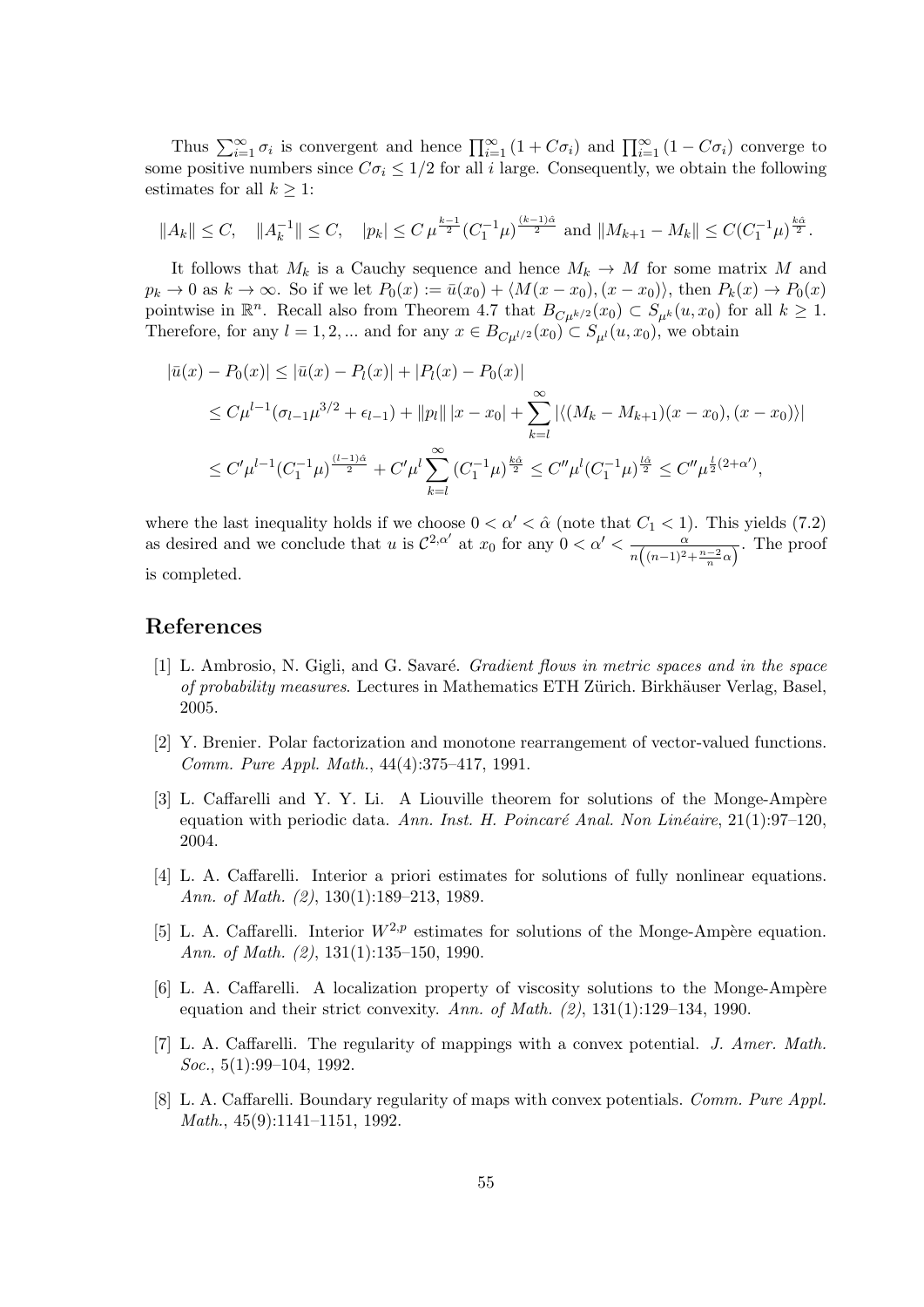Thus $\sum_{i=1}^{\infty} \sigma_i$ is convergent and hence $\prod_{i=1}^{\infty}(1 + C\sigma_i)$ and $\prod_{i=1}^{\infty}(1 - C\sigma_i)$ converge to some positive numbers since $C\sigma_i \le 1/2$ for all $i$ large. Consequently, we obtain the following estimates for all $k \ge 1$:

$$\|A_k\| \le C, \quad \|A_k^{-1}\| \le C, \quad |p_k| \le C\,\mu^{\frac{k-1}{2}}(C_1^{-1}\mu)^{\frac{(k-1)\hat{\alpha}}{2}} \text{ and } \|M_{k+1} - M_k\| \le C(C_1^{-1}\mu)^{\frac{k\hat{\alpha}}{2}}.$$

It follows that $M_k$ is a Cauchy sequence and hence $M_k \to M$ for some matrix $M$ and $p_k \to 0$ as $k \to \infty$. So if we let $P_0(x) := \bar{u}(x_0) + \langle M(x - x_0), (x - x_0)\rangle$, then $P_k(x) \to P_0(x)$ pointwise in $\mathbb{R}^n$. Recall also from Theorem 4.7 that $B_{C\mu^{k/2}}(x_0) \subset S_{\mu^k}(u, x_0)$ for all $k \ge 1$. Therefore, for any $l = 1, 2, ...$ and for any $x \in B_{C\mu^{l/2}}(x_0) \subset S_{\mu^l}(u, x_0)$, we obtain

$$\begin{aligned}
|\bar{u}(x) - P_0(x)| &\le |\bar{u}(x) - P_l(x)| + |P_l(x) - P_0(x)| \\
&\le C\mu^{l-1}(\sigma_{l-1}\mu^{3/2} + \epsilon_{l-1}) + \|p_l\|\,|x - x_0| + \sum_{k=l}^{\infty} |\langle (M_k - M_{k+1})(x - x_0), (x - x_0)\rangle| \\
&\le C'\mu^{l-1}(C_1^{-1}\mu)^{\frac{(l-1)\hat{\alpha}}{2}} + C'\mu^{l}\sum_{k=l}^{\infty}(C_1^{-1}\mu)^{\frac{k\hat{\alpha}}{2}} \le C''\mu^{l}(C_1^{-1}\mu)^{\frac{l\hat{\alpha}}{2}} \le C''\mu^{\frac{l}{2}(2+\alpha')},
\end{aligned}$$

where the last inequality holds if we choose $0 < \alpha' < \hat{\alpha}$ (note that $C_1 < 1$). This yields (7.2) as desired and we conclude that $u$ is $\mathcal{C}^{2,\alpha'}$ at $x_0$ for any $0 < \alpha' < \frac{\alpha}{n\left((n-1)^2 + \frac{n-2}{n}\alpha\right)}$. The proof is completed.

## References

[1] L. Ambrosio, N. Gigli, and G. Savaré. *Gradient flows in metric spaces and in the space of probability measures*. Lectures in Mathematics ETH Zürich. Birkhäuser Verlag, Basel, 2005.

[2] Y. Brenier. Polar factorization and monotone rearrangement of vector-valued functions. *Comm. Pure Appl. Math.*, 44(4):375–417, 1991.

[3] L. Caffarelli and Y. Y. Li. A Liouville theorem for solutions of the Monge-Ampère equation with periodic data. *Ann. Inst. H. Poincaré Anal. Non Linéaire*, 21(1):97–120, 2004.

[4] L. A. Caffarelli. Interior a priori estimates for solutions of fully nonlinear equations. *Ann. of Math. (2)*, 130(1):189–213, 1989.

[5] L. A. Caffarelli. Interior $W^{2,p}$ estimates for solutions of the Monge-Ampère equation. *Ann. of Math. (2)*, 131(1):135–150, 1990.

[6] L. A. Caffarelli. A localization property of viscosity solutions to the Monge-Ampère equation and their strict convexity. *Ann. of Math. (2)*, 131(1):129–134, 1990.

[7] L. A. Caffarelli. The regularity of mappings with a convex potential. *J. Amer. Math. Soc.*, 5(1):99–104, 1992.

[8] L. A. Caffarelli. Boundary regularity of maps with convex potentials. *Comm. Pure Appl. Math.*, 45(9):1141–1151, 1992.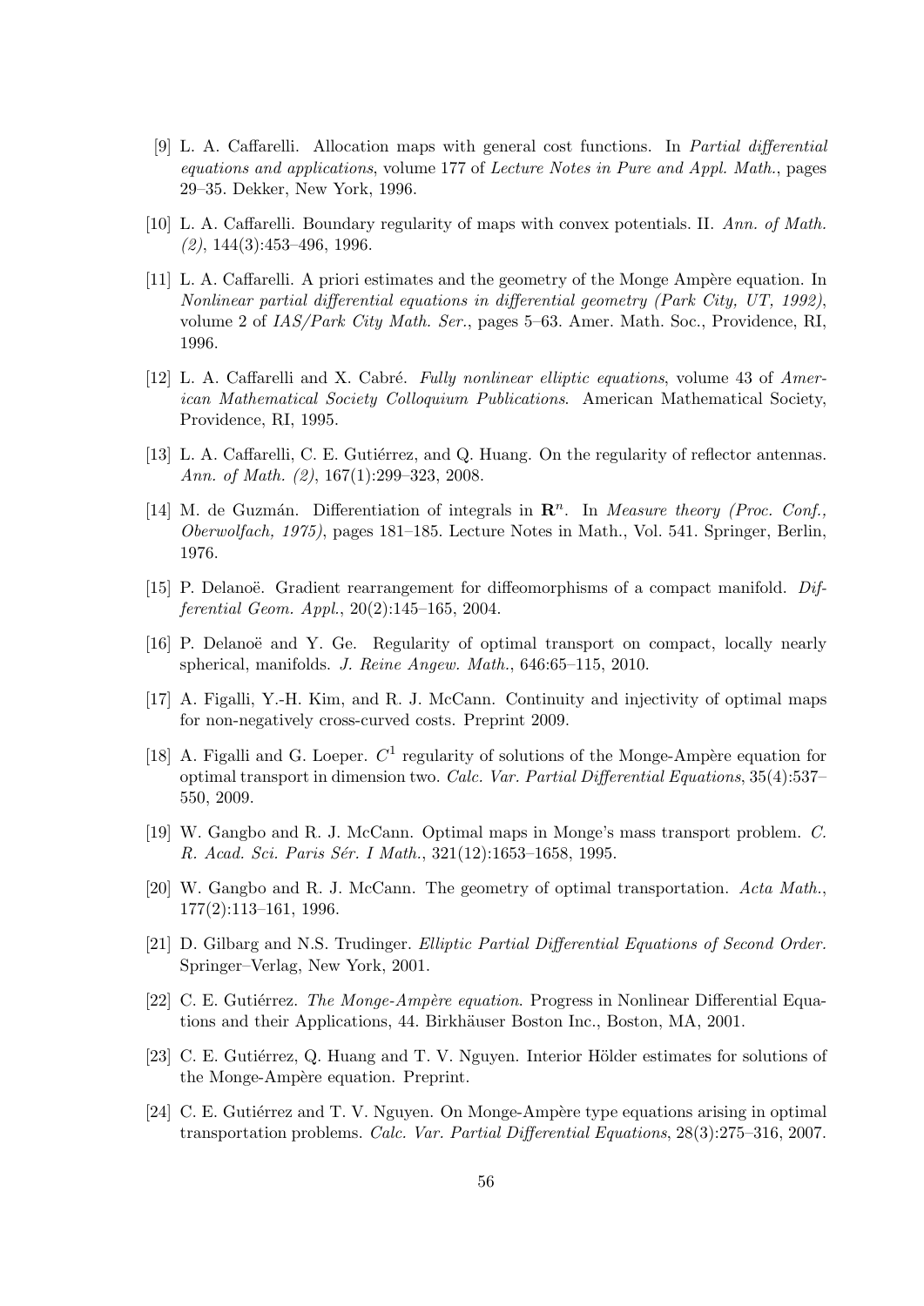[9] L. A. Caffarelli. Allocation maps with general cost functions. In *Partial differential equations and applications*, volume 177 of *Lecture Notes in Pure and Appl. Math.*, pages 29–35. Dekker, New York, 1996.

[10] L. A. Caffarelli. Boundary regularity of maps with convex potentials. II. *Ann. of Math. (2)*, 144(3):453–496, 1996.

[11] L. A. Caffarelli. A priori estimates and the geometry of the Monge Ampère equation. In *Nonlinear partial differential equations in differential geometry (Park City, UT, 1992)*, volume 2 of *IAS/Park City Math. Ser.*, pages 5–63. Amer. Math. Soc., Providence, RI, 1996.

[12] L. A. Caffarelli and X. Cabré. *Fully nonlinear elliptic equations*, volume 43 of *American Mathematical Society Colloquium Publications*. American Mathematical Society, Providence, RI, 1995.

[13] L. A. Caffarelli, C. E. Gutiérrez, and Q. Huang. On the regularity of reflector antennas. *Ann. of Math. (2)*, 167(1):299–323, 2008.

[14] M. de Guzmán. Differentiation of integrals in $\mathbf{R}^n$. In *Measure theory (Proc. Conf., Oberwolfach, 1975)*, pages 181–185. Lecture Notes in Math., Vol. 541. Springer, Berlin, 1976.

[15] P. Delanoë. Gradient rearrangement for diffeomorphisms of a compact manifold. *Differential Geom. Appl.*, 20(2):145–165, 2004.

[16] P. Delanoë and Y. Ge. Regularity of optimal transport on compact, locally nearly spherical, manifolds. *J. Reine Angew. Math.*, 646:65–115, 2010.

[17] A. Figalli, Y.-H. Kim, and R. J. McCann. Continuity and injectivity of optimal maps for non-negatively cross-curved costs. Preprint 2009.

[18] A. Figalli and G. Loeper. $C^1$ regularity of solutions of the Monge-Ampère equation for optimal transport in dimension two. *Calc. Var. Partial Differential Equations*, 35(4):537–550, 2009.

[19] W. Gangbo and R. J. McCann. Optimal maps in Monge's mass transport problem. *C. R. Acad. Sci. Paris Sér. I Math.*, 321(12):1653–1658, 1995.

[20] W. Gangbo and R. J. McCann. The geometry of optimal transportation. *Acta Math.*, 177(2):113–161, 1996.

[21] D. Gilbarg and N.S. Trudinger. *Elliptic Partial Differential Equations of Second Order.* Springer–Verlag, New York, 2001.

[22] C. E. Gutiérrez. *The Monge-Ampère equation*. Progress in Nonlinear Differential Equations and their Applications, 44. Birkhäuser Boston Inc., Boston, MA, 2001.

[23] C. E. Gutiérrez, Q. Huang and T. V. Nguyen. Interior Hölder estimates for solutions of the Monge-Ampère equation. Preprint.

[24] C. E. Gutiérrez and T. V. Nguyen. On Monge-Ampère type equations arising in optimal transportation problems. *Calc. Var. Partial Differential Equations*, 28(3):275–316, 2007.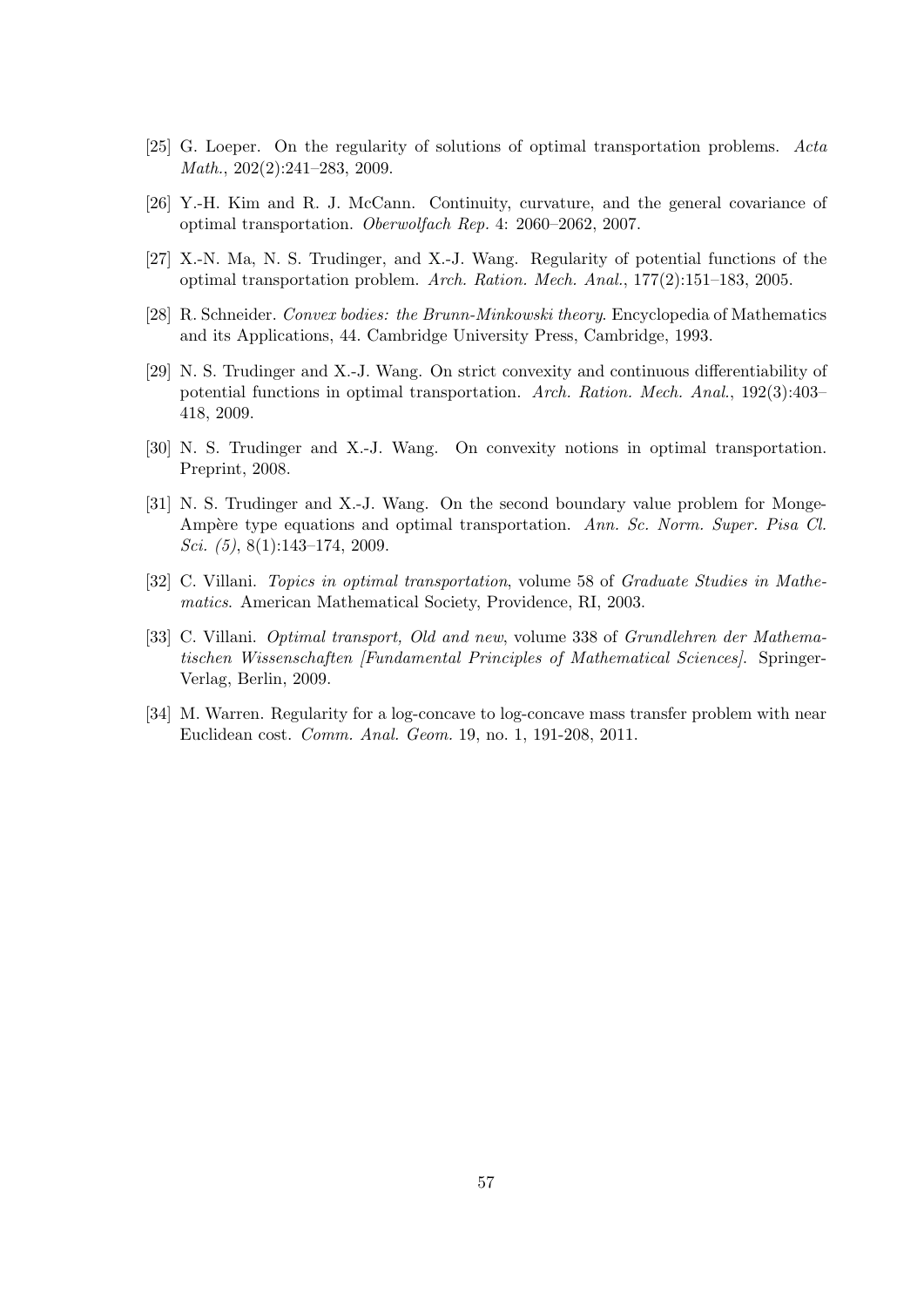[25] G. Loeper. On the regularity of solutions of optimal transportation problems. *Acta Math.*, 202(2):241–283, 2009.

[26] Y.-H. Kim and R. J. McCann. Continuity, curvature, and the general covariance of optimal transportation. *Oberwolfach Rep.* 4: 2060–2062, 2007.

[27] X.-N. Ma, N. S. Trudinger, and X.-J. Wang. Regularity of potential functions of the optimal transportation problem. *Arch. Ration. Mech. Anal.*, 177(2):151–183, 2005.

[28] R. Schneider. *Convex bodies: the Brunn-Minkowski theory*. Encyclopedia of Mathematics and its Applications, 44. Cambridge University Press, Cambridge, 1993.

[29] N. S. Trudinger and X.-J. Wang. On strict convexity and continuous differentiability of potential functions in optimal transportation. *Arch. Ration. Mech. Anal.*, 192(3):403–418, 2009.

[30] N. S. Trudinger and X.-J. Wang. On convexity notions in optimal transportation. Preprint, 2008.

[31] N. S. Trudinger and X.-J. Wang. On the second boundary value problem for Monge-Ampère type equations and optimal transportation. *Ann. Sc. Norm. Super. Pisa Cl. Sci. (5)*, 8(1):143–174, 2009.

[32] C. Villani. *Topics in optimal transportation*, volume 58 of *Graduate Studies in Mathematics*. American Mathematical Society, Providence, RI, 2003.

[33] C. Villani. *Optimal transport, Old and new*, volume 338 of *Grundlehren der Mathematischen Wissenschaften [Fundamental Principles of Mathematical Sciences]*. Springer-Verlag, Berlin, 2009.

[34] M. Warren. Regularity for a log-concave to log-concave mass transfer problem with near Euclidean cost. *Comm. Anal. Geom.* 19, no. 1, 191-208, 2011.